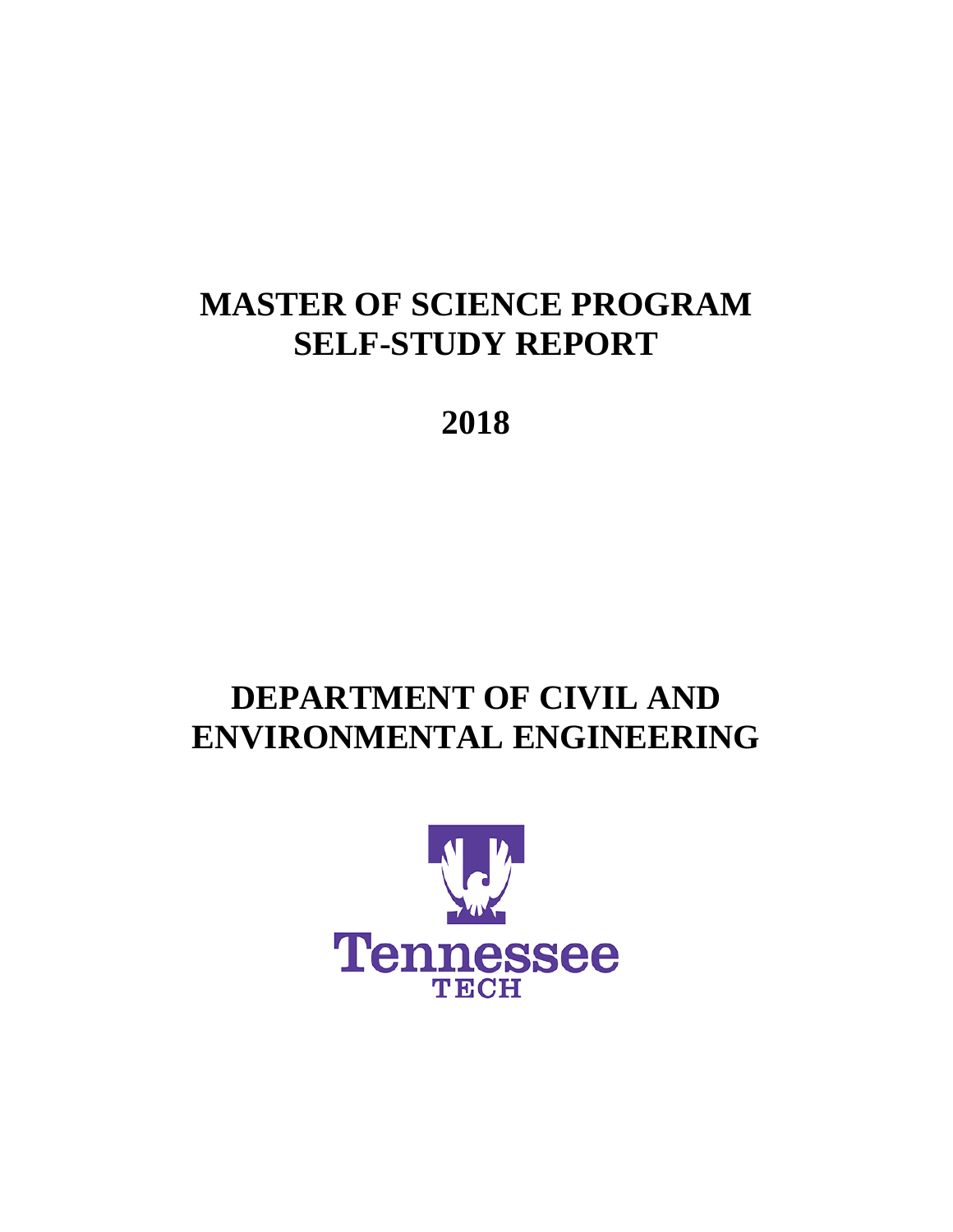# MASTER OF SCIENCE PROGRAM SELF-STUDY REPORT

# 2018

# DEPARTMENT OF CIVIL AND ENVIRONMENTAL ENGINEERING

Tennessee TECH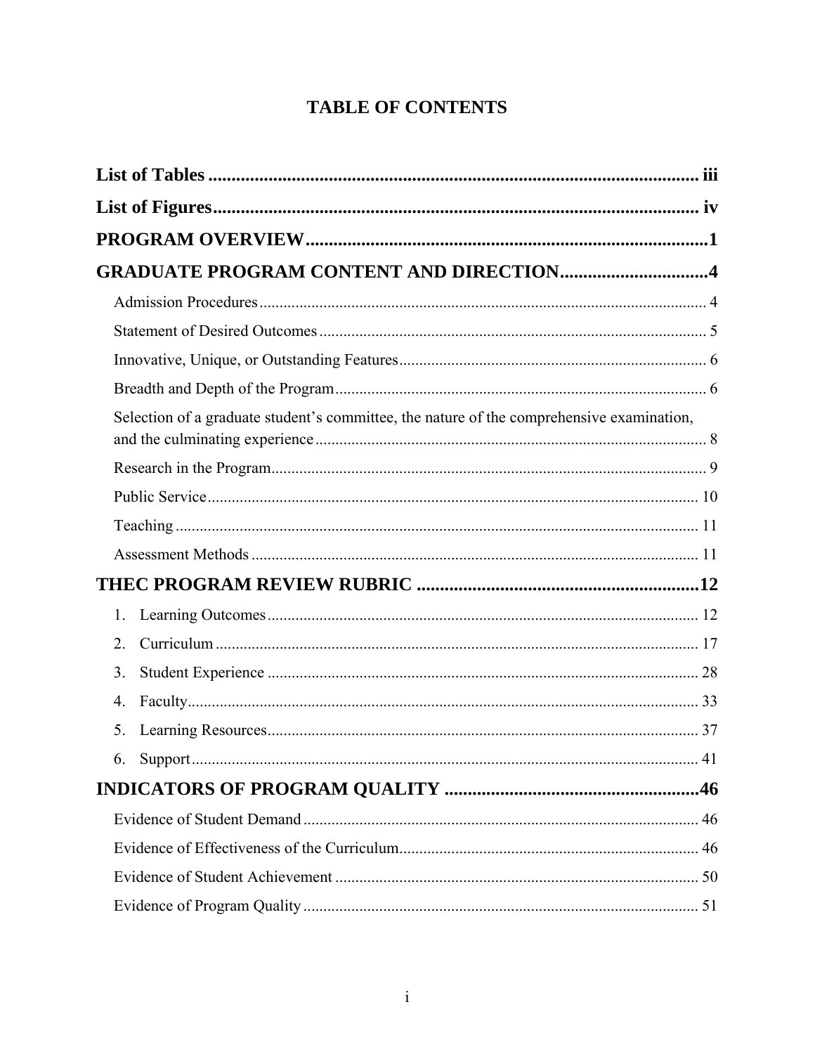# TABLE OF CONTENTS

**List of Tables** ... iii

**List of Figures** ... iv

**PROGRAM OVERVIEW** ... 1

**GRADUATE PROGRAM CONTENT AND DIRECTION** ... 4

- Admission Procedures ... 4
- Statement of Desired Outcomes ... 5
- Innovative, Unique, or Outstanding Features ... 6
- Breadth and Depth of the Program ... 6
- Selection of a graduate student's committee, the nature of the comprehensive examination, and the culminating experience ... 8
- Research in the Program ... 9
- Public Service ... 10
- Teaching ... 11
- Assessment Methods ... 11

**THEC PROGRAM REVIEW RUBRIC** ... 12

1. Learning Outcomes ... 12
2. Curriculum ... 17
3. Student Experience ... 28
4. Faculty ... 33
5. Learning Resources ... 37
6. Support ... 41

**INDICATORS OF PROGRAM QUALITY** ... 46

- Evidence of Student Demand ... 46
- Evidence of Effectiveness of the Curriculum ... 46
- Evidence of Student Achievement ... 50
- Evidence of Program Quality ... 51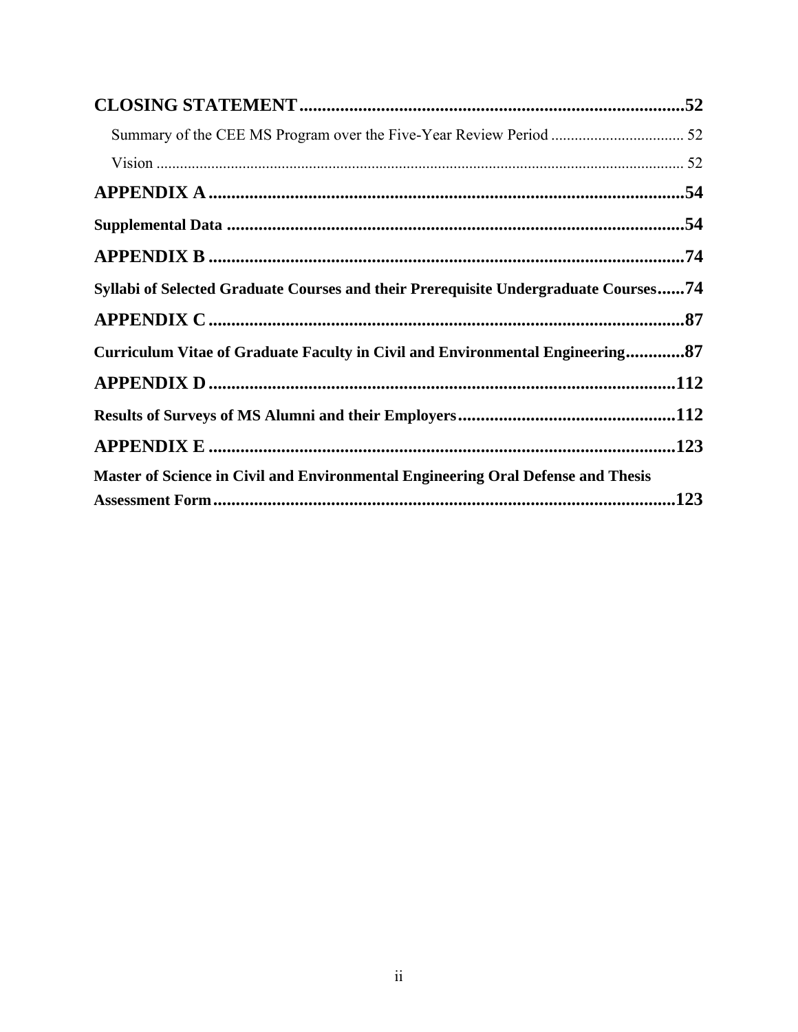**CLOSING STATEMENT** ..................................................................................... 52

Summary of the CEE MS Program over the Five-Year Review Period ................................. 52

Vision ..................................................................................................................................... 52

**APPENDIX A** ........................................................................................................ 54

**Supplemental Data** ..................................................................................................... 54

**APPENDIX B** ........................................................................................................ 74

**Syllabi of Selected Graduate Courses and their Prerequisite Undergraduate Courses** ...... 74

**APPENDIX C** ........................................................................................................ 87

**Curriculum Vitae of Graduate Faculty in Civil and Environmental Engineering** ............. 87

**APPENDIX D** ...................................................................................................... 112

**Results of Surveys of MS Alumni and their Employers** ................................................. 112

**APPENDIX E** ...................................................................................................... 123

**Master of Science in Civil and Environmental Engineering Oral Defense and Thesis Assessment Form** ....................................................................................................... 123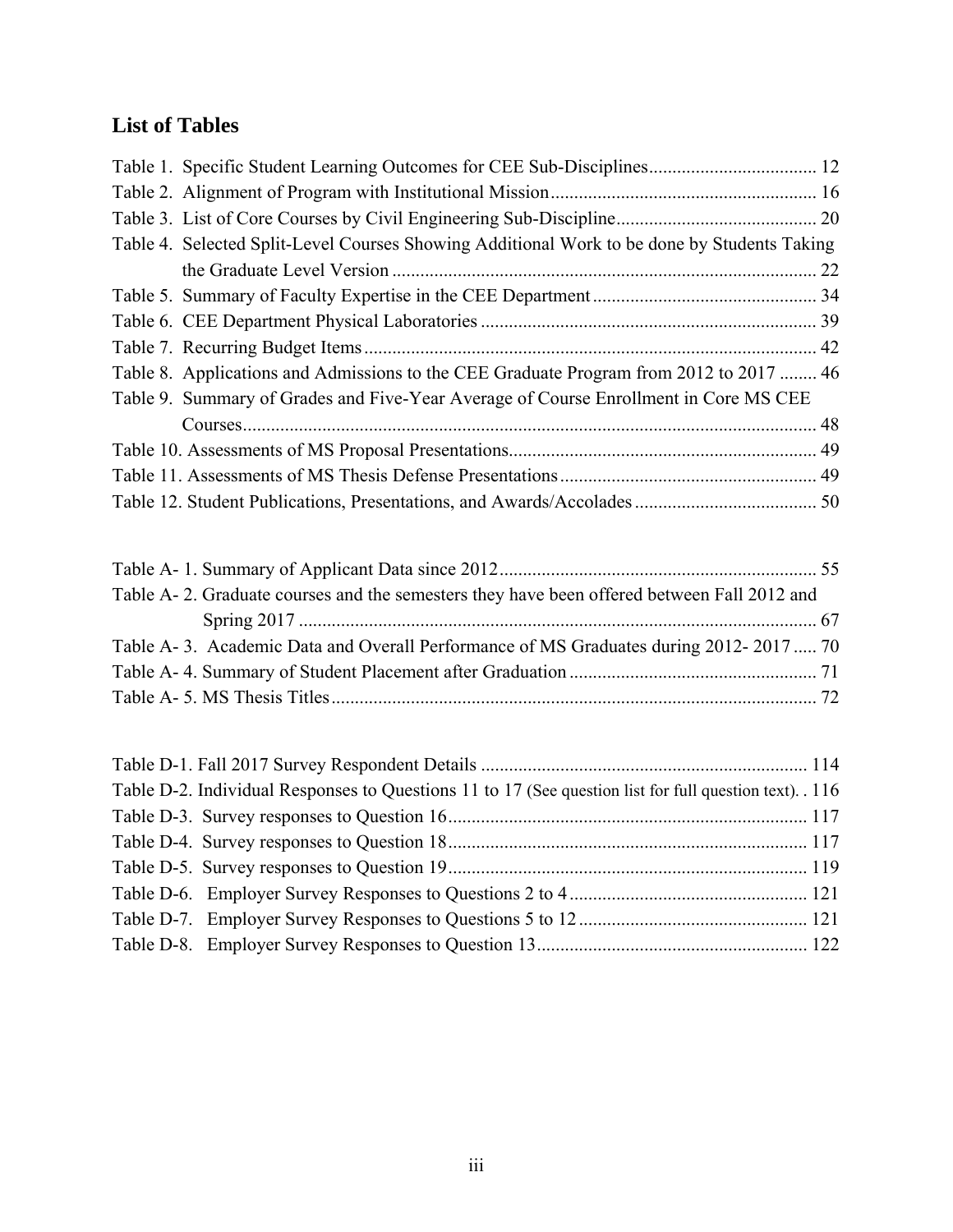## List of Tables

Table 1. Specific Student Learning Outcomes for CEE Sub-Disciplines .................................... 12
Table 2. Alignment of Program with Institutional Mission ......................................................... 16
Table 3. List of Core Courses by Civil Engineering Sub-Discipline ........................................... 20
Table 4. Selected Split-Level Courses Showing Additional Work to be done by Students Taking the Graduate Level Version ........................................................................................... 22
Table 5. Summary of Faculty Expertise in the CEE Department ................................................ 34
Table 6. CEE Department Physical Laboratories ........................................................................ 39
Table 7. Recurring Budget Items ................................................................................................. 42
Table 8. Applications and Admissions to the CEE Graduate Program from 2012 to 2017 ........ 46
Table 9. Summary of Grades and Five-Year Average of Course Enrollment in Core MS CEE Courses ........................................................................................................................... 48
Table 10. Assessments of MS Proposal Presentations ................................................................. 49
Table 11. Assessments of MS Thesis Defense Presentations ....................................................... 49
Table 12. Student Publications, Presentations, and Awards/Accolades ....................................... 50

Table A- 1. Summary of Applicant Data since 2012 .................................................................... 55
Table A- 2. Graduate courses and the semesters they have been offered between Fall 2012 and Spring 2017 ............................................................................................................... 67
Table A- 3. Academic Data and Overall Performance of MS Graduates during 2012- 2017 ..... 70
Table A- 4. Summary of Student Placement after Graduation ..................................................... 71
Table A- 5. MS Thesis Titles ........................................................................................................ 72

Table D-1. Fall 2017 Survey Respondent Details ...................................................................... 114
Table D-2. Individual Responses to Questions 11 to 17 (See question list for full question text). . 116
Table D-3. Survey responses to Question 16 ............................................................................. 117
Table D-4. Survey responses to Question 18 ............................................................................. 117
Table D-5. Survey responses to Question 19 ............................................................................. 119
Table D-6. Employer Survey Responses to Questions 2 to 4 ................................................... 121
Table D-7. Employer Survey Responses to Questions 5 to 12 ................................................. 121
Table D-8. Employer Survey Responses to Question 13 .......................................................... 122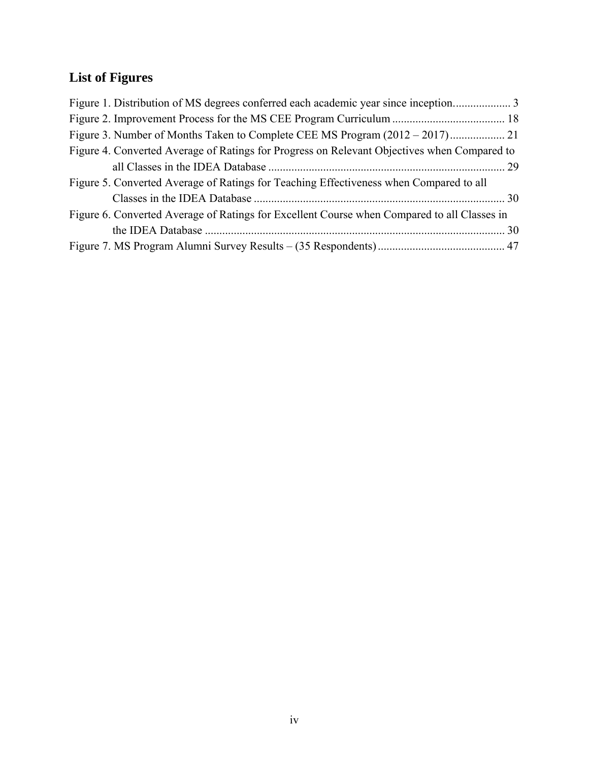## List of Figures

Figure 1. Distribution of MS degrees conferred each academic year since inception.................... 3

Figure 2. Improvement Process for the MS CEE Program Curriculum ....................................... 18

Figure 3. Number of Months Taken to Complete CEE MS Program (2012 – 2017)................... 21

Figure 4. Converted Average of Ratings for Progress on Relevant Objectives when Compared to all Classes in the IDEA Database ................................................................................ 29

Figure 5. Converted Average of Ratings for Teaching Effectiveness when Compared to all Classes in the IDEA Database ...................................................................................... 30

Figure 6. Converted Average of Ratings for Excellent Course when Compared to all Classes in the IDEA Database ....................................................................................................... 30

Figure 7. MS Program Alumni Survey Results – (35 Respondents)............................................ 47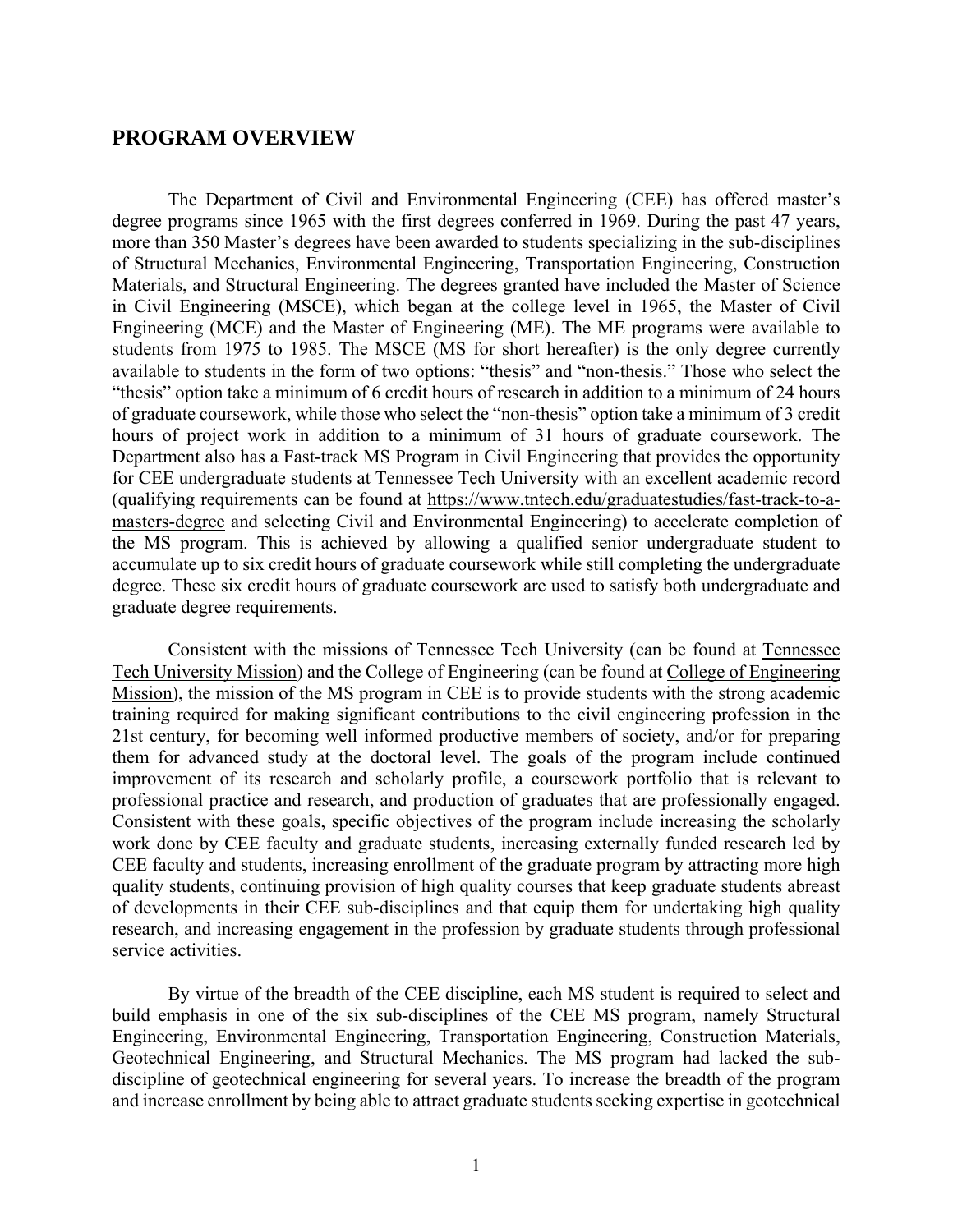## PROGRAM OVERVIEW

The Department of Civil and Environmental Engineering (CEE) has offered master's degree programs since 1965 with the first degrees conferred in 1969. During the past 47 years, more than 350 Master's degrees have been awarded to students specializing in the sub-disciplines of Structural Mechanics, Environmental Engineering, Transportation Engineering, Construction Materials, and Structural Engineering. The degrees granted have included the Master of Science in Civil Engineering (MSCE), which began at the college level in 1965, the Master of Civil Engineering (MCE) and the Master of Engineering (ME). The ME programs were available to students from 1975 to 1985. The MSCE (MS for short hereafter) is the only degree currently available to students in the form of two options: "thesis" and "non-thesis." Those who select the "thesis" option take a minimum of 6 credit hours of research in addition to a minimum of 24 hours of graduate coursework, while those who select the "non-thesis" option take a minimum of 3 credit hours of project work in addition to a minimum of 31 hours of graduate coursework. The Department also has a Fast-track MS Program in Civil Engineering that provides the opportunity for CEE undergraduate students at Tennessee Tech University with an excellent academic record (qualifying requirements can be found at https://www.tntech.edu/graduatestudies/fast-track-to-a-masters-degree and selecting Civil and Environmental Engineering) to accelerate completion of the MS program. This is achieved by allowing a qualified senior undergraduate student to accumulate up to six credit hours of graduate coursework while still completing the undergraduate degree. These six credit hours of graduate coursework are used to satisfy both undergraduate and graduate degree requirements.

Consistent with the missions of Tennessee Tech University (can be found at Tennessee Tech University Mission) and the College of Engineering (can be found at College of Engineering Mission), the mission of the MS program in CEE is to provide students with the strong academic training required for making significant contributions to the civil engineering profession in the 21st century, for becoming well informed productive members of society, and/or for preparing them for advanced study at the doctoral level. The goals of the program include continued improvement of its research and scholarly profile, a coursework portfolio that is relevant to professional practice and research, and production of graduates that are professionally engaged. Consistent with these goals, specific objectives of the program include increasing the scholarly work done by CEE faculty and graduate students, increasing externally funded research led by CEE faculty and students, increasing enrollment of the graduate program by attracting more high quality students, continuing provision of high quality courses that keep graduate students abreast of developments in their CEE sub-disciplines and that equip them for undertaking high quality research, and increasing engagement in the profession by graduate students through professional service activities.

By virtue of the breadth of the CEE discipline, each MS student is required to select and build emphasis in one of the six sub-disciplines of the CEE MS program, namely Structural Engineering, Environmental Engineering, Transportation Engineering, Construction Materials, Geotechnical Engineering, and Structural Mechanics. The MS program had lacked the sub-discipline of geotechnical engineering for several years. To increase the breadth of the program and increase enrollment by being able to attract graduate students seeking expertise in geotechnical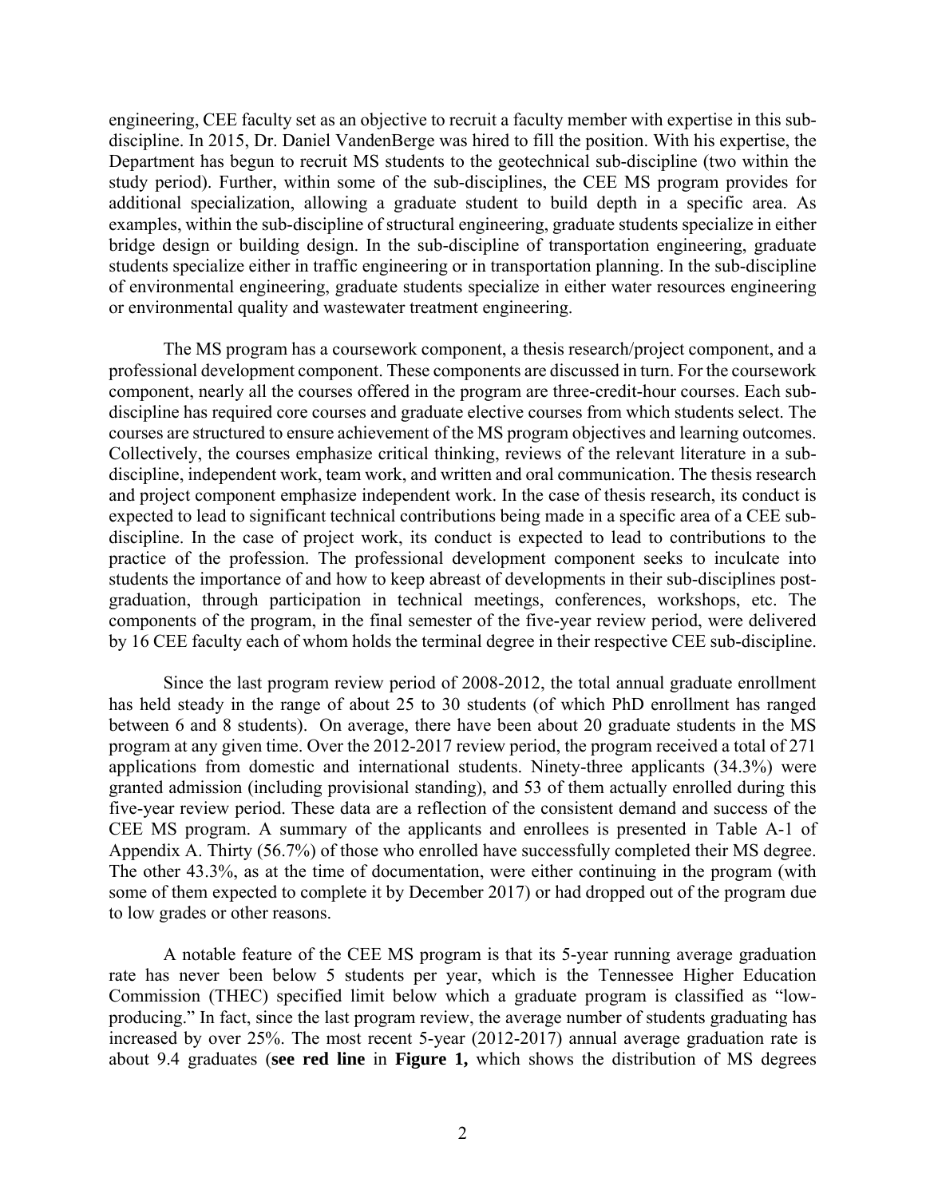engineering, CEE faculty set as an objective to recruit a faculty member with expertise in this sub-discipline. In 2015, Dr. Daniel VandenBerge was hired to fill the position. With his expertise, the Department has begun to recruit MS students to the geotechnical sub-discipline (two within the study period). Further, within some of the sub-disciplines, the CEE MS program provides for additional specialization, allowing a graduate student to build depth in a specific area. As examples, within the sub-discipline of structural engineering, graduate students specialize in either bridge design or building design. In the sub-discipline of transportation engineering, graduate students specialize either in traffic engineering or in transportation planning. In the sub-discipline of environmental engineering, graduate students specialize in either water resources engineering or environmental quality and wastewater treatment engineering.

The MS program has a coursework component, a thesis research/project component, and a professional development component. These components are discussed in turn. For the coursework component, nearly all the courses offered in the program are three-credit-hour courses. Each sub-discipline has required core courses and graduate elective courses from which students select. The courses are structured to ensure achievement of the MS program objectives and learning outcomes. Collectively, the courses emphasize critical thinking, reviews of the relevant literature in a sub-discipline, independent work, team work, and written and oral communication. The thesis research and project component emphasize independent work. In the case of thesis research, its conduct is expected to lead to significant technical contributions being made in a specific area of a CEE sub-discipline. In the case of project work, its conduct is expected to lead to contributions to the practice of the profession. The professional development component seeks to inculcate into students the importance of and how to keep abreast of developments in their sub-disciplines post-graduation, through participation in technical meetings, conferences, workshops, etc. The components of the program, in the final semester of the five-year review period, were delivered by 16 CEE faculty each of whom holds the terminal degree in their respective CEE sub-discipline.

Since the last program review period of 2008-2012, the total annual graduate enrollment has held steady in the range of about 25 to 30 students (of which PhD enrollment has ranged between 6 and 8 students). On average, there have been about 20 graduate students in the MS program at any given time. Over the 2012-2017 review period, the program received a total of 271 applications from domestic and international students. Ninety-three applicants (34.3%) were granted admission (including provisional standing), and 53 of them actually enrolled during this five-year review period. These data are a reflection of the consistent demand and success of the CEE MS program. A summary of the applicants and enrollees is presented in Table A-1 of Appendix A. Thirty (56.7%) of those who enrolled have successfully completed their MS degree. The other 43.3%, as at the time of documentation, were either continuing in the program (with some of them expected to complete it by December 2017) or had dropped out of the program due to low grades or other reasons.

A notable feature of the CEE MS program is that its 5-year running average graduation rate has never been below 5 students per year, which is the Tennessee Higher Education Commission (THEC) specified limit below which a graduate program is classified as "low-producing." In fact, since the last program review, the average number of students graduating has increased by over 25%. The most recent 5-year (2012-2017) annual average graduation rate is about 9.4 graduates (**see red line** in **Figure 1,** which shows the distribution of MS degrees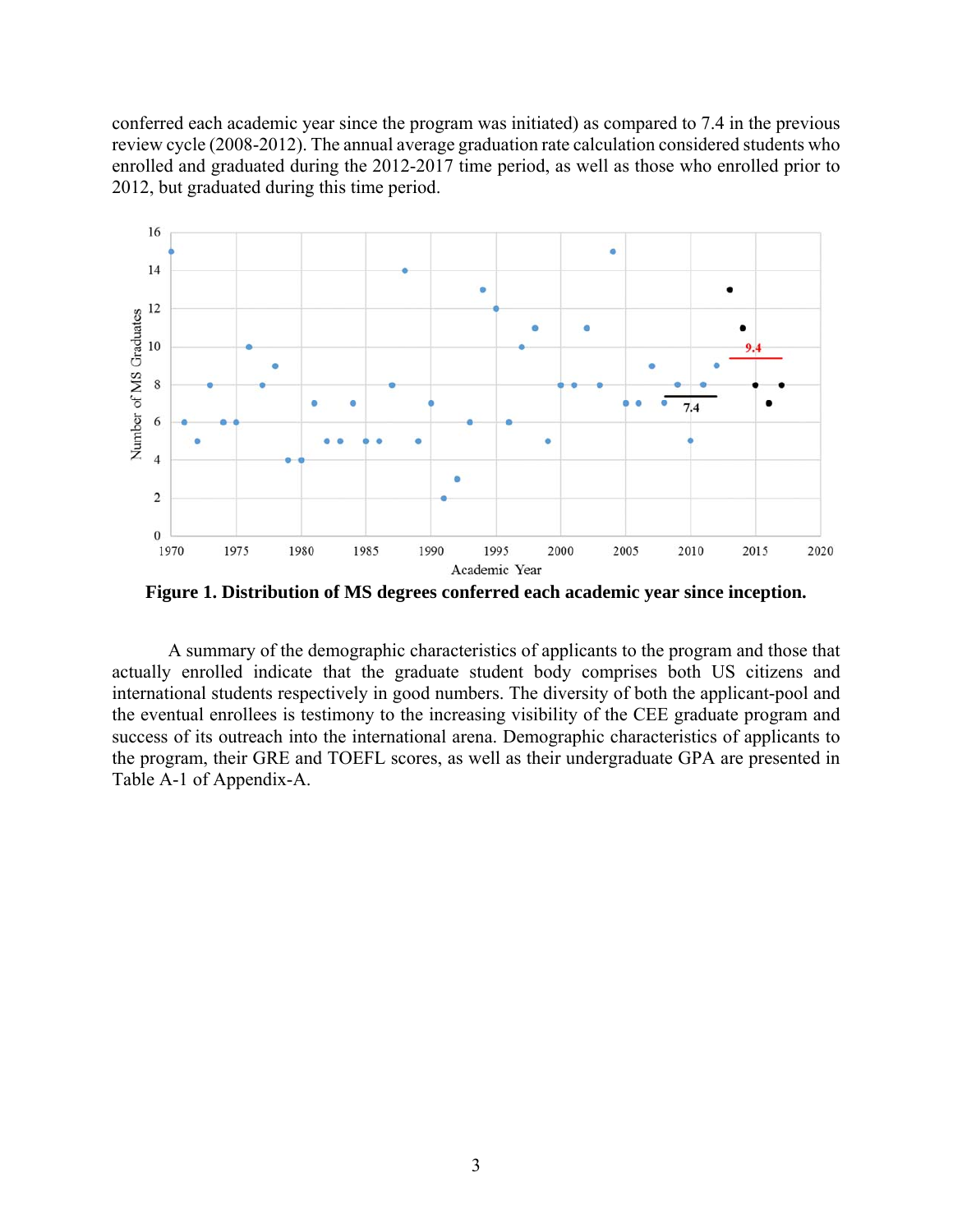conferred each academic year since the program was initiated) as compared to 7.4 in the previous review cycle (2008-2012). The annual average graduation rate calculation considered students who enrolled and graduated during the 2012-2017 time period, as well as those who enrolled prior to 2012, but graduated during this time period.

**Figure 1. Distribution of MS degrees conferred each academic year since inception.**

A summary of the demographic characteristics of applicants to the program and those that actually enrolled indicate that the graduate student body comprises both US citizens and international students respectively in good numbers. The diversity of both the applicant-pool and the eventual enrollees is testimony to the increasing visibility of the CEE graduate program and success of its outreach into the international arena. Demographic characteristics of applicants to the program, their GRE and TOEFL scores, as well as their undergraduate GPA are presented in Table A-1 of Appendix-A.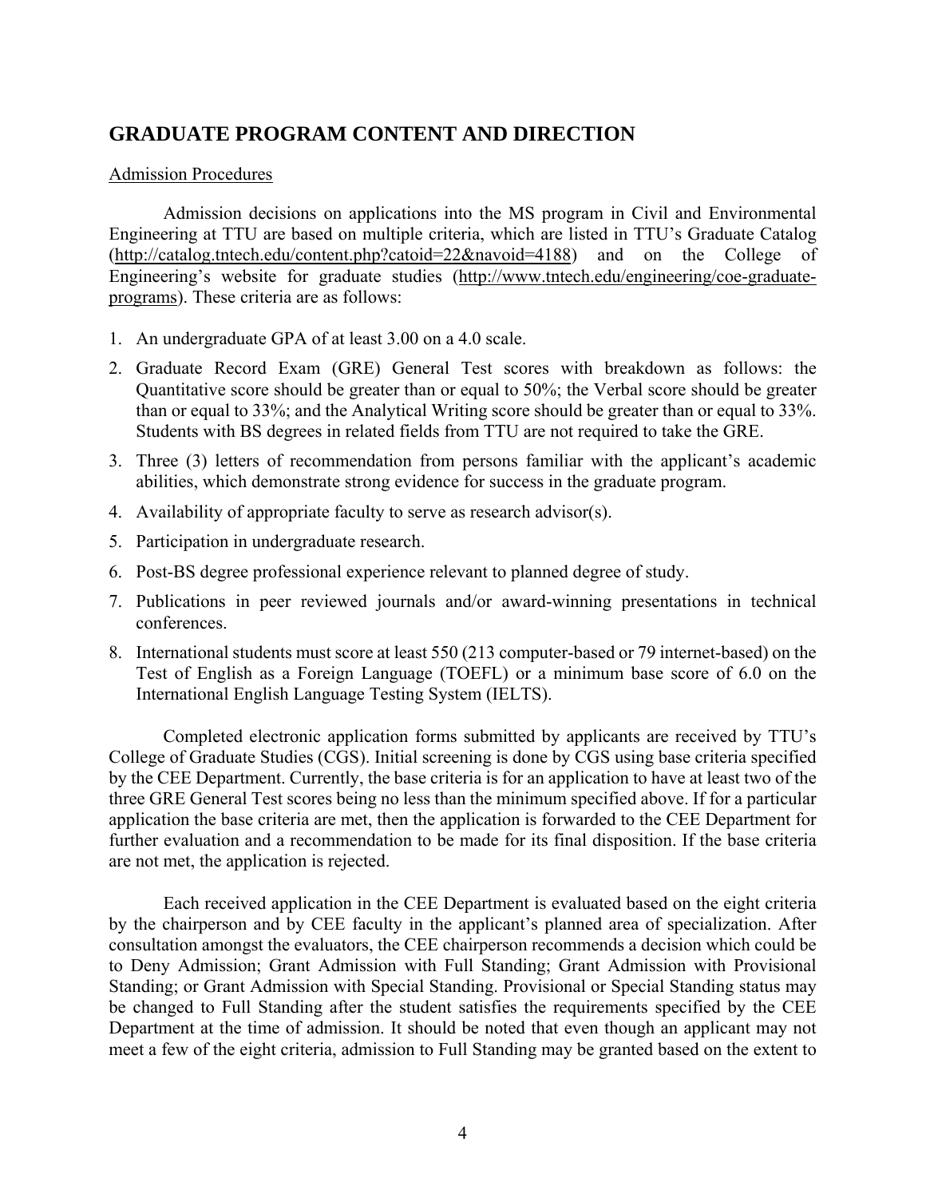## GRADUATE PROGRAM CONTENT AND DIRECTION

Admission Procedures

Admission decisions on applications into the MS program in Civil and Environmental Engineering at TTU are based on multiple criteria, which are listed in TTU's Graduate Catalog (http://catalog.tntech.edu/content.php?catoid=22&navoid=4188) and on the College of Engineering's website for graduate studies (http://www.tntech.edu/engineering/coe-graduate-programs). These criteria are as follows:

1. An undergraduate GPA of at least 3.00 on a 4.0 scale.
2. Graduate Record Exam (GRE) General Test scores with breakdown as follows: the Quantitative score should be greater than or equal to 50%; the Verbal score should be greater than or equal to 33%; and the Analytical Writing score should be greater than or equal to 33%. Students with BS degrees in related fields from TTU are not required to take the GRE.
3. Three (3) letters of recommendation from persons familiar with the applicant's academic abilities, which demonstrate strong evidence for success in the graduate program.
4. Availability of appropriate faculty to serve as research advisor(s).
5. Participation in undergraduate research.
6. Post-BS degree professional experience relevant to planned degree of study.
7. Publications in peer reviewed journals and/or award-winning presentations in technical conferences.
8. International students must score at least 550 (213 computer-based or 79 internet-based) on the Test of English as a Foreign Language (TOEFL) or a minimum base score of 6.0 on the International English Language Testing System (IELTS).

Completed electronic application forms submitted by applicants are received by TTU's College of Graduate Studies (CGS). Initial screening is done by CGS using base criteria specified by the CEE Department. Currently, the base criteria is for an application to have at least two of the three GRE General Test scores being no less than the minimum specified above. If for a particular application the base criteria are met, then the application is forwarded to the CEE Department for further evaluation and a recommendation to be made for its final disposition. If the base criteria are not met, the application is rejected.

Each received application in the CEE Department is evaluated based on the eight criteria by the chairperson and by CEE faculty in the applicant's planned area of specialization. After consultation amongst the evaluators, the CEE chairperson recommends a decision which could be to Deny Admission; Grant Admission with Full Standing; Grant Admission with Provisional Standing; or Grant Admission with Special Standing. Provisional or Special Standing status may be changed to Full Standing after the student satisfies the requirements specified by the CEE Department at the time of admission. It should be noted that even though an applicant may not meet a few of the eight criteria, admission to Full Standing may be granted based on the extent to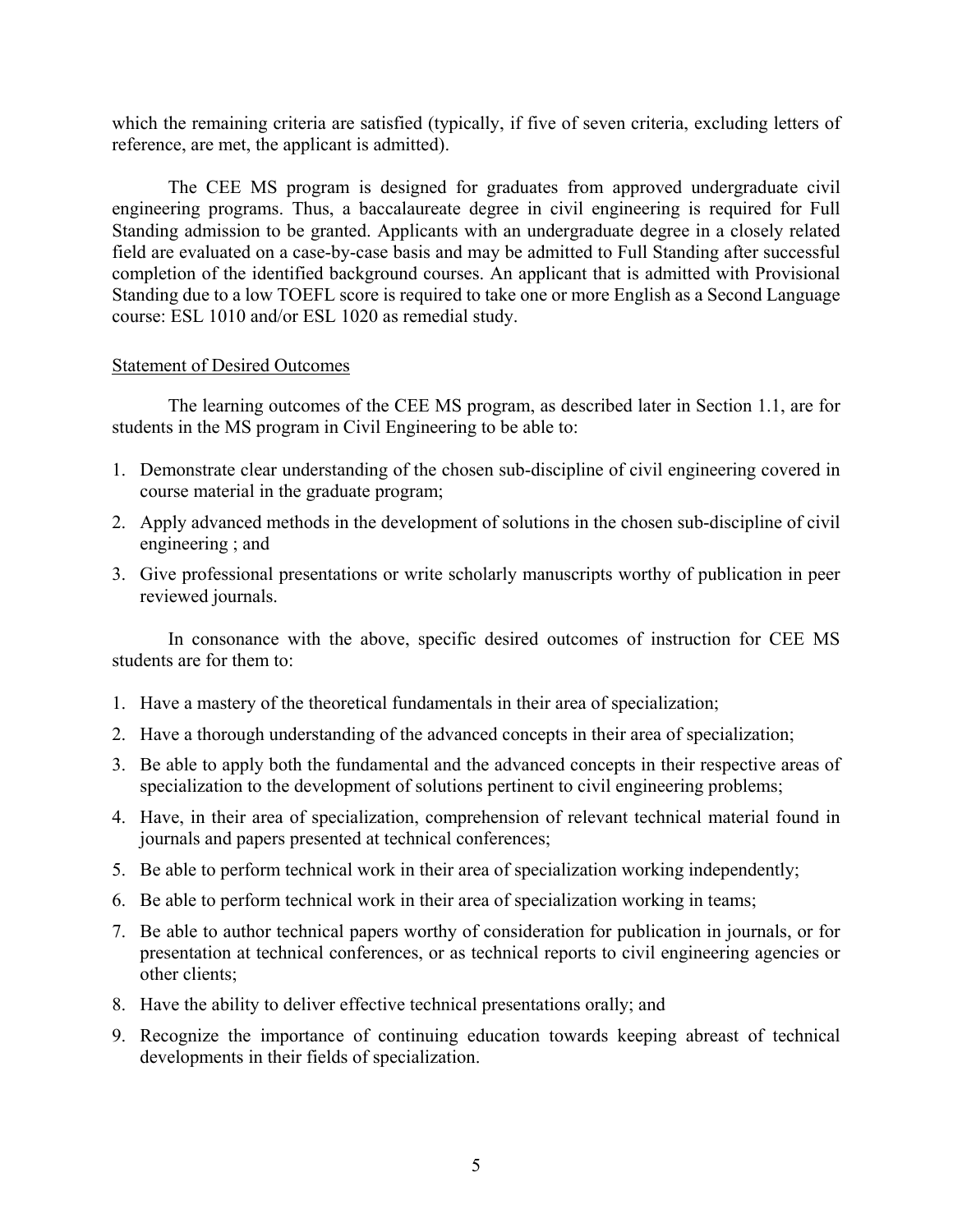which the remaining criteria are satisfied (typically, if five of seven criteria, excluding letters of reference, are met, the applicant is admitted).

The CEE MS program is designed for graduates from approved undergraduate civil engineering programs. Thus, a baccalaureate degree in civil engineering is required for Full Standing admission to be granted. Applicants with an undergraduate degree in a closely related field are evaluated on a case-by-case basis and may be admitted to Full Standing after successful completion of the identified background courses. An applicant that is admitted with Provisional Standing due to a low TOEFL score is required to take one or more English as a Second Language course: ESL 1010 and/or ESL 1020 as remedial study.

Statement of Desired Outcomes

The learning outcomes of the CEE MS program, as described later in Section 1.1, are for students in the MS program in Civil Engineering to be able to:

1. Demonstrate clear understanding of the chosen sub-discipline of civil engineering covered in course material in the graduate program;
2. Apply advanced methods in the development of solutions in the chosen sub-discipline of civil engineering ; and
3. Give professional presentations or write scholarly manuscripts worthy of publication in peer reviewed journals.

In consonance with the above, specific desired outcomes of instruction for CEE MS students are for them to:

1. Have a mastery of the theoretical fundamentals in their area of specialization;
2. Have a thorough understanding of the advanced concepts in their area of specialization;
3. Be able to apply both the fundamental and the advanced concepts in their respective areas of specialization to the development of solutions pertinent to civil engineering problems;
4. Have, in their area of specialization, comprehension of relevant technical material found in journals and papers presented at technical conferences;
5. Be able to perform technical work in their area of specialization working independently;
6. Be able to perform technical work in their area of specialization working in teams;
7. Be able to author technical papers worthy of consideration for publication in journals, or for presentation at technical conferences, or as technical reports to civil engineering agencies or other clients;
8. Have the ability to deliver effective technical presentations orally; and
9. Recognize the importance of continuing education towards keeping abreast of technical developments in their fields of specialization.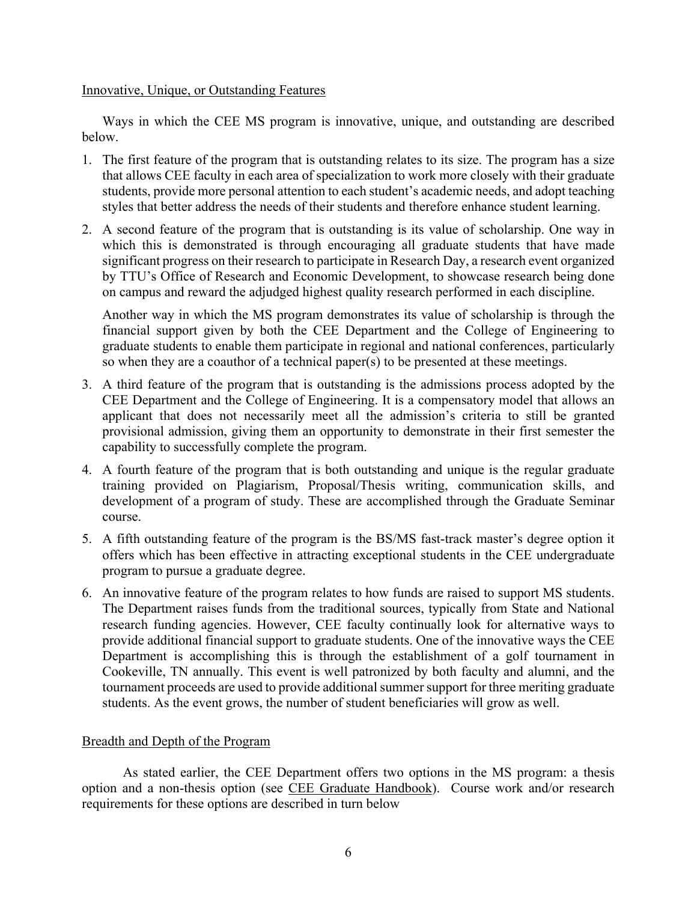## Innovative, Unique, or Outstanding Features

Ways in which the CEE MS program is innovative, unique, and outstanding are described below.

1. The first feature of the program that is outstanding relates to its size. The program has a size that allows CEE faculty in each area of specialization to work more closely with their graduate students, provide more personal attention to each student's academic needs, and adopt teaching styles that better address the needs of their students and therefore enhance student learning.

2. A second feature of the program that is outstanding is its value of scholarship. One way in which this is demonstrated is through encouraging all graduate students that have made significant progress on their research to participate in Research Day, a research event organized by TTU's Office of Research and Economic Development, to showcase research being done on campus and reward the adjudged highest quality research performed in each discipline.

   Another way in which the MS program demonstrates its value of scholarship is through the financial support given by both the CEE Department and the College of Engineering to graduate students to enable them participate in regional and national conferences, particularly so when they are a coauthor of a technical paper(s) to be presented at these meetings.

3. A third feature of the program that is outstanding is the admissions process adopted by the CEE Department and the College of Engineering. It is a compensatory model that allows an applicant that does not necessarily meet all the admission's criteria to still be granted provisional admission, giving them an opportunity to demonstrate in their first semester the capability to successfully complete the program.

4. A fourth feature of the program that is both outstanding and unique is the regular graduate training provided on Plagiarism, Proposal/Thesis writing, communication skills, and development of a program of study. These are accomplished through the Graduate Seminar course.

5. A fifth outstanding feature of the program is the BS/MS fast-track master's degree option it offers which has been effective in attracting exceptional students in the CEE undergraduate program to pursue a graduate degree.

6. An innovative feature of the program relates to how funds are raised to support MS students. The Department raises funds from the traditional sources, typically from State and National research funding agencies. However, CEE faculty continually look for alternative ways to provide additional financial support to graduate students. One of the innovative ways the CEE Department is accomplishing this is through the establishment of a golf tournament in Cookeville, TN annually. This event is well patronized by both faculty and alumni, and the tournament proceeds are used to provide additional summer support for three meriting graduate students. As the event grows, the number of student beneficiaries will grow as well.

## Breadth and Depth of the Program

As stated earlier, the CEE Department offers two options in the MS program: a thesis option and a non-thesis option (see CEE Graduate Handbook). Course work and/or research requirements for these options are described in turn below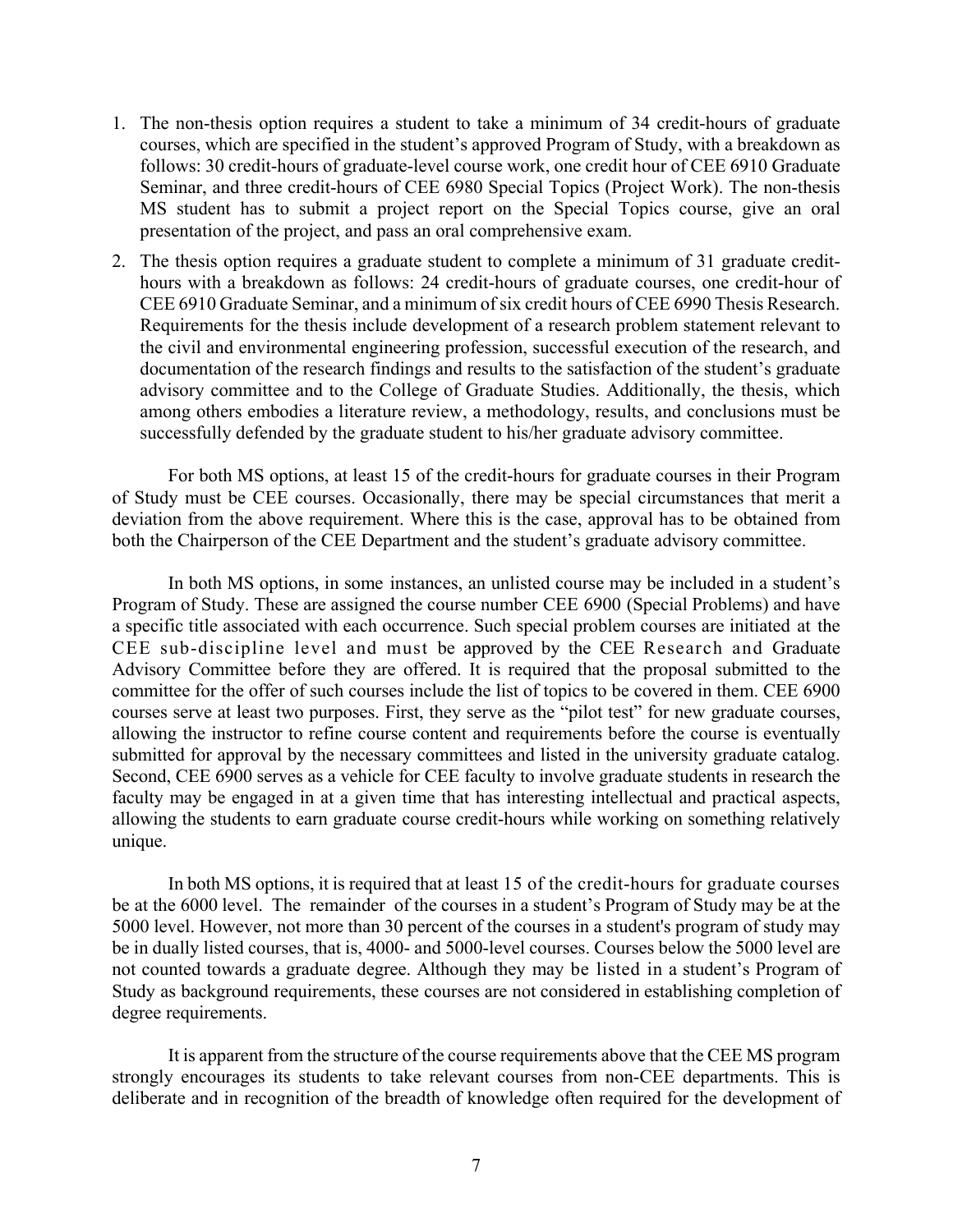1. The non-thesis option requires a student to take a minimum of 34 credit-hours of graduate courses, which are specified in the student's approved Program of Study, with a breakdown as follows: 30 credit-hours of graduate-level course work, one credit hour of CEE 6910 Graduate Seminar, and three credit-hours of CEE 6980 Special Topics (Project Work). The non-thesis MS student has to submit a project report on the Special Topics course, give an oral presentation of the project, and pass an oral comprehensive exam.
2. The thesis option requires a graduate student to complete a minimum of 31 graduate credit-hours with a breakdown as follows: 24 credit-hours of graduate courses, one credit-hour of CEE 6910 Graduate Seminar, and a minimum of six credit hours of CEE 6990 Thesis Research. Requirements for the thesis include development of a research problem statement relevant to the civil and environmental engineering profession, successful execution of the research, and documentation of the research findings and results to the satisfaction of the student's graduate advisory committee and to the College of Graduate Studies. Additionally, the thesis, which among others embodies a literature review, a methodology, results, and conclusions must be successfully defended by the graduate student to his/her graduate advisory committee.

For both MS options, at least 15 of the credit-hours for graduate courses in their Program of Study must be CEE courses. Occasionally, there may be special circumstances that merit a deviation from the above requirement. Where this is the case, approval has to be obtained from both the Chairperson of the CEE Department and the student's graduate advisory committee.

In both MS options, in some instances, an unlisted course may be included in a student's Program of Study. These are assigned the course number CEE 6900 (Special Problems) and have a specific title associated with each occurrence. Such special problem courses are initiated at the CEE sub-discipline level and must be approved by the CEE Research and Graduate Advisory Committee before they are offered. It is required that the proposal submitted to the committee for the offer of such courses include the list of topics to be covered in them. CEE 6900 courses serve at least two purposes. First, they serve as the "pilot test" for new graduate courses, allowing the instructor to refine course content and requirements before the course is eventually submitted for approval by the necessary committees and listed in the university graduate catalog. Second, CEE 6900 serves as a vehicle for CEE faculty to involve graduate students in research the faculty may be engaged in at a given time that has interesting intellectual and practical aspects, allowing the students to earn graduate course credit-hours while working on something relatively unique.

In both MS options, it is required that at least 15 of the credit-hours for graduate courses be at the 6000 level. The remainder of the courses in a student's Program of Study may be at the 5000 level. However, not more than 30 percent of the courses in a student's program of study may be in dually listed courses, that is, 4000- and 5000-level courses. Courses below the 5000 level are not counted towards a graduate degree. Although they may be listed in a student's Program of Study as background requirements, these courses are not considered in establishing completion of degree requirements.

It is apparent from the structure of the course requirements above that the CEE MS program strongly encourages its students to take relevant courses from non-CEE departments. This is deliberate and in recognition of the breadth of knowledge often required for the development of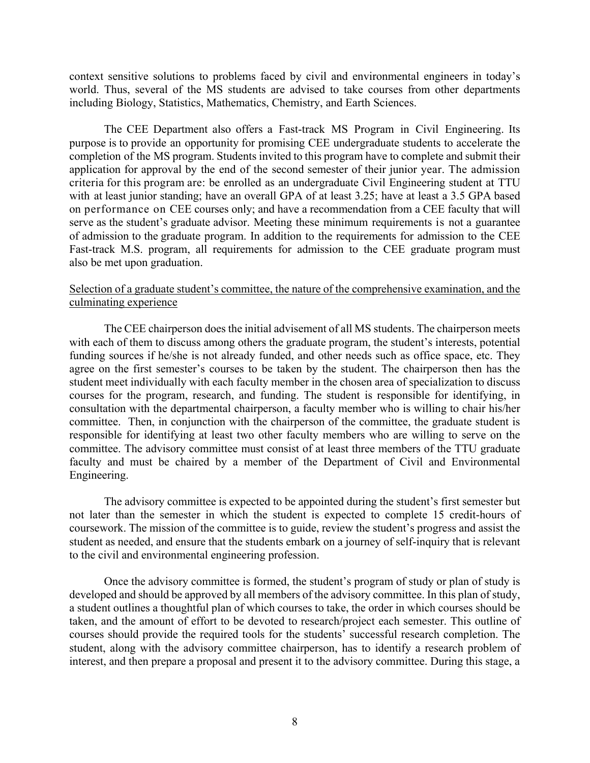context sensitive solutions to problems faced by civil and environmental engineers in today's world. Thus, several of the MS students are advised to take courses from other departments including Biology, Statistics, Mathematics, Chemistry, and Earth Sciences.

The CEE Department also offers a Fast-track MS Program in Civil Engineering. Its purpose is to provide an opportunity for promising CEE undergraduate students to accelerate the completion of the MS program. Students invited to this program have to complete and submit their application for approval by the end of the second semester of their junior year. The admission criteria for this program are: be enrolled as an undergraduate Civil Engineering student at TTU with at least junior standing; have an overall GPA of at least 3.25; have at least a 3.5 GPA based on performance on CEE courses only; and have a recommendation from a CEE faculty that will serve as the student's graduate advisor. Meeting these minimum requirements is not a guarantee of admission to the graduate program. In addition to the requirements for admission to the CEE Fast-track M.S. program, all requirements for admission to the CEE graduate program must also be met upon graduation.

<u>Selection of a graduate student's committee, the nature of the comprehensive examination, and the culminating experience</u>

The CEE chairperson does the initial advisement of all MS students. The chairperson meets with each of them to discuss among others the graduate program, the student's interests, potential funding sources if he/she is not already funded, and other needs such as office space, etc. They agree on the first semester's courses to be taken by the student. The chairperson then has the student meet individually with each faculty member in the chosen area of specialization to discuss courses for the program, research, and funding. The student is responsible for identifying, in consultation with the departmental chairperson, a faculty member who is willing to chair his/her committee. Then, in conjunction with the chairperson of the committee, the graduate student is responsible for identifying at least two other faculty members who are willing to serve on the committee. The advisory committee must consist of at least three members of the TTU graduate faculty and must be chaired by a member of the Department of Civil and Environmental Engineering.

The advisory committee is expected to be appointed during the student's first semester but not later than the semester in which the student is expected to complete 15 credit-hours of coursework. The mission of the committee is to guide, review the student's progress and assist the student as needed, and ensure that the students embark on a journey of self-inquiry that is relevant to the civil and environmental engineering profession.

Once the advisory committee is formed, the student's program of study or plan of study is developed and should be approved by all members of the advisory committee. In this plan of study, a student outlines a thoughtful plan of which courses to take, the order in which courses should be taken, and the amount of effort to be devoted to research/project each semester. This outline of courses should provide the required tools for the students' successful research completion. The student, along with the advisory committee chairperson, has to identify a research problem of interest, and then prepare a proposal and present it to the advisory committee. During this stage, a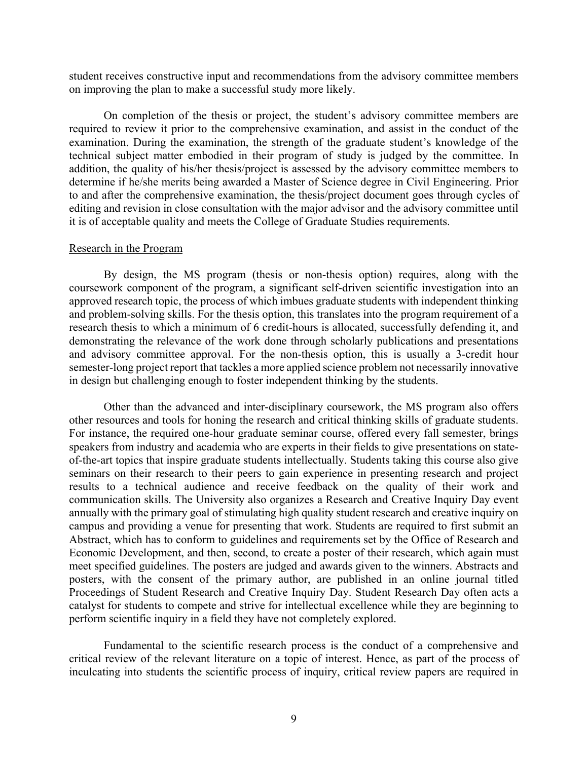student receives constructive input and recommendations from the advisory committee members on improving the plan to make a successful study more likely.

On completion of the thesis or project, the student's advisory committee members are required to review it prior to the comprehensive examination, and assist in the conduct of the examination. During the examination, the strength of the graduate student's knowledge of the technical subject matter embodied in their program of study is judged by the committee. In addition, the quality of his/her thesis/project is assessed by the advisory committee members to determine if he/she merits being awarded a Master of Science degree in Civil Engineering. Prior to and after the comprehensive examination, the thesis/project document goes through cycles of editing and revision in close consultation with the major advisor and the advisory committee until it is of acceptable quality and meets the College of Graduate Studies requirements.

## Research in the Program

By design, the MS program (thesis or non-thesis option) requires, along with the coursework component of the program, a significant self-driven scientific investigation into an approved research topic, the process of which imbues graduate students with independent thinking and problem-solving skills. For the thesis option, this translates into the program requirement of a research thesis to which a minimum of 6 credit-hours is allocated, successfully defending it, and demonstrating the relevance of the work done through scholarly publications and presentations and advisory committee approval. For the non-thesis option, this is usually a 3-credit hour semester-long project report that tackles a more applied science problem not necessarily innovative in design but challenging enough to foster independent thinking by the students.

Other than the advanced and inter-disciplinary coursework, the MS program also offers other resources and tools for honing the research and critical thinking skills of graduate students. For instance, the required one-hour graduate seminar course, offered every fall semester, brings speakers from industry and academia who are experts in their fields to give presentations on state-of-the-art topics that inspire graduate students intellectually. Students taking this course also give seminars on their research to their peers to gain experience in presenting research and project results to a technical audience and receive feedback on the quality of their work and communication skills. The University also organizes a Research and Creative Inquiry Day event annually with the primary goal of stimulating high quality student research and creative inquiry on campus and providing a venue for presenting that work. Students are required to first submit an Abstract, which has to conform to guidelines and requirements set by the Office of Research and Economic Development, and then, second, to create a poster of their research, which again must meet specified guidelines. The posters are judged and awards given to the winners. Abstracts and posters, with the consent of the primary author, are published in an online journal titled Proceedings of Student Research and Creative Inquiry Day. Student Research Day often acts a catalyst for students to compete and strive for intellectual excellence while they are beginning to perform scientific inquiry in a field they have not completely explored.

Fundamental to the scientific research process is the conduct of a comprehensive and critical review of the relevant literature on a topic of interest. Hence, as part of the process of inculcating into students the scientific process of inquiry, critical review papers are required in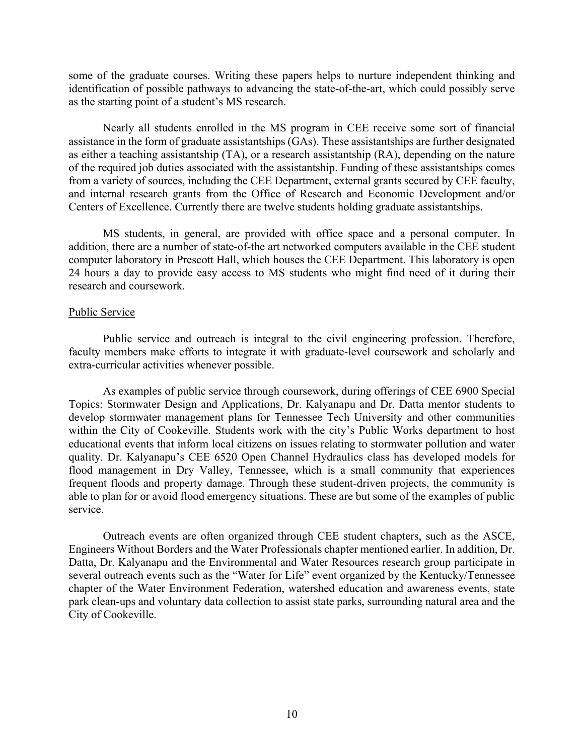some of the graduate courses. Writing these papers helps to nurture independent thinking and identification of possible pathways to advancing the state-of-the-art, which could possibly serve as the starting point of a student's MS research.

Nearly all students enrolled in the MS program in CEE receive some sort of financial assistance in the form of graduate assistantships (GAs). These assistantships are further designated as either a teaching assistantship (TA), or a research assistantship (RA), depending on the nature of the required job duties associated with the assistantship. Funding of these assistantships comes from a variety of sources, including the CEE Department, external grants secured by CEE faculty, and internal research grants from the Office of Research and Economic Development and/or Centers of Excellence. Currently there are twelve students holding graduate assistantships.

MS students, in general, are provided with office space and a personal computer. In addition, there are a number of state-of-the art networked computers available in the CEE student computer laboratory in Prescott Hall, which houses the CEE Department. This laboratory is open 24 hours a day to provide easy access to MS students who might find need of it during their research and coursework.

## Public Service

Public service and outreach is integral to the civil engineering profession. Therefore, faculty members make efforts to integrate it with graduate-level coursework and scholarly and extra-curricular activities whenever possible.

As examples of public service through coursework, during offerings of CEE 6900 Special Topics: Stormwater Design and Applications, Dr. Kalyanapu and Dr. Datta mentor students to develop stormwater management plans for Tennessee Tech University and other communities within the City of Cookeville. Students work with the city's Public Works department to host educational events that inform local citizens on issues relating to stormwater pollution and water quality. Dr. Kalyanapu's CEE 6520 Open Channel Hydraulics class has developed models for flood management in Dry Valley, Tennessee, which is a small community that experiences frequent floods and property damage. Through these student-driven projects, the community is able to plan for or avoid flood emergency situations. These are but some of the examples of public service.

Outreach events are often organized through CEE student chapters, such as the ASCE, Engineers Without Borders and the Water Professionals chapter mentioned earlier. In addition, Dr. Datta, Dr. Kalyanapu and the Environmental and Water Resources research group participate in several outreach events such as the "Water for Life" event organized by the Kentucky/Tennessee chapter of the Water Environment Federation, watershed education and awareness events, state park clean-ups and voluntary data collection to assist state parks, surrounding natural area and the City of Cookeville.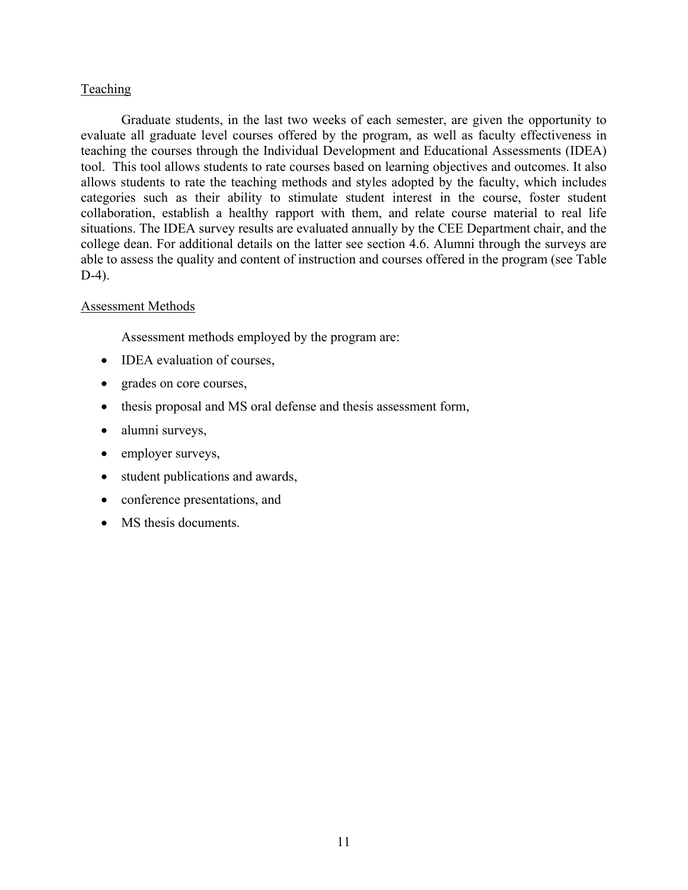## Teaching

Graduate students, in the last two weeks of each semester, are given the opportunity to evaluate all graduate level courses offered by the program, as well as faculty effectiveness in teaching the courses through the Individual Development and Educational Assessments (IDEA) tool. This tool allows students to rate courses based on learning objectives and outcomes. It also allows students to rate the teaching methods and styles adopted by the faculty, which includes categories such as their ability to stimulate student interest in the course, foster student collaboration, establish a healthy rapport with them, and relate course material to real life situations. The IDEA survey results are evaluated annually by the CEE Department chair, and the college dean. For additional details on the latter see section 4.6. Alumni through the surveys are able to assess the quality and content of instruction and courses offered in the program (see Table D-4).

## Assessment Methods

Assessment methods employed by the program are:

- IDEA evaluation of courses,
- grades on core courses,
- thesis proposal and MS oral defense and thesis assessment form,
- alumni surveys,
- employer surveys,
- student publications and awards,
- conference presentations, and
- MS thesis documents.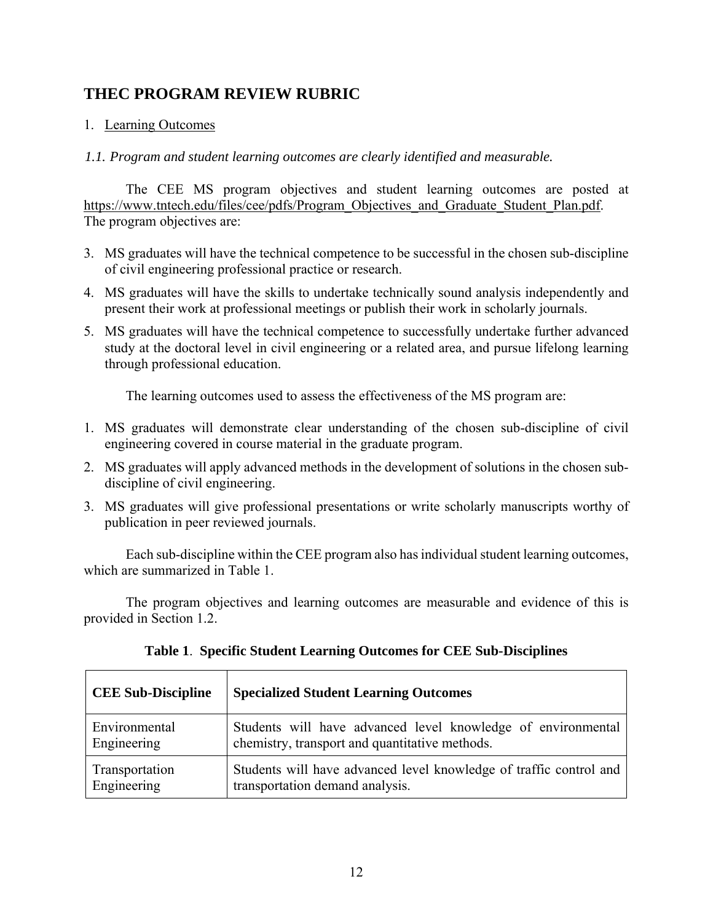## THEC PROGRAM REVIEW RUBRIC

1. Learning Outcomes

*1.1. Program and student learning outcomes are clearly identified and measurable.*

The CEE MS program objectives and student learning outcomes are posted at https://www.tntech.edu/files/cee/pdfs/Program_Objectives_and_Graduate_Student_Plan.pdf. The program objectives are:

3. MS graduates will have the technical competence to be successful in the chosen sub-discipline of civil engineering professional practice or research.
4. MS graduates will have the skills to undertake technically sound analysis independently and present their work at professional meetings or publish their work in scholarly journals.
5. MS graduates will have the technical competence to successfully undertake further advanced study at the doctoral level in civil engineering or a related area, and pursue lifelong learning through professional education.

The learning outcomes used to assess the effectiveness of the MS program are:

1. MS graduates will demonstrate clear understanding of the chosen sub-discipline of civil engineering covered in course material in the graduate program.
2. MS graduates will apply advanced methods in the development of solutions in the chosen sub-discipline of civil engineering.
3. MS graduates will give professional presentations or write scholarly manuscripts worthy of publication in peer reviewed journals.

Each sub-discipline within the CEE program also has individual student learning outcomes, which are summarized in Table 1.

The program objectives and learning outcomes are measurable and evidence of this is provided in Section 1.2.

**Table 1**. **Specific Student Learning Outcomes for CEE Sub-Disciplines**

| CEE Sub-Discipline | Specialized Student Learning Outcomes |
|---|---|
| Environmental Engineering | Students will have advanced level knowledge of environmental chemistry, transport and quantitative methods. |
| Transportation Engineering | Students will have advanced level knowledge of traffic control and transportation demand analysis. |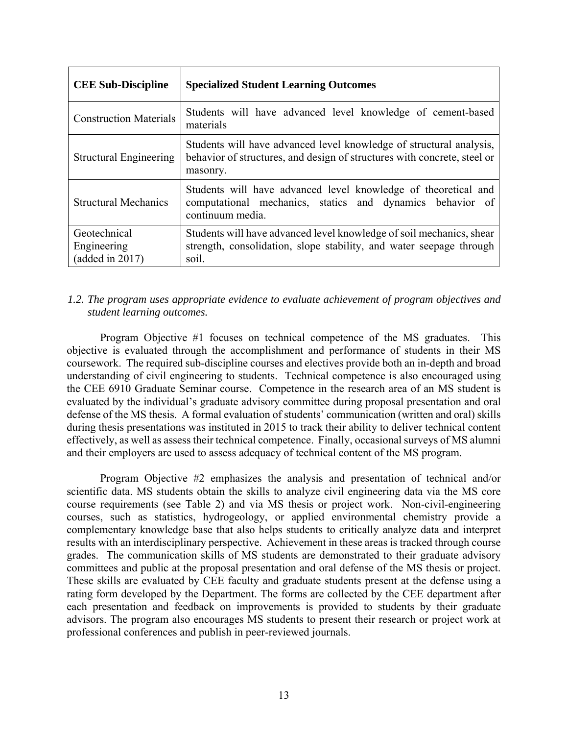| CEE Sub-Discipline | Specialized Student Learning Outcomes |
| --- | --- |
| Construction Materials | Students will have advanced level knowledge of cement-based materials |
| Structural Engineering | Students will have advanced level knowledge of structural analysis, behavior of structures, and design of structures with concrete, steel or masonry. |
| Structural Mechanics | Students will have advanced level knowledge of theoretical and computational mechanics, statics and dynamics behavior of continuum media. |
| Geotechnical Engineering (added in 2017) | Students will have advanced level knowledge of soil mechanics, shear strength, consolidation, slope stability, and water seepage through soil. |

*1.2. The program uses appropriate evidence to evaluate achievement of program objectives and student learning outcomes.*

Program Objective #1 focuses on technical competence of the MS graduates. This objective is evaluated through the accomplishment and performance of students in their MS coursework. The required sub-discipline courses and electives provide both an in-depth and broad understanding of civil engineering to students. Technical competence is also encouraged using the CEE 6910 Graduate Seminar course. Competence in the research area of an MS student is evaluated by the individual's graduate advisory committee during proposal presentation and oral defense of the MS thesis. A formal evaluation of students' communication (written and oral) skills during thesis presentations was instituted in 2015 to track their ability to deliver technical content effectively, as well as assess their technical competence. Finally, occasional surveys of MS alumni and their employers are used to assess adequacy of technical content of the MS program.

Program Objective #2 emphasizes the analysis and presentation of technical and/or scientific data. MS students obtain the skills to analyze civil engineering data via the MS core course requirements (see Table 2) and via MS thesis or project work. Non-civil-engineering courses, such as statistics, hydrogeology, or applied environmental chemistry provide a complementary knowledge base that also helps students to critically analyze data and interpret results with an interdisciplinary perspective. Achievement in these areas is tracked through course grades. The communication skills of MS students are demonstrated to their graduate advisory committees and public at the proposal presentation and oral defense of the MS thesis or project. These skills are evaluated by CEE faculty and graduate students present at the defense using a rating form developed by the Department. The forms are collected by the CEE department after each presentation and feedback on improvements is provided to students by their graduate advisors. The program also encourages MS students to present their research or project work at professional conferences and publish in peer-reviewed journals.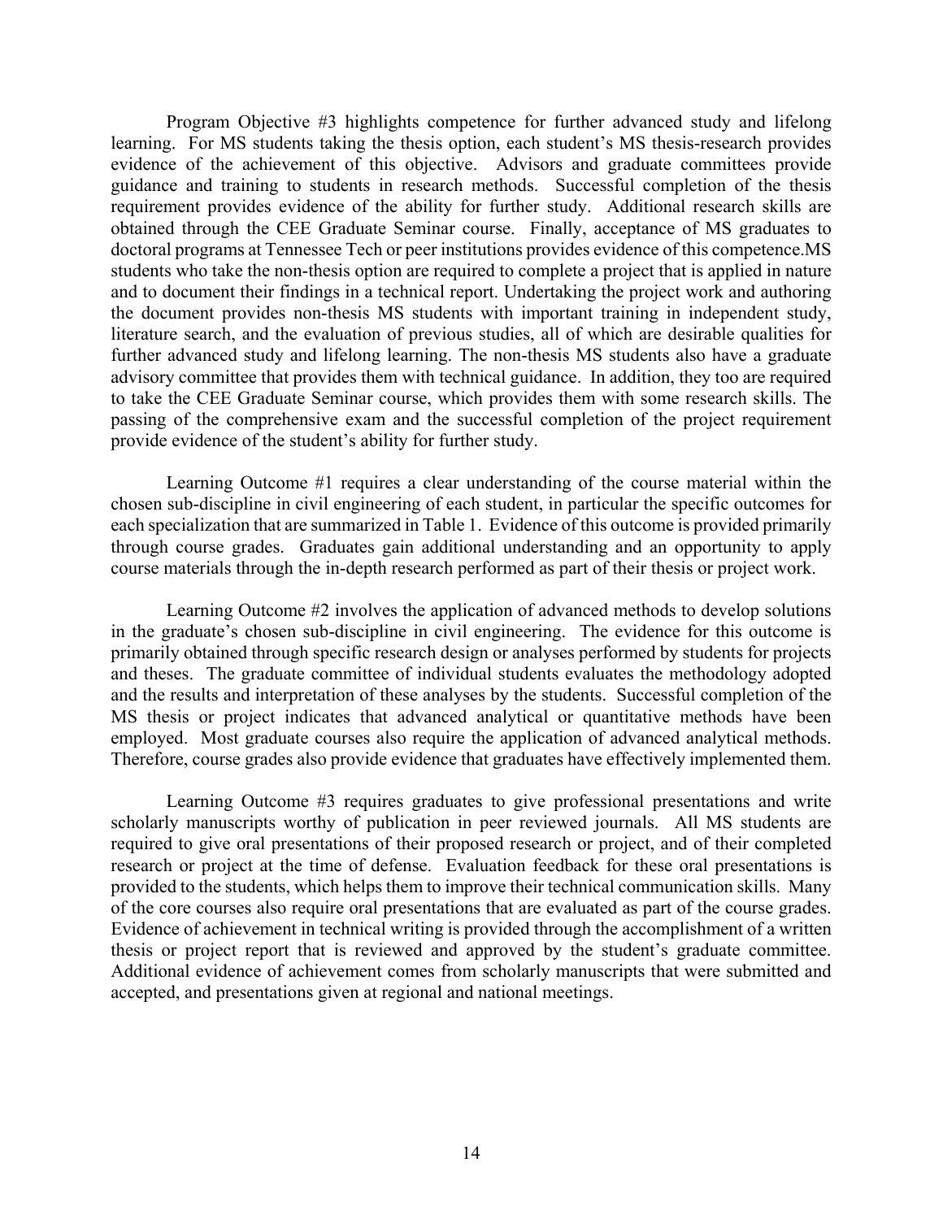Program Objective #3 highlights competence for further advanced study and lifelong learning. For MS students taking the thesis option, each student's MS thesis-research provides evidence of the achievement of this objective. Advisors and graduate committees provide guidance and training to students in research methods. Successful completion of the thesis requirement provides evidence of the ability for further study. Additional research skills are obtained through the CEE Graduate Seminar course. Finally, acceptance of MS graduates to doctoral programs at Tennessee Tech or peer institutions provides evidence of this competence.MS students who take the non-thesis option are required to complete a project that is applied in nature and to document their findings in a technical report. Undertaking the project work and authoring the document provides non-thesis MS students with important training in independent study, literature search, and the evaluation of previous studies, all of which are desirable qualities for further advanced study and lifelong learning. The non-thesis MS students also have a graduate advisory committee that provides them with technical guidance. In addition, they too are required to take the CEE Graduate Seminar course, which provides them with some research skills. The passing of the comprehensive exam and the successful completion of the project requirement provide evidence of the student's ability for further study.

Learning Outcome #1 requires a clear understanding of the course material within the chosen sub-discipline in civil engineering of each student, in particular the specific outcomes for each specialization that are summarized in Table 1. Evidence of this outcome is provided primarily through course grades. Graduates gain additional understanding and an opportunity to apply course materials through the in-depth research performed as part of their thesis or project work.

Learning Outcome #2 involves the application of advanced methods to develop solutions in the graduate's chosen sub-discipline in civil engineering. The evidence for this outcome is primarily obtained through specific research design or analyses performed by students for projects and theses. The graduate committee of individual students evaluates the methodology adopted and the results and interpretation of these analyses by the students. Successful completion of the MS thesis or project indicates that advanced analytical or quantitative methods have been employed. Most graduate courses also require the application of advanced analytical methods. Therefore, course grades also provide evidence that graduates have effectively implemented them.

Learning Outcome #3 requires graduates to give professional presentations and write scholarly manuscripts worthy of publication in peer reviewed journals. All MS students are required to give oral presentations of their proposed research or project, and of their completed research or project at the time of defense. Evaluation feedback for these oral presentations is provided to the students, which helps them to improve their technical communication skills. Many of the core courses also require oral presentations that are evaluated as part of the course grades. Evidence of achievement in technical writing is provided through the accomplishment of a written thesis or project report that is reviewed and approved by the student's graduate committee. Additional evidence of achievement comes from scholarly manuscripts that were submitted and accepted, and presentations given at regional and national meetings.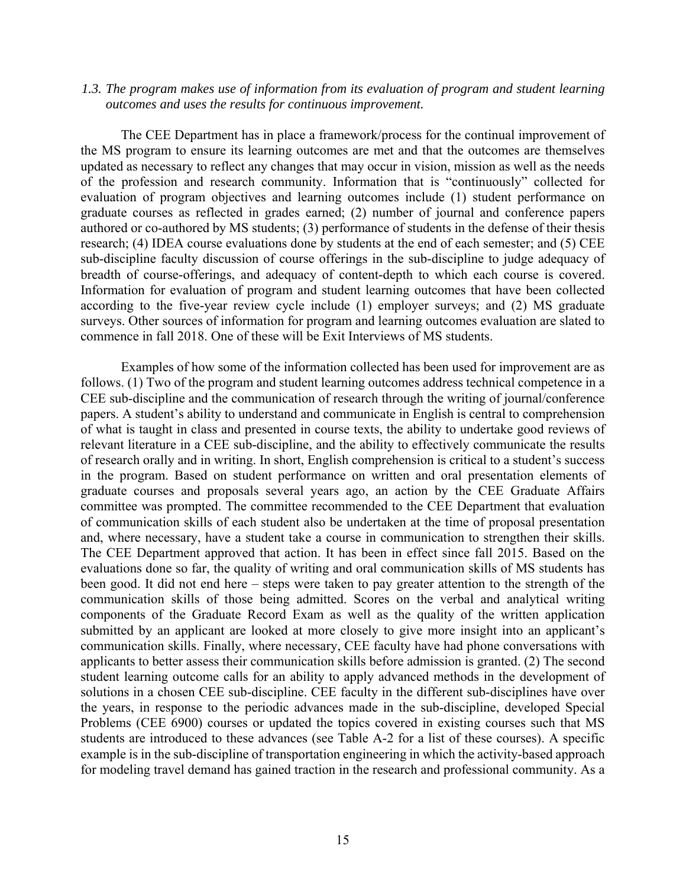*1.3. The program makes use of information from its evaluation of program and student learning outcomes and uses the results for continuous improvement.*

The CEE Department has in place a framework/process for the continual improvement of the MS program to ensure its learning outcomes are met and that the outcomes are themselves updated as necessary to reflect any changes that may occur in vision, mission as well as the needs of the profession and research community. Information that is "continuously" collected for evaluation of program objectives and learning outcomes include (1) student performance on graduate courses as reflected in grades earned; (2) number of journal and conference papers authored or co-authored by MS students; (3) performance of students in the defense of their thesis research; (4) IDEA course evaluations done by students at the end of each semester; and (5) CEE sub-discipline faculty discussion of course offerings in the sub-discipline to judge adequacy of breadth of course-offerings, and adequacy of content-depth to which each course is covered. Information for evaluation of program and student learning outcomes that have been collected according to the five-year review cycle include (1) employer surveys; and (2) MS graduate surveys. Other sources of information for program and learning outcomes evaluation are slated to commence in fall 2018. One of these will be Exit Interviews of MS students.

Examples of how some of the information collected has been used for improvement are as follows. (1) Two of the program and student learning outcomes address technical competence in a CEE sub-discipline and the communication of research through the writing of journal/conference papers. A student's ability to understand and communicate in English is central to comprehension of what is taught in class and presented in course texts, the ability to undertake good reviews of relevant literature in a CEE sub-discipline, and the ability to effectively communicate the results of research orally and in writing. In short, English comprehension is critical to a student's success in the program. Based on student performance on written and oral presentation elements of graduate courses and proposals several years ago, an action by the CEE Graduate Affairs committee was prompted. The committee recommended to the CEE Department that evaluation of communication skills of each student also be undertaken at the time of proposal presentation and, where necessary, have a student take a course in communication to strengthen their skills. The CEE Department approved that action. It has been in effect since fall 2015. Based on the evaluations done so far, the quality of writing and oral communication skills of MS students has been good. It did not end here – steps were taken to pay greater attention to the strength of the communication skills of those being admitted. Scores on the verbal and analytical writing components of the Graduate Record Exam as well as the quality of the written application submitted by an applicant are looked at more closely to give more insight into an applicant's communication skills. Finally, where necessary, CEE faculty have had phone conversations with applicants to better assess their communication skills before admission is granted. (2) The second student learning outcome calls for an ability to apply advanced methods in the development of solutions in a chosen CEE sub-discipline. CEE faculty in the different sub-disciplines have over the years, in response to the periodic advances made in the sub-discipline, developed Special Problems (CEE 6900) courses or updated the topics covered in existing courses such that MS students are introduced to these advances (see Table A-2 for a list of these courses). A specific example is in the sub-discipline of transportation engineering in which the activity-based approach for modeling travel demand has gained traction in the research and professional community. As a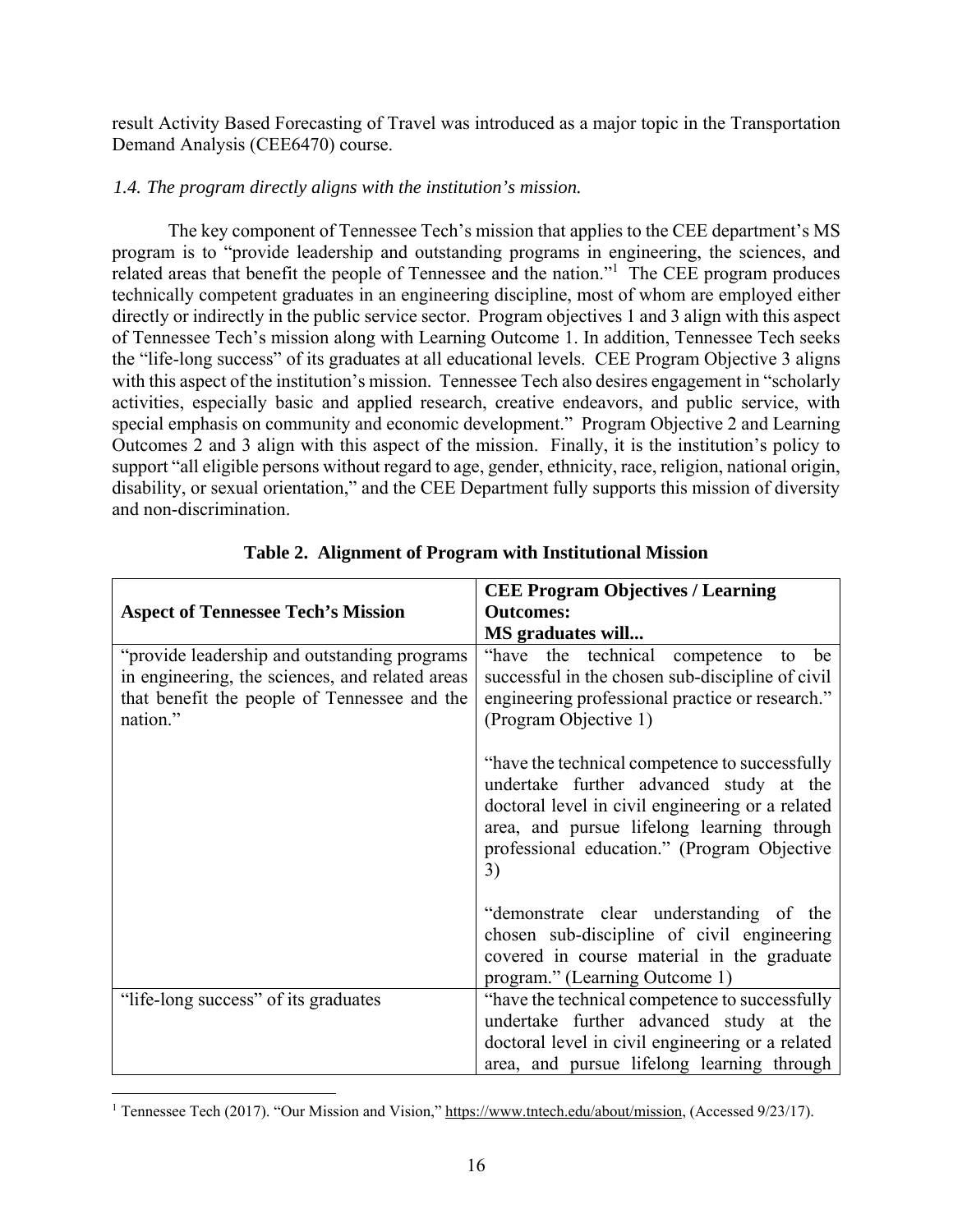result Activity Based Forecasting of Travel was introduced as a major topic in the Transportation Demand Analysis (CEE6470) course.

*1.4. The program directly aligns with the institution's mission.*

The key component of Tennessee Tech's mission that applies to the CEE department's MS program is to "provide leadership and outstanding programs in engineering, the sciences, and related areas that benefit the people of Tennessee and the nation."[1] The CEE program produces technically competent graduates in an engineering discipline, most of whom are employed either directly or indirectly in the public service sector. Program objectives 1 and 3 align with this aspect of Tennessee Tech's mission along with Learning Outcome 1. In addition, Tennessee Tech seeks the "life-long success" of its graduates at all educational levels. CEE Program Objective 3 aligns with this aspect of the institution's mission. Tennessee Tech also desires engagement in "scholarly activities, especially basic and applied research, creative endeavors, and public service, with special emphasis on community and economic development." Program Objective 2 and Learning Outcomes 2 and 3 align with this aspect of the mission. Finally, it is the institution's policy to support "all eligible persons without regard to age, gender, ethnicity, race, religion, national origin, disability, or sexual orientation," and the CEE Department fully supports this mission of diversity and non-discrimination.

**Table 2. Alignment of Program with Institutional Mission**

| **Aspect of Tennessee Tech's Mission** | **CEE Program Objectives / Learning Outcomes: MS graduates will...** |
|---|---|
| "provide leadership and outstanding programs in engineering, the sciences, and related areas that benefit the people of Tennessee and the nation." | "have the technical competence to be successful in the chosen sub-discipline of civil engineering professional practice or research." (Program Objective 1)<br><br>"have the technical competence to successfully undertake further advanced study at the doctoral level in civil engineering or a related area, and pursue lifelong learning through professional education." (Program Objective 3)<br><br>"demonstrate clear understanding of the chosen sub-discipline of civil engineering covered in course material in the graduate program." (Learning Outcome 1) |
| "life-long success" of its graduates | "have the technical competence to successfully undertake further advanced study at the doctoral level in civil engineering or a related area, and pursue lifelong learning through |

[1] Tennessee Tech (2017). "Our Mission and Vision," https://www.tntech.edu/about/mission, (Accessed 9/23/17).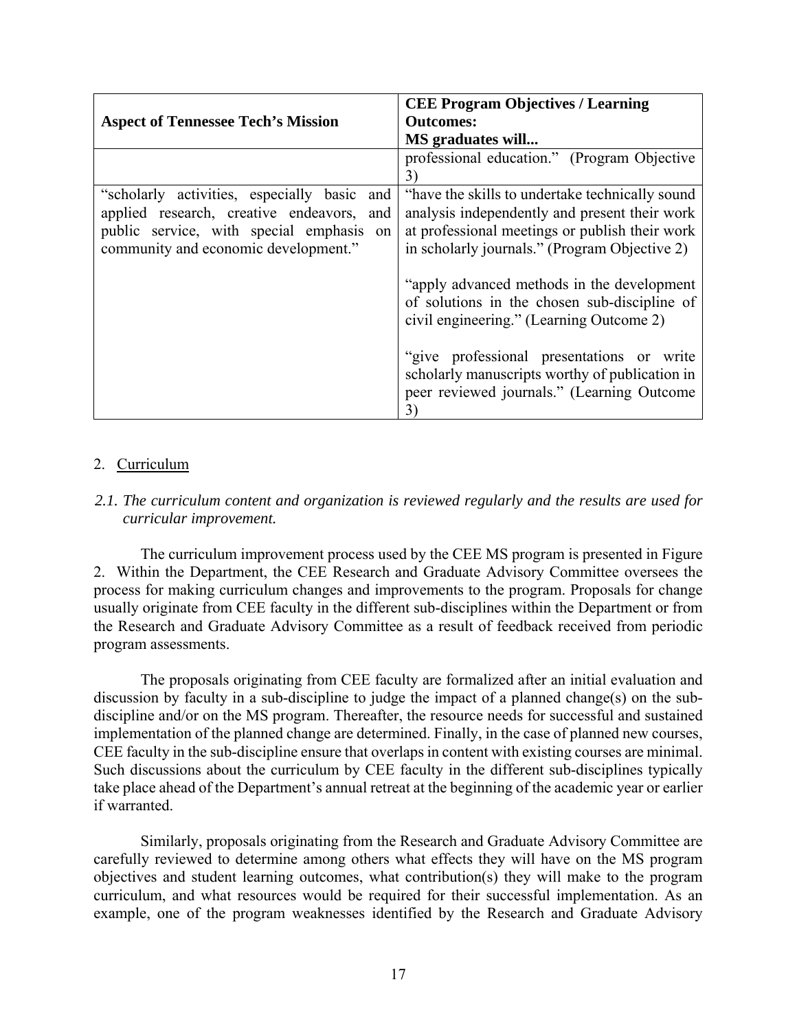| Aspect of Tennessee Tech's Mission | CEE Program Objectives / Learning Outcomes: MS graduates will... |
|---|---|
| | professional education." (Program Objective 3) |
| "scholarly activities, especially basic and applied research, creative endeavors, and public service, with special emphasis on community and economic development." | "have the skills to undertake technically sound analysis independently and present their work at professional meetings or publish their work in scholarly journals." (Program Objective 2)<br><br>"apply advanced methods in the development of solutions in the chosen sub-discipline of civil engineering." (Learning Outcome 2)<br><br>"give professional presentations or write scholarly manuscripts worthy of publication in peer reviewed journals." (Learning Outcome 3) |

## 2. Curriculum

*2.1. The curriculum content and organization is reviewed regularly and the results are used for curricular improvement.*

The curriculum improvement process used by the CEE MS program is presented in Figure 2. Within the Department, the CEE Research and Graduate Advisory Committee oversees the process for making curriculum changes and improvements to the program. Proposals for change usually originate from CEE faculty in the different sub-disciplines within the Department or from the Research and Graduate Advisory Committee as a result of feedback received from periodic program assessments.

The proposals originating from CEE faculty are formalized after an initial evaluation and discussion by faculty in a sub-discipline to judge the impact of a planned change(s) on the sub-discipline and/or on the MS program. Thereafter, the resource needs for successful and sustained implementation of the planned change are determined. Finally, in the case of planned new courses, CEE faculty in the sub-discipline ensure that overlaps in content with existing courses are minimal. Such discussions about the curriculum by CEE faculty in the different sub-disciplines typically take place ahead of the Department's annual retreat at the beginning of the academic year or earlier if warranted.

Similarly, proposals originating from the Research and Graduate Advisory Committee are carefully reviewed to determine among others what effects they will have on the MS program objectives and student learning outcomes, what contribution(s) they will make to the program curriculum, and what resources would be required for their successful implementation. As an example, one of the program weaknesses identified by the Research and Graduate Advisory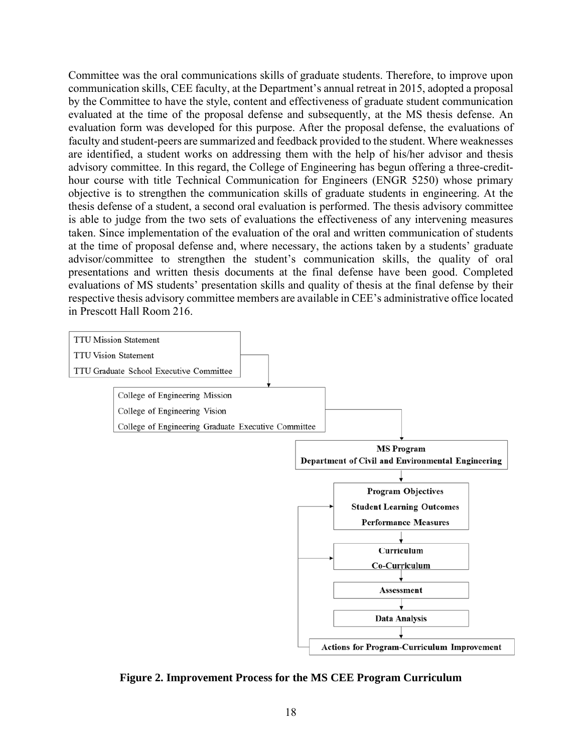Committee was the oral communications skills of graduate students. Therefore, to improve upon communication skills, CEE faculty, at the Department's annual retreat in 2015, adopted a proposal by the Committee to have the style, content and effectiveness of graduate student communication evaluated at the time of the proposal defense and subsequently, at the MS thesis defense. An evaluation form was developed for this purpose. After the proposal defense, the evaluations of faculty and student-peers are summarized and feedback provided to the student. Where weaknesses are identified, a student works on addressing them with the help of his/her advisor and thesis advisory committee. In this regard, the College of Engineering has begun offering a three-credit-hour course with title Technical Communication for Engineers (ENGR 5250) whose primary objective is to strengthen the communication skills of graduate students in engineering. At the thesis defense of a student, a second oral evaluation is performed. The thesis advisory committee is able to judge from the two sets of evaluations the effectiveness of any intervening measures taken. Since implementation of the evaluation of the oral and written communication of students at the time of proposal defense and, where necessary, the actions taken by a students' graduate advisor/committee to strengthen the student's communication skills, the quality of oral presentations and written thesis documents at the final defense have been good. Completed evaluations of MS students' presentation skills and quality of thesis at the final defense by their respective thesis advisory committee members are available in CEE's administrative office located in Prescott Hall Room 216.

TTU Mission Statement
TTU Vision Statement
TTU Graduate School Executive Committee

→ College of Engineering Mission
College of Engineering Vision
College of Engineering Graduate Executive Committee

→ **MS Program**
**Department of Civil and Environmental Engineering**

→ **Program Objectives**
**Student Learning Outcomes**
**Performance Measures**

→ **Curriculum**
**Co-Curriculum**

→ **Assessment**

→ **Data Analysis**

→ **Actions for Program-Curriculum Improvement**

**Figure 2. Improvement Process for the MS CEE Program Curriculum**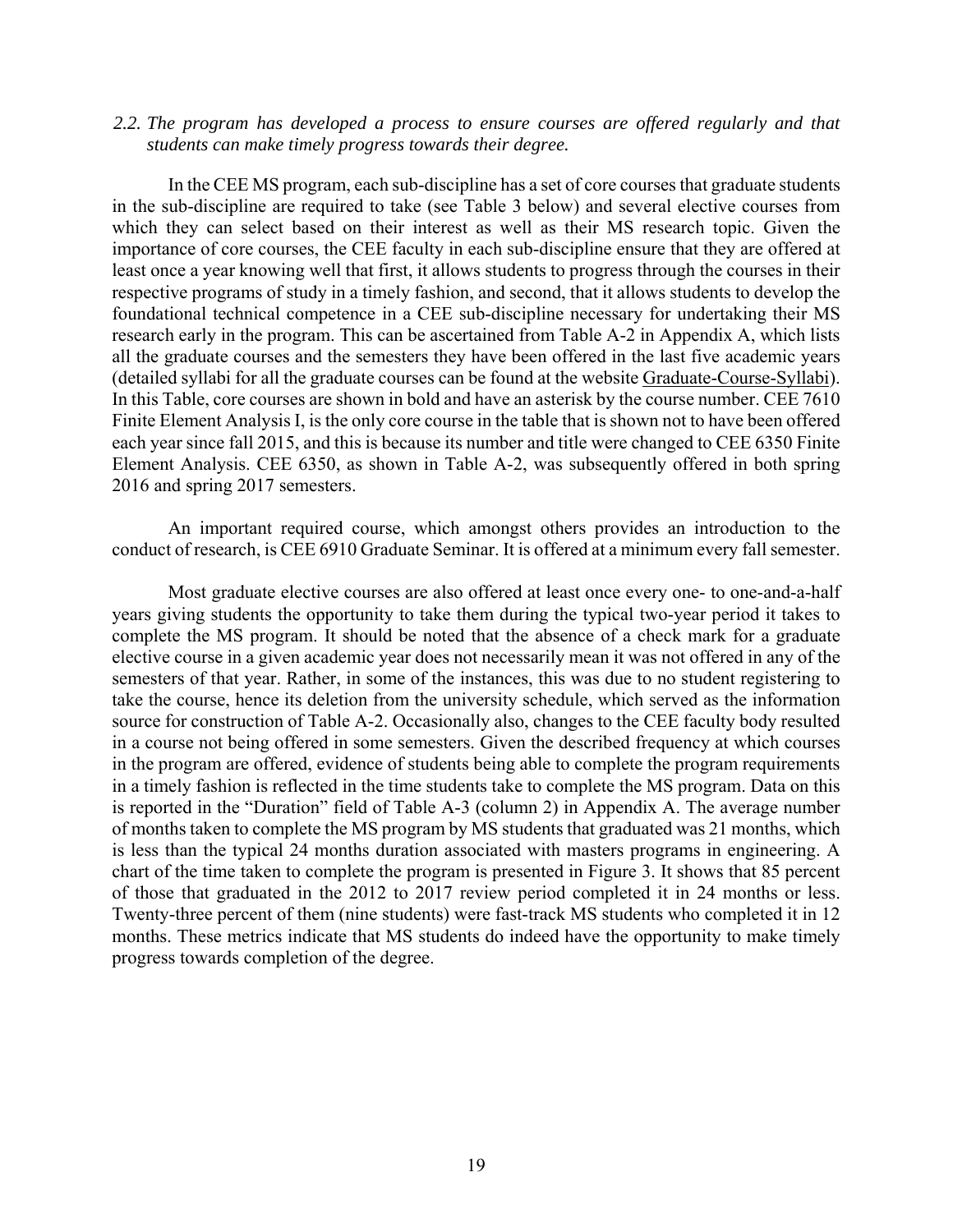*2.2. The program has developed a process to ensure courses are offered regularly and that students can make timely progress towards their degree.*

In the CEE MS program, each sub-discipline has a set of core courses that graduate students in the sub-discipline are required to take (see Table 3 below) and several elective courses from which they can select based on their interest as well as their MS research topic. Given the importance of core courses, the CEE faculty in each sub-discipline ensure that they are offered at least once a year knowing well that first, it allows students to progress through the courses in their respective programs of study in a timely fashion, and second, that it allows students to develop the foundational technical competence in a CEE sub-discipline necessary for undertaking their MS research early in the program. This can be ascertained from Table A-2 in Appendix A, which lists all the graduate courses and the semesters they have been offered in the last five academic years (detailed syllabi for all the graduate courses can be found at the website Graduate-Course-Syllabi). In this Table, core courses are shown in bold and have an asterisk by the course number. CEE 7610 Finite Element Analysis I, is the only core course in the table that is shown not to have been offered each year since fall 2015, and this is because its number and title were changed to CEE 6350 Finite Element Analysis. CEE 6350, as shown in Table A-2, was subsequently offered in both spring 2016 and spring 2017 semesters.

An important required course, which amongst others provides an introduction to the conduct of research, is CEE 6910 Graduate Seminar. It is offered at a minimum every fall semester.

Most graduate elective courses are also offered at least once every one- to one-and-a-half years giving students the opportunity to take them during the typical two-year period it takes to complete the MS program. It should be noted that the absence of a check mark for a graduate elective course in a given academic year does not necessarily mean it was not offered in any of the semesters of that year. Rather, in some of the instances, this was due to no student registering to take the course, hence its deletion from the university schedule, which served as the information source for construction of Table A-2. Occasionally also, changes to the CEE faculty body resulted in a course not being offered in some semesters. Given the described frequency at which courses in the program are offered, evidence of students being able to complete the program requirements in a timely fashion is reflected in the time students take to complete the MS program. Data on this is reported in the "Duration" field of Table A-3 (column 2) in Appendix A. The average number of months taken to complete the MS program by MS students that graduated was 21 months, which is less than the typical 24 months duration associated with masters programs in engineering. A chart of the time taken to complete the program is presented in Figure 3. It shows that 85 percent of those that graduated in the 2012 to 2017 review period completed it in 24 months or less. Twenty-three percent of them (nine students) were fast-track MS students who completed it in 12 months. These metrics indicate that MS students do indeed have the opportunity to make timely progress towards completion of the degree.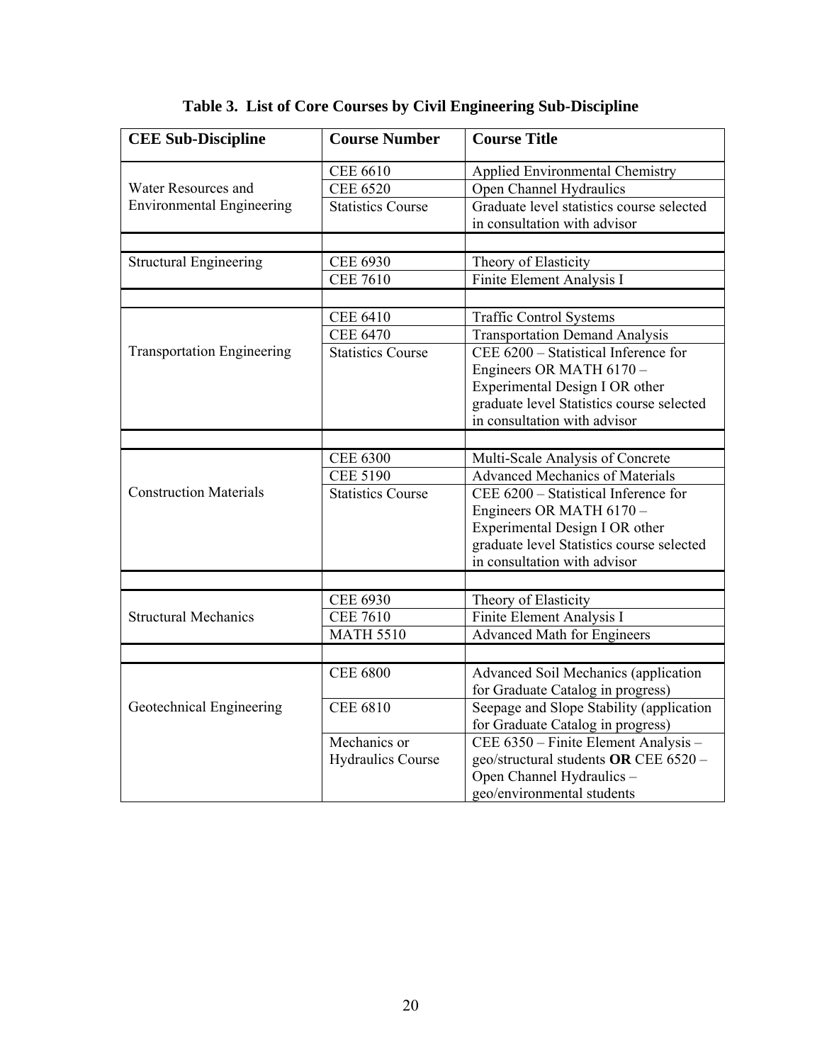**Table 3. List of Core Courses by Civil Engineering Sub-Discipline**

| CEE Sub-Discipline | Course Number | Course Title |
|---|---|---|
| Water Resources and Environmental Engineering | CEE 6610 | Applied Environmental Chemistry |
| | CEE 6520 | Open Channel Hydraulics |
| | Statistics Course | Graduate level statistics course selected in consultation with advisor |
| | | |
| Structural Engineering | CEE 6930 | Theory of Elasticity |
| | CEE 7610 | Finite Element Analysis I |
| | | |
| Transportation Engineering | CEE 6410 | Traffic Control Systems |
| | CEE 6470 | Transportation Demand Analysis |
| | Statistics Course | CEE 6200 – Statistical Inference for Engineers OR MATH 6170 – Experimental Design I OR other graduate level Statistics course selected in consultation with advisor |
| | | |
| Construction Materials | CEE 6300 | Multi-Scale Analysis of Concrete |
| | CEE 5190 | Advanced Mechanics of Materials |
| | Statistics Course | CEE 6200 – Statistical Inference for Engineers OR MATH 6170 – Experimental Design I OR other graduate level Statistics course selected in consultation with advisor |
| | | |
| Structural Mechanics | CEE 6930 | Theory of Elasticity |
| | CEE 7610 | Finite Element Analysis I |
| | MATH 5510 | Advanced Math for Engineers |
| | | |
| Geotechnical Engineering | CEE 6800 | Advanced Soil Mechanics (application for Graduate Catalog in progress) |
| | CEE 6810 | Seepage and Slope Stability (application for Graduate Catalog in progress) |
| | Mechanics or Hydraulics Course | CEE 6350 – Finite Element Analysis – geo/structural students **OR** CEE 6520 – Open Channel Hydraulics – geo/environmental students |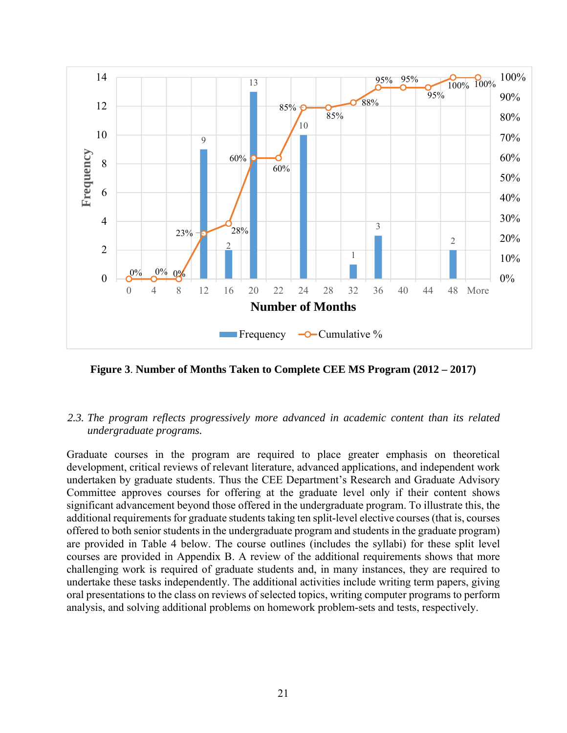**Figure 3**. **Number of Months Taken to Complete CEE MS Program (2012 – 2017)**

*2.3. The program reflects progressively more advanced in academic content than its related undergraduate programs.*

Graduate courses in the program are required to place greater emphasis on theoretical development, critical reviews of relevant literature, advanced applications, and independent work undertaken by graduate students. Thus the CEE Department's Research and Graduate Advisory Committee approves courses for offering at the graduate level only if their content shows significant advancement beyond those offered in the undergraduate program. To illustrate this, the additional requirements for graduate students taking ten split-level elective courses (that is, courses offered to both senior students in the undergraduate program and students in the graduate program) are provided in Table 4 below. The course outlines (includes the syllabi) for these split level courses are provided in Appendix B. A review of the additional requirements shows that more challenging work is required of graduate students and, in many instances, they are required to undertake these tasks independently. The additional activities include writing term papers, giving oral presentations to the class on reviews of selected topics, writing computer programs to perform analysis, and solving additional problems on homework problem-sets and tests, respectively.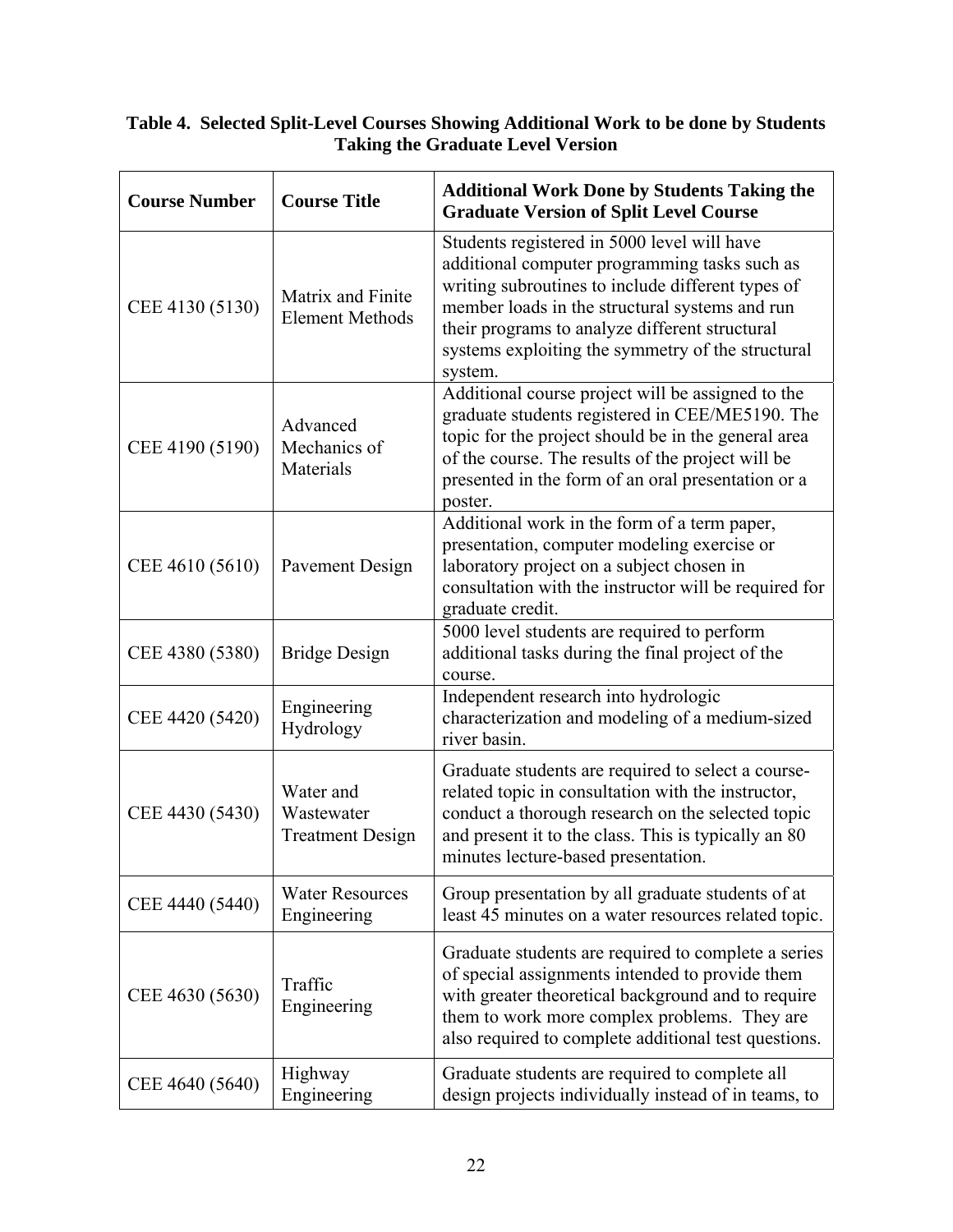**Table 4. Selected Split-Level Courses Showing Additional Work to be done by Students Taking the Graduate Level Version**

| Course Number | Course Title | Additional Work Done by Students Taking the Graduate Version of Split Level Course |
|---|---|---|
| CEE 4130 (5130) | Matrix and Finite Element Methods | Students registered in 5000 level will have additional computer programming tasks such as writing subroutines to include different types of member loads in the structural systems and run their programs to analyze different structural systems exploiting the symmetry of the structural system. |
| CEE 4190 (5190) | Advanced Mechanics of Materials | Additional course project will be assigned to the graduate students registered in CEE/ME5190. The topic for the project should be in the general area of the course. The results of the project will be presented in the form of an oral presentation or a poster. |
| CEE 4610 (5610) | Pavement Design | Additional work in the form of a term paper, presentation, computer modeling exercise or laboratory project on a subject chosen in consultation with the instructor will be required for graduate credit. |
| CEE 4380 (5380) | Bridge Design | 5000 level students are required to perform additional tasks during the final project of the course. |
| CEE 4420 (5420) | Engineering Hydrology | Independent research into hydrologic characterization and modeling of a medium-sized river basin. |
| CEE 4430 (5430) | Water and Wastewater Treatment Design | Graduate students are required to select a course-related topic in consultation with the instructor, conduct a thorough research on the selected topic and present it to the class. This is typically an 80 minutes lecture-based presentation. |
| CEE 4440 (5440) | Water Resources Engineering | Group presentation by all graduate students of at least 45 minutes on a water resources related topic. |
| CEE 4630 (5630) | Traffic Engineering | Graduate students are required to complete a series of special assignments intended to provide them with greater theoretical background and to require them to work more complex problems. They are also required to complete additional test questions. |
| CEE 4640 (5640) | Highway Engineering | Graduate students are required to complete all design projects individually instead of in teams, to |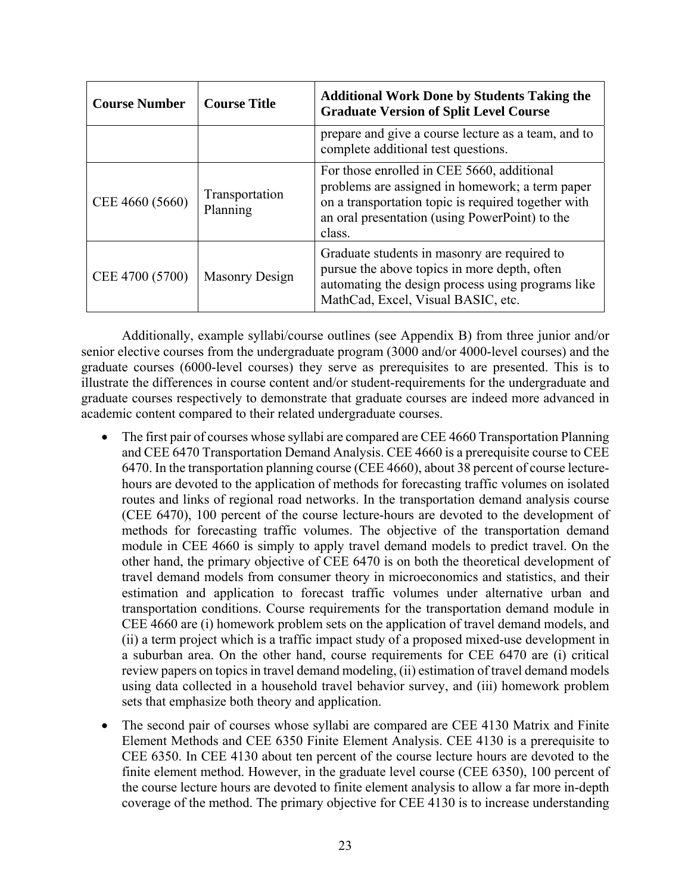| Course Number | Course Title | Additional Work Done by Students Taking the Graduate Version of Split Level Course |
|---|---|---|
| | | prepare and give a course lecture as a team, and to complete additional test questions. |
| CEE 4660 (5660) | Transportation Planning | For those enrolled in CEE 5660, additional problems are assigned in homework; a term paper on a transportation topic is required together with an oral presentation (using PowerPoint) to the class. |
| CEE 4700 (5700) | Masonry Design | Graduate students in masonry are required to pursue the above topics in more depth, often automating the design process using programs like MathCad, Excel, Visual BASIC, etc. |

Additionally, example syllabi/course outlines (see Appendix B) from three junior and/or senior elective courses from the undergraduate program (3000 and/or 4000-level courses) and the graduate courses (6000-level courses) they serve as prerequisites to are presented. This is to illustrate the differences in course content and/or student-requirements for the undergraduate and graduate courses respectively to demonstrate that graduate courses are indeed more advanced in academic content compared to their related undergraduate courses.

- The first pair of courses whose syllabi are compared are CEE 4660 Transportation Planning and CEE 6470 Transportation Demand Analysis. CEE 4660 is a prerequisite course to CEE 6470. In the transportation planning course (CEE 4660), about 38 percent of course lecture-hours are devoted to the application of methods for forecasting traffic volumes on isolated routes and links of regional road networks. In the transportation demand analysis course (CEE 6470), 100 percent of the course lecture-hours are devoted to the development of methods for forecasting traffic volumes. The objective of the transportation demand module in CEE 4660 is simply to apply travel demand models to predict travel. On the other hand, the primary objective of CEE 6470 is on both the theoretical development of travel demand models from consumer theory in microeconomics and statistics, and their estimation and application to forecast traffic volumes under alternative urban and transportation conditions. Course requirements for the transportation demand module in CEE 4660 are (i) homework problem sets on the application of travel demand models, and (ii) a term project which is a traffic impact study of a proposed mixed-use development in a suburban area. On the other hand, course requirements for CEE 6470 are (i) critical review papers on topics in travel demand modeling, (ii) estimation of travel demand models using data collected in a household travel behavior survey, and (iii) homework problem sets that emphasize both theory and application.

- The second pair of courses whose syllabi are compared are CEE 4130 Matrix and Finite Element Methods and CEE 6350 Finite Element Analysis. CEE 4130 is a prerequisite to CEE 6350. In CEE 4130 about ten percent of the course lecture hours are devoted to the finite element method. However, in the graduate level course (CEE 6350), 100 percent of the course lecture hours are devoted to finite element analysis to allow a far more in-depth coverage of the method. The primary objective for CEE 4130 is to increase understanding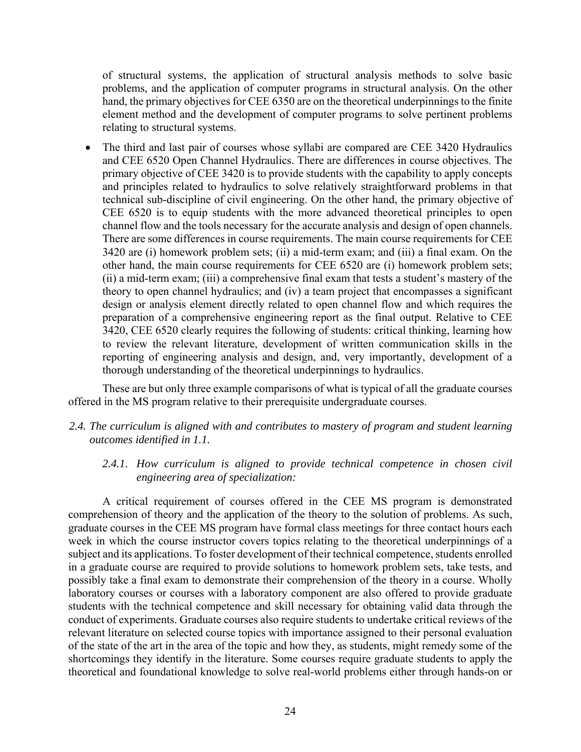of structural systems, the application of structural analysis methods to solve basic problems, and the application of computer programs in structural analysis. On the other hand, the primary objectives for CEE 6350 are on the theoretical underpinnings to the finite element method and the development of computer programs to solve pertinent problems relating to structural systems.

- The third and last pair of courses whose syllabi are compared are CEE 3420 Hydraulics and CEE 6520 Open Channel Hydraulics. There are differences in course objectives. The primary objective of CEE 3420 is to provide students with the capability to apply concepts and principles related to hydraulics to solve relatively straightforward problems in that technical sub-discipline of civil engineering. On the other hand, the primary objective of CEE 6520 is to equip students with the more advanced theoretical principles to open channel flow and the tools necessary for the accurate analysis and design of open channels. There are some differences in course requirements. The main course requirements for CEE 3420 are (i) homework problem sets; (ii) a mid-term exam; and (iii) a final exam. On the other hand, the main course requirements for CEE 6520 are (i) homework problem sets; (ii) a mid-term exam; (iii) a comprehensive final exam that tests a student's mastery of the theory to open channel hydraulics; and (iv) a team project that encompasses a significant design or analysis element directly related to open channel flow and which requires the preparation of a comprehensive engineering report as the final output. Relative to CEE 3420, CEE 6520 clearly requires the following of students: critical thinking, learning how to review the relevant literature, development of written communication skills in the reporting of engineering analysis and design, and, very importantly, development of a thorough understanding of the theoretical underpinnings to hydraulics.

These are but only three example comparisons of what is typical of all the graduate courses offered in the MS program relative to their prerequisite undergraduate courses.

*2.4. The curriculum is aligned with and contributes to mastery of program and student learning outcomes identified in 1.1.*

*2.4.1. How curriculum is aligned to provide technical competence in chosen civil engineering area of specialization:*

A critical requirement of courses offered in the CEE MS program is demonstrated comprehension of theory and the application of the theory to the solution of problems. As such, graduate courses in the CEE MS program have formal class meetings for three contact hours each week in which the course instructor covers topics relating to the theoretical underpinnings of a subject and its applications. To foster development of their technical competence, students enrolled in a graduate course are required to provide solutions to homework problem sets, take tests, and possibly take a final exam to demonstrate their comprehension of the theory in a course. Wholly laboratory courses or courses with a laboratory component are also offered to provide graduate students with the technical competence and skill necessary for obtaining valid data through the conduct of experiments. Graduate courses also require students to undertake critical reviews of the relevant literature on selected course topics with importance assigned to their personal evaluation of the state of the art in the area of the topic and how they, as students, might remedy some of the shortcomings they identify in the literature. Some courses require graduate students to apply the theoretical and foundational knowledge to solve real-world problems either through hands-on or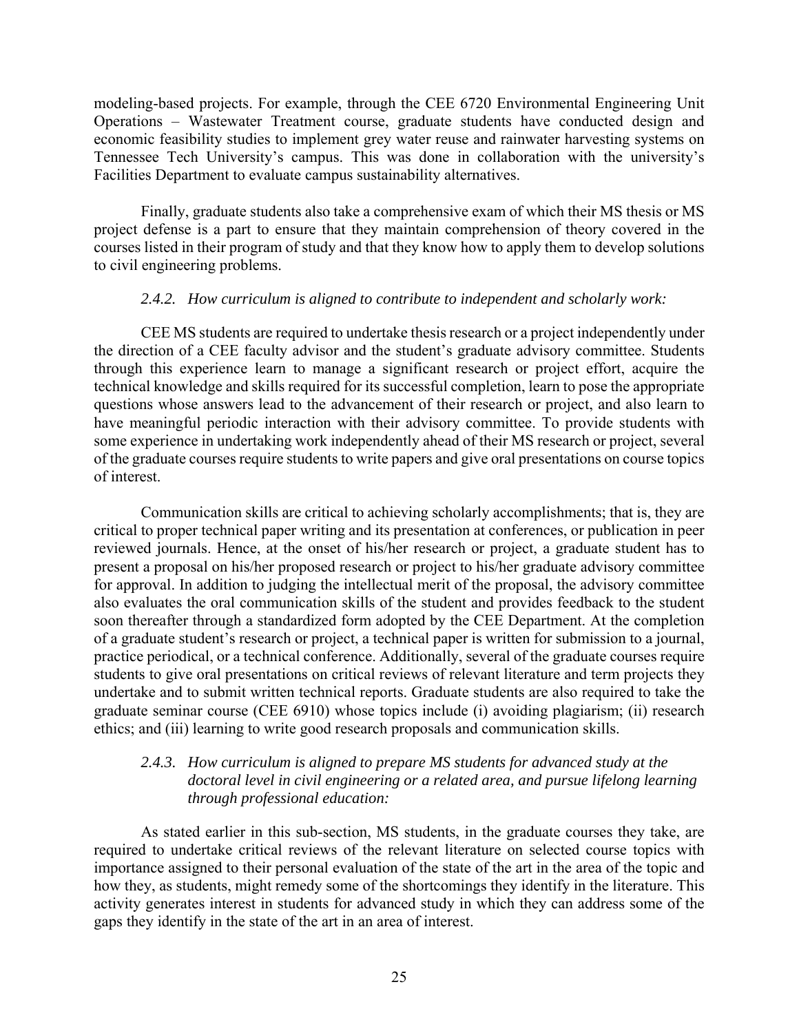modeling-based projects. For example, through the CEE 6720 Environmental Engineering Unit Operations – Wastewater Treatment course, graduate students have conducted design and economic feasibility studies to implement grey water reuse and rainwater harvesting systems on Tennessee Tech University's campus. This was done in collaboration with the university's Facilities Department to evaluate campus sustainability alternatives.

Finally, graduate students also take a comprehensive exam of which their MS thesis or MS project defense is a part to ensure that they maintain comprehension of theory covered in the courses listed in their program of study and that they know how to apply them to develop solutions to civil engineering problems.

#### *2.4.2. How curriculum is aligned to contribute to independent and scholarly work:*

CEE MS students are required to undertake thesis research or a project independently under the direction of a CEE faculty advisor and the student's graduate advisory committee. Students through this experience learn to manage a significant research or project effort, acquire the technical knowledge and skills required for its successful completion, learn to pose the appropriate questions whose answers lead to the advancement of their research or project, and also learn to have meaningful periodic interaction with their advisory committee. To provide students with some experience in undertaking work independently ahead of their MS research or project, several of the graduate courses require students to write papers and give oral presentations on course topics of interest.

Communication skills are critical to achieving scholarly accomplishments; that is, they are critical to proper technical paper writing and its presentation at conferences, or publication in peer reviewed journals. Hence, at the onset of his/her research or project, a graduate student has to present a proposal on his/her proposed research or project to his/her graduate advisory committee for approval. In addition to judging the intellectual merit of the proposal, the advisory committee also evaluates the oral communication skills of the student and provides feedback to the student soon thereafter through a standardized form adopted by the CEE Department. At the completion of a graduate student's research or project, a technical paper is written for submission to a journal, practice periodical, or a technical conference. Additionally, several of the graduate courses require students to give oral presentations on critical reviews of relevant literature and term projects they undertake and to submit written technical reports. Graduate students are also required to take the graduate seminar course (CEE 6910) whose topics include (i) avoiding plagiarism; (ii) research ethics; and (iii) learning to write good research proposals and communication skills.

#### *2.4.3. How curriculum is aligned to prepare MS students for advanced study at the doctoral level in civil engineering or a related area, and pursue lifelong learning through professional education:*

As stated earlier in this sub-section, MS students, in the graduate courses they take, are required to undertake critical reviews of the relevant literature on selected course topics with importance assigned to their personal evaluation of the state of the art in the area of the topic and how they, as students, might remedy some of the shortcomings they identify in the literature. This activity generates interest in students for advanced study in which they can address some of the gaps they identify in the state of the art in an area of interest.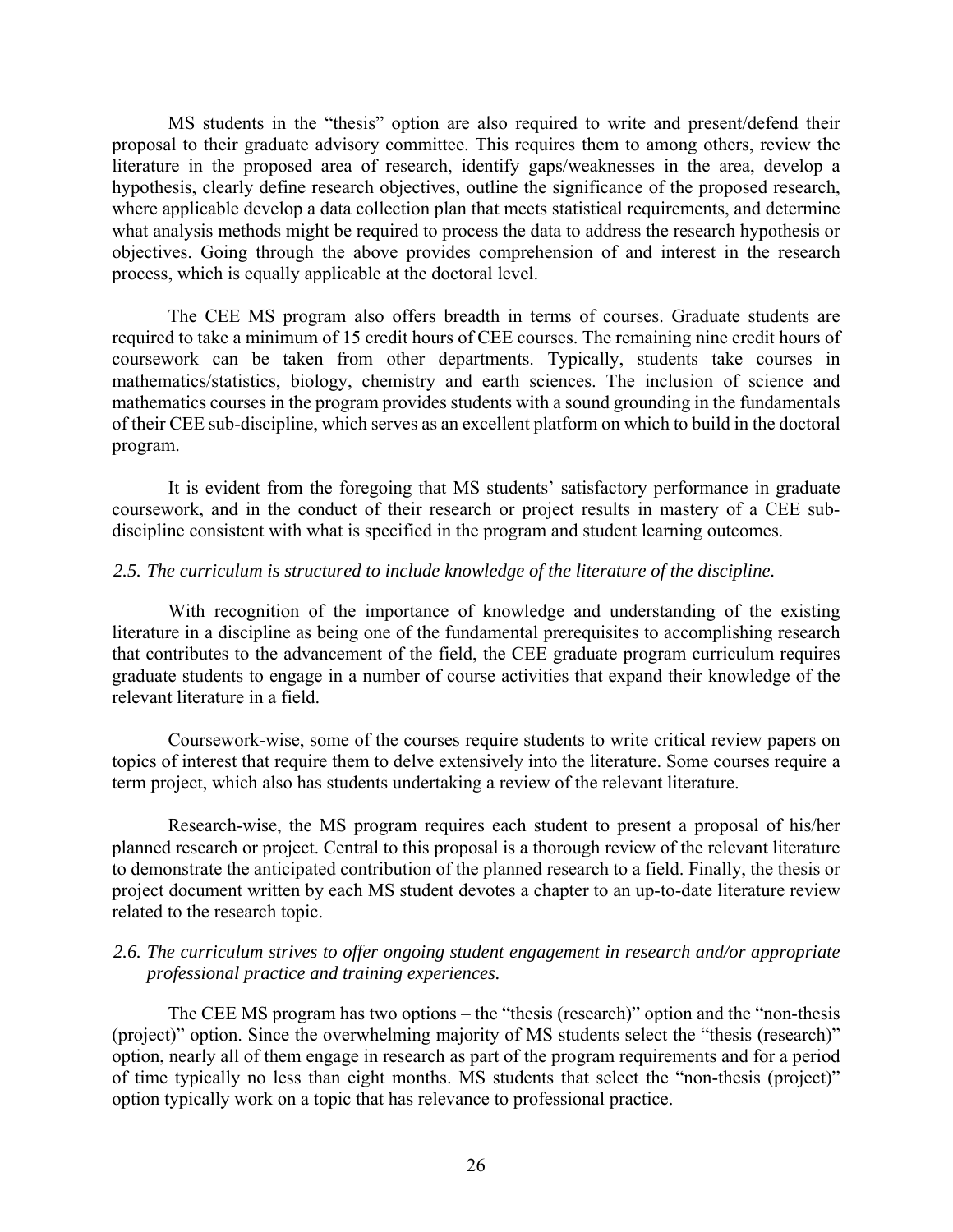MS students in the "thesis" option are also required to write and present/defend their proposal to their graduate advisory committee. This requires them to among others, review the literature in the proposed area of research, identify gaps/weaknesses in the area, develop a hypothesis, clearly define research objectives, outline the significance of the proposed research, where applicable develop a data collection plan that meets statistical requirements, and determine what analysis methods might be required to process the data to address the research hypothesis or objectives. Going through the above provides comprehension of and interest in the research process, which is equally applicable at the doctoral level.

The CEE MS program also offers breadth in terms of courses. Graduate students are required to take a minimum of 15 credit hours of CEE courses. The remaining nine credit hours of coursework can be taken from other departments. Typically, students take courses in mathematics/statistics, biology, chemistry and earth sciences. The inclusion of science and mathematics courses in the program provides students with a sound grounding in the fundamentals of their CEE sub-discipline, which serves as an excellent platform on which to build in the doctoral program.

It is evident from the foregoing that MS students' satisfactory performance in graduate coursework, and in the conduct of their research or project results in mastery of a CEE sub-discipline consistent with what is specified in the program and student learning outcomes.

*2.5. The curriculum is structured to include knowledge of the literature of the discipline.*

With recognition of the importance of knowledge and understanding of the existing literature in a discipline as being one of the fundamental prerequisites to accomplishing research that contributes to the advancement of the field, the CEE graduate program curriculum requires graduate students to engage in a number of course activities that expand their knowledge of the relevant literature in a field.

Coursework-wise, some of the courses require students to write critical review papers on topics of interest that require them to delve extensively into the literature. Some courses require a term project, which also has students undertaking a review of the relevant literature.

Research-wise, the MS program requires each student to present a proposal of his/her planned research or project. Central to this proposal is a thorough review of the relevant literature to demonstrate the anticipated contribution of the planned research to a field. Finally, the thesis or project document written by each MS student devotes a chapter to an up-to-date literature review related to the research topic.

*2.6. The curriculum strives to offer ongoing student engagement in research and/or appropriate professional practice and training experiences.*

The CEE MS program has two options – the "thesis (research)" option and the "non-thesis (project)" option. Since the overwhelming majority of MS students select the "thesis (research)" option, nearly all of them engage in research as part of the program requirements and for a period of time typically no less than eight months. MS students that select the "non-thesis (project)" option typically work on a topic that has relevance to professional practice.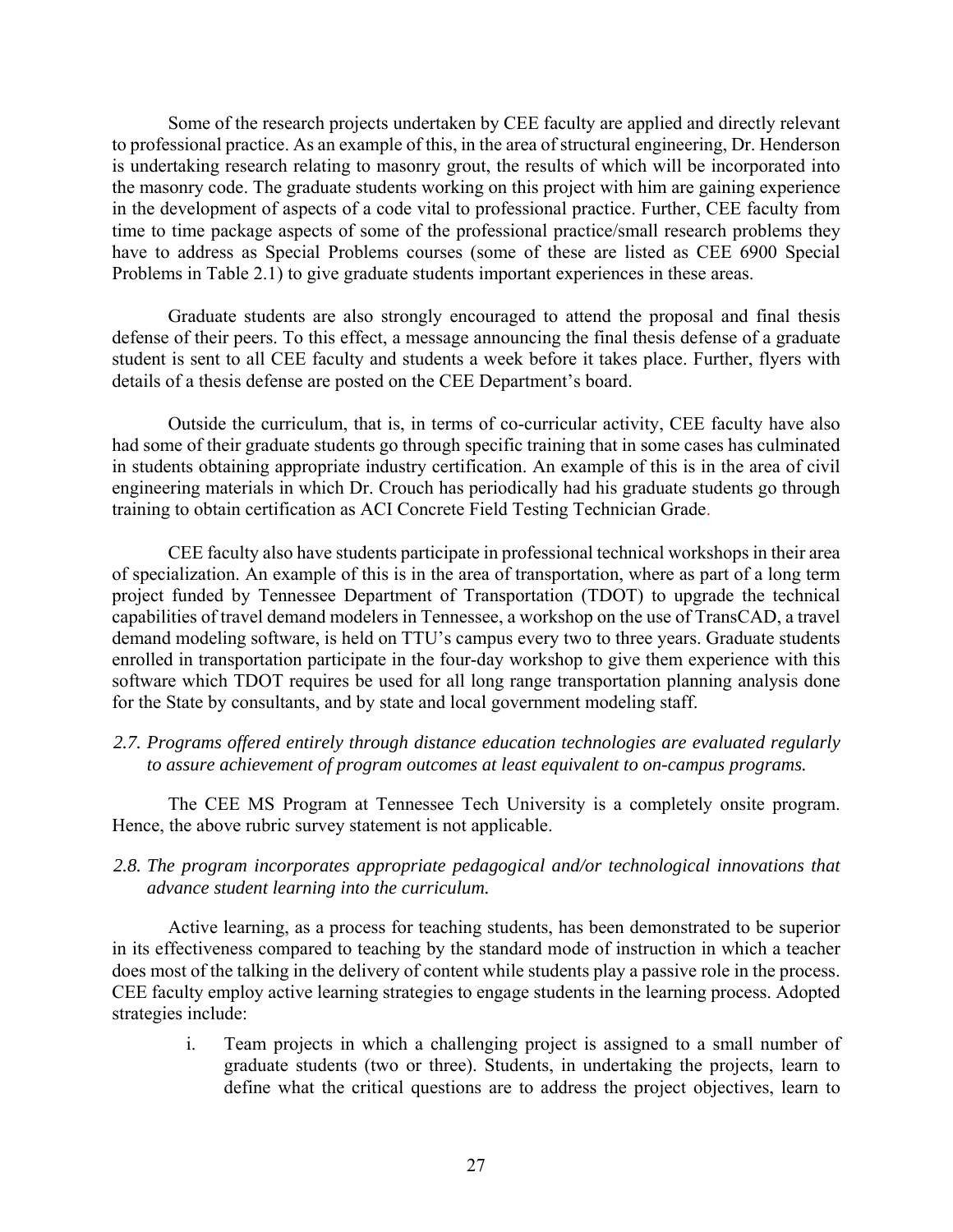Some of the research projects undertaken by CEE faculty are applied and directly relevant to professional practice. As an example of this, in the area of structural engineering, Dr. Henderson is undertaking research relating to masonry grout, the results of which will be incorporated into the masonry code. The graduate students working on this project with him are gaining experience in the development of aspects of a code vital to professional practice. Further, CEE faculty from time to time package aspects of some of the professional practice/small research problems they have to address as Special Problems courses (some of these are listed as CEE 6900 Special Problems in Table 2.1) to give graduate students important experiences in these areas.

Graduate students are also strongly encouraged to attend the proposal and final thesis defense of their peers. To this effect, a message announcing the final thesis defense of a graduate student is sent to all CEE faculty and students a week before it takes place. Further, flyers with details of a thesis defense are posted on the CEE Department's board.

Outside the curriculum, that is, in terms of co-curricular activity, CEE faculty have also had some of their graduate students go through specific training that in some cases has culminated in students obtaining appropriate industry certification. An example of this is in the area of civil engineering materials in which Dr. Crouch has periodically had his graduate students go through training to obtain certification as ACI Concrete Field Testing Technician Grade.

CEE faculty also have students participate in professional technical workshops in their area of specialization. An example of this is in the area of transportation, where as part of a long term project funded by Tennessee Department of Transportation (TDOT) to upgrade the technical capabilities of travel demand modelers in Tennessee, a workshop on the use of TransCAD, a travel demand modeling software, is held on TTU's campus every two to three years. Graduate students enrolled in transportation participate in the four-day workshop to give them experience with this software which TDOT requires be used for all long range transportation planning analysis done for the State by consultants, and by state and local government modeling staff.

*2.7. Programs offered entirely through distance education technologies are evaluated regularly to assure achievement of program outcomes at least equivalent to on-campus programs.*

The CEE MS Program at Tennessee Tech University is a completely onsite program. Hence, the above rubric survey statement is not applicable.

*2.8. The program incorporates appropriate pedagogical and/or technological innovations that advance student learning into the curriculum.*

Active learning, as a process for teaching students, has been demonstrated to be superior in its effectiveness compared to teaching by the standard mode of instruction in which a teacher does most of the talking in the delivery of content while students play a passive role in the process. CEE faculty employ active learning strategies to engage students in the learning process. Adopted strategies include:

i. Team projects in which a challenging project is assigned to a small number of graduate students (two or three). Students, in undertaking the projects, learn to define what the critical questions are to address the project objectives, learn to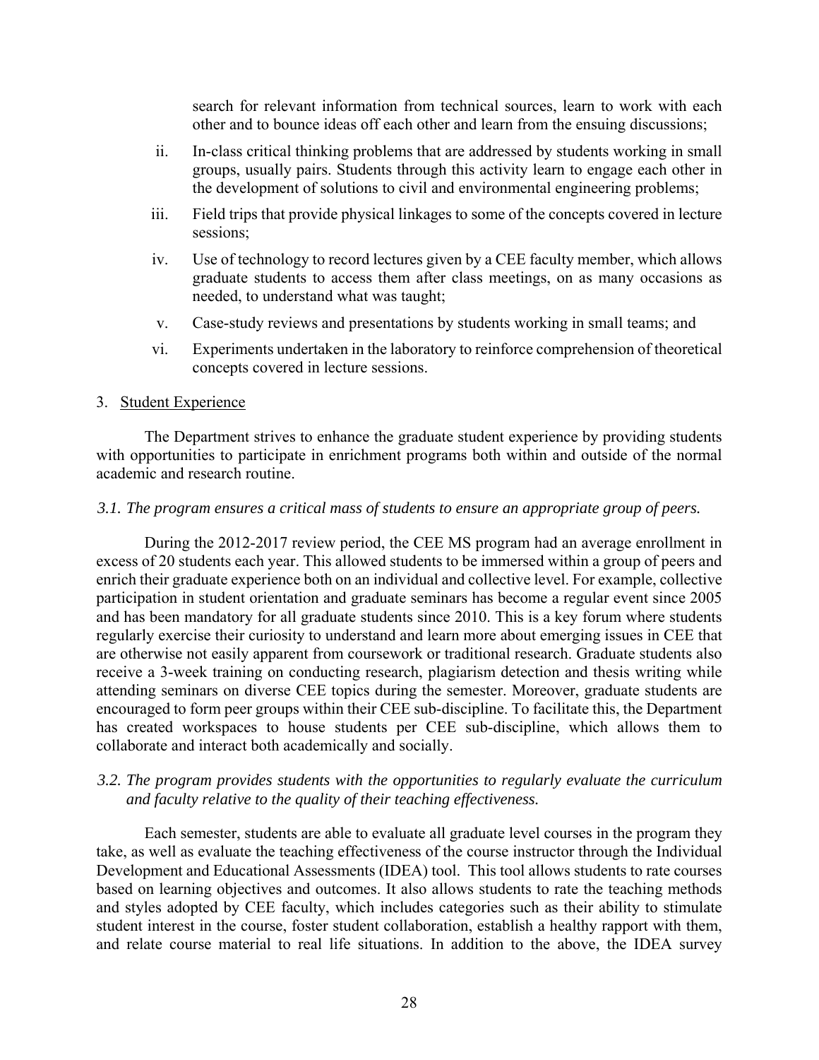search for relevant information from technical sources, learn to work with each other and to bounce ideas off each other and learn from the ensuing discussions;

ii. In-class critical thinking problems that are addressed by students working in small groups, usually pairs. Students through this activity learn to engage each other in the development of solutions to civil and environmental engineering problems;

iii. Field trips that provide physical linkages to some of the concepts covered in lecture sessions;

iv. Use of technology to record lectures given by a CEE faculty member, which allows graduate students to access them after class meetings, on as many occasions as needed, to understand what was taught;

v. Case-study reviews and presentations by students working in small teams; and

vi. Experiments undertaken in the laboratory to reinforce comprehension of theoretical concepts covered in lecture sessions.

3. Student Experience

The Department strives to enhance the graduate student experience by providing students with opportunities to participate in enrichment programs both within and outside of the normal academic and research routine.

*3.1. The program ensures a critical mass of students to ensure an appropriate group of peers.*

During the 2012-2017 review period, the CEE MS program had an average enrollment in excess of 20 students each year. This allowed students to be immersed within a group of peers and enrich their graduate experience both on an individual and collective level. For example, collective participation in student orientation and graduate seminars has become a regular event since 2005 and has been mandatory for all graduate students since 2010. This is a key forum where students regularly exercise their curiosity to understand and learn more about emerging issues in CEE that are otherwise not easily apparent from coursework or traditional research. Graduate students also receive a 3-week training on conducting research, plagiarism detection and thesis writing while attending seminars on diverse CEE topics during the semester. Moreover, graduate students are encouraged to form peer groups within their CEE sub-discipline. To facilitate this, the Department has created workspaces to house students per CEE sub-discipline, which allows them to collaborate and interact both academically and socially.

*3.2. The program provides students with the opportunities to regularly evaluate the curriculum and faculty relative to the quality of their teaching effectiveness.*

Each semester, students are able to evaluate all graduate level courses in the program they take, as well as evaluate the teaching effectiveness of the course instructor through the Individual Development and Educational Assessments (IDEA) tool. This tool allows students to rate courses based on learning objectives and outcomes. It also allows students to rate the teaching methods and styles adopted by CEE faculty, which includes categories such as their ability to stimulate student interest in the course, foster student collaboration, establish a healthy rapport with them, and relate course material to real life situations. In addition to the above, the IDEA survey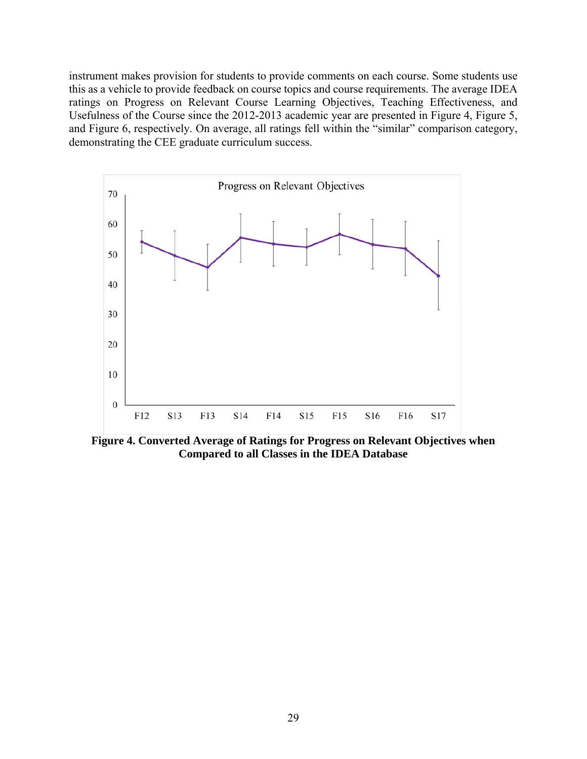instrument makes provision for students to provide comments on each course. Some students use this as a vehicle to provide feedback on course topics and course requirements. The average IDEA ratings on Progress on Relevant Course Learning Objectives, Teaching Effectiveness, and Usefulness of the Course since the 2012-2013 academic year are presented in Figure 4, Figure 5, and Figure 6, respectively. On average, all ratings fell within the "similar" comparison category, demonstrating the CEE graduate curriculum success.

**Figure 4. Converted Average of Ratings for Progress on Relevant Objectives when Compared to all Classes in the IDEA Database**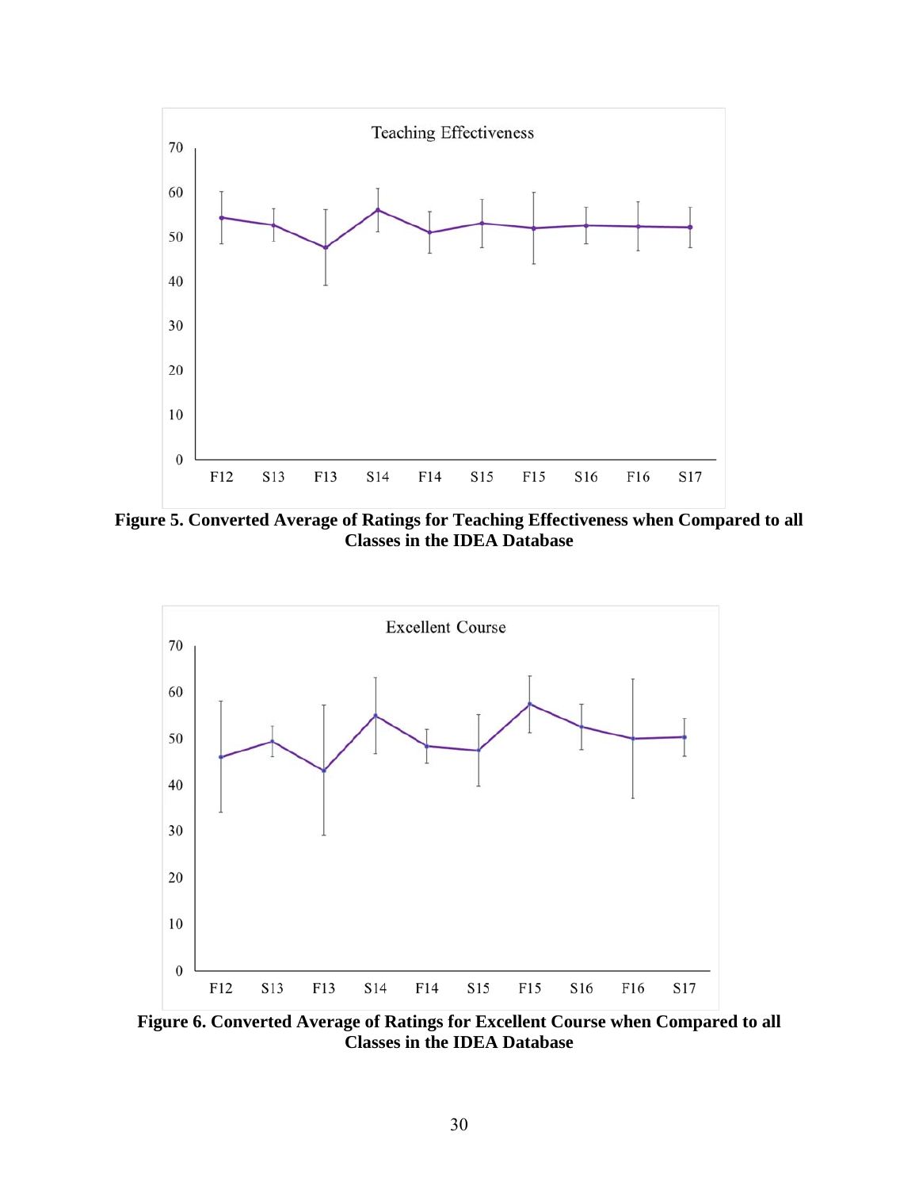**Figure 5. Converted Average of Ratings for Teaching Effectiveness when Compared to all Classes in the IDEA Database**

**Figure 6. Converted Average of Ratings for Excellent Course when Compared to all Classes in the IDEA Database**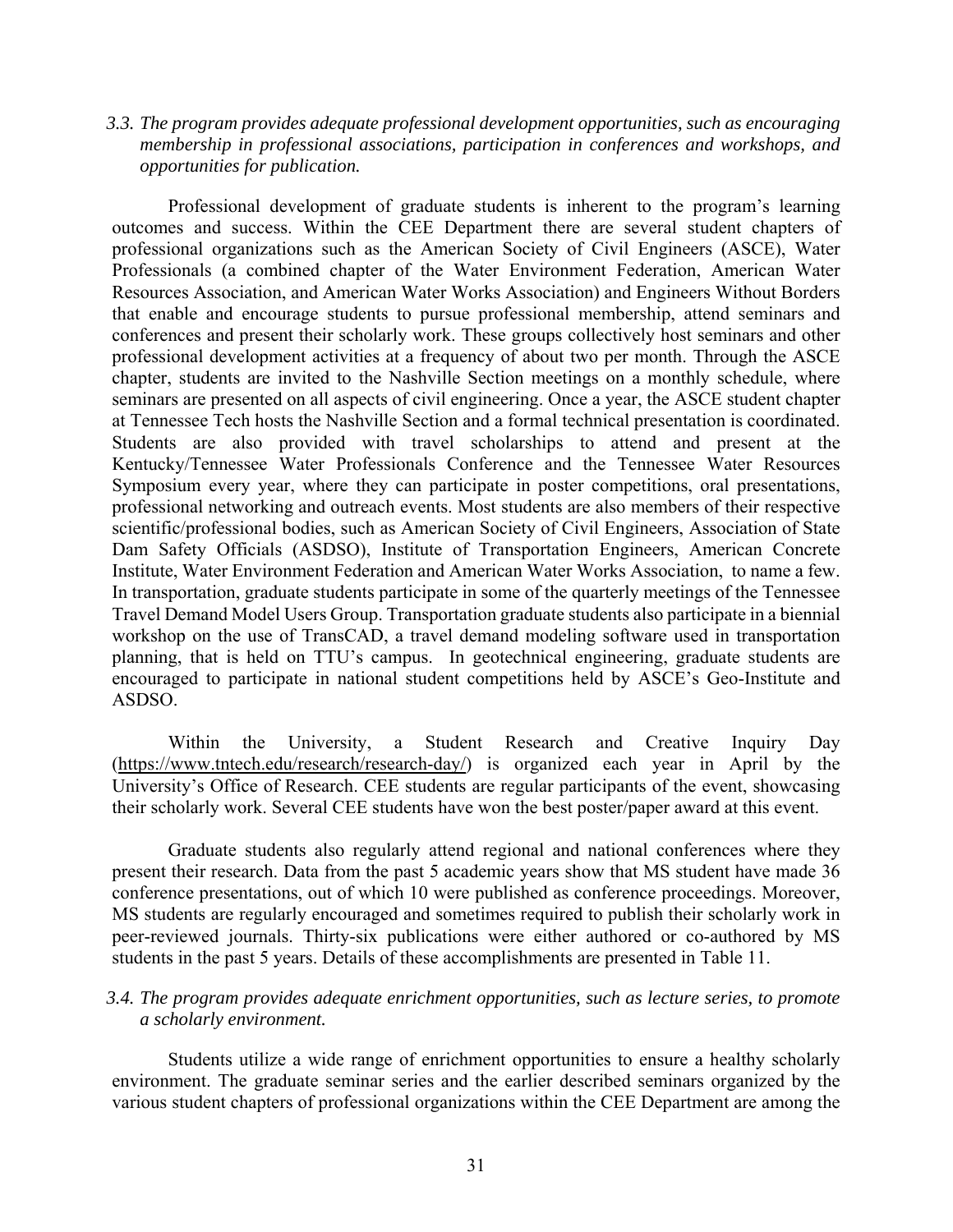*3.3. The program provides adequate professional development opportunities, such as encouraging membership in professional associations, participation in conferences and workshops, and opportunities for publication.*

Professional development of graduate students is inherent to the program's learning outcomes and success. Within the CEE Department there are several student chapters of professional organizations such as the American Society of Civil Engineers (ASCE), Water Professionals (a combined chapter of the Water Environment Federation, American Water Resources Association, and American Water Works Association) and Engineers Without Borders that enable and encourage students to pursue professional membership, attend seminars and conferences and present their scholarly work. These groups collectively host seminars and other professional development activities at a frequency of about two per month. Through the ASCE chapter, students are invited to the Nashville Section meetings on a monthly schedule, where seminars are presented on all aspects of civil engineering. Once a year, the ASCE student chapter at Tennessee Tech hosts the Nashville Section and a formal technical presentation is coordinated. Students are also provided with travel scholarships to attend and present at the Kentucky/Tennessee Water Professionals Conference and the Tennessee Water Resources Symposium every year, where they can participate in poster competitions, oral presentations, professional networking and outreach events. Most students are also members of their respective scientific/professional bodies, such as American Society of Civil Engineers, Association of State Dam Safety Officials (ASDSO), Institute of Transportation Engineers, American Concrete Institute, Water Environment Federation and American Water Works Association, to name a few. In transportation, graduate students participate in some of the quarterly meetings of the Tennessee Travel Demand Model Users Group. Transportation graduate students also participate in a biennial workshop on the use of TransCAD, a travel demand modeling software used in transportation planning, that is held on TTU's campus. In geotechnical engineering, graduate students are encouraged to participate in national student competitions held by ASCE's Geo-Institute and ASDSO.

Within the University, a Student Research and Creative Inquiry Day (https://www.tntech.edu/research/research-day/) is organized each year in April by the University's Office of Research. CEE students are regular participants of the event, showcasing their scholarly work. Several CEE students have won the best poster/paper award at this event.

Graduate students also regularly attend regional and national conferences where they present their research. Data from the past 5 academic years show that MS student have made 36 conference presentations, out of which 10 were published as conference proceedings. Moreover, MS students are regularly encouraged and sometimes required to publish their scholarly work in peer-reviewed journals. Thirty-six publications were either authored or co-authored by MS students in the past 5 years. Details of these accomplishments are presented in Table 11.

*3.4. The program provides adequate enrichment opportunities, such as lecture series, to promote a scholarly environment.*

Students utilize a wide range of enrichment opportunities to ensure a healthy scholarly environment. The graduate seminar series and the earlier described seminars organized by the various student chapters of professional organizations within the CEE Department are among the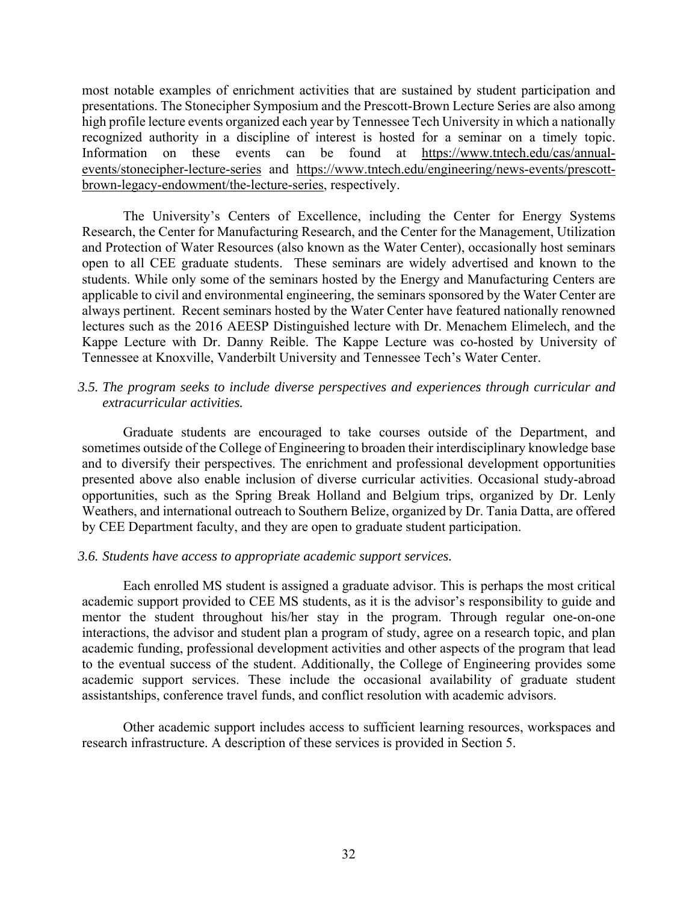most notable examples of enrichment activities that are sustained by student participation and presentations. The Stonecipher Symposium and the Prescott-Brown Lecture Series are also among high profile lecture events organized each year by Tennessee Tech University in which a nationally recognized authority in a discipline of interest is hosted for a seminar on a timely topic. Information on these events can be found at https://www.tntech.edu/cas/annual-events/stonecipher-lecture-series and https://www.tntech.edu/engineering/news-events/prescott-brown-legacy-endowment/the-lecture-series, respectively.

The University's Centers of Excellence, including the Center for Energy Systems Research, the Center for Manufacturing Research, and the Center for the Management, Utilization and Protection of Water Resources (also known as the Water Center), occasionally host seminars open to all CEE graduate students. These seminars are widely advertised and known to the students. While only some of the seminars hosted by the Energy and Manufacturing Centers are applicable to civil and environmental engineering, the seminars sponsored by the Water Center are always pertinent. Recent seminars hosted by the Water Center have featured nationally renowned lectures such as the 2016 AEESP Distinguished lecture with Dr. Menachem Elimelech, and the Kappe Lecture with Dr. Danny Reible. The Kappe Lecture was co-hosted by University of Tennessee at Knoxville, Vanderbilt University and Tennessee Tech's Water Center.

*3.5. The program seeks to include diverse perspectives and experiences through curricular and extracurricular activities.*

Graduate students are encouraged to take courses outside of the Department, and sometimes outside of the College of Engineering to broaden their interdisciplinary knowledge base and to diversify their perspectives. The enrichment and professional development opportunities presented above also enable inclusion of diverse curricular activities. Occasional study-abroad opportunities, such as the Spring Break Holland and Belgium trips, organized by Dr. Lenly Weathers, and international outreach to Southern Belize, organized by Dr. Tania Datta, are offered by CEE Department faculty, and they are open to graduate student participation.

*3.6. Students have access to appropriate academic support services.*

Each enrolled MS student is assigned a graduate advisor. This is perhaps the most critical academic support provided to CEE MS students, as it is the advisor's responsibility to guide and mentor the student throughout his/her stay in the program. Through regular one-on-one interactions, the advisor and student plan a program of study, agree on a research topic, and plan academic funding, professional development activities and other aspects of the program that lead to the eventual success of the student. Additionally, the College of Engineering provides some academic support services. These include the occasional availability of graduate student assistantships, conference travel funds, and conflict resolution with academic advisors.

Other academic support includes access to sufficient learning resources, workspaces and research infrastructure. A description of these services is provided in Section 5.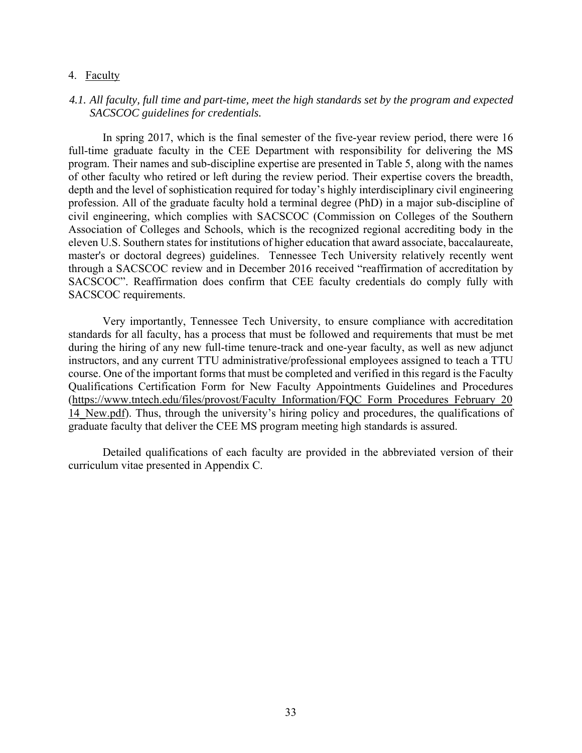4. Faculty

*4.1. All faculty, full time and part-time, meet the high standards set by the program and expected SACSCOC guidelines for credentials.*

In spring 2017, which is the final semester of the five-year review period, there were 16 full-time graduate faculty in the CEE Department with responsibility for delivering the MS program. Their names and sub-discipline expertise are presented in Table 5, along with the names of other faculty who retired or left during the review period. Their expertise covers the breadth, depth and the level of sophistication required for today's highly interdisciplinary civil engineering profession. All of the graduate faculty hold a terminal degree (PhD) in a major sub-discipline of civil engineering, which complies with SACSCOC (Commission on Colleges of the Southern Association of Colleges and Schools, which is the recognized regional accrediting body in the eleven U.S. Southern states for institutions of higher education that award associate, baccalaureate, master's or doctoral degrees) guidelines. Tennessee Tech University relatively recently went through a SACSCOC review and in December 2016 received "reaffirmation of accreditation by SACSCOC". Reaffirmation does confirm that CEE faculty credentials do comply fully with SACSCOC requirements.

Very importantly, Tennessee Tech University, to ensure compliance with accreditation standards for all faculty, has a process that must be followed and requirements that must be met during the hiring of any new full-time tenure-track and one-year faculty, as well as new adjunct instructors, and any current TTU administrative/professional employees assigned to teach a TTU course. One of the important forms that must be completed and verified in this regard is the Faculty Qualifications Certification Form for New Faculty Appointments Guidelines and Procedures (https://www.tntech.edu/files/provost/Faculty_Information/FQC_Form_Procedures_February_2014_New.pdf). Thus, through the university's hiring policy and procedures, the qualifications of graduate faculty that deliver the CEE MS program meeting high standards is assured.

Detailed qualifications of each faculty are provided in the abbreviated version of their curriculum vitae presented in Appendix C.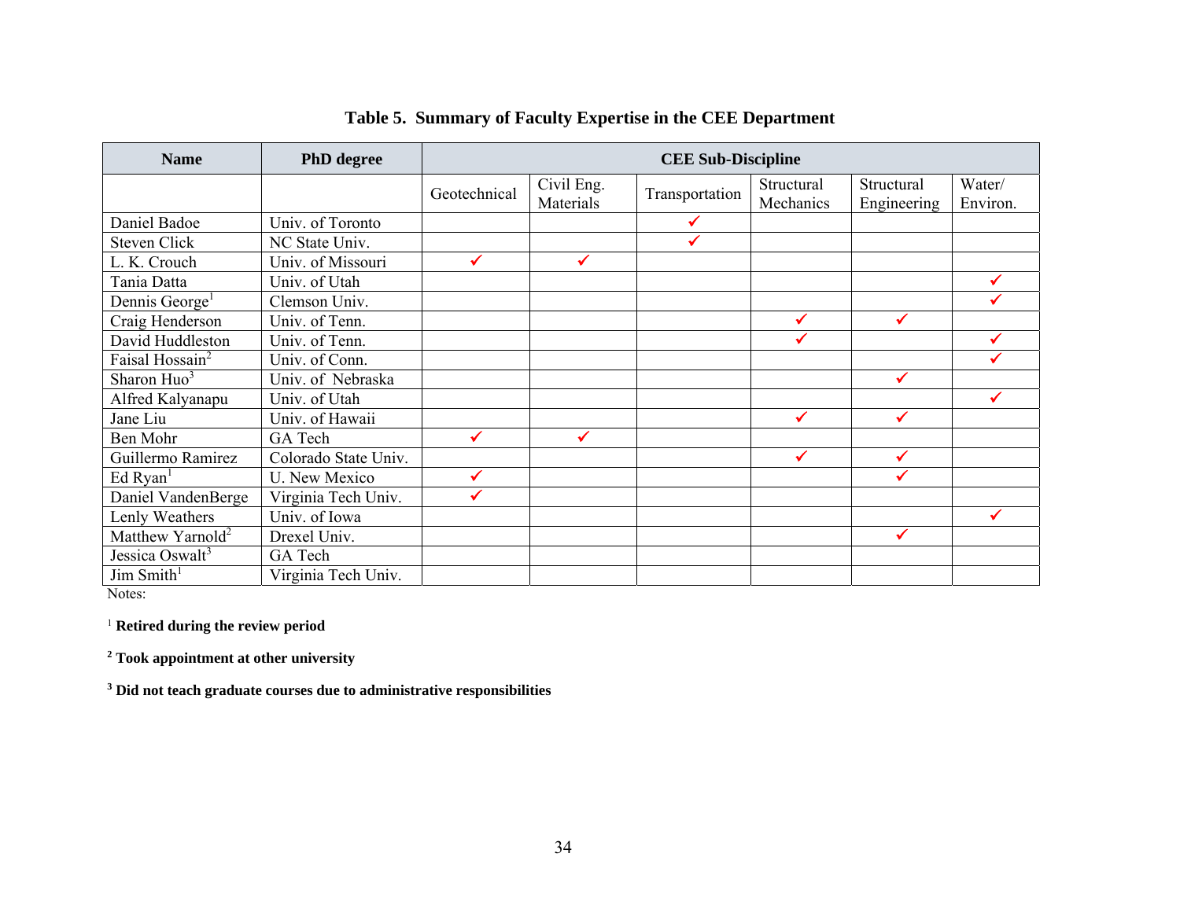**Table 5. Summary of Faculty Expertise in the CEE Department**

| Name | PhD degree | CEE Sub-Discipline | | | | | |
|---|---|---|---|---|---|---|---|
| | | Geotechnical | Civil Eng. Materials | Transportation | Structural Mechanics | Structural Engineering | Water/ Environ. |
| Daniel Badoe | Univ. of Toronto | | | ✓ | | | |
| Steven Click | NC State Univ. | | | ✓ | | | |
| L. K. Crouch | Univ. of Missouri | ✓ | ✓ | | | | |
| Tania Datta | Univ. of Utah | | | | | | ✓ |
| Dennis George[1] | Clemson Univ. | | | | | | ✓ |
| Craig Henderson | Univ. of Tenn. | | | | ✓ | ✓ | |
| David Huddleston | Univ. of Tenn. | | | | ✓ | | ✓ |
| Faisal Hossain[2] | Univ. of Conn. | | | | | | ✓ |
| Sharon Huo[3] | Univ. of Nebraska | | | | | ✓ | |
| Alfred Kalyanapu | Univ. of Utah | | | | | | ✓ |
| Jane Liu | Univ. of Hawaii | | | | ✓ | ✓ | |
| Ben Mohr | GA Tech | ✓ | ✓ | | | | |
| Guillermo Ramirez | Colorado State Univ. | | | | ✓ | ✓ | |
| Ed Ryan[1] | U. New Mexico | ✓ | | | | ✓ | |
| Daniel VandenBerge | Virginia Tech Univ. | ✓ | | | | | |
| Lenly Weathers | Univ. of Iowa | | | | | | ✓ |
| Matthew Yarnold[2] | Drexel Univ. | | | | | ✓ | |
| Jessica Oswalt[3] | GA Tech | | | | | | |
| Jim Smith[1] | Virginia Tech Univ. | | | | | | |

Notes:

[1] **Retired during the review period**

[2] **Took appointment at other university**

[3] **Did not teach graduate courses due to administrative responsibilities**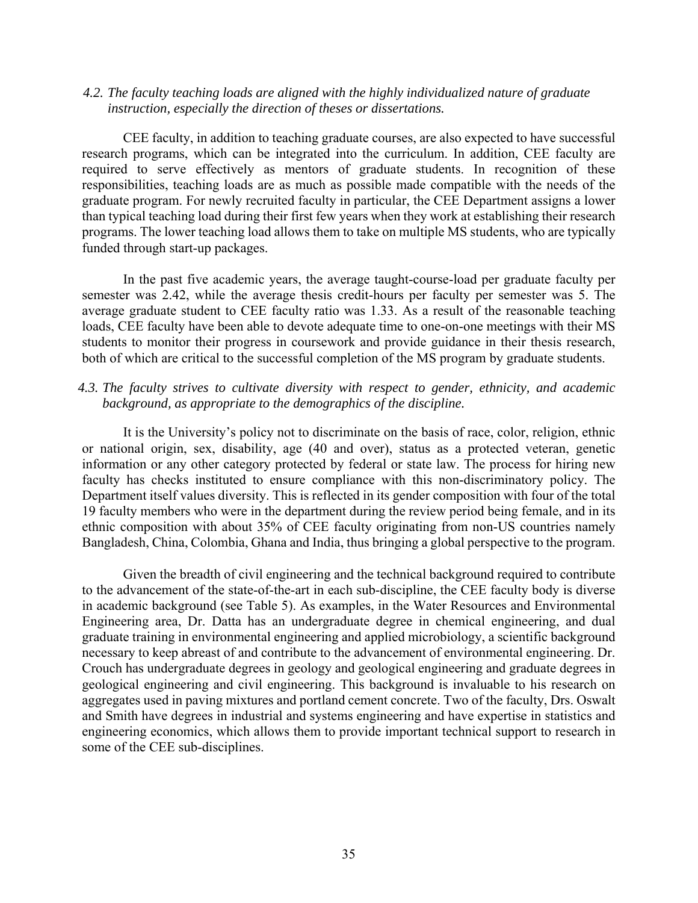*4.2. The faculty teaching loads are aligned with the highly individualized nature of graduate instruction, especially the direction of theses or dissertations.*

CEE faculty, in addition to teaching graduate courses, are also expected to have successful research programs, which can be integrated into the curriculum. In addition, CEE faculty are required to serve effectively as mentors of graduate students. In recognition of these responsibilities, teaching loads are as much as possible made compatible with the needs of the graduate program. For newly recruited faculty in particular, the CEE Department assigns a lower than typical teaching load during their first few years when they work at establishing their research programs. The lower teaching load allows them to take on multiple MS students, who are typically funded through start-up packages.

In the past five academic years, the average taught-course-load per graduate faculty per semester was 2.42, while the average thesis credit-hours per faculty per semester was 5. The average graduate student to CEE faculty ratio was 1.33. As a result of the reasonable teaching loads, CEE faculty have been able to devote adequate time to one-on-one meetings with their MS students to monitor their progress in coursework and provide guidance in their thesis research, both of which are critical to the successful completion of the MS program by graduate students.

*4.3. The faculty strives to cultivate diversity with respect to gender, ethnicity, and academic background, as appropriate to the demographics of the discipline.*

It is the University's policy not to discriminate on the basis of race, color, religion, ethnic or national origin, sex, disability, age (40 and over), status as a protected veteran, genetic information or any other category protected by federal or state law. The process for hiring new faculty has checks instituted to ensure compliance with this non-discriminatory policy. The Department itself values diversity. This is reflected in its gender composition with four of the total 19 faculty members who were in the department during the review period being female, and in its ethnic composition with about 35% of CEE faculty originating from non-US countries namely Bangladesh, China, Colombia, Ghana and India, thus bringing a global perspective to the program.

Given the breadth of civil engineering and the technical background required to contribute to the advancement of the state-of-the-art in each sub-discipline, the CEE faculty body is diverse in academic background (see Table 5). As examples, in the Water Resources and Environmental Engineering area, Dr. Datta has an undergraduate degree in chemical engineering, and dual graduate training in environmental engineering and applied microbiology, a scientific background necessary to keep abreast of and contribute to the advancement of environmental engineering. Dr. Crouch has undergraduate degrees in geology and geological engineering and graduate degrees in geological engineering and civil engineering. This background is invaluable to his research on aggregates used in paving mixtures and portland cement concrete. Two of the faculty, Drs. Oswalt and Smith have degrees in industrial and systems engineering and have expertise in statistics and engineering economics, which allows them to provide important technical support to research in some of the CEE sub-disciplines.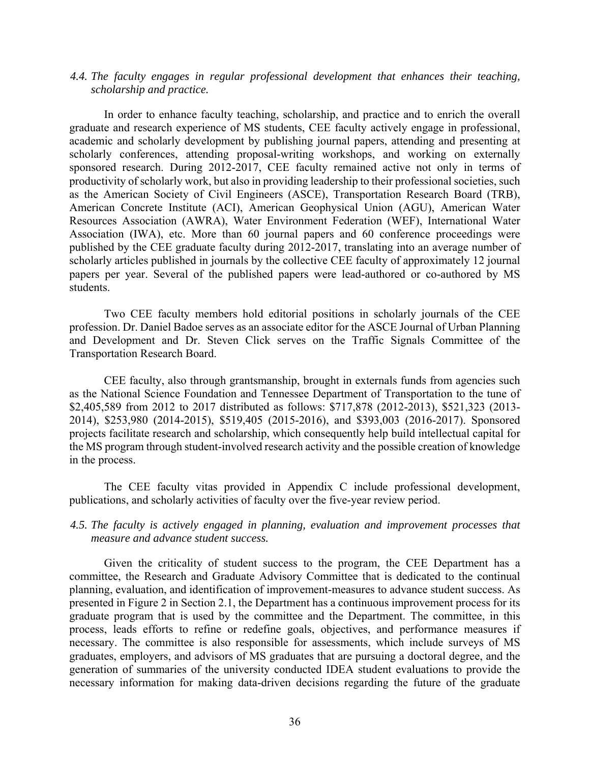*4.4. The faculty engages in regular professional development that enhances their teaching, scholarship and practice.*

In order to enhance faculty teaching, scholarship, and practice and to enrich the overall graduate and research experience of MS students, CEE faculty actively engage in professional, academic and scholarly development by publishing journal papers, attending and presenting at scholarly conferences, attending proposal-writing workshops, and working on externally sponsored research. During 2012-2017, CEE faculty remained active not only in terms of productivity of scholarly work, but also in providing leadership to their professional societies, such as the American Society of Civil Engineers (ASCE), Transportation Research Board (TRB), American Concrete Institute (ACI), American Geophysical Union (AGU), American Water Resources Association (AWRA), Water Environment Federation (WEF), International Water Association (IWA), etc. More than 60 journal papers and 60 conference proceedings were published by the CEE graduate faculty during 2012-2017, translating into an average number of scholarly articles published in journals by the collective CEE faculty of approximately 12 journal papers per year. Several of the published papers were lead-authored or co-authored by MS students.

Two CEE faculty members hold editorial positions in scholarly journals of the CEE profession. Dr. Daniel Badoe serves as an associate editor for the ASCE Journal of Urban Planning and Development and Dr. Steven Click serves on the Traffic Signals Committee of the Transportation Research Board.

CEE faculty, also through grantsmanship, brought in externals funds from agencies such as the National Science Foundation and Tennessee Department of Transportation to the tune of $2,405,589 from 2012 to 2017 distributed as follows: $717,878 (2012-2013), $521,323 (2013-2014), $253,980 (2014-2015), $519,405 (2015-2016), and $393,003 (2016-2017). Sponsored projects facilitate research and scholarship, which consequently help build intellectual capital for the MS program through student-involved research activity and the possible creation of knowledge in the process.

The CEE faculty vitas provided in Appendix C include professional development, publications, and scholarly activities of faculty over the five-year review period.

*4.5. The faculty is actively engaged in planning, evaluation and improvement processes that measure and advance student success.*

Given the criticality of student success to the program, the CEE Department has a committee, the Research and Graduate Advisory Committee that is dedicated to the continual planning, evaluation, and identification of improvement-measures to advance student success. As presented in Figure 2 in Section 2.1, the Department has a continuous improvement process for its graduate program that is used by the committee and the Department. The committee, in this process, leads efforts to refine or redefine goals, objectives, and performance measures if necessary. The committee is also responsible for assessments, which include surveys of MS graduates, employers, and advisors of MS graduates that are pursuing a doctoral degree, and the generation of summaries of the university conducted IDEA student evaluations to provide the necessary information for making data-driven decisions regarding the future of the graduate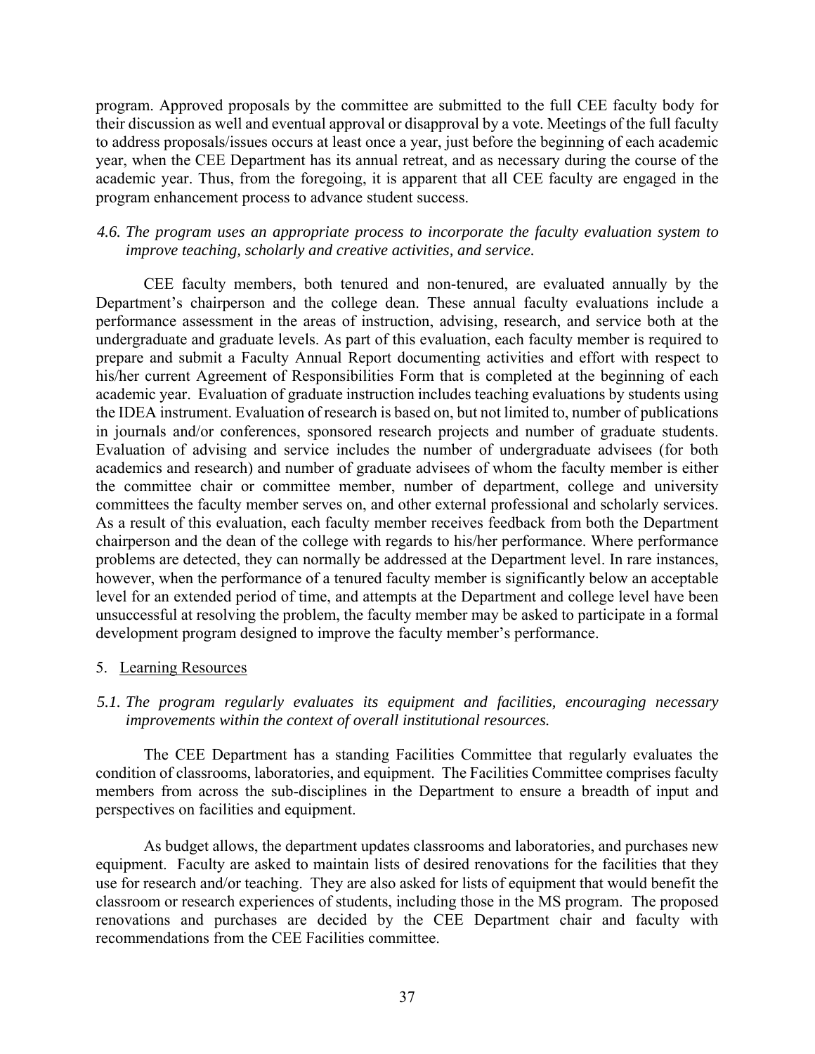program. Approved proposals by the committee are submitted to the full CEE faculty body for their discussion as well and eventual approval or disapproval by a vote. Meetings of the full faculty to address proposals/issues occurs at least once a year, just before the beginning of each academic year, when the CEE Department has its annual retreat, and as necessary during the course of the academic year. Thus, from the foregoing, it is apparent that all CEE faculty are engaged in the program enhancement process to advance student success.

*4.6. The program uses an appropriate process to incorporate the faculty evaluation system to improve teaching, scholarly and creative activities, and service.*

CEE faculty members, both tenured and non-tenured, are evaluated annually by the Department's chairperson and the college dean. These annual faculty evaluations include a performance assessment in the areas of instruction, advising, research, and service both at the undergraduate and graduate levels. As part of this evaluation, each faculty member is required to prepare and submit a Faculty Annual Report documenting activities and effort with respect to his/her current Agreement of Responsibilities Form that is completed at the beginning of each academic year. Evaluation of graduate instruction includes teaching evaluations by students using the IDEA instrument. Evaluation of research is based on, but not limited to, number of publications in journals and/or conferences, sponsored research projects and number of graduate students. Evaluation of advising and service includes the number of undergraduate advisees (for both academics and research) and number of graduate advisees of whom the faculty member is either the committee chair or committee member, number of department, college and university committees the faculty member serves on, and other external professional and scholarly services. As a result of this evaluation, each faculty member receives feedback from both the Department chairperson and the dean of the college with regards to his/her performance. Where performance problems are detected, they can normally be addressed at the Department level. In rare instances, however, when the performance of a tenured faculty member is significantly below an acceptable level for an extended period of time, and attempts at the Department and college level have been unsuccessful at resolving the problem, the faculty member may be asked to participate in a formal development program designed to improve the faculty member's performance.

5. Learning Resources

*5.1. The program regularly evaluates its equipment and facilities, encouraging necessary improvements within the context of overall institutional resources.*

The CEE Department has a standing Facilities Committee that regularly evaluates the condition of classrooms, laboratories, and equipment. The Facilities Committee comprises faculty members from across the sub-disciplines in the Department to ensure a breadth of input and perspectives on facilities and equipment.

As budget allows, the department updates classrooms and laboratories, and purchases new equipment. Faculty are asked to maintain lists of desired renovations for the facilities that they use for research and/or teaching. They are also asked for lists of equipment that would benefit the classroom or research experiences of students, including those in the MS program. The proposed renovations and purchases are decided by the CEE Department chair and faculty with recommendations from the CEE Facilities committee.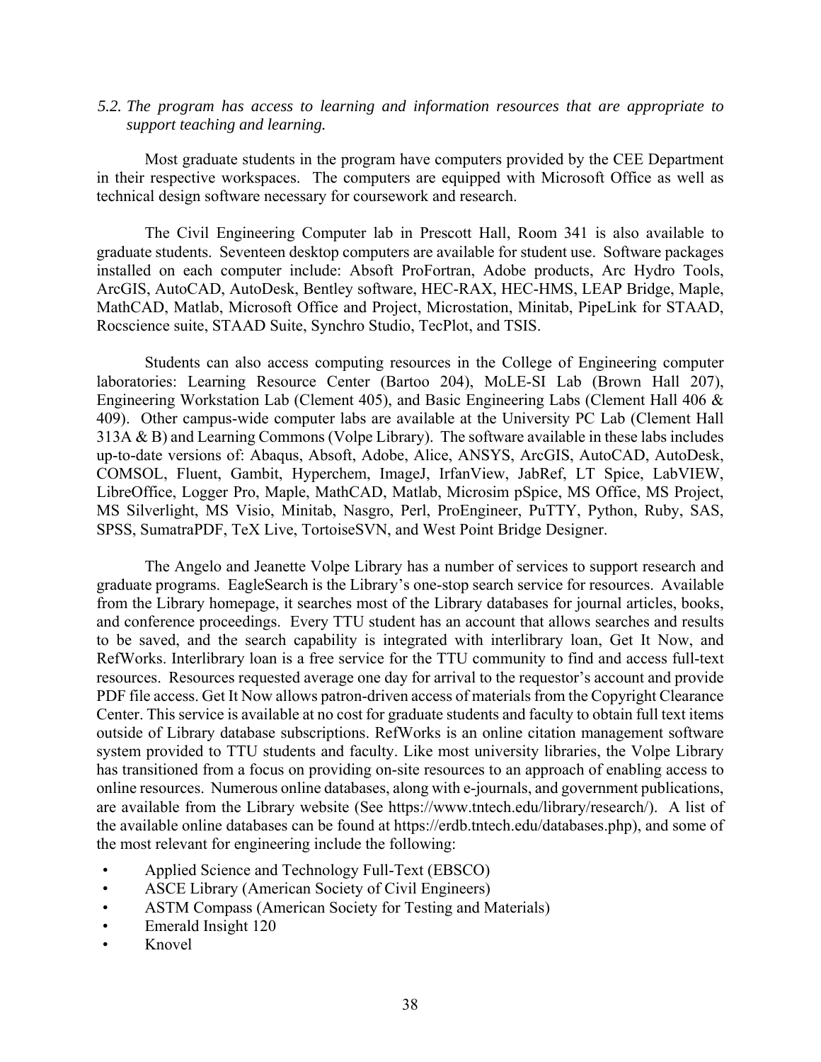*5.2. The program has access to learning and information resources that are appropriate to support teaching and learning.*

Most graduate students in the program have computers provided by the CEE Department in their respective workspaces. The computers are equipped with Microsoft Office as well as technical design software necessary for coursework and research.

The Civil Engineering Computer lab in Prescott Hall, Room 341 is also available to graduate students. Seventeen desktop computers are available for student use. Software packages installed on each computer include: Absoft ProFortran, Adobe products, Arc Hydro Tools, ArcGIS, AutoCAD, AutoDesk, Bentley software, HEC-RAX, HEC-HMS, LEAP Bridge, Maple, MathCAD, Matlab, Microsoft Office and Project, Microstation, Minitab, PipeLink for STAAD, Rocscience suite, STAAD Suite, Synchro Studio, TecPlot, and TSIS.

Students can also access computing resources in the College of Engineering computer laboratories: Learning Resource Center (Bartoo 204), MoLE-SI Lab (Brown Hall 207), Engineering Workstation Lab (Clement 405), and Basic Engineering Labs (Clement Hall 406 & 409). Other campus-wide computer labs are available at the University PC Lab (Clement Hall 313A & B) and Learning Commons (Volpe Library). The software available in these labs includes up-to-date versions of: Abaqus, Absoft, Adobe, Alice, ANSYS, ArcGIS, AutoCAD, AutoDesk, COMSOL, Fluent, Gambit, Hyperchem, ImageJ, IrfanView, JabRef, LT Spice, LabVIEW, LibreOffice, Logger Pro, Maple, MathCAD, Matlab, Microsim pSpice, MS Office, MS Project, MS Silverlight, MS Visio, Minitab, Nasgro, Perl, ProEngineer, PuTTY, Python, Ruby, SAS, SPSS, SumatraPDF, TeX Live, TortoiseSVN, and West Point Bridge Designer.

The Angelo and Jeanette Volpe Library has a number of services to support research and graduate programs. EagleSearch is the Library's one-stop search service for resources. Available from the Library homepage, it searches most of the Library databases for journal articles, books, and conference proceedings. Every TTU student has an account that allows searches and results to be saved, and the search capability is integrated with interlibrary loan, Get It Now, and RefWorks. Interlibrary loan is a free service for the TTU community to find and access full-text resources. Resources requested average one day for arrival to the requestor's account and provide PDF file access. Get It Now allows patron-driven access of materials from the Copyright Clearance Center. This service is available at no cost for graduate students and faculty to obtain full text items outside of Library database subscriptions. RefWorks is an online citation management software system provided to TTU students and faculty. Like most university libraries, the Volpe Library has transitioned from a focus on providing on-site resources to an approach of enabling access to online resources. Numerous online databases, along with e-journals, and government publications, are available from the Library website (See https://www.tntech.edu/library/research/). A list of the available online databases can be found at https://erdb.tntech.edu/databases.php), and some of the most relevant for engineering include the following:

- Applied Science and Technology Full-Text (EBSCO)
- ASCE Library (American Society of Civil Engineers)
- ASTM Compass (American Society for Testing and Materials)
- Emerald Insight 120
- Knovel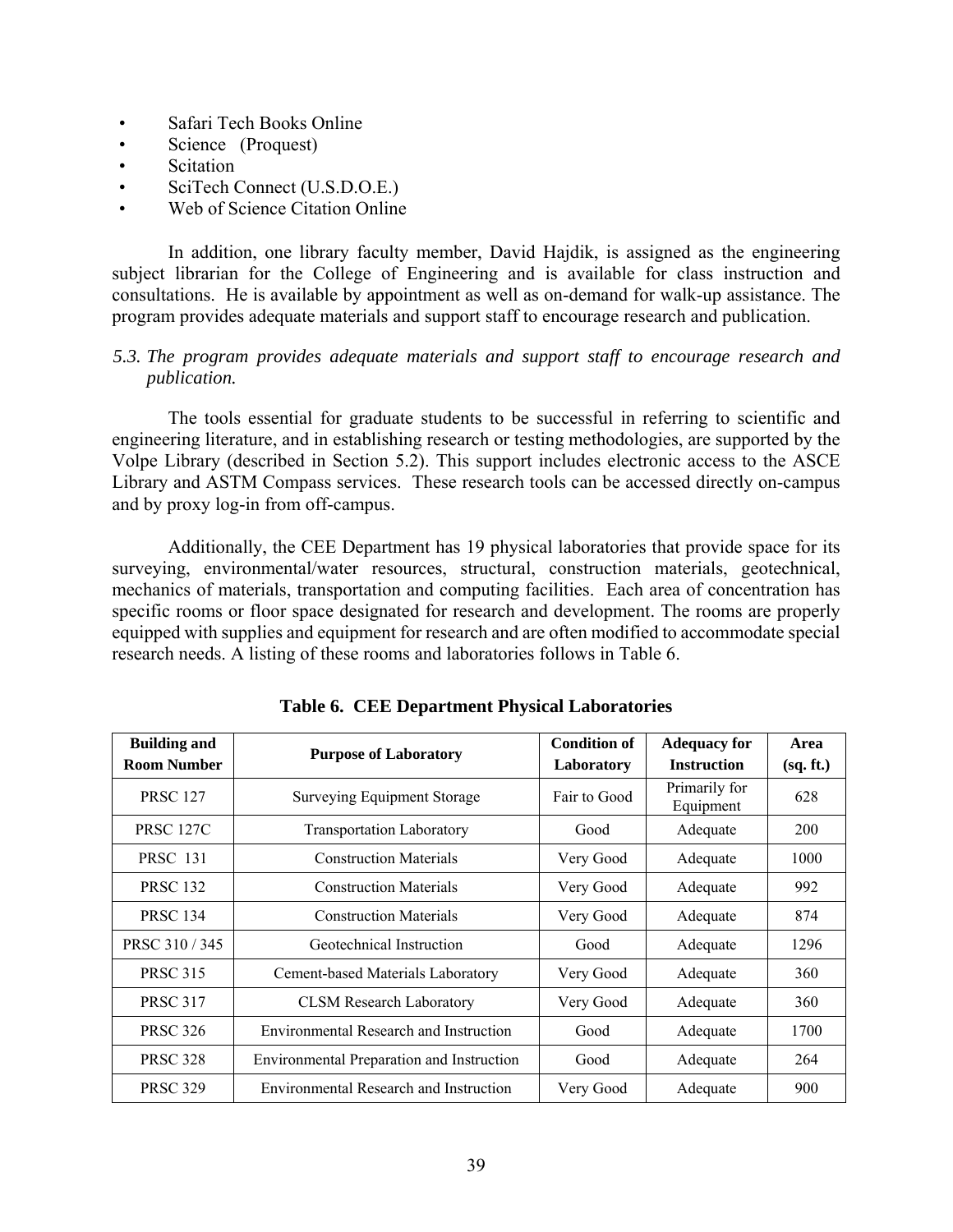- Safari Tech Books Online
- Science (Proquest)
- Scitation
- SciTech Connect (U.S.D.O.E.)
- Web of Science Citation Online

In addition, one library faculty member, David Hajdik, is assigned as the engineering subject librarian for the College of Engineering and is available for class instruction and consultations. He is available by appointment as well as on-demand for walk-up assistance. The program provides adequate materials and support staff to encourage research and publication.

*5.3. The program provides adequate materials and support staff to encourage research and publication.*

The tools essential for graduate students to be successful in referring to scientific and engineering literature, and in establishing research or testing methodologies, are supported by the Volpe Library (described in Section 5.2). This support includes electronic access to the ASCE Library and ASTM Compass services. These research tools can be accessed directly on-campus and by proxy log-in from off-campus.

Additionally, the CEE Department has 19 physical laboratories that provide space for its surveying, environmental/water resources, structural, construction materials, geotechnical, mechanics of materials, transportation and computing facilities. Each area of concentration has specific rooms or floor space designated for research and development. The rooms are properly equipped with supplies and equipment for research and are often modified to accommodate special research needs. A listing of these rooms and laboratories follows in Table 6.

**Table 6. CEE Department Physical Laboratories**

| Building and Room Number | Purpose of Laboratory | Condition of Laboratory | Adequacy for Instruction | Area (sq. ft.) |
|---|---|---|---|---|
| PRSC 127 | Surveying Equipment Storage | Fair to Good | Primarily for Equipment | 628 |
| PRSC 127C | Transportation Laboratory | Good | Adequate | 200 |
| PRSC 131 | Construction Materials | Very Good | Adequate | 1000 |
| PRSC 132 | Construction Materials | Very Good | Adequate | 992 |
| PRSC 134 | Construction Materials | Very Good | Adequate | 874 |
| PRSC 310 / 345 | Geotechnical Instruction | Good | Adequate | 1296 |
| PRSC 315 | Cement-based Materials Laboratory | Very Good | Adequate | 360 |
| PRSC 317 | CLSM Research Laboratory | Very Good | Adequate | 360 |
| PRSC 326 | Environmental Research and Instruction | Good | Adequate | 1700 |
| PRSC 328 | Environmental Preparation and Instruction | Good | Adequate | 264 |
| PRSC 329 | Environmental Research and Instruction | Very Good | Adequate | 900 |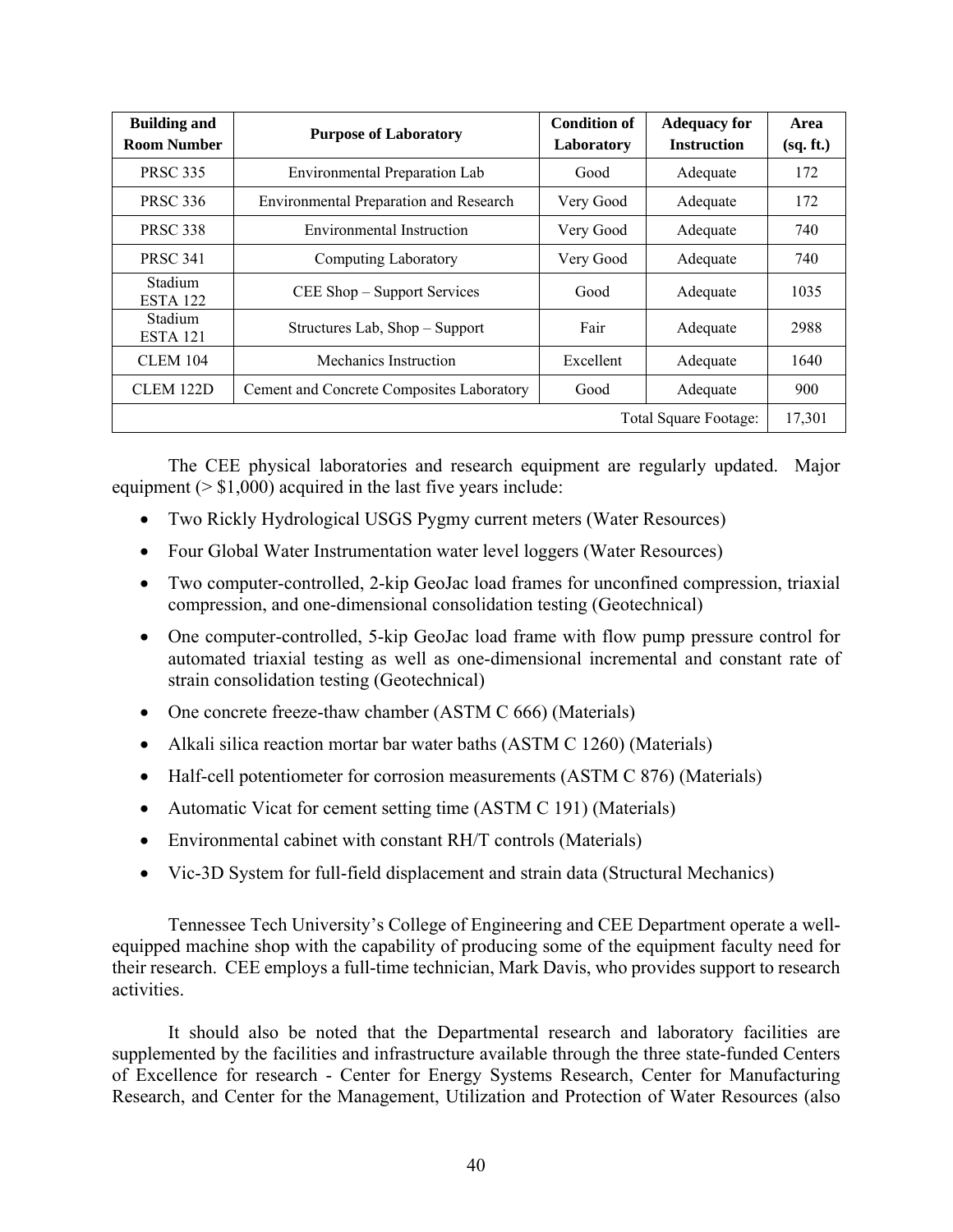| Building and Room Number | Purpose of Laboratory | Condition of Laboratory | Adequacy for Instruction | Area (sq. ft.) |
|---|---|---|---|---|
| PRSC 335 | Environmental Preparation Lab | Good | Adequate | 172 |
| PRSC 336 | Environmental Preparation and Research | Very Good | Adequate | 172 |
| PRSC 338 | Environmental Instruction | Very Good | Adequate | 740 |
| PRSC 341 | Computing Laboratory | Very Good | Adequate | 740 |
| Stadium ESTA 122 | CEE Shop – Support Services | Good | Adequate | 1035 |
| Stadium ESTA 121 | Structures Lab, Shop – Support | Fair | Adequate | 2988 |
| CLEM 104 | Mechanics Instruction | Excellent | Adequate | 1640 |
| CLEM 122D | Cement and Concrete Composites Laboratory | Good | Adequate | 900 |
| | | | Total Square Footage: | 17,301 |

The CEE physical laboratories and research equipment are regularly updated. Major equipment (> $1,000) acquired in the last five years include:

- Two Rickly Hydrological USGS Pygmy current meters (Water Resources)
- Four Global Water Instrumentation water level loggers (Water Resources)
- Two computer-controlled, 2-kip GeoJac load frames for unconfined compression, triaxial compression, and one-dimensional consolidation testing (Geotechnical)
- One computer-controlled, 5-kip GeoJac load frame with flow pump pressure control for automated triaxial testing as well as one-dimensional incremental and constant rate of strain consolidation testing (Geotechnical)
- One concrete freeze-thaw chamber (ASTM C 666) (Materials)
- Alkali silica reaction mortar bar water baths (ASTM C 1260) (Materials)
- Half-cell potentiometer for corrosion measurements (ASTM C 876) (Materials)
- Automatic Vicat for cement setting time (ASTM C 191) (Materials)
- Environmental cabinet with constant RH/T controls (Materials)
- Vic-3D System for full-field displacement and strain data (Structural Mechanics)

Tennessee Tech University's College of Engineering and CEE Department operate a well-equipped machine shop with the capability of producing some of the equipment faculty need for their research. CEE employs a full-time technician, Mark Davis, who provides support to research activities.

It should also be noted that the Departmental research and laboratory facilities are supplemented by the facilities and infrastructure available through the three state-funded Centers of Excellence for research - Center for Energy Systems Research, Center for Manufacturing Research, and Center for the Management, Utilization and Protection of Water Resources (also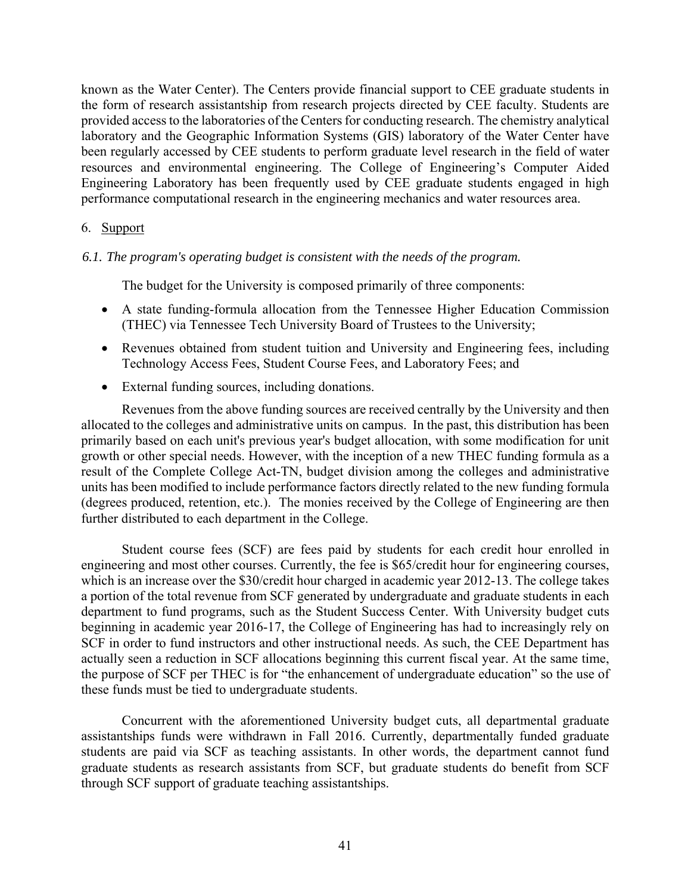known as the Water Center). The Centers provide financial support to CEE graduate students in the form of research assistantship from research projects directed by CEE faculty. Students are provided access to the laboratories of the Centers for conducting research. The chemistry analytical laboratory and the Geographic Information Systems (GIS) laboratory of the Water Center have been regularly accessed by CEE students to perform graduate level research in the field of water resources and environmental engineering. The College of Engineering's Computer Aided Engineering Laboratory has been frequently used by CEE graduate students engaged in high performance computational research in the engineering mechanics and water resources area.

6. Support

*6.1. The program's operating budget is consistent with the needs of the program.*

The budget for the University is composed primarily of three components:

- A state funding-formula allocation from the Tennessee Higher Education Commission (THEC) via Tennessee Tech University Board of Trustees to the University;
- Revenues obtained from student tuition and University and Engineering fees, including Technology Access Fees, Student Course Fees, and Laboratory Fees; and
- External funding sources, including donations.

Revenues from the above funding sources are received centrally by the University and then allocated to the colleges and administrative units on campus. In the past, this distribution has been primarily based on each unit's previous year's budget allocation, with some modification for unit growth or other special needs. However, with the inception of a new THEC funding formula as a result of the Complete College Act-TN, budget division among the colleges and administrative units has been modified to include performance factors directly related to the new funding formula (degrees produced, retention, etc.). The monies received by the College of Engineering are then further distributed to each department in the College.

Student course fees (SCF) are fees paid by students for each credit hour enrolled in engineering and most other courses. Currently, the fee is $65/credit hour for engineering courses, which is an increase over the $30/credit hour charged in academic year 2012-13. The college takes a portion of the total revenue from SCF generated by undergraduate and graduate students in each department to fund programs, such as the Student Success Center. With University budget cuts beginning in academic year 2016-17, the College of Engineering has had to increasingly rely on SCF in order to fund instructors and other instructional needs. As such, the CEE Department has actually seen a reduction in SCF allocations beginning this current fiscal year. At the same time, the purpose of SCF per THEC is for "the enhancement of undergraduate education" so the use of these funds must be tied to undergraduate students.

Concurrent with the aforementioned University budget cuts, all departmental graduate assistantships funds were withdrawn in Fall 2016. Currently, departmentally funded graduate students are paid via SCF as teaching assistants. In other words, the department cannot fund graduate students as research assistants from SCF, but graduate students do benefit from SCF through SCF support of graduate teaching assistantships.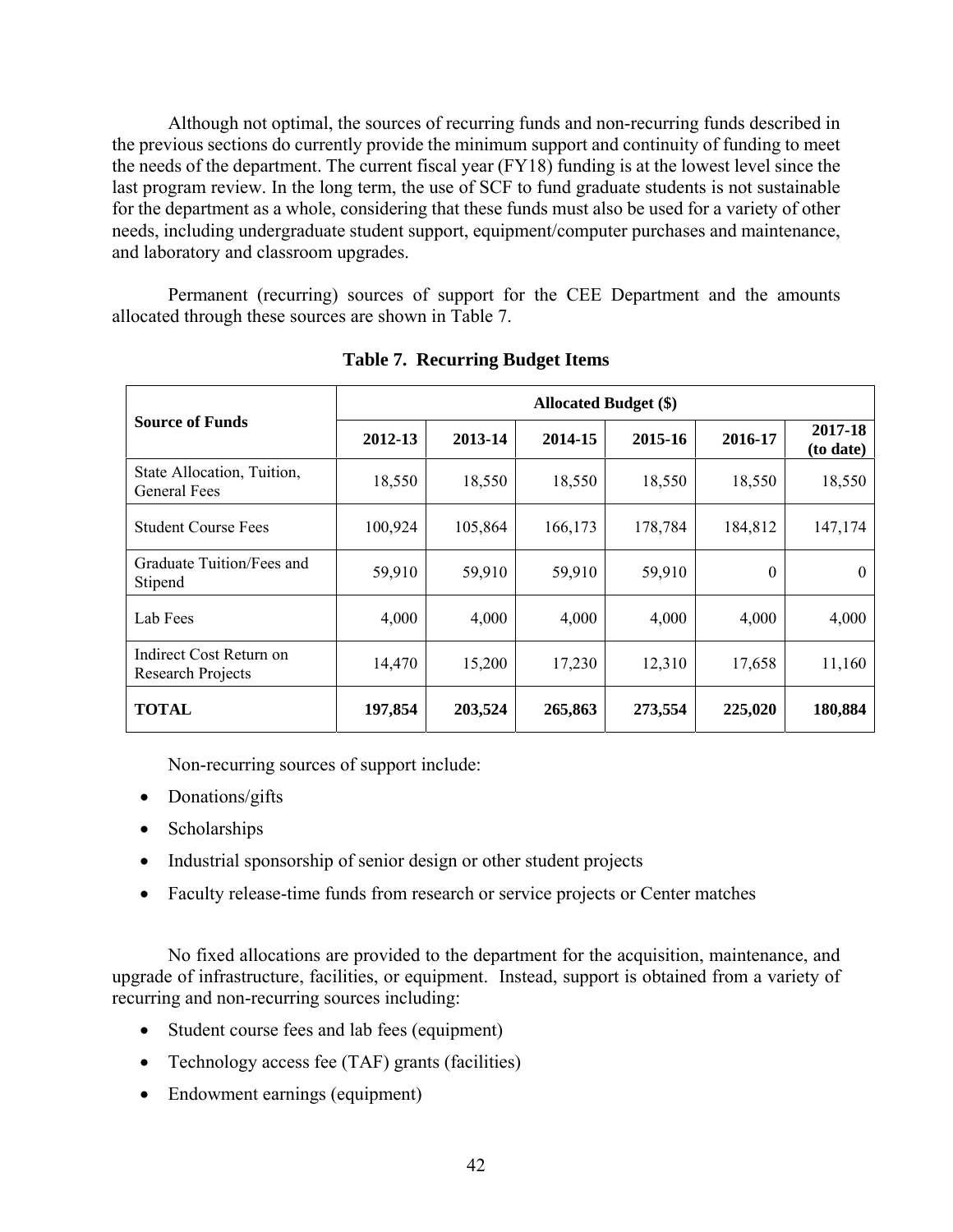Although not optimal, the sources of recurring funds and non-recurring funds described in the previous sections do currently provide the minimum support and continuity of funding to meet the needs of the department. The current fiscal year (FY18) funding is at the lowest level since the last program review. In the long term, the use of SCF to fund graduate students is not sustainable for the department as a whole, considering that these funds must also be used for a variety of other needs, including undergraduate student support, equipment/computer purchases and maintenance, and laboratory and classroom upgrades.

Permanent (recurring) sources of support for the CEE Department and the amounts allocated through these sources are shown in Table 7.

**Table 7. Recurring Budget Items**

| Source of Funds | Allocated Budget ($) | | | | | |
|---|---|---|---|---|---|---|
| | **2012-13** | **2013-14** | **2014-15** | **2015-16** | **2016-17** | **2017-18 (to date)** |
| State Allocation, Tuition, General Fees | 18,550 | 18,550 | 18,550 | 18,550 | 18,550 | 18,550 |
| Student Course Fees | 100,924 | 105,864 | 166,173 | 178,784 | 184,812 | 147,174 |
| Graduate Tuition/Fees and Stipend | 59,910 | 59,910 | 59,910 | 59,910 | 0 | 0 |
| Lab Fees | 4,000 | 4,000 | 4,000 | 4,000 | 4,000 | 4,000 |
| Indirect Cost Return on Research Projects | 14,470 | 15,200 | 17,230 | 12,310 | 17,658 | 11,160 |
| **TOTAL** | **197,854** | **203,524** | **265,863** | **273,554** | **225,020** | **180,884** |

Non-recurring sources of support include:

- Donations/gifts
- Scholarships
- Industrial sponsorship of senior design or other student projects
- Faculty release-time funds from research or service projects or Center matches

No fixed allocations are provided to the department for the acquisition, maintenance, and upgrade of infrastructure, facilities, or equipment. Instead, support is obtained from a variety of recurring and non-recurring sources including:

- Student course fees and lab fees (equipment)
- Technology access fee (TAF) grants (facilities)
- Endowment earnings (equipment)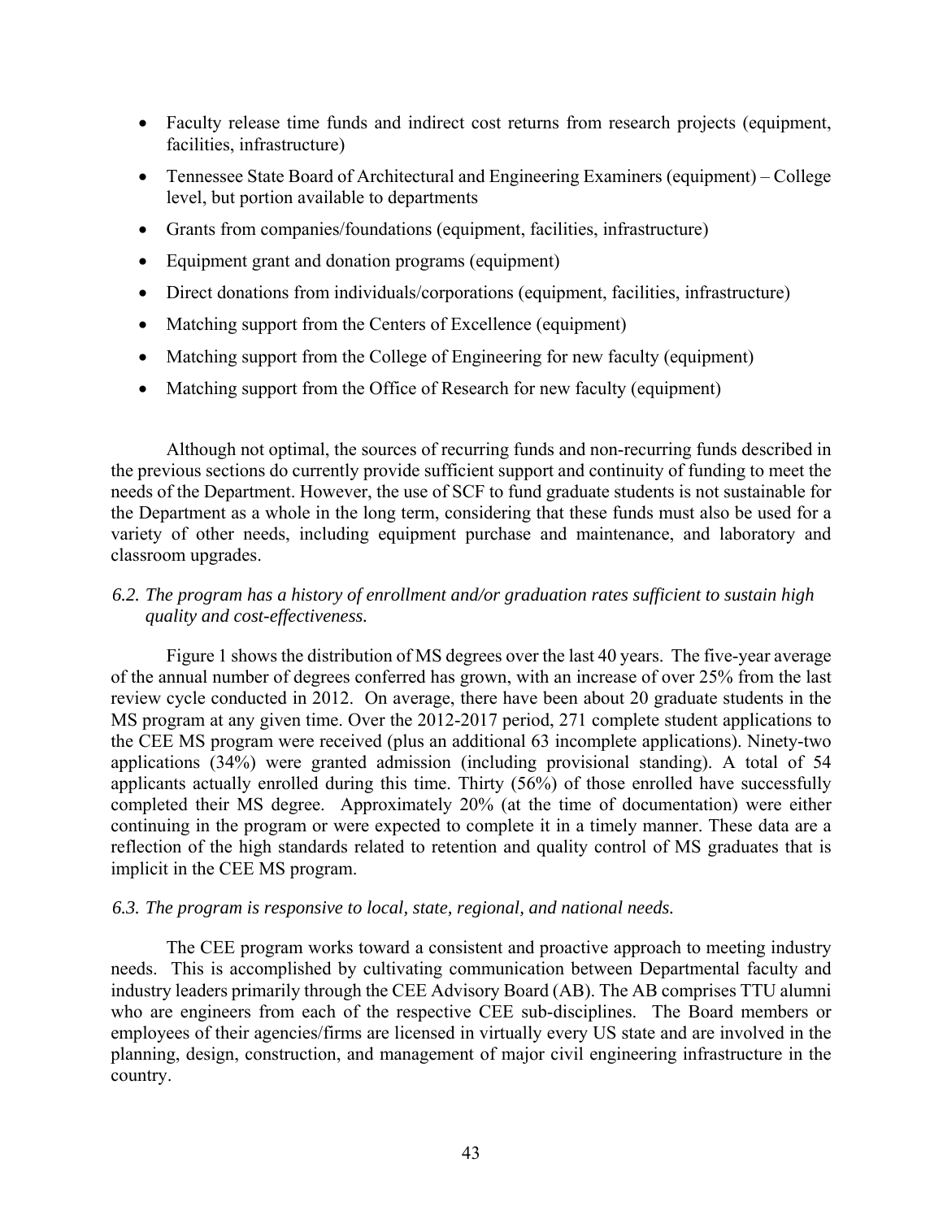- Faculty release time funds and indirect cost returns from research projects (equipment, facilities, infrastructure)
- Tennessee State Board of Architectural and Engineering Examiners (equipment) – College level, but portion available to departments
- Grants from companies/foundations (equipment, facilities, infrastructure)
- Equipment grant and donation programs (equipment)
- Direct donations from individuals/corporations (equipment, facilities, infrastructure)
- Matching support from the Centers of Excellence (equipment)
- Matching support from the College of Engineering for new faculty (equipment)
- Matching support from the Office of Research for new faculty (equipment)

Although not optimal, the sources of recurring funds and non-recurring funds described in the previous sections do currently provide sufficient support and continuity of funding to meet the needs of the Department. However, the use of SCF to fund graduate students is not sustainable for the Department as a whole in the long term, considering that these funds must also be used for a variety of other needs, including equipment purchase and maintenance, and laboratory and classroom upgrades.

*6.2. The program has a history of enrollment and/or graduation rates sufficient to sustain high quality and cost-effectiveness.*

Figure 1 shows the distribution of MS degrees over the last 40 years. The five-year average of the annual number of degrees conferred has grown, with an increase of over 25% from the last review cycle conducted in 2012. On average, there have been about 20 graduate students in the MS program at any given time. Over the 2012-2017 period, 271 complete student applications to the CEE MS program were received (plus an additional 63 incomplete applications). Ninety-two applications (34%) were granted admission (including provisional standing). A total of 54 applicants actually enrolled during this time. Thirty (56%) of those enrolled have successfully completed their MS degree. Approximately 20% (at the time of documentation) were either continuing in the program or were expected to complete it in a timely manner. These data are a reflection of the high standards related to retention and quality control of MS graduates that is implicit in the CEE MS program.

*6.3. The program is responsive to local, state, regional, and national needs.*

The CEE program works toward a consistent and proactive approach to meeting industry needs. This is accomplished by cultivating communication between Departmental faculty and industry leaders primarily through the CEE Advisory Board (AB). The AB comprises TTU alumni who are engineers from each of the respective CEE sub-disciplines. The Board members or employees of their agencies/firms are licensed in virtually every US state and are involved in the planning, design, construction, and management of major civil engineering infrastructure in the country.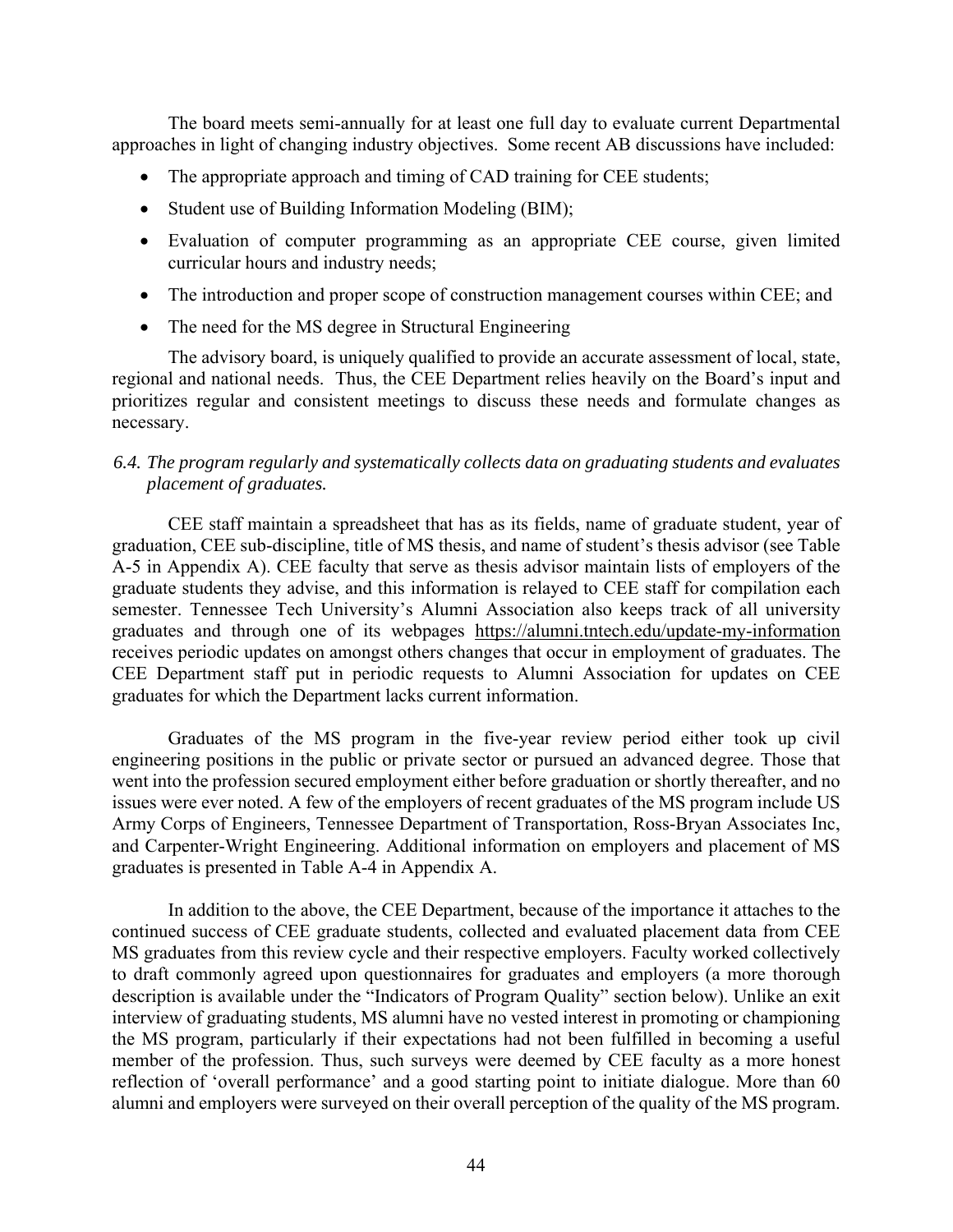The board meets semi-annually for at least one full day to evaluate current Departmental approaches in light of changing industry objectives. Some recent AB discussions have included:

- The appropriate approach and timing of CAD training for CEE students;
- Student use of Building Information Modeling (BIM);
- Evaluation of computer programming as an appropriate CEE course, given limited curricular hours and industry needs;
- The introduction and proper scope of construction management courses within CEE; and
- The need for the MS degree in Structural Engineering

The advisory board, is uniquely qualified to provide an accurate assessment of local, state, regional and national needs. Thus, the CEE Department relies heavily on the Board's input and prioritizes regular and consistent meetings to discuss these needs and formulate changes as necessary.

*6.4. The program regularly and systematically collects data on graduating students and evaluates placement of graduates.*

CEE staff maintain a spreadsheet that has as its fields, name of graduate student, year of graduation, CEE sub-discipline, title of MS thesis, and name of student's thesis advisor (see Table A-5 in Appendix A). CEE faculty that serve as thesis advisor maintain lists of employers of the graduate students they advise, and this information is relayed to CEE staff for compilation each semester. Tennessee Tech University's Alumni Association also keeps track of all university graduates and through one of its webpages https://alumni.tntech.edu/update-my-information receives periodic updates on amongst others changes that occur in employment of graduates. The CEE Department staff put in periodic requests to Alumni Association for updates on CEE graduates for which the Department lacks current information.

Graduates of the MS program in the five-year review period either took up civil engineering positions in the public or private sector or pursued an advanced degree. Those that went into the profession secured employment either before graduation or shortly thereafter, and no issues were ever noted. A few of the employers of recent graduates of the MS program include US Army Corps of Engineers, Tennessee Department of Transportation, Ross-Bryan Associates Inc, and Carpenter-Wright Engineering. Additional information on employers and placement of MS graduates is presented in Table A-4 in Appendix A.

In addition to the above, the CEE Department, because of the importance it attaches to the continued success of CEE graduate students, collected and evaluated placement data from CEE MS graduates from this review cycle and their respective employers. Faculty worked collectively to draft commonly agreed upon questionnaires for graduates and employers (a more thorough description is available under the "Indicators of Program Quality" section below). Unlike an exit interview of graduating students, MS alumni have no vested interest in promoting or championing the MS program, particularly if their expectations had not been fulfilled in becoming a useful member of the profession. Thus, such surveys were deemed by CEE faculty as a more honest reflection of 'overall performance' and a good starting point to initiate dialogue. More than 60 alumni and employers were surveyed on their overall perception of the quality of the MS program.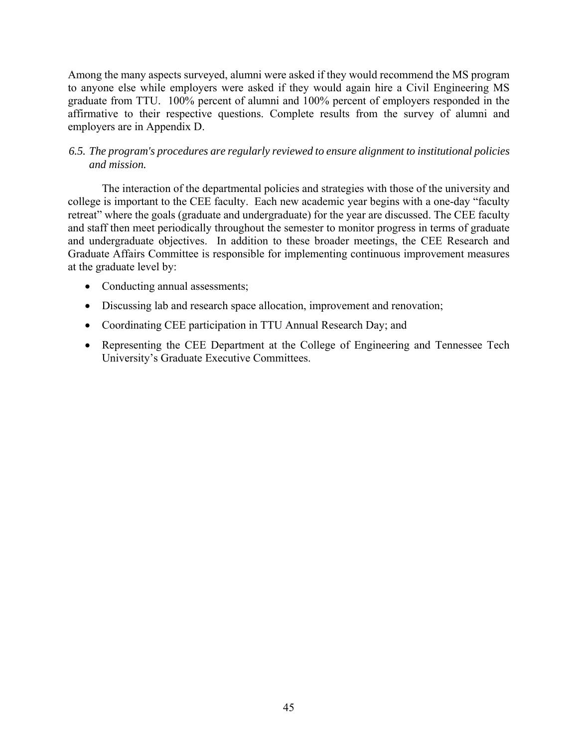Among the many aspects surveyed, alumni were asked if they would recommend the MS program to anyone else while employers were asked if they would again hire a Civil Engineering MS graduate from TTU. 100% percent of alumni and 100% percent of employers responded in the affirmative to their respective questions. Complete results from the survey of alumni and employers are in Appendix D.

*6.5. The program's procedures are regularly reviewed to ensure alignment to institutional policies and mission.*

The interaction of the departmental policies and strategies with those of the university and college is important to the CEE faculty. Each new academic year begins with a one-day "faculty retreat" where the goals (graduate and undergraduate) for the year are discussed. The CEE faculty and staff then meet periodically throughout the semester to monitor progress in terms of graduate and undergraduate objectives. In addition to these broader meetings, the CEE Research and Graduate Affairs Committee is responsible for implementing continuous improvement measures at the graduate level by:

- Conducting annual assessments;
- Discussing lab and research space allocation, improvement and renovation;
- Coordinating CEE participation in TTU Annual Research Day; and
- Representing the CEE Department at the College of Engineering and Tennessee Tech University's Graduate Executive Committees.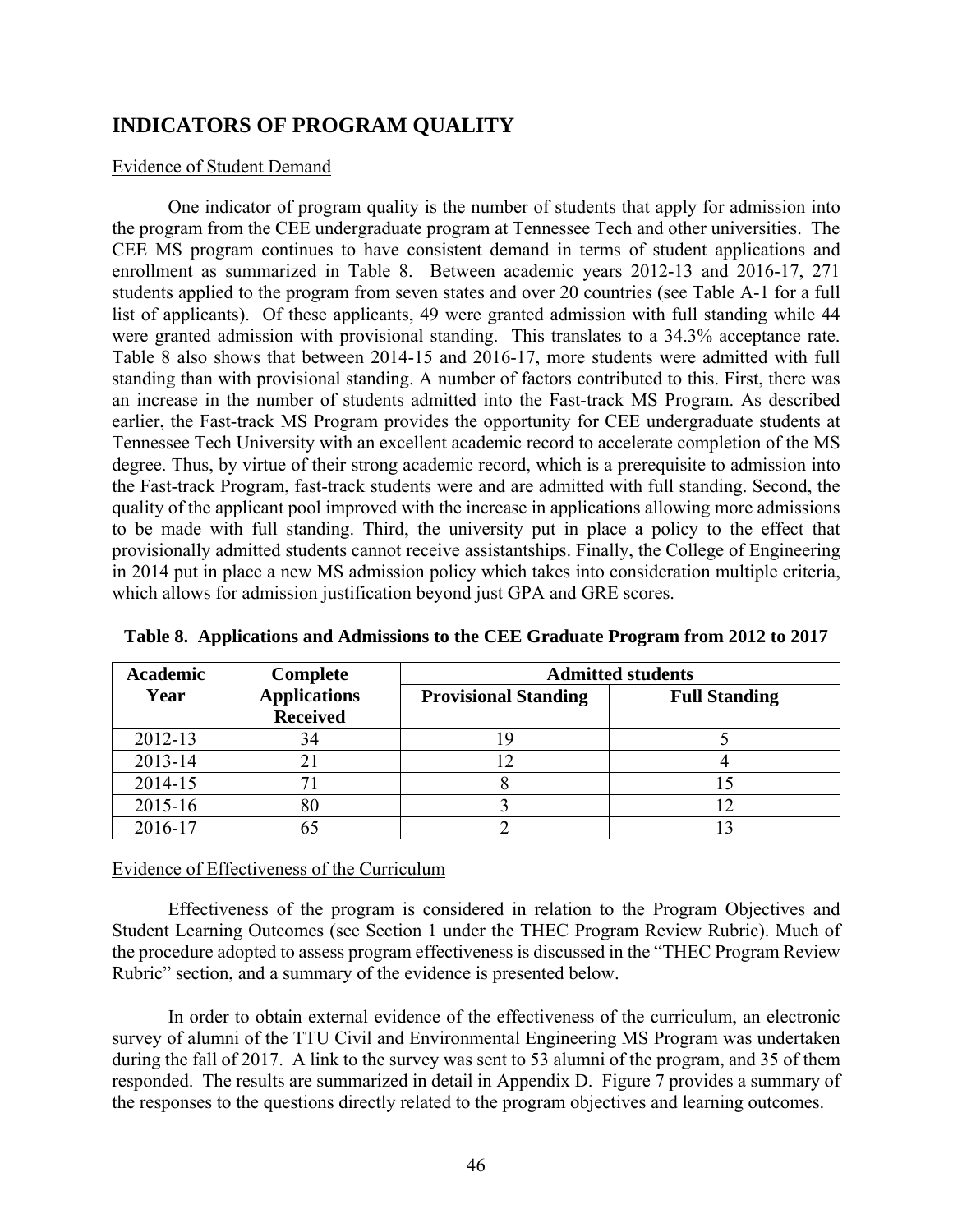## INDICATORS OF PROGRAM QUALITY

Evidence of Student Demand

One indicator of program quality is the number of students that apply for admission into the program from the CEE undergraduate program at Tennessee Tech and other universities. The CEE MS program continues to have consistent demand in terms of student applications and enrollment as summarized in Table 8. Between academic years 2012-13 and 2016-17, 271 students applied to the program from seven states and over 20 countries (see Table A-1 for a full list of applicants). Of these applicants, 49 were granted admission with full standing while 44 were granted admission with provisional standing. This translates to a 34.3% acceptance rate. Table 8 also shows that between 2014-15 and 2016-17, more students were admitted with full standing than with provisional standing. A number of factors contributed to this. First, there was an increase in the number of students admitted into the Fast-track MS Program. As described earlier, the Fast-track MS Program provides the opportunity for CEE undergraduate students at Tennessee Tech University with an excellent academic record to accelerate completion of the MS degree. Thus, by virtue of their strong academic record, which is a prerequisite to admission into the Fast-track Program, fast-track students were and are admitted with full standing. Second, the quality of the applicant pool improved with the increase in applications allowing more admissions to be made with full standing. Third, the university put in place a policy to the effect that provisionally admitted students cannot receive assistantships. Finally, the College of Engineering in 2014 put in place a new MS admission policy which takes into consideration multiple criteria, which allows for admission justification beyond just GPA and GRE scores.

**Table 8. Applications and Admissions to the CEE Graduate Program from 2012 to 2017**

| Academic Year | Complete Applications Received | Admitted students | |
|---|---|---|---|
| | | Provisional Standing | Full Standing |
| 2012-13 | 34 | 19 | 5 |
| 2013-14 | 21 | 12 | 4 |
| 2014-15 | 71 | 8 | 15 |
| 2015-16 | 80 | 3 | 12 |
| 2016-17 | 65 | 2 | 13 |

Evidence of Effectiveness of the Curriculum

Effectiveness of the program is considered in relation to the Program Objectives and Student Learning Outcomes (see Section 1 under the THEC Program Review Rubric). Much of the procedure adopted to assess program effectiveness is discussed in the "THEC Program Review Rubric" section, and a summary of the evidence is presented below.

In order to obtain external evidence of the effectiveness of the curriculum, an electronic survey of alumni of the TTU Civil and Environmental Engineering MS Program was undertaken during the fall of 2017. A link to the survey was sent to 53 alumni of the program, and 35 of them responded. The results are summarized in detail in Appendix D. Figure 7 provides a summary of the responses to the questions directly related to the program objectives and learning outcomes.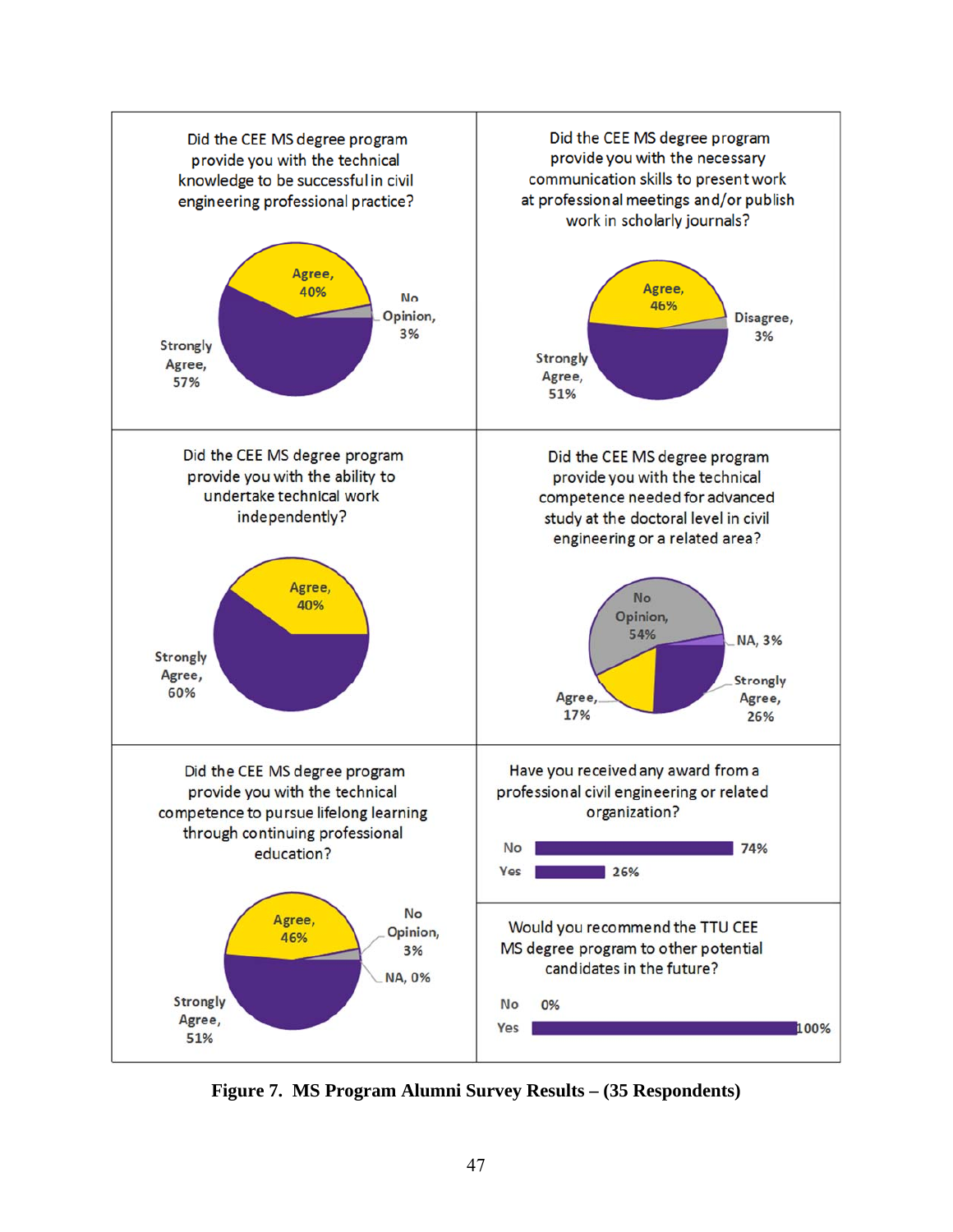Did the CEE MS degree program provide you with the technical knowledge to be successful in civil engineering professional practice?

| Response | Percent |
|---|---|
| Strongly Agree | 57% |
| Agree | 40% |
| No Opinion | 3% |

Did the CEE MS degree program provide you with the necessary communication skills to present work at professional meetings and/or publish work in scholarly journals?

| Response | Percent |
|---|---|
| Strongly Agree | 51% |
| Agree | 46% |
| Disagree | 3% |

Did the CEE MS degree program provide you with the ability to undertake technical work independently?

| Response | Percent |
|---|---|
| Strongly Agree | 60% |
| Agree | 40% |

Did the CEE MS degree program provide you with the technical competence needed for advanced study at the doctoral level in civil engineering or a related area?

| Response | Percent |
|---|---|
| No Opinion | 54% |
| NA | 3% |
| Strongly Agree | 26% |
| Agree | 17% |

Did the CEE MS degree program provide you with the technical competence to pursue lifelong learning through continuing professional education?

| Response | Percent |
|---|---|
| Strongly Agree | 51% |
| Agree | 46% |
| No Opinion | 3% |
| NA | 0% |

Have you received any award from a professional civil engineering or related organization?

| Response | Percent |
|---|---|
| No | 74% |
| Yes | 26% |

Would you recommend the TTU CEE MS degree program to other potential candidates in the future?

| Response | Percent |
|---|---|
| No | 0% |
| Yes | 100% |

**Figure 7. MS Program Alumni Survey Results – (35 Respondents)**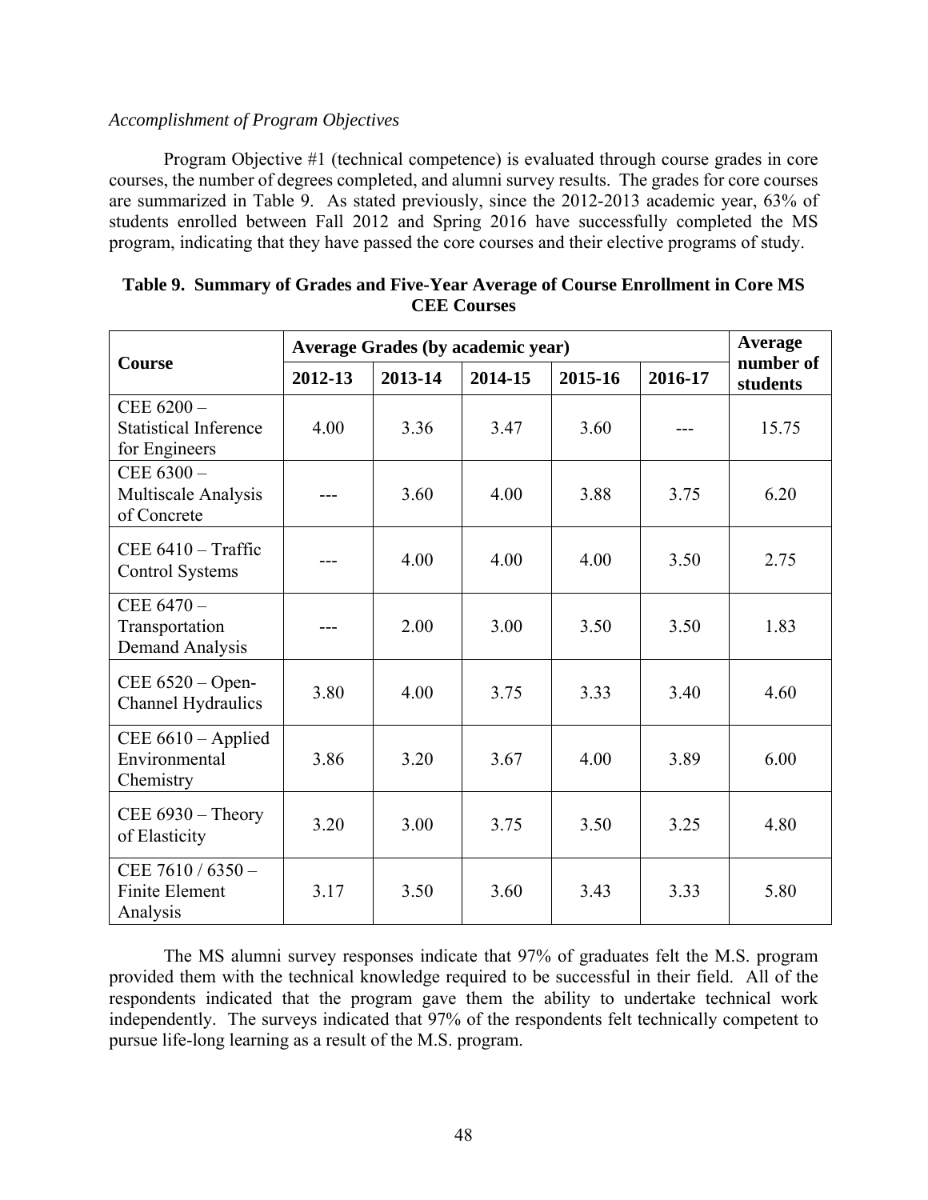*Accomplishment of Program Objectives*

Program Objective #1 (technical competence) is evaluated through course grades in core courses, the number of degrees completed, and alumni survey results. The grades for core courses are summarized in Table 9. As stated previously, since the 2012-2013 academic year, 63% of students enrolled between Fall 2012 and Spring 2016 have successfully completed the MS program, indicating that they have passed the core courses and their elective programs of study.

**Table 9. Summary of Grades and Five-Year Average of Course Enrollment in Core MS CEE Courses**

| Course | Average Grades (by academic year) | | | | | Average number of students |
|---|---|---|---|---|---|---|
| | 2012-13 | 2013-14 | 2014-15 | 2015-16 | 2016-17 | |
| CEE 6200 – Statistical Inference for Engineers | 4.00 | 3.36 | 3.47 | 3.60 | --- | 15.75 |
| CEE 6300 – Multiscale Analysis of Concrete | --- | 3.60 | 4.00 | 3.88 | 3.75 | 6.20 |
| CEE 6410 – Traffic Control Systems | --- | 4.00 | 4.00 | 4.00 | 3.50 | 2.75 |
| CEE 6470 – Transportation Demand Analysis | --- | 2.00 | 3.00 | 3.50 | 3.50 | 1.83 |
| CEE 6520 – Open-Channel Hydraulics | 3.80 | 4.00 | 3.75 | 3.33 | 3.40 | 4.60 |
| CEE 6610 – Applied Environmental Chemistry | 3.86 | 3.20 | 3.67 | 4.00 | 3.89 | 6.00 |
| CEE 6930 – Theory of Elasticity | 3.20 | 3.00 | 3.75 | 3.50 | 3.25 | 4.80 |
| CEE 7610 / 6350 – Finite Element Analysis | 3.17 | 3.50 | 3.60 | 3.43 | 3.33 | 5.80 |

The MS alumni survey responses indicate that 97% of graduates felt the M.S. program provided them with the technical knowledge required to be successful in their field. All of the respondents indicated that the program gave them the ability to undertake technical work independently. The surveys indicated that 97% of the respondents felt technically competent to pursue life-long learning as a result of the M.S. program.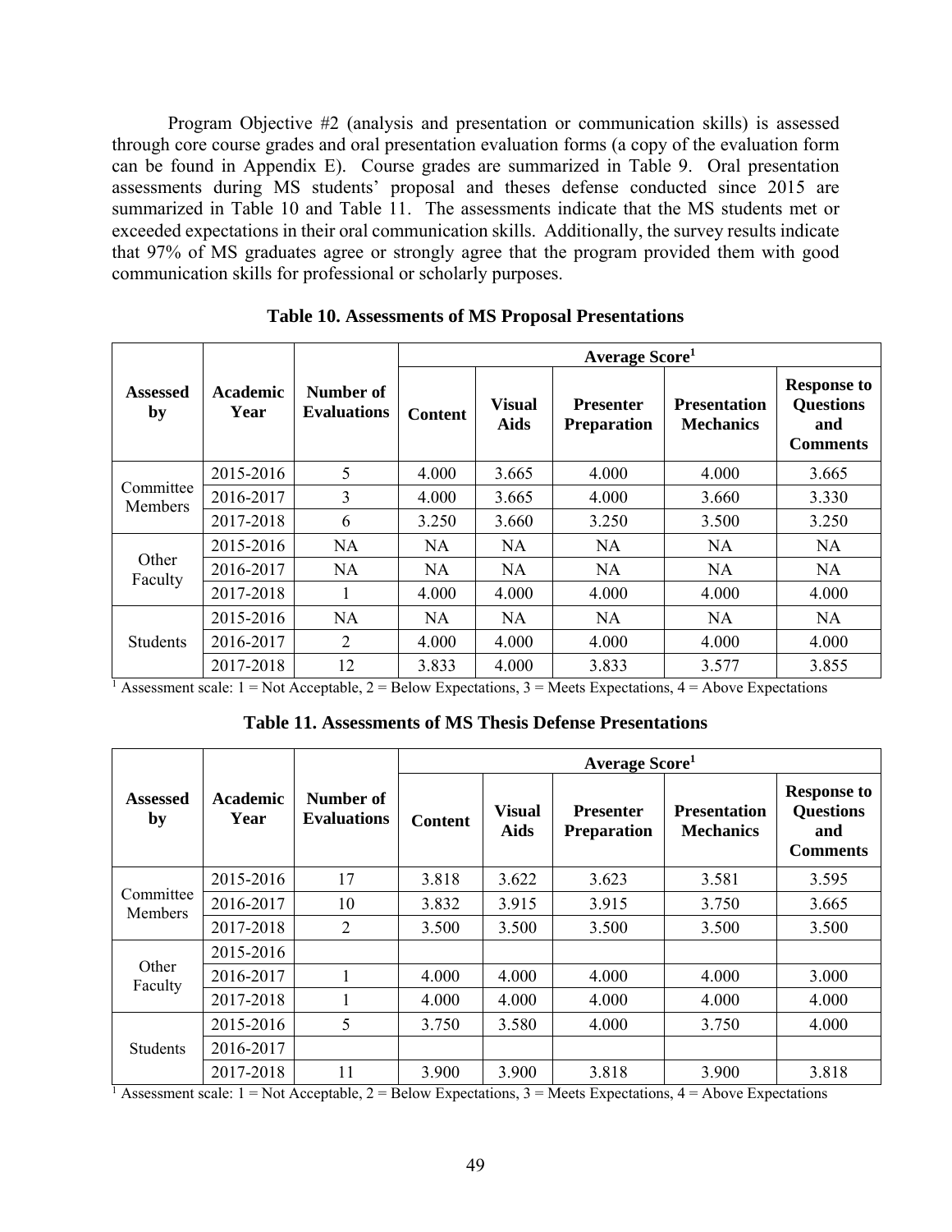Program Objective #2 (analysis and presentation or communication skills) is assessed through core course grades and oral presentation evaluation forms (a copy of the evaluation form can be found in Appendix E). Course grades are summarized in Table 9. Oral presentation assessments during MS students' proposal and theses defense conducted since 2015 are summarized in Table 10 and Table 11. The assessments indicate that the MS students met or exceeded expectations in their oral communication skills. Additionally, the survey results indicate that 97% of MS graduates agree or strongly agree that the program provided them with good communication skills for professional or scholarly purposes.

**Table 10. Assessments of MS Proposal Presentations**

| Assessed by | Academic Year | Number of Evaluations | Average Score[1] | | | | |
|---|---|---|---|---|---|---|---|
| | | | Content | Visual Aids | Presenter Preparation | Presentation Mechanics | Response to Questions and Comments |
| Committee Members | 2015-2016 | 5 | 4.000 | 3.665 | 4.000 | 4.000 | 3.665 |
| | 2016-2017 | 3 | 4.000 | 3.665 | 4.000 | 3.660 | 3.330 |
| | 2017-2018 | 6 | 3.250 | 3.660 | 3.250 | 3.500 | 3.250 |
| Other Faculty | 2015-2016 | NA | NA | NA | NA | NA | NA |
| | 2016-2017 | NA | NA | NA | NA | NA | NA |
| | 2017-2018 | 1 | 4.000 | 4.000 | 4.000 | 4.000 | 4.000 |
| Students | 2015-2016 | NA | NA | NA | NA | NA | NA |
| | 2016-2017 | 2 | 4.000 | 4.000 | 4.000 | 4.000 | 4.000 |
| | 2017-2018 | 12 | 3.833 | 4.000 | 3.833 | 3.577 | 3.855 |

[1] Assessment scale: 1 = Not Acceptable, 2 = Below Expectations, 3 = Meets Expectations, 4 = Above Expectations

**Table 11. Assessments of MS Thesis Defense Presentations**

| Assessed by | Academic Year | Number of Evaluations | Average Score[1] | | | | |
|---|---|---|---|---|---|---|---|
| | | | Content | Visual Aids | Presenter Preparation | Presentation Mechanics | Response to Questions and Comments |
| Committee Members | 2015-2016 | 17 | 3.818 | 3.622 | 3.623 | 3.581 | 3.595 |
| | 2016-2017 | 10 | 3.832 | 3.915 | 3.915 | 3.750 | 3.665 |
| | 2017-2018 | 2 | 3.500 | 3.500 | 3.500 | 3.500 | 3.500 |
| Other Faculty | 2015-2016 | | | | | | |
| | 2016-2017 | 1 | 4.000 | 4.000 | 4.000 | 4.000 | 3.000 |
| | 2017-2018 | 1 | 4.000 | 4.000 | 4.000 | 4.000 | 4.000 |
| Students | 2015-2016 | 5 | 3.750 | 3.580 | 4.000 | 3.750 | 4.000 |
| | 2016-2017 | | | | | | |
| | 2017-2018 | 11 | 3.900 | 3.900 | 3.818 | 3.900 | 3.818 |

[1] Assessment scale: 1 = Not Acceptable, 2 = Below Expectations, 3 = Meets Expectations, 4 = Above Expectations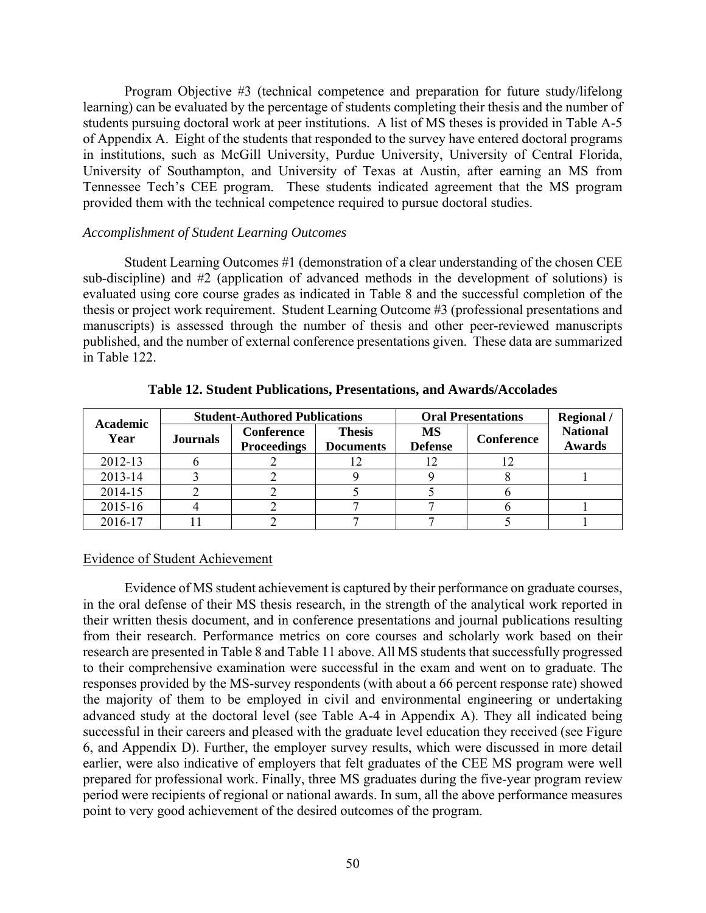Program Objective #3 (technical competence and preparation for future study/lifelong learning) can be evaluated by the percentage of students completing their thesis and the number of students pursuing doctoral work at peer institutions. A list of MS theses is provided in Table A-5 of Appendix A. Eight of the students that responded to the survey have entered doctoral programs in institutions, such as McGill University, Purdue University, University of Central Florida, University of Southampton, and University of Texas at Austin, after earning an MS from Tennessee Tech's CEE program. These students indicated agreement that the MS program provided them with the technical competence required to pursue doctoral studies.

*Accomplishment of Student Learning Outcomes*

Student Learning Outcomes #1 (demonstration of a clear understanding of the chosen CEE sub-discipline) and #2 (application of advanced methods in the development of solutions) is evaluated using core course grades as indicated in Table 8 and the successful completion of the thesis or project work requirement. Student Learning Outcome #3 (professional presentations and manuscripts) is assessed through the number of thesis and other peer-reviewed manuscripts published, and the number of external conference presentations given. These data are summarized in Table 122.

**Table 12. Student Publications, Presentations, and Awards/Accolades**

| Academic Year | Student-Authored Publications | | | Oral Presentations | | Regional / National Awards |
|---|---|---|---|---|---|---|
| | Journals | Conference Proceedings | Thesis Documents | MS Defense | Conference | |
| 2012-13 | 6 | 2 | 12 | 12 | 12 | |
| 2013-14 | 3 | 2 | 9 | 9 | 8 | 1 |
| 2014-15 | 2 | 2 | 5 | 5 | 6 | |
| 2015-16 | 4 | 2 | 7 | 7 | 6 | 1 |
| 2016-17 | 11 | 2 | 7 | 7 | 5 | 1 |

Evidence of Student Achievement

Evidence of MS student achievement is captured by their performance on graduate courses, in the oral defense of their MS thesis research, in the strength of the analytical work reported in their written thesis document, and in conference presentations and journal publications resulting from their research. Performance metrics on core courses and scholarly work based on their research are presented in Table 8 and Table 11 above. All MS students that successfully progressed to their comprehensive examination were successful in the exam and went on to graduate. The responses provided by the MS-survey respondents (with about a 66 percent response rate) showed the majority of them to be employed in civil and environmental engineering or undertaking advanced study at the doctoral level (see Table A-4 in Appendix A). They all indicated being successful in their careers and pleased with the graduate level education they received (see Figure 6, and Appendix D). Further, the employer survey results, which were discussed in more detail earlier, were also indicative of employers that felt graduates of the CEE MS program were well prepared for professional work. Finally, three MS graduates during the five-year program review period were recipients of regional or national awards. In sum, all the above performance measures point to very good achievement of the desired outcomes of the program.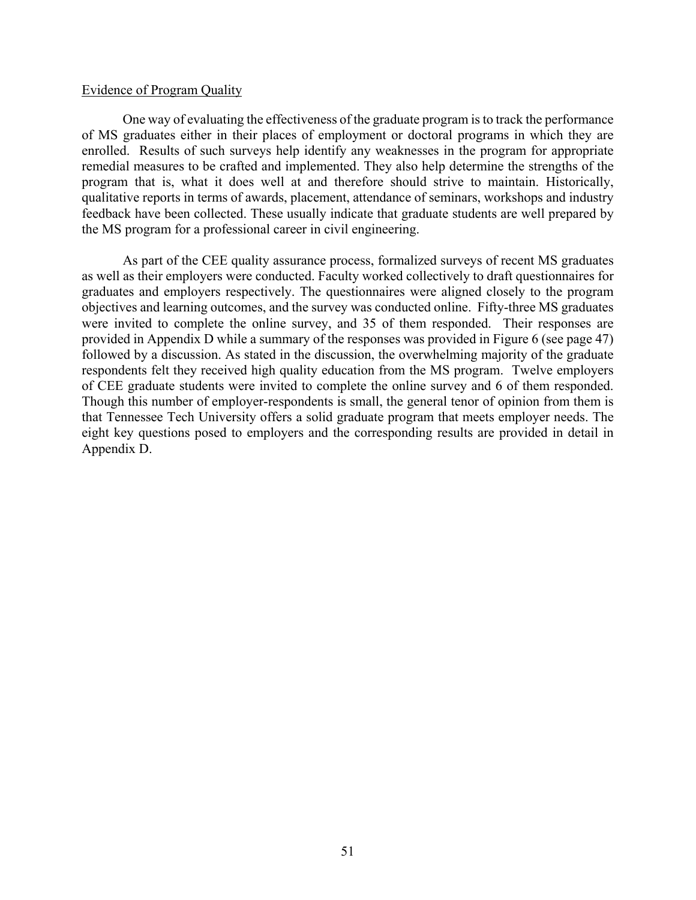## Evidence of Program Quality

One way of evaluating the effectiveness of the graduate program is to track the performance of MS graduates either in their places of employment or doctoral programs in which they are enrolled. Results of such surveys help identify any weaknesses in the program for appropriate remedial measures to be crafted and implemented. They also help determine the strengths of the program that is, what it does well at and therefore should strive to maintain. Historically, qualitative reports in terms of awards, placement, attendance of seminars, workshops and industry feedback have been collected. These usually indicate that graduate students are well prepared by the MS program for a professional career in civil engineering.

As part of the CEE quality assurance process, formalized surveys of recent MS graduates as well as their employers were conducted. Faculty worked collectively to draft questionnaires for graduates and employers respectively. The questionnaires were aligned closely to the program objectives and learning outcomes, and the survey was conducted online. Fifty-three MS graduates were invited to complete the online survey, and 35 of them responded. Their responses are provided in Appendix D while a summary of the responses was provided in Figure 6 (see page 47) followed by a discussion. As stated in the discussion, the overwhelming majority of the graduate respondents felt they received high quality education from the MS program. Twelve employers of CEE graduate students were invited to complete the online survey and 6 of them responded. Though this number of employer-respondents is small, the general tenor of opinion from them is that Tennessee Tech University offers a solid graduate program that meets employer needs. The eight key questions posed to employers and the corresponding results are provided in detail in Appendix D.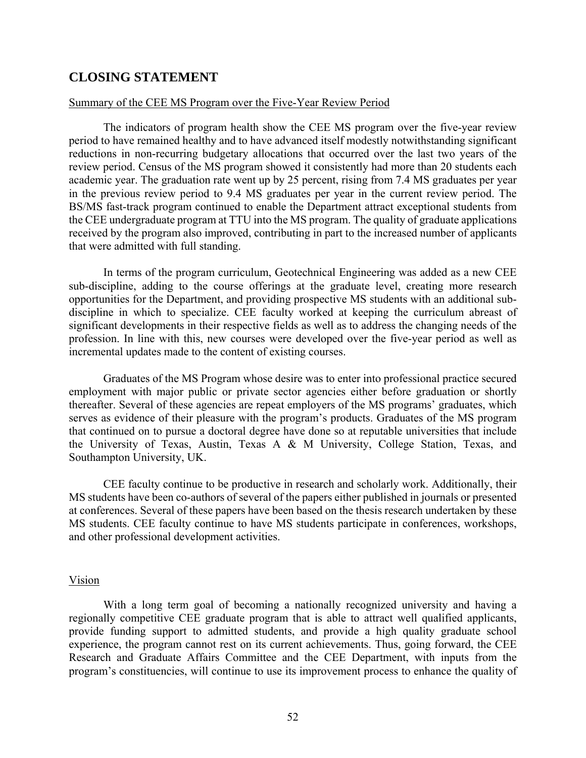## CLOSING STATEMENT

Summary of the CEE MS Program over the Five-Year Review Period

The indicators of program health show the CEE MS program over the five-year review period to have remained healthy and to have advanced itself modestly notwithstanding significant reductions in non-recurring budgetary allocations that occurred over the last two years of the review period. Census of the MS program showed it consistently had more than 20 students each academic year. The graduation rate went up by 25 percent, rising from 7.4 MS graduates per year in the previous review period to 9.4 MS graduates per year in the current review period. The BS/MS fast-track program continued to enable the Department attract exceptional students from the CEE undergraduate program at TTU into the MS program. The quality of graduate applications received by the program also improved, contributing in part to the increased number of applicants that were admitted with full standing.

In terms of the program curriculum, Geotechnical Engineering was added as a new CEE sub-discipline, adding to the course offerings at the graduate level, creating more research opportunities for the Department, and providing prospective MS students with an additional sub-discipline in which to specialize. CEE faculty worked at keeping the curriculum abreast of significant developments in their respective fields as well as to address the changing needs of the profession. In line with this, new courses were developed over the five-year period as well as incremental updates made to the content of existing courses.

Graduates of the MS Program whose desire was to enter into professional practice secured employment with major public or private sector agencies either before graduation or shortly thereafter. Several of these agencies are repeat employers of the MS programs' graduates, which serves as evidence of their pleasure with the program's products. Graduates of the MS program that continued on to pursue a doctoral degree have done so at reputable universities that include the University of Texas, Austin, Texas A & M University, College Station, Texas, and Southampton University, UK.

CEE faculty continue to be productive in research and scholarly work. Additionally, their MS students have been co-authors of several of the papers either published in journals or presented at conferences. Several of these papers have been based on the thesis research undertaken by these MS students. CEE faculty continue to have MS students participate in conferences, workshops, and other professional development activities.

Vision

With a long term goal of becoming a nationally recognized university and having a regionally competitive CEE graduate program that is able to attract well qualified applicants, provide funding support to admitted students, and provide a high quality graduate school experience, the program cannot rest on its current achievements. Thus, going forward, the CEE Research and Graduate Affairs Committee and the CEE Department, with inputs from the program's constituencies, will continue to use its improvement process to enhance the quality of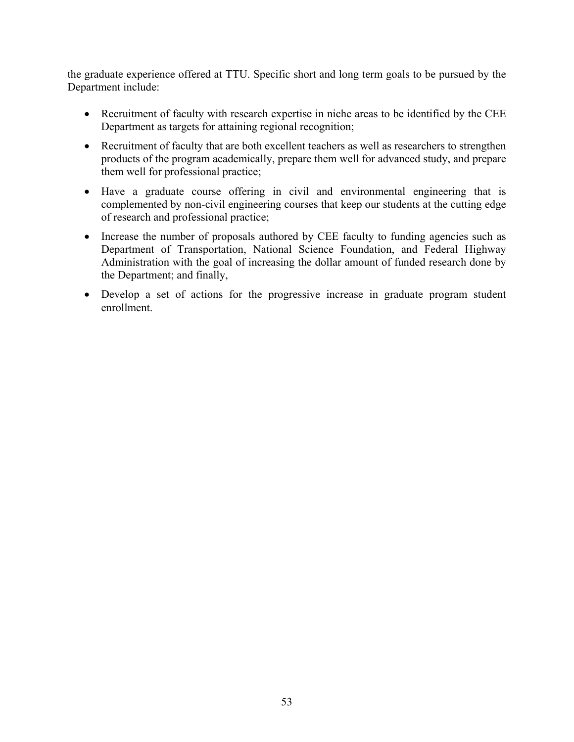the graduate experience offered at TTU. Specific short and long term goals to be pursued by the Department include:

- Recruitment of faculty with research expertise in niche areas to be identified by the CEE Department as targets for attaining regional recognition;
- Recruitment of faculty that are both excellent teachers as well as researchers to strengthen products of the program academically, prepare them well for advanced study, and prepare them well for professional practice;
- Have a graduate course offering in civil and environmental engineering that is complemented by non-civil engineering courses that keep our students at the cutting edge of research and professional practice;
- Increase the number of proposals authored by CEE faculty to funding agencies such as Department of Transportation, National Science Foundation, and Federal Highway Administration with the goal of increasing the dollar amount of funded research done by the Department; and finally,
- Develop a set of actions for the progressive increase in graduate program student enrollment.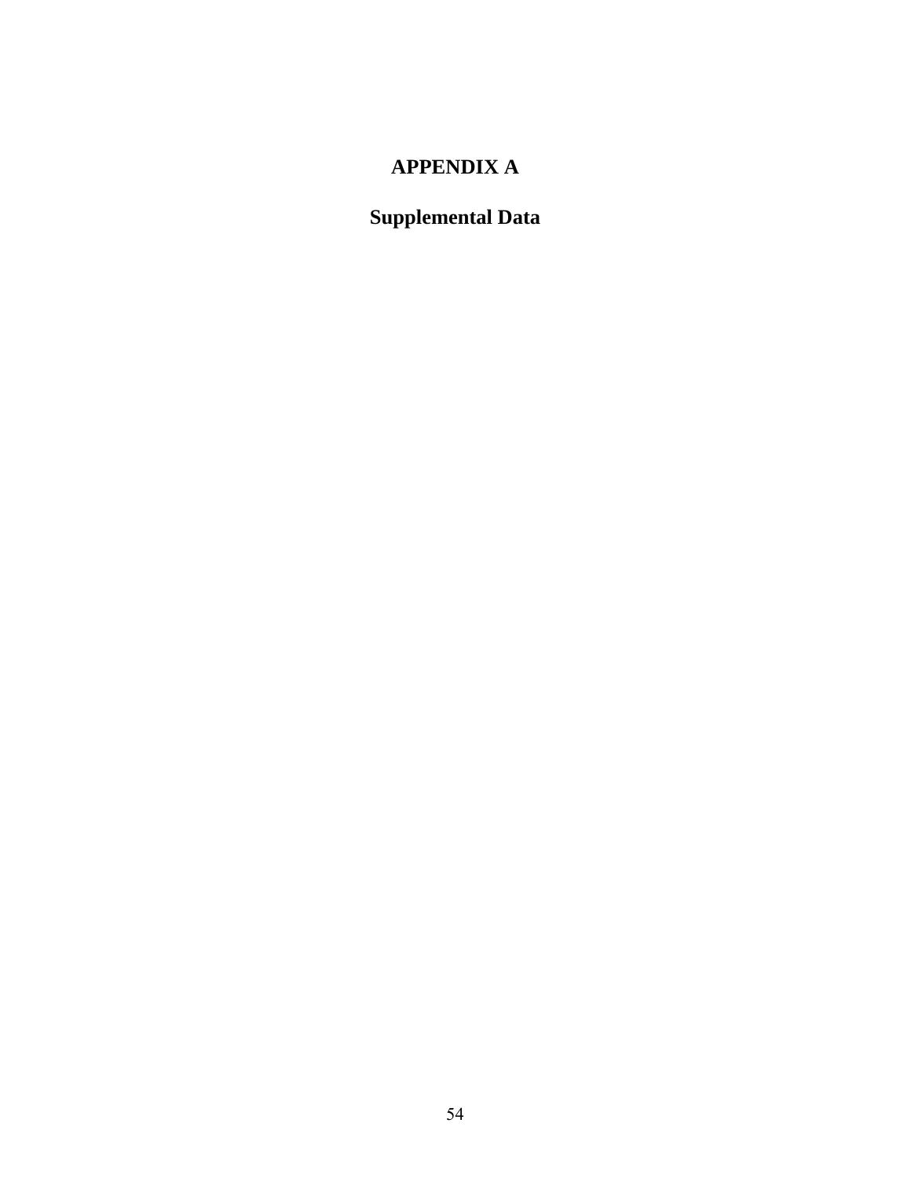# APPENDIX A

## Supplemental Data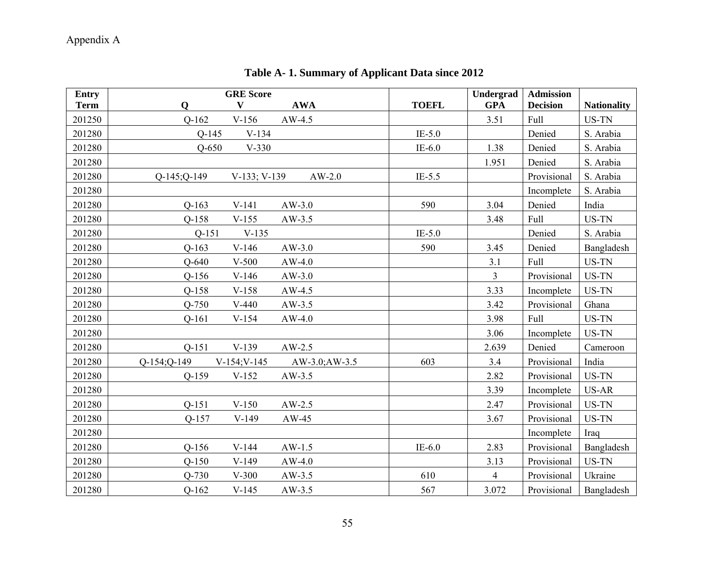Appendix A

**Table A- 1. Summary of Applicant Data since 2012**

| Entry Term | GRE Score Q | V | AWA | TOEFL | Undergrad GPA | Admission Decision | Nationality |
|---|---|---|---|---|---|---|---|
| 201250 | Q-162 | V-156 | AW-4.5 | | 3.51 | Full | US-TN |
| 201280 | Q-145 | V-134 | | IE-5.0 | | Denied | S. Arabia |
| 201280 | Q-650 | V-330 | | IE-6.0 | 1.38 | Denied | S. Arabia |
| 201280 | | | | | 1.951 | Denied | S. Arabia |
| 201280 | Q-145;Q-149 | V-133; V-139 | AW-2.0 | IE-5.5 | | Provisional | S. Arabia |
| 201280 | | | | | | Incomplete | S. Arabia |
| 201280 | Q-163 | V-141 | AW-3.0 | 590 | 3.04 | Denied | India |
| 201280 | Q-158 | V-155 | AW-3.5 | | 3.48 | Full | US-TN |
| 201280 | Q-151 | V-135 | | IE-5.0 | | Denied | S. Arabia |
| 201280 | Q-163 | V-146 | AW-3.0 | 590 | 3.45 | Denied | Bangladesh |
| 201280 | Q-640 | V-500 | AW-4.0 | | 3.1 | Full | US-TN |
| 201280 | Q-156 | V-146 | AW-3.0 | | 3 | Provisional | US-TN |
| 201280 | Q-158 | V-158 | AW-4.5 | | 3.33 | Incomplete | US-TN |
| 201280 | Q-750 | V-440 | AW-3.5 | | 3.42 | Provisional | Ghana |
| 201280 | Q-161 | V-154 | AW-4.0 | | 3.98 | Full | US-TN |
| 201280 | | | | | 3.06 | Incomplete | US-TN |
| 201280 | Q-151 | V-139 | AW-2.5 | | 2.639 | Denied | Cameroon |
| 201280 | Q-154;Q-149 | V-154;V-145 | AW-3.0;AW-3.5 | 603 | 3.4 | Provisional | India |
| 201280 | Q-159 | V-152 | AW-3.5 | | 2.82 | Provisional | US-TN |
| 201280 | | | | | 3.39 | Incomplete | US-AR |
| 201280 | Q-151 | V-150 | AW-2.5 | | 2.47 | Provisional | US-TN |
| 201280 | Q-157 | V-149 | AW-45 | | 3.67 | Provisional | US-TN |
| 201280 | | | | | | Incomplete | Iraq |
| 201280 | Q-156 | V-144 | AW-1.5 | IE-6.0 | 2.83 | Provisional | Bangladesh |
| 201280 | Q-150 | V-149 | AW-4.0 | | 3.13 | Provisional | US-TN |
| 201280 | Q-730 | V-300 | AW-3.5 | 610 | 4 | Provisional | Ukraine |
| 201280 | Q-162 | V-145 | AW-3.5 | 567 | 3.072 | Provisional | Bangladesh |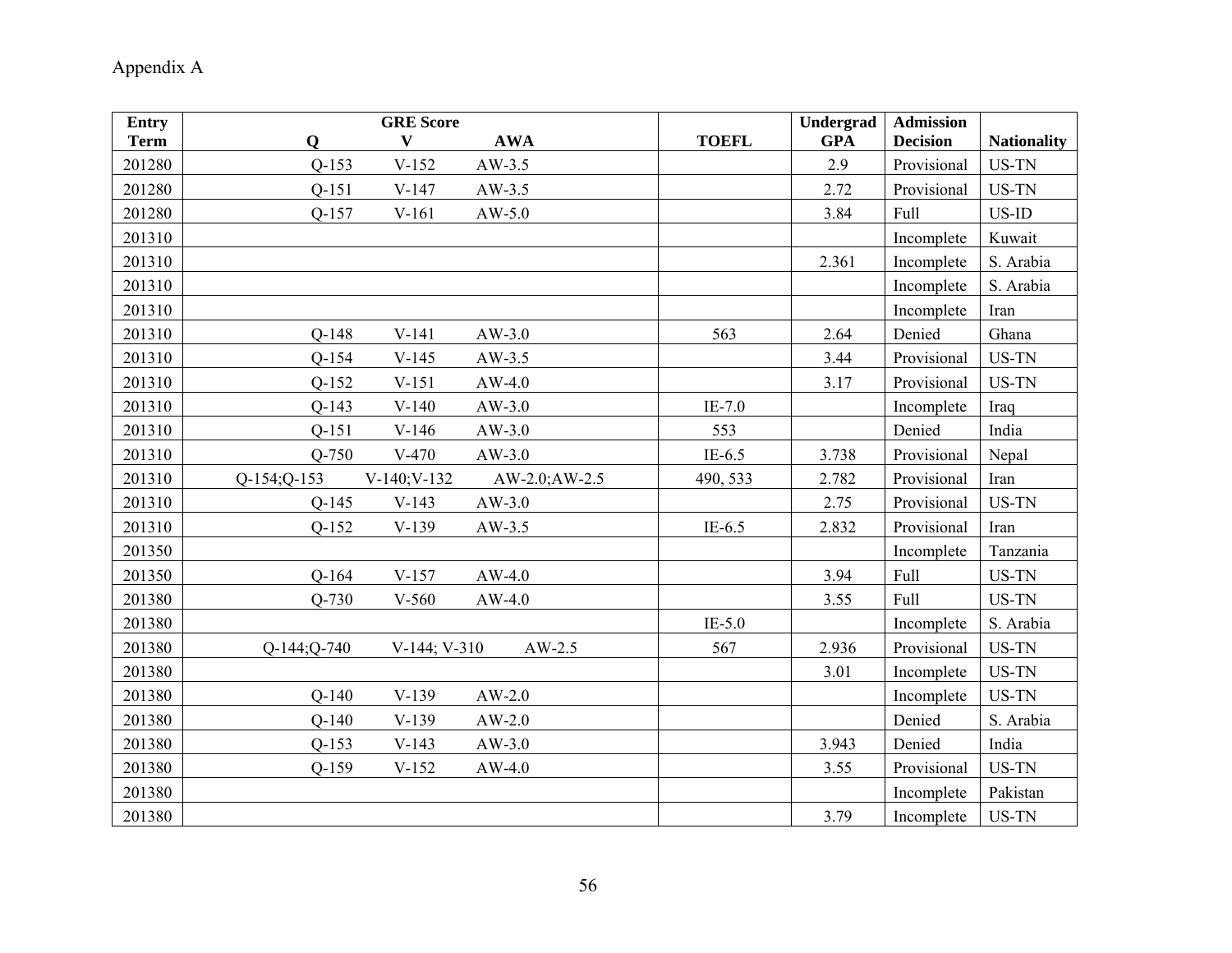Appendix A

| Entry Term | GRE Score | | | TOEFL | Undergrad GPA | Admission Decision | Nationality |
|---|---|---|---|---|---|---|---|
| | Q | V | AWA | | | | |
| 201280 | Q-153 | V-152 | AW-3.5 | | 2.9 | Provisional | US-TN |
| 201280 | Q-151 | V-147 | AW-3.5 | | 2.72 | Provisional | US-TN |
| 201280 | Q-157 | V-161 | AW-5.0 | | 3.84 | Full | US-ID |
| 201310 | | | | | | Incomplete | Kuwait |
| 201310 | | | | | 2.361 | Incomplete | S. Arabia |
| 201310 | | | | | | Incomplete | S. Arabia |
| 201310 | | | | | | Incomplete | Iran |
| 201310 | Q-148 | V-141 | AW-3.0 | 563 | 2.64 | Denied | Ghana |
| 201310 | Q-154 | V-145 | AW-3.5 | | 3.44 | Provisional | US-TN |
| 201310 | Q-152 | V-151 | AW-4.0 | | 3.17 | Provisional | US-TN |
| 201310 | Q-143 | V-140 | AW-3.0 | IE-7.0 | | Incomplete | Iraq |
| 201310 | Q-151 | V-146 | AW-3.0 | 553 | | Denied | India |
| 201310 | Q-750 | V-470 | AW-3.0 | IE-6.5 | 3.738 | Provisional | Nepal |
| 201310 | Q-154;Q-153 | V-140;V-132 | AW-2.0;AW-2.5 | 490, 533 | 2.782 | Provisional | Iran |
| 201310 | Q-145 | V-143 | AW-3.0 | | 2.75 | Provisional | US-TN |
| 201310 | Q-152 | V-139 | AW-3.5 | IE-6.5 | 2.832 | Provisional | Iran |
| 201350 | | | | | | Incomplete | Tanzania |
| 201350 | Q-164 | V-157 | AW-4.0 | | 3.94 | Full | US-TN |
| 201380 | Q-730 | V-560 | AW-4.0 | | 3.55 | Full | US-TN |
| 201380 | | | | IE-5.0 | | Incomplete | S. Arabia |
| 201380 | Q-144;Q-740 | V-144; V-310 | AW-2.5 | 567 | 2.936 | Provisional | US-TN |
| 201380 | | | | | 3.01 | Incomplete | US-TN |
| 201380 | Q-140 | V-139 | AW-2.0 | | | Incomplete | US-TN |
| 201380 | Q-140 | V-139 | AW-2.0 | | | Denied | S. Arabia |
| 201380 | Q-153 | V-143 | AW-3.0 | | 3.943 | Denied | India |
| 201380 | Q-159 | V-152 | AW-4.0 | | 3.55 | Provisional | US-TN |
| 201380 | | | | | | Incomplete | Pakistan |
| 201380 | | | | | 3.79 | Incomplete | US-TN |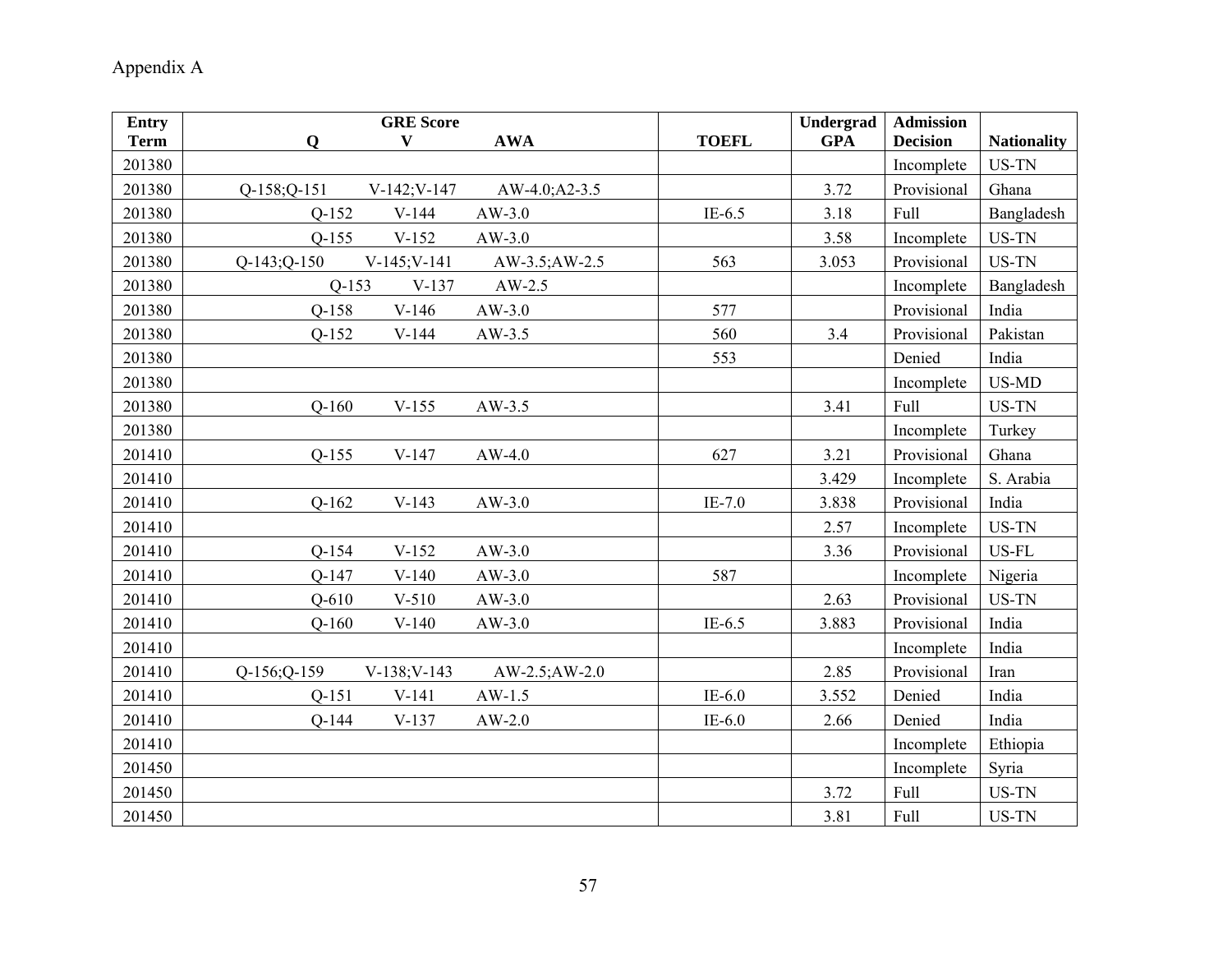Appendix A

| Entry Term | GRE Score Q | V | AWA | TOEFL | Undergrad GPA | Admission Decision | Nationality |
|---|---|---|---|---|---|---|---|
| 201380 | | | | | | Incomplete | US-TN |
| 201380 | Q-158;Q-151 | V-142;V-147 | AW-4.0;A2-3.5 | | 3.72 | Provisional | Ghana |
| 201380 | Q-152 | V-144 | AW-3.0 | IE-6.5 | 3.18 | Full | Bangladesh |
| 201380 | Q-155 | V-152 | AW-3.0 | | 3.58 | Incomplete | US-TN |
| 201380 | Q-143;Q-150 | V-145;V-141 | AW-3.5;AW-2.5 | 563 | 3.053 | Provisional | US-TN |
| 201380 | Q-153 | V-137 | AW-2.5 | | | Incomplete | Bangladesh |
| 201380 | Q-158 | V-146 | AW-3.0 | 577 | | Provisional | India |
| 201380 | Q-152 | V-144 | AW-3.5 | 560 | 3.4 | Provisional | Pakistan |
| 201380 | | | | 553 | | Denied | India |
| 201380 | | | | | | Incomplete | US-MD |
| 201380 | Q-160 | V-155 | AW-3.5 | | 3.41 | Full | US-TN |
| 201380 | | | | | | Incomplete | Turkey |
| 201410 | Q-155 | V-147 | AW-4.0 | 627 | 3.21 | Provisional | Ghana |
| 201410 | | | | | 3.429 | Incomplete | S. Arabia |
| 201410 | Q-162 | V-143 | AW-3.0 | IE-7.0 | 3.838 | Provisional | India |
| 201410 | | | | | 2.57 | Incomplete | US-TN |
| 201410 | Q-154 | V-152 | AW-3.0 | | 3.36 | Provisional | US-FL |
| 201410 | Q-147 | V-140 | AW-3.0 | 587 | | Incomplete | Nigeria |
| 201410 | Q-610 | V-510 | AW-3.0 | | 2.63 | Provisional | US-TN |
| 201410 | Q-160 | V-140 | AW-3.0 | IE-6.5 | 3.883 | Provisional | India |
| 201410 | | | | | | Incomplete | India |
| 201410 | Q-156;Q-159 | V-138;V-143 | AW-2.5;AW-2.0 | | 2.85 | Provisional | Iran |
| 201410 | Q-151 | V-141 | AW-1.5 | IE-6.0 | 3.552 | Denied | India |
| 201410 | Q-144 | V-137 | AW-2.0 | IE-6.0 | 2.66 | Denied | India |
| 201410 | | | | | | Incomplete | Ethiopia |
| 201450 | | | | | | Incomplete | Syria |
| 201450 | | | | | 3.72 | Full | US-TN |
| 201450 | | | | | 3.81 | Full | US-TN |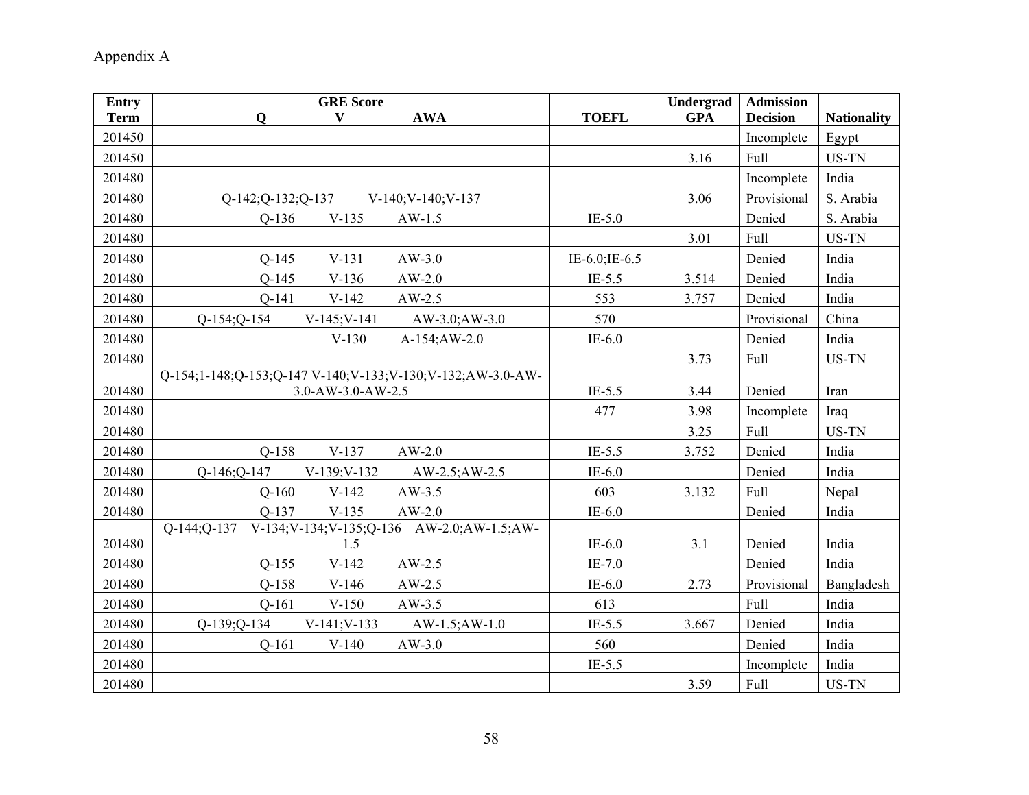Appendix A

| Entry Term | GRE Score Q | V | AWA | TOEFL | Undergrad GPA | Admission Decision | Nationality |
|---|---|---|---|---|---|---|---|
| 201450 | | | | | | Incomplete | Egypt |
| 201450 | | | | | 3.16 | Full | US-TN |
| 201480 | | | | | | Incomplete | India |
| 201480 | Q-142;Q-132;Q-137 | V-140;V-140;V-137 | | | 3.06 | Provisional | S. Arabia |
| 201480 | Q-136 | V-135 | AW-1.5 | IE-5.0 | | Denied | S. Arabia |
| 201480 | | | | | 3.01 | Full | US-TN |
| 201480 | Q-145 | V-131 | AW-3.0 | IE-6.0;IE-6.5 | | Denied | India |
| 201480 | Q-145 | V-136 | AW-2.0 | IE-5.5 | 3.514 | Denied | India |
| 201480 | Q-141 | V-142 | AW-2.5 | 553 | 3.757 | Denied | India |
| 201480 | Q-154;Q-154 | V-145;V-141 | AW-3.0;AW-3.0 | 570 | | Provisional | China |
| 201480 | | V-130 | A-154;AW-2.0 | IE-6.0 | | Denied | India |
| 201480 | | | | | 3.73 | Full | US-TN |
| 201480 | Q-154;1-148;Q-153;Q-147 | V-140;V-133;V-130;V-132; | AW-3.0-AW-3.0-AW-3.0-AW-2.5 | IE-5.5 | 3.44 | Denied | Iran |
| 201480 | | | | 477 | 3.98 | Incomplete | Iraq |
| 201480 | | | | | 3.25 | Full | US-TN |
| 201480 | Q-158 | V-137 | AW-2.0 | IE-5.5 | 3.752 | Denied | India |
| 201480 | Q-146;Q-147 | V-139;V-132 | AW-2.5;AW-2.5 | IE-6.0 | | Denied | India |
| 201480 | Q-160 | V-142 | AW-3.5 | 603 | 3.132 | Full | Nepal |
| 201480 | Q-137 | V-135 | AW-2.0 | IE-6.0 | | Denied | India |
| 201480 | Q-144;Q-137 | V-134;V-134;V-135;Q-136 | AW-2.0;AW-1.5;AW-1.5 | IE-6.0 | 3.1 | Denied | India |
| 201480 | Q-155 | V-142 | AW-2.5 | IE-7.0 | | Denied | India |
| 201480 | Q-158 | V-146 | AW-2.5 | IE-6.0 | 2.73 | Provisional | Bangladesh |
| 201480 | Q-161 | V-150 | AW-3.5 | 613 | | Full | India |
| 201480 | Q-139;Q-134 | V-141;V-133 | AW-1.5;AW-1.0 | IE-5.5 | 3.667 | Denied | India |
| 201480 | Q-161 | V-140 | AW-3.0 | 560 | | Denied | India |
| 201480 | | | | IE-5.5 | | Incomplete | India |
| 201480 | | | | | 3.59 | Full | US-TN |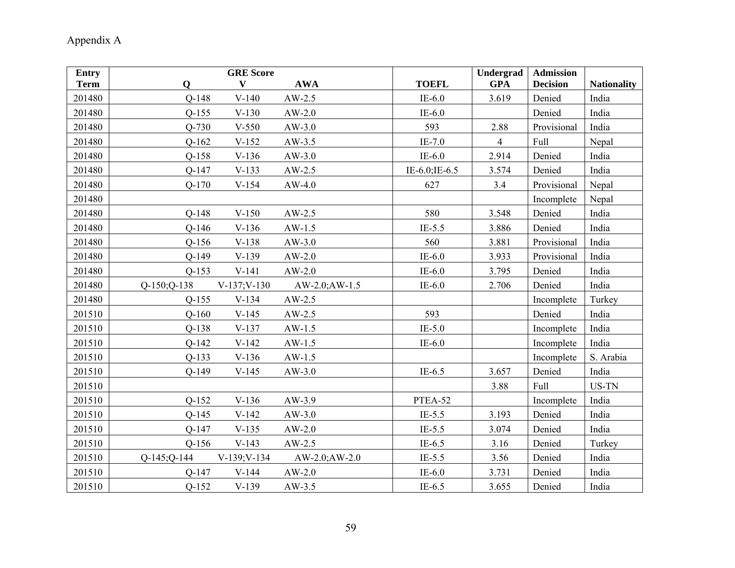Appendix A

| Entry Term | GRE Score Q | V | AWA | TOEFL | Undergrad GPA | Admission Decision | Nationality |
|---|---|---|---|---|---|---|---|
| 201480 | Q-148 | V-140 | AW-2.5 | IE-6.0 | 3.619 | Denied | India |
| 201480 | Q-155 | V-130 | AW-2.0 | IE-6.0 | | Denied | India |
| 201480 | Q-730 | V-550 | AW-3.0 | 593 | 2.88 | Provisional | India |
| 201480 | Q-162 | V-152 | AW-3.5 | IE-7.0 | 4 | Full | Nepal |
| 201480 | Q-158 | V-136 | AW-3.0 | IE-6.0 | 2.914 | Denied | India |
| 201480 | Q-147 | V-133 | AW-2.5 | IE-6.0;IE-6.5 | 3.574 | Denied | India |
| 201480 | Q-170 | V-154 | AW-4.0 | 627 | 3.4 | Provisional | Nepal |
| 201480 | | | | | | Incomplete | Nepal |
| 201480 | Q-148 | V-150 | AW-2.5 | 580 | 3.548 | Denied | India |
| 201480 | Q-146 | V-136 | AW-1.5 | IE-5.5 | 3.886 | Denied | India |
| 201480 | Q-156 | V-138 | AW-3.0 | 560 | 3.881 | Provisional | India |
| 201480 | Q-149 | V-139 | AW-2.0 | IE-6.0 | 3.933 | Provisional | India |
| 201480 | Q-153 | V-141 | AW-2.0 | IE-6.0 | 3.795 | Denied | India |
| 201480 | Q-150;Q-138 | V-137;V-130 | AW-2.0;AW-1.5 | IE-6.0 | 2.706 | Denied | India |
| 201480 | Q-155 | V-134 | AW-2.5 | | | Incomplete | Turkey |
| 201510 | Q-160 | V-145 | AW-2.5 | 593 | | Denied | India |
| 201510 | Q-138 | V-137 | AW-1.5 | IE-5.0 | | Incomplete | India |
| 201510 | Q-142 | V-142 | AW-1.5 | IE-6.0 | | Incomplete | India |
| 201510 | Q-133 | V-136 | AW-1.5 | | | Incomplete | S. Arabia |
| 201510 | Q-149 | V-145 | AW-3.0 | IE-6.5 | 3.657 | Denied | India |
| 201510 | | | | | 3.88 | Full | US-TN |
| 201510 | Q-152 | V-136 | AW-3.9 | PTEA-52 | | Incomplete | India |
| 201510 | Q-145 | V-142 | AW-3.0 | IE-5.5 | 3.193 | Denied | India |
| 201510 | Q-147 | V-135 | AW-2.0 | IE-5.5 | 3.074 | Denied | India |
| 201510 | Q-156 | V-143 | AW-2.5 | IE-6.5 | 3.16 | Denied | Turkey |
| 201510 | Q-145;Q-144 | V-139;V-134 | AW-2.0;AW-2.0 | IE-5.5 | 3.56 | Denied | India |
| 201510 | Q-147 | V-144 | AW-2.0 | IE-6.0 | 3.731 | Denied | India |
| 201510 | Q-152 | V-139 | AW-3.5 | IE-6.5 | 3.655 | Denied | India |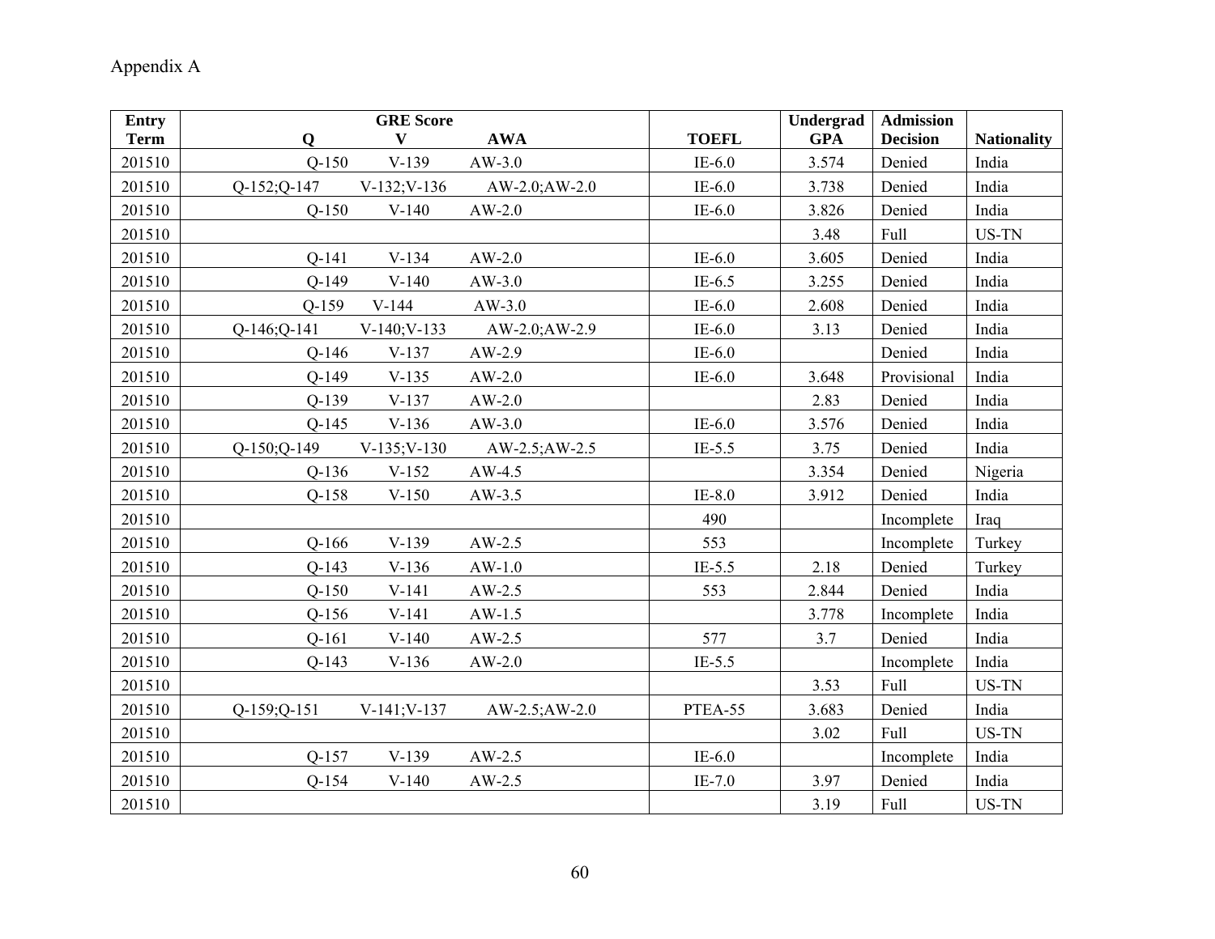Appendix A

| Entry Term | GRE Score Q | V | AWA | TOEFL | Undergrad GPA | Admission Decision | Nationality |
|---|---|---|---|---|---|---|---|
| 201510 | Q-150 | V-139 | AW-3.0 | IE-6.0 | 3.574 | Denied | India |
| 201510 | Q-152;Q-147 | V-132;V-136 | AW-2.0;AW-2.0 | IE-6.0 | 3.738 | Denied | India |
| 201510 | Q-150 | V-140 | AW-2.0 | IE-6.0 | 3.826 | Denied | India |
| 201510 | | | | | 3.48 | Full | US-TN |
| 201510 | Q-141 | V-134 | AW-2.0 | IE-6.0 | 3.605 | Denied | India |
| 201510 | Q-149 | V-140 | AW-3.0 | IE-6.5 | 3.255 | Denied | India |
| 201510 | Q-159 | V-144 | AW-3.0 | IE-6.0 | 2.608 | Denied | India |
| 201510 | Q-146;Q-141 | V-140;V-133 | AW-2.0;AW-2.9 | IE-6.0 | 3.13 | Denied | India |
| 201510 | Q-146 | V-137 | AW-2.9 | IE-6.0 | | Denied | India |
| 201510 | Q-149 | V-135 | AW-2.0 | IE-6.0 | 3.648 | Provisional | India |
| 201510 | Q-139 | V-137 | AW-2.0 | | 2.83 | Denied | India |
| 201510 | Q-145 | V-136 | AW-3.0 | IE-6.0 | 3.576 | Denied | India |
| 201510 | Q-150;Q-149 | V-135;V-130 | AW-2.5;AW-2.5 | IE-5.5 | 3.75 | Denied | India |
| 201510 | Q-136 | V-152 | AW-4.5 | | 3.354 | Denied | Nigeria |
| 201510 | Q-158 | V-150 | AW-3.5 | IE-8.0 | 3.912 | Denied | India |
| 201510 | | | | 490 | | Incomplete | Iraq |
| 201510 | Q-166 | V-139 | AW-2.5 | 553 | | Incomplete | Turkey |
| 201510 | Q-143 | V-136 | AW-1.0 | IE-5.5 | 2.18 | Denied | Turkey |
| 201510 | Q-150 | V-141 | AW-2.5 | 553 | 2.844 | Denied | India |
| 201510 | Q-156 | V-141 | AW-1.5 | | 3.778 | Incomplete | India |
| 201510 | Q-161 | V-140 | AW-2.5 | 577 | 3.7 | Denied | India |
| 201510 | Q-143 | V-136 | AW-2.0 | IE-5.5 | | Incomplete | India |
| 201510 | | | | | 3.53 | Full | US-TN |
| 201510 | Q-159;Q-151 | V-141;V-137 | AW-2.5;AW-2.0 | PTEA-55 | 3.683 | Denied | India |
| 201510 | | | | | 3.02 | Full | US-TN |
| 201510 | Q-157 | V-139 | AW-2.5 | IE-6.0 | | Incomplete | India |
| 201510 | Q-154 | V-140 | AW-2.5 | IE-7.0 | 3.97 | Denied | India |
| 201510 | | | | | 3.19 | Full | US-TN |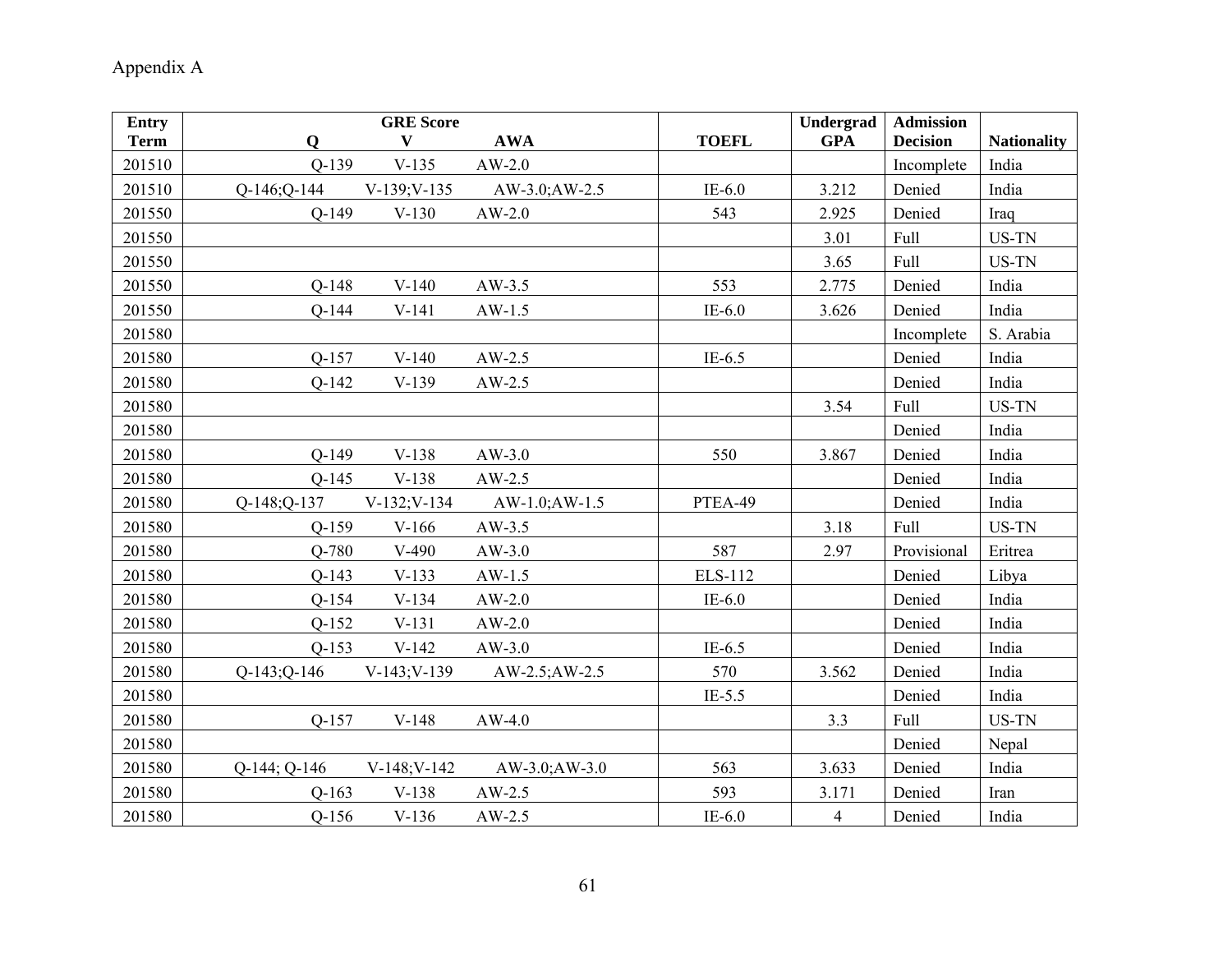Appendix A

| Entry Term | GRE Score Q | V | AWA | TOEFL | Undergrad GPA | Admission Decision | Nationality |
|---|---|---|---|---|---|---|---|
| 201510 | Q-139 | V-135 | AW-2.0 | | | Incomplete | India |
| 201510 | Q-146;Q-144 | V-139;V-135 | AW-3.0;AW-2.5 | IE-6.0 | 3.212 | Denied | India |
| 201550 | Q-149 | V-130 | AW-2.0 | 543 | 2.925 | Denied | Iraq |
| 201550 | | | | | 3.01 | Full | US-TN |
| 201550 | | | | | 3.65 | Full | US-TN |
| 201550 | Q-148 | V-140 | AW-3.5 | 553 | 2.775 | Denied | India |
| 201550 | Q-144 | V-141 | AW-1.5 | IE-6.0 | 3.626 | Denied | India |
| 201580 | | | | | | Incomplete | S. Arabia |
| 201580 | Q-157 | V-140 | AW-2.5 | IE-6.5 | | Denied | India |
| 201580 | Q-142 | V-139 | AW-2.5 | | | Denied | India |
| 201580 | | | | | 3.54 | Full | US-TN |
| 201580 | | | | | | Denied | India |
| 201580 | Q-149 | V-138 | AW-3.0 | 550 | 3.867 | Denied | India |
| 201580 | Q-145 | V-138 | AW-2.5 | | | Denied | India |
| 201580 | Q-148;Q-137 | V-132;V-134 | AW-1.0;AW-1.5 | PTEA-49 | | Denied | India |
| 201580 | Q-159 | V-166 | AW-3.5 | | 3.18 | Full | US-TN |
| 201580 | Q-780 | V-490 | AW-3.0 | 587 | 2.97 | Provisional | Eritrea |
| 201580 | Q-143 | V-133 | AW-1.5 | ELS-112 | | Denied | Libya |
| 201580 | Q-154 | V-134 | AW-2.0 | IE-6.0 | | Denied | India |
| 201580 | Q-152 | V-131 | AW-2.0 | | | Denied | India |
| 201580 | Q-153 | V-142 | AW-3.0 | IE-6.5 | | Denied | India |
| 201580 | Q-143;Q-146 | V-143;V-139 | AW-2.5;AW-2.5 | 570 | 3.562 | Denied | India |
| 201580 | | | | IE-5.5 | | Denied | India |
| 201580 | Q-157 | V-148 | AW-4.0 | | 3.3 | Full | US-TN |
| 201580 | | | | | | Denied | Nepal |
| 201580 | Q-144; Q-146 | V-148;V-142 | AW-3.0;AW-3.0 | 563 | 3.633 | Denied | India |
| 201580 | Q-163 | V-138 | AW-2.5 | 593 | 3.171 | Denied | Iran |
| 201580 | Q-156 | V-136 | AW-2.5 | IE-6.0 | 4 | Denied | India |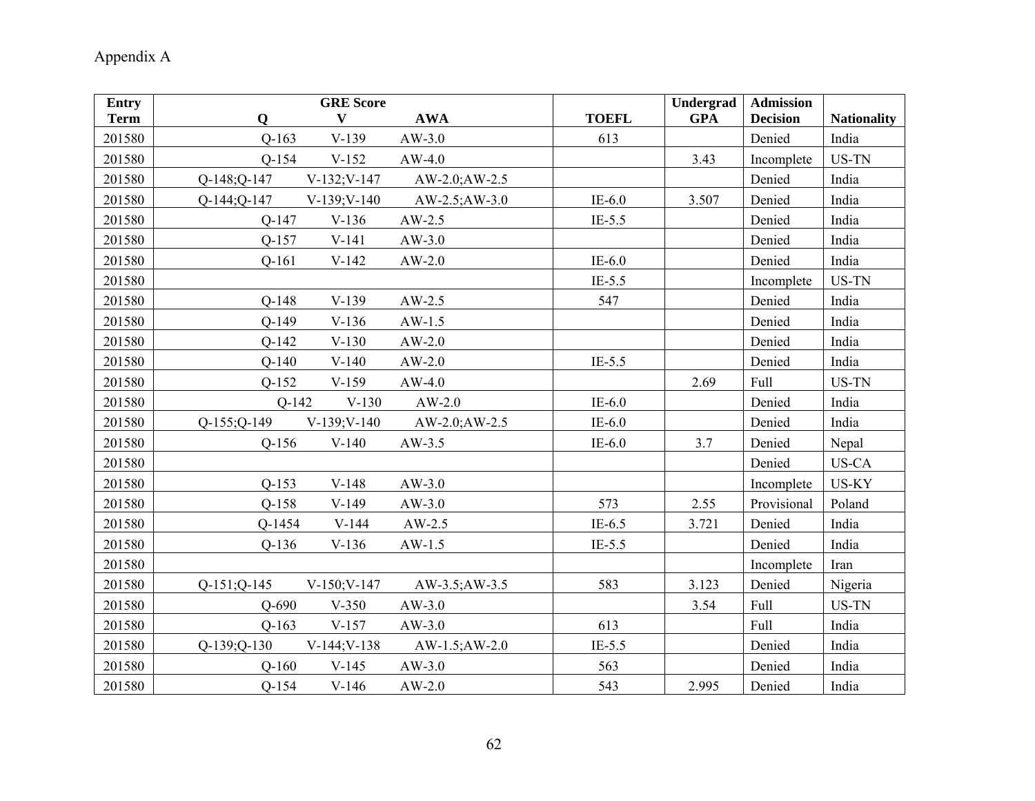Appendix A

| Entry Term | GRE Score | | | TOEFL | Undergrad GPA | Admission Decision | Nationality |
|---|---|---|---|---|---|---|---|
| | Q | V | AWA | | | | |
| 201580 | Q-163 | V-139 | AW-3.0 | 613 | | Denied | India |
| 201580 | Q-154 | V-152 | AW-4.0 | | 3.43 | Incomplete | US-TN |
| 201580 | Q-148;Q-147 | V-132;V-147 | AW-2.0;AW-2.5 | | | Denied | India |
| 201580 | Q-144;Q-147 | V-139;V-140 | AW-2.5;AW-3.0 | IE-6.0 | 3.507 | Denied | India |
| 201580 | Q-147 | V-136 | AW-2.5 | IE-5.5 | | Denied | India |
| 201580 | Q-157 | V-141 | AW-3.0 | | | Denied | India |
| 201580 | Q-161 | V-142 | AW-2.0 | IE-6.0 | | Denied | India |
| 201580 | | | | IE-5.5 | | Incomplete | US-TN |
| 201580 | Q-148 | V-139 | AW-2.5 | 547 | | Denied | India |
| 201580 | Q-149 | V-136 | AW-1.5 | | | Denied | India |
| 201580 | Q-142 | V-130 | AW-2.0 | | | Denied | India |
| 201580 | Q-140 | V-140 | AW-2.0 | IE-5.5 | | Denied | India |
| 201580 | Q-152 | V-159 | AW-4.0 | | 2.69 | Full | US-TN |
| 201580 | Q-142 | V-130 | AW-2.0 | IE-6.0 | | Denied | India |
| 201580 | Q-155;Q-149 | V-139;V-140 | AW-2.0;AW-2.5 | IE-6.0 | | Denied | India |
| 201580 | Q-156 | V-140 | AW-3.5 | IE-6.0 | 3.7 | Denied | Nepal |
| 201580 | | | | | | Denied | US-CA |
| 201580 | Q-153 | V-148 | AW-3.0 | | | Incomplete | US-KY |
| 201580 | Q-158 | V-149 | AW-3.0 | 573 | 2.55 | Provisional | Poland |
| 201580 | Q-1454 | V-144 | AW-2.5 | IE-6.5 | 3.721 | Denied | India |
| 201580 | Q-136 | V-136 | AW-1.5 | IE-5.5 | | Denied | India |
| 201580 | | | | | | Incomplete | Iran |
| 201580 | Q-151;Q-145 | V-150;V-147 | AW-3.5;AW-3.5 | 583 | 3.123 | Denied | Nigeria |
| 201580 | Q-690 | V-350 | AW-3.0 | | 3.54 | Full | US-TN |
| 201580 | Q-163 | V-157 | AW-3.0 | 613 | | Full | India |
| 201580 | Q-139;Q-130 | V-144;V-138 | AW-1.5;AW-2.0 | IE-5.5 | | Denied | India |
| 201580 | Q-160 | V-145 | AW-3.0 | 563 | | Denied | India |
| 201580 | Q-154 | V-146 | AW-2.0 | 543 | 2.995 | Denied | India |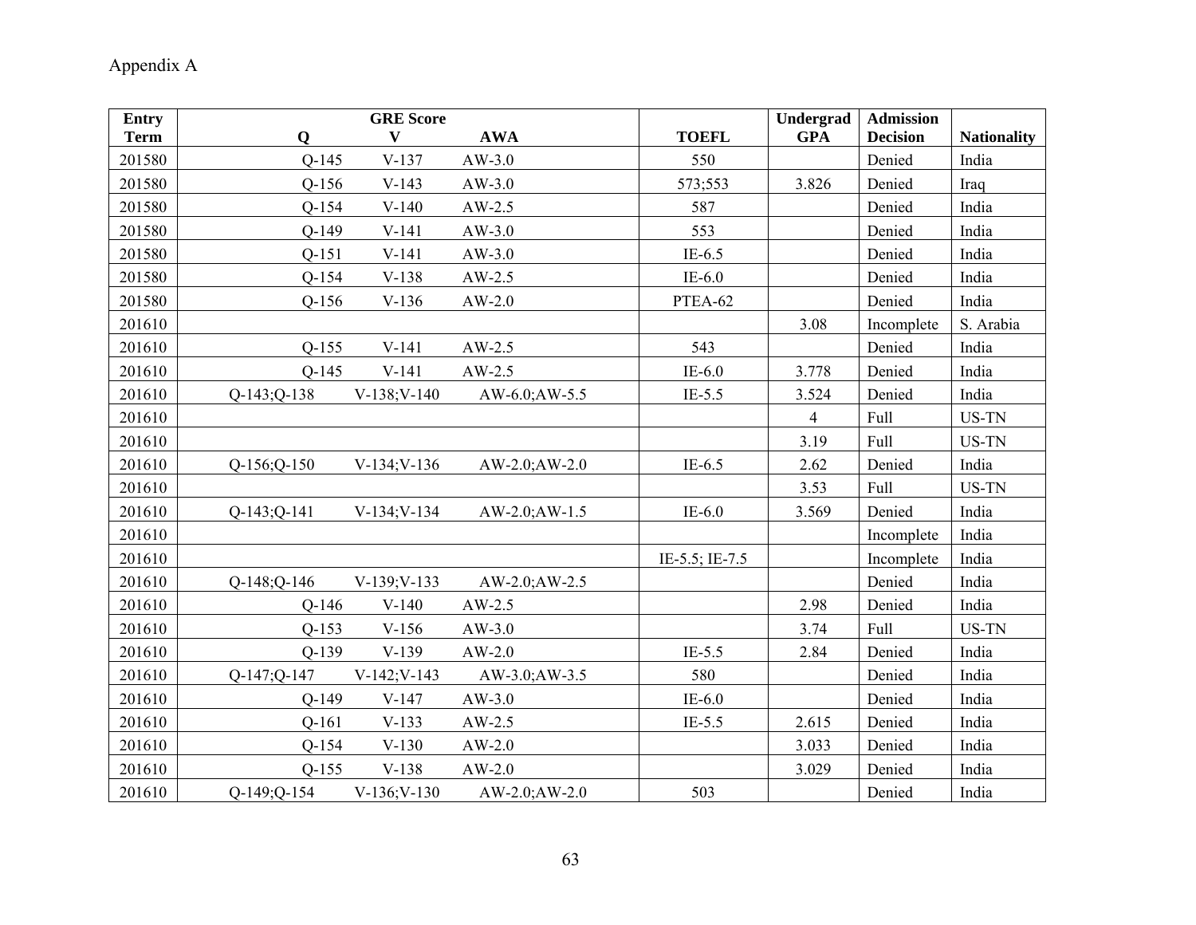Appendix A

| Entry Term | GRE Score Q | V | AWA | TOEFL | Undergrad GPA | Admission Decision | Nationality |
|---|---|---|---|---|---|---|---|
| 201580 | Q-145 | V-137 | AW-3.0 | 550 | | Denied | India |
| 201580 | Q-156 | V-143 | AW-3.0 | 573;553 | 3.826 | Denied | Iraq |
| 201580 | Q-154 | V-140 | AW-2.5 | 587 | | Denied | India |
| 201580 | Q-149 | V-141 | AW-3.0 | 553 | | Denied | India |
| 201580 | Q-151 | V-141 | AW-3.0 | IE-6.5 | | Denied | India |
| 201580 | Q-154 | V-138 | AW-2.5 | IE-6.0 | | Denied | India |
| 201580 | Q-156 | V-136 | AW-2.0 | PTEA-62 | | Denied | India |
| 201610 | | | | | 3.08 | Incomplete | S. Arabia |
| 201610 | Q-155 | V-141 | AW-2.5 | 543 | | Denied | India |
| 201610 | Q-145 | V-141 | AW-2.5 | IE-6.0 | 3.778 | Denied | India |
| 201610 | Q-143;Q-138 | V-138;V-140 | AW-6.0;AW-5.5 | IE-5.5 | 3.524 | Denied | India |
| 201610 | | | | | 4 | Full | US-TN |
| 201610 | | | | | 3.19 | Full | US-TN |
| 201610 | Q-156;Q-150 | V-134;V-136 | AW-2.0;AW-2.0 | IE-6.5 | 2.62 | Denied | India |
| 201610 | | | | | 3.53 | Full | US-TN |
| 201610 | Q-143;Q-141 | V-134;V-134 | AW-2.0;AW-1.5 | IE-6.0 | 3.569 | Denied | India |
| 201610 | | | | | | Incomplete | India |
| 201610 | | | | IE-5.5; IE-7.5 | | Incomplete | India |
| 201610 | Q-148;Q-146 | V-139;V-133 | AW-2.0;AW-2.5 | | | Denied | India |
| 201610 | Q-146 | V-140 | AW-2.5 | | 2.98 | Denied | India |
| 201610 | Q-153 | V-156 | AW-3.0 | | 3.74 | Full | US-TN |
| 201610 | Q-139 | V-139 | AW-2.0 | IE-5.5 | 2.84 | Denied | India |
| 201610 | Q-147;Q-147 | V-142;V-143 | AW-3.0;AW-3.5 | 580 | | Denied | India |
| 201610 | Q-149 | V-147 | AW-3.0 | IE-6.0 | | Denied | India |
| 201610 | Q-161 | V-133 | AW-2.5 | IE-5.5 | 2.615 | Denied | India |
| 201610 | Q-154 | V-130 | AW-2.0 | | 3.033 | Denied | India |
| 201610 | Q-155 | V-138 | AW-2.0 | | 3.029 | Denied | India |
| 201610 | Q-149;Q-154 | V-136;V-130 | AW-2.0;AW-2.0 | 503 | | Denied | India |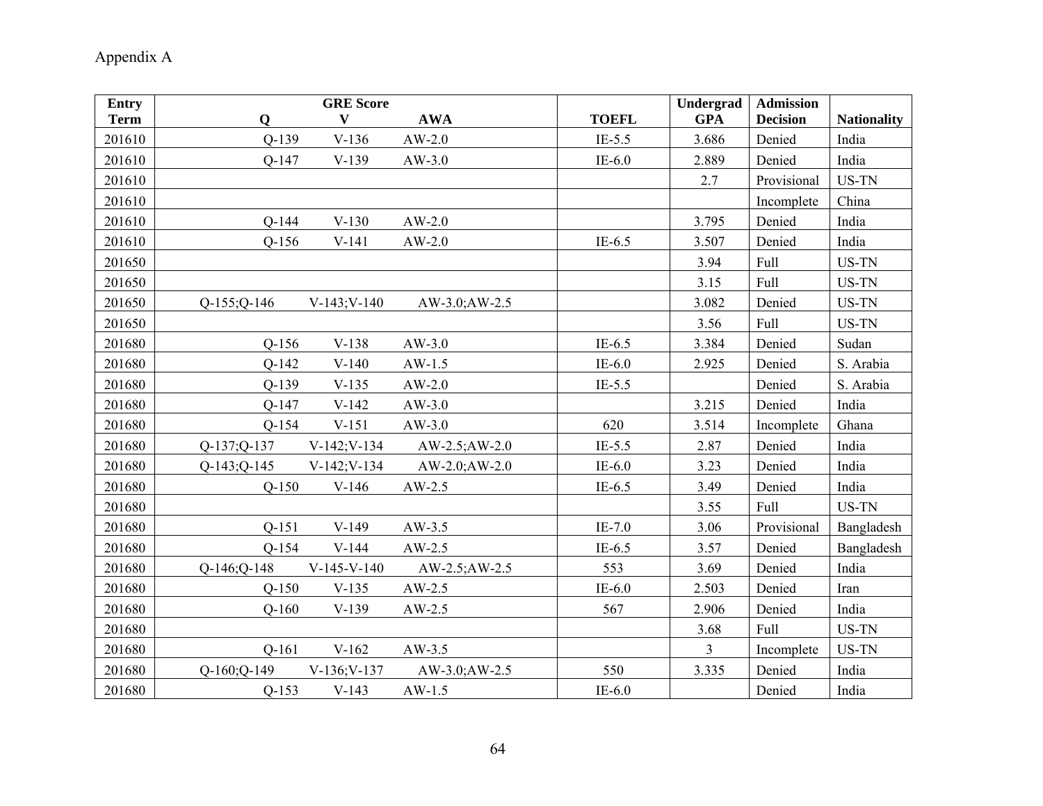Appendix A

| Entry Term | GRE Score Q | V | AWA | TOEFL | Undergrad GPA | Admission Decision | Nationality |
|---|---|---|---|---|---|---|---|
| 201610 | Q-139 | V-136 | AW-2.0 | IE-5.5 | 3.686 | Denied | India |
| 201610 | Q-147 | V-139 | AW-3.0 | IE-6.0 | 2.889 | Denied | India |
| 201610 | | | | | 2.7 | Provisional | US-TN |
| 201610 | | | | | | Incomplete | China |
| 201610 | Q-144 | V-130 | AW-2.0 | | 3.795 | Denied | India |
| 201610 | Q-156 | V-141 | AW-2.0 | IE-6.5 | 3.507 | Denied | India |
| 201650 | | | | | 3.94 | Full | US-TN |
| 201650 | | | | | 3.15 | Full | US-TN |
| 201650 | Q-155;Q-146 | V-143;V-140 | AW-3.0;AW-2.5 | | 3.082 | Denied | US-TN |
| 201650 | | | | | 3.56 | Full | US-TN |
| 201680 | Q-156 | V-138 | AW-3.0 | IE-6.5 | 3.384 | Denied | Sudan |
| 201680 | Q-142 | V-140 | AW-1.5 | IE-6.0 | 2.925 | Denied | S. Arabia |
| 201680 | Q-139 | V-135 | AW-2.0 | IE-5.5 | | Denied | S. Arabia |
| 201680 | Q-147 | V-142 | AW-3.0 | | 3.215 | Denied | India |
| 201680 | Q-154 | V-151 | AW-3.0 | 620 | 3.514 | Incomplete | Ghana |
| 201680 | Q-137;Q-137 | V-142;V-134 | AW-2.5;AW-2.0 | IE-5.5 | 2.87 | Denied | India |
| 201680 | Q-143;Q-145 | V-142;V-134 | AW-2.0;AW-2.0 | IE-6.0 | 3.23 | Denied | India |
| 201680 | Q-150 | V-146 | AW-2.5 | IE-6.5 | 3.49 | Denied | India |
| 201680 | | | | | 3.55 | Full | US-TN |
| 201680 | Q-151 | V-149 | AW-3.5 | IE-7.0 | 3.06 | Provisional | Bangladesh |
| 201680 | Q-154 | V-144 | AW-2.5 | IE-6.5 | 3.57 | Denied | Bangladesh |
| 201680 | Q-146;Q-148 | V-145-V-140 | AW-2.5;AW-2.5 | 553 | 3.69 | Denied | India |
| 201680 | Q-150 | V-135 | AW-2.5 | IE-6.0 | 2.503 | Denied | Iran |
| 201680 | Q-160 | V-139 | AW-2.5 | 567 | 2.906 | Denied | India |
| 201680 | | | | | 3.68 | Full | US-TN |
| 201680 | Q-161 | V-162 | AW-3.5 | | 3 | Incomplete | US-TN |
| 201680 | Q-160;Q-149 | V-136;V-137 | AW-3.0;AW-2.5 | 550 | 3.335 | Denied | India |
| 201680 | Q-153 | V-143 | AW-1.5 | IE-6.0 | | Denied | India |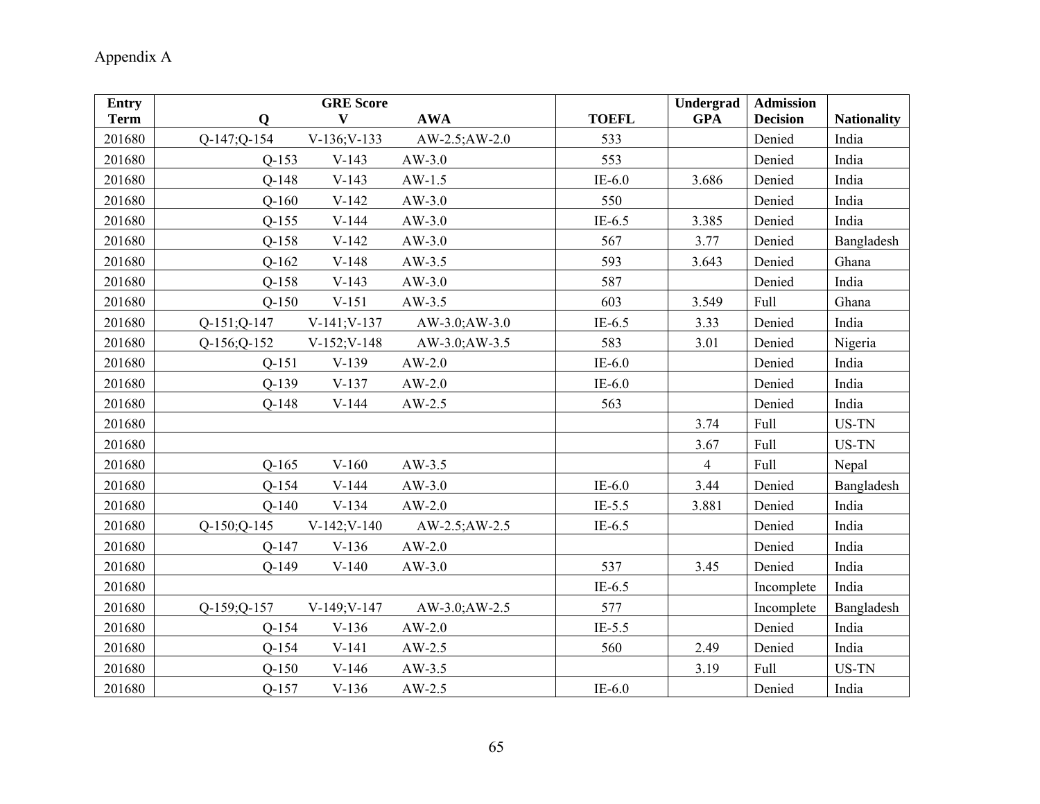Appendix A

| Entry Term | GRE Score | | | TOEFL | Undergrad GPA | Admission Decision | Nationality |
|---|---|---|---|---|---|---|---|
| | Q | V | AWA | | | | |
| 201680 | Q-147;Q-154 | V-136;V-133 | AW-2.5;AW-2.0 | 533 | | Denied | India |
| 201680 | Q-153 | V-143 | AW-3.0 | 553 | | Denied | India |
| 201680 | Q-148 | V-143 | AW-1.5 | IE-6.0 | 3.686 | Denied | India |
| 201680 | Q-160 | V-142 | AW-3.0 | 550 | | Denied | India |
| 201680 | Q-155 | V-144 | AW-3.0 | IE-6.5 | 3.385 | Denied | India |
| 201680 | Q-158 | V-142 | AW-3.0 | 567 | 3.77 | Denied | Bangladesh |
| 201680 | Q-162 | V-148 | AW-3.5 | 593 | 3.643 | Denied | Ghana |
| 201680 | Q-158 | V-143 | AW-3.0 | 587 | | Denied | India |
| 201680 | Q-150 | V-151 | AW-3.5 | 603 | 3.549 | Full | Ghana |
| 201680 | Q-151;Q-147 | V-141;V-137 | AW-3.0;AW-3.0 | IE-6.5 | 3.33 | Denied | India |
| 201680 | Q-156;Q-152 | V-152;V-148 | AW-3.0;AW-3.5 | 583 | 3.01 | Denied | Nigeria |
| 201680 | Q-151 | V-139 | AW-2.0 | IE-6.0 | | Denied | India |
| 201680 | Q-139 | V-137 | AW-2.0 | IE-6.0 | | Denied | India |
| 201680 | Q-148 | V-144 | AW-2.5 | 563 | | Denied | India |
| 201680 | | | | | 3.74 | Full | US-TN |
| 201680 | | | | | 3.67 | Full | US-TN |
| 201680 | Q-165 | V-160 | AW-3.5 | | 4 | Full | Nepal |
| 201680 | Q-154 | V-144 | AW-3.0 | IE-6.0 | 3.44 | Denied | Bangladesh |
| 201680 | Q-140 | V-134 | AW-2.0 | IE-5.5 | 3.881 | Denied | India |
| 201680 | Q-150;Q-145 | V-142;V-140 | AW-2.5;AW-2.5 | IE-6.5 | | Denied | India |
| 201680 | Q-147 | V-136 | AW-2.0 | | | Denied | India |
| 201680 | Q-149 | V-140 | AW-3.0 | 537 | 3.45 | Denied | India |
| 201680 | | | | IE-6.5 | | Incomplete | India |
| 201680 | Q-159;Q-157 | V-149;V-147 | AW-3.0;AW-2.5 | 577 | | Incomplete | Bangladesh |
| 201680 | Q-154 | V-136 | AW-2.0 | IE-5.5 | | Denied | India |
| 201680 | Q-154 | V-141 | AW-2.5 | 560 | 2.49 | Denied | India |
| 201680 | Q-150 | V-146 | AW-3.5 | | 3.19 | Full | US-TN |
| 201680 | Q-157 | V-136 | AW-2.5 | IE-6.0 | | Denied | India |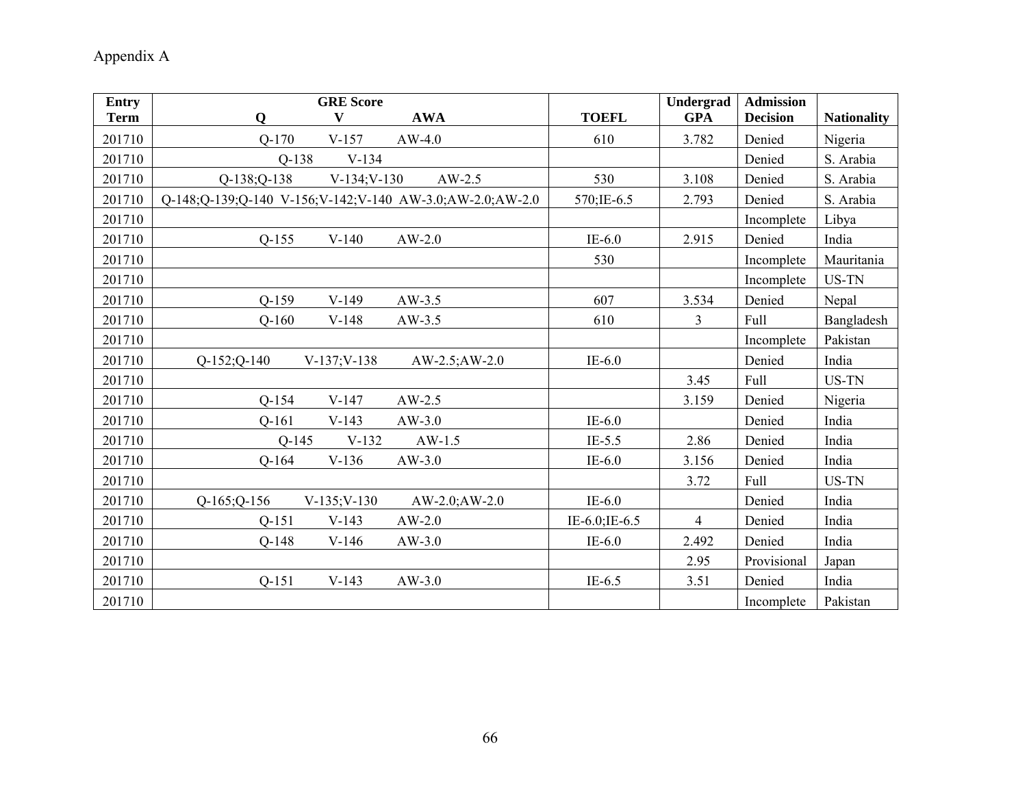Appendix A

| Entry Term | GRE Score | | | TOEFL | Undergrad GPA | Admission Decision | Nationality |
|---|---|---|---|---|---|---|---|
| | Q | V | AWA | | | | |
| 201710 | Q-170 | V-157 | AW-4.0 | 610 | 3.782 | Denied | Nigeria |
| 201710 | Q-138 | V-134 | | | | Denied | S. Arabia |
| 201710 | Q-138;Q-138 | V-134;V-130 | AW-2.5 | 530 | 3.108 | Denied | S. Arabia |
| 201710 | Q-148;Q-139;Q-140 | V-156;V-142;V-140 | AW-3.0;AW-2.0;AW-2.0 | 570;IE-6.5 | 2.793 | Denied | S. Arabia |
| 201710 | | | | | | Incomplete | Libya |
| 201710 | Q-155 | V-140 | AW-2.0 | IE-6.0 | 2.915 | Denied | India |
| 201710 | | | | 530 | | Incomplete | Mauritania |
| 201710 | | | | | | Incomplete | US-TN |
| 201710 | Q-159 | V-149 | AW-3.5 | 607 | 3.534 | Denied | Nepal |
| 201710 | Q-160 | V-148 | AW-3.5 | 610 | 3 | Full | Bangladesh |
| 201710 | | | | | | Incomplete | Pakistan |
| 201710 | Q-152;Q-140 | V-137;V-138 | AW-2.5;AW-2.0 | IE-6.0 | | Denied | India |
| 201710 | | | | | 3.45 | Full | US-TN |
| 201710 | Q-154 | V-147 | AW-2.5 | | 3.159 | Denied | Nigeria |
| 201710 | Q-161 | V-143 | AW-3.0 | IE-6.0 | | Denied | India |
| 201710 | Q-145 | V-132 | AW-1.5 | IE-5.5 | 2.86 | Denied | India |
| 201710 | Q-164 | V-136 | AW-3.0 | IE-6.0 | 3.156 | Denied | India |
| 201710 | | | | | 3.72 | Full | US-TN |
| 201710 | Q-165;Q-156 | V-135;V-130 | AW-2.0;AW-2.0 | IE-6.0 | | Denied | India |
| 201710 | Q-151 | V-143 | AW-2.0 | IE-6.0;IE-6.5 | 4 | Denied | India |
| 201710 | Q-148 | V-146 | AW-3.0 | IE-6.0 | 2.492 | Denied | India |
| 201710 | | | | | 2.95 | Provisional | Japan |
| 201710 | Q-151 | V-143 | AW-3.0 | IE-6.5 | 3.51 | Denied | India |
| 201710 | | | | | | Incomplete | Pakistan |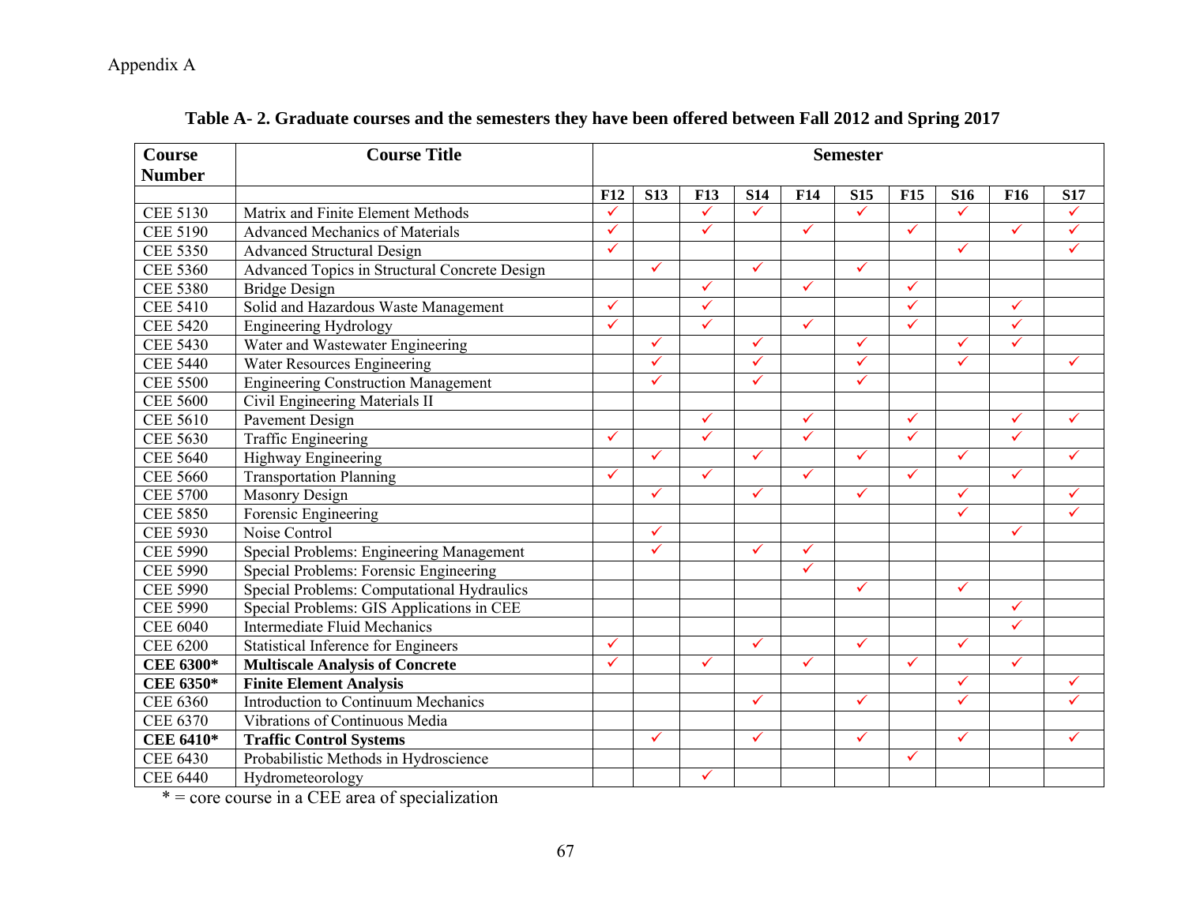Appendix A

**Table A- 2. Graduate courses and the semesters they have been offered between Fall 2012 and Spring 2017**

| Course Number | Course Title | Semester | | | | | | | | | |
|---|---|---|---|---|---|---|---|---|---|---|---|
| | | **F12** | **S13** | **F13** | **S14** | **F14** | **S15** | **F15** | **S16** | **F16** | **S17** |
| CEE 5130 | Matrix and Finite Element Methods | ✓ | | ✓ | ✓ | | ✓ | | ✓ | | ✓ |
| CEE 5190 | Advanced Mechanics of Materials | ✓ | | ✓ | | ✓ | | ✓ | | ✓ | ✓ |
| CEE 5350 | Advanced Structural Design | ✓ | | | | | | | ✓ | | ✓ |
| CEE 5360 | Advanced Topics in Structural Concrete Design | | ✓ | | ✓ | | ✓ | | | | |
| CEE 5380 | Bridge Design | | | ✓ | | ✓ | | ✓ | | | |
| CEE 5410 | Solid and Hazardous Waste Management | ✓ | | ✓ | | | | ✓ | | ✓ | |
| CEE 5420 | Engineering Hydrology | ✓ | | ✓ | | ✓ | | ✓ | | ✓ | |
| CEE 5430 | Water and Wastewater Engineering | | ✓ | | ✓ | | ✓ | | ✓ | ✓ | |
| CEE 5440 | Water Resources Engineering | | ✓ | | ✓ | | ✓ | | ✓ | | ✓ |
| CEE 5500 | Engineering Construction Management | | ✓ | | ✓ | | ✓ | | | | |
| CEE 5600 | Civil Engineering Materials II | | | | | | | | | | |
| CEE 5610 | Pavement Design | | | ✓ | | ✓ | | ✓ | | ✓ | ✓ |
| CEE 5630 | Traffic Engineering | ✓ | | ✓ | | ✓ | | ✓ | | ✓ | |
| CEE 5640 | Highway Engineering | | ✓ | | ✓ | | ✓ | | ✓ | | ✓ |
| CEE 5660 | Transportation Planning | ✓ | | ✓ | | ✓ | | ✓ | | ✓ | |
| CEE 5700 | Masonry Design | | ✓ | | ✓ | | ✓ | | ✓ | | ✓ |
| CEE 5850 | Forensic Engineering | | | | | | | | ✓ | | ✓ |
| CEE 5930 | Noise Control | | ✓ | | | | | | | ✓ | |
| CEE 5990 | Special Problems: Engineering Management | | ✓ | | ✓ | ✓ | | | | | |
| CEE 5990 | Special Problems: Forensic Engineering | | | | | ✓ | | | | | |
| CEE 5990 | Special Problems: Computational Hydraulics | | | | | | ✓ | | ✓ | | |
| CEE 5990 | Special Problems: GIS Applications in CEE | | | | | | | | | ✓ | |
| CEE 6040 | Intermediate Fluid Mechanics | | | | | | | | | ✓ | |
| CEE 6200 | Statistical Inference for Engineers | ✓ | | | ✓ | | ✓ | | ✓ | | |
| **CEE 6300*** | **Multiscale Analysis of Concrete** | ✓ | | ✓ | | ✓ | | ✓ | | ✓ | |
| **CEE 6350*** | **Finite Element Analysis** | | | | | | | | ✓ | | ✓ |
| CEE 6360 | Introduction to Continuum Mechanics | | | | ✓ | | ✓ | | ✓ | | ✓ |
| CEE 6370 | Vibrations of Continuous Media | | | | | | | | | | |
| **CEE 6410*** | **Traffic Control Systems** | | ✓ | | ✓ | | ✓ | | ✓ | | ✓ |
| CEE 6430 | Probabilistic Methods in Hydroscience | | | | | | | ✓ | | | |
| CEE 6440 | Hydrometeorology | | | ✓ | | | | | | | |

* = core course in a CEE area of specialization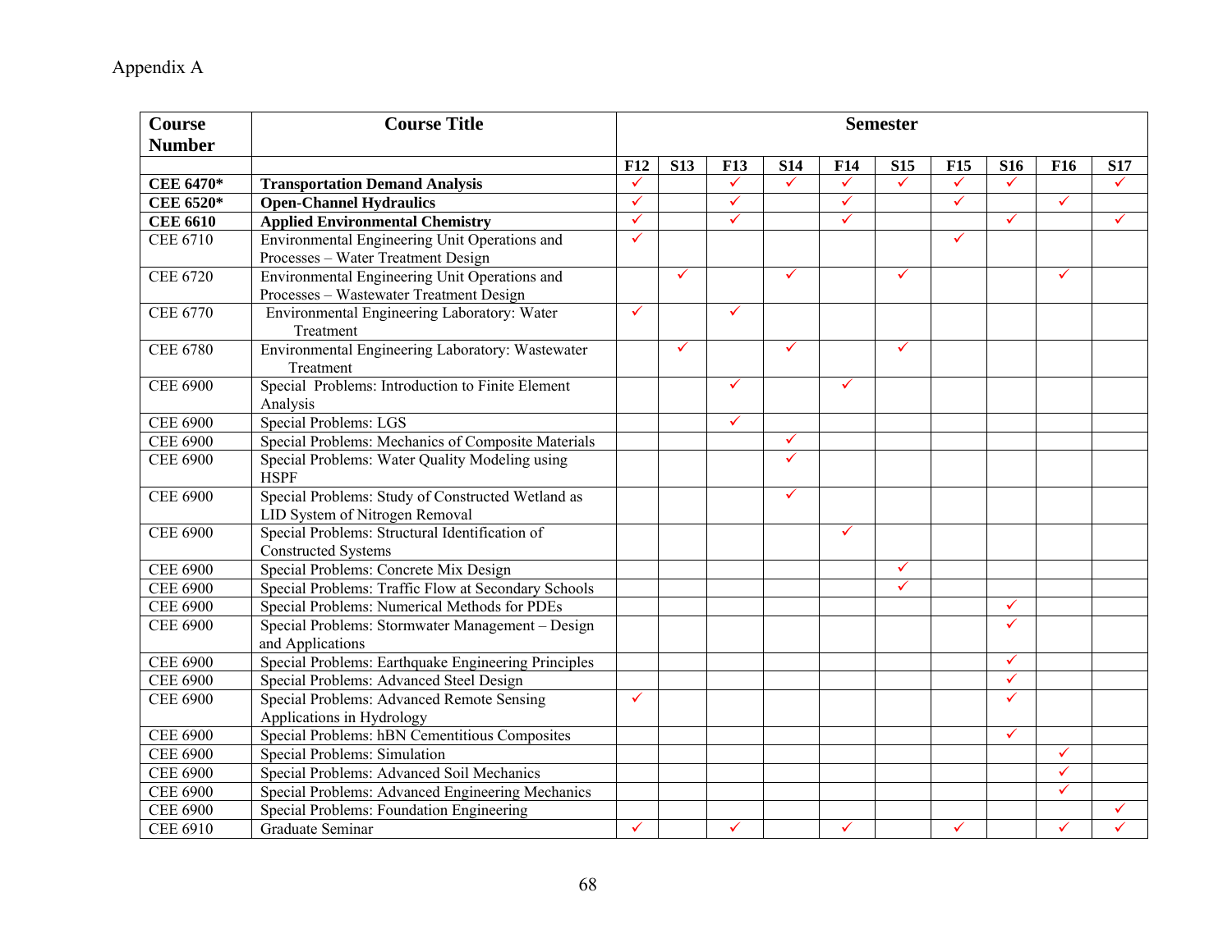Appendix A

| Course Number | Course Title | Semester | | | | | | | | | |
|---|---|---|---|---|---|---|---|---|---|---|---|
| | | F12 | S13 | F13 | S14 | F14 | S15 | F15 | S16 | F16 | S17 |
| **CEE 6470*** | **Transportation Demand Analysis** | ✓ | | ✓ | ✓ | ✓ | ✓ | ✓ | ✓ | | ✓ |
| **CEE 6520*** | **Open-Channel Hydraulics** | ✓ | | ✓ | | ✓ | | ✓ | | ✓ | |
| **CEE 6610** | **Applied Environmental Chemistry** | ✓ | | ✓ | | ✓ | | | ✓ | | ✓ |
| CEE 6710 | Environmental Engineering Unit Operations and Processes – Water Treatment Design | ✓ | | | | | | ✓ | | | |
| CEE 6720 | Environmental Engineering Unit Operations and Processes – Wastewater Treatment Design | | ✓ | | ✓ | | ✓ | | | ✓ | |
| CEE 6770 | Environmental Engineering Laboratory: Water Treatment | ✓ | | ✓ | | | | | | | |
| CEE 6780 | Environmental Engineering Laboratory: Wastewater Treatment | | ✓ | | ✓ | | ✓ | | | | |
| CEE 6900 | Special Problems: Introduction to Finite Element Analysis | | | ✓ | | ✓ | | | | | |
| CEE 6900 | Special Problems: LGS | | | ✓ | | | | | | | |
| CEE 6900 | Special Problems: Mechanics of Composite Materials | | | | ✓ | | | | | | |
| CEE 6900 | Special Problems: Water Quality Modeling using HSPF | | | | ✓ | | | | | | |
| CEE 6900 | Special Problems: Study of Constructed Wetland as LID System of Nitrogen Removal | | | | ✓ | | | | | | |
| CEE 6900 | Special Problems: Structural Identification of Constructed Systems | | | | | ✓ | | | | | |
| CEE 6900 | Special Problems: Concrete Mix Design | | | | | | ✓ | | | | |
| CEE 6900 | Special Problems: Traffic Flow at Secondary Schools | | | | | | ✓ | | | | |
| CEE 6900 | Special Problems: Numerical Methods for PDEs | | | | | | | | ✓ | | |
| CEE 6900 | Special Problems: Stormwater Management – Design and Applications | | | | | | | | ✓ | | |
| CEE 6900 | Special Problems: Earthquake Engineering Principles | | | | | | | | ✓ | | |
| CEE 6900 | Special Problems: Advanced Steel Design | | | | | | | | ✓ | | |
| CEE 6900 | Special Problems: Advanced Remote Sensing Applications in Hydrology | ✓ | | | | | | | ✓ | | |
| CEE 6900 | Special Problems: hBN Cementitious Composites | | | | | | | | ✓ | | |
| CEE 6900 | Special Problems: Simulation | | | | | | | | | ✓ | |
| CEE 6900 | Special Problems: Advanced Soil Mechanics | | | | | | | | | ✓ | |
| CEE 6900 | Special Problems: Advanced Engineering Mechanics | | | | | | | | | ✓ | |
| CEE 6900 | Special Problems: Foundation Engineering | | | | | | | | | | ✓ |
| CEE 6910 | Graduate Seminar | ✓ | | ✓ | | ✓ | | ✓ | | ✓ | ✓ |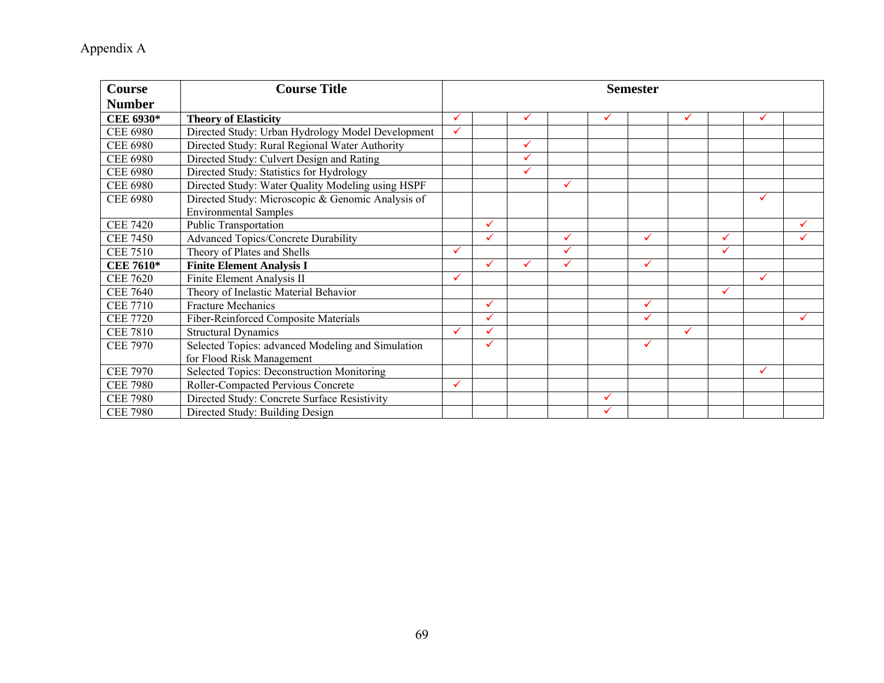Appendix A

| Course Number | Course Title | Semester | | | | | | | | | |
|---|---|---|---|---|---|---|---|---|---|---|---|
| **CEE 6930*** | **Theory of Elasticity** | ✓ | | ✓ | | ✓ | | ✓ | | ✓ | |
| CEE 6980 | Directed Study: Urban Hydrology Model Development | ✓ | | | | | | | | | |
| CEE 6980 | Directed Study: Rural Regional Water Authority | | | ✓ | | | | | | | |
| CEE 6980 | Directed Study: Culvert Design and Rating | | | ✓ | | | | | | | |
| CEE 6980 | Directed Study: Statistics for Hydrology | | | ✓ | | | | | | | |
| CEE 6980 | Directed Study: Water Quality Modeling using HSPF | | | | ✓ | | | | | | |
| CEE 6980 | Directed Study: Microscopic & Genomic Analysis of Environmental Samples | | | | | | | | | ✓ | |
| CEE 7420 | Public Transportation | | ✓ | | | | | | | | ✓ |
| CEE 7450 | Advanced Topics/Concrete Durability | | ✓ | | ✓ | | ✓ | | ✓ | | ✓ |
| CEE 7510 | Theory of Plates and Shells | ✓ | | | ✓ | | | | ✓ | | |
| **CEE 7610*** | **Finite Element Analysis I** | | ✓ | ✓ | ✓ | | ✓ | | | | |
| CEE 7620 | Finite Element Analysis II | ✓ | | | | | | | | ✓ | |
| CEE 7640 | Theory of Inelastic Material Behavior | | | | | | | | ✓ | | |
| CEE 7710 | Fracture Mechanics | | ✓ | | | | ✓ | | | | |
| CEE 7720 | Fiber-Reinforced Composite Materials | | ✓ | | | | ✓ | | | | ✓ |
| CEE 7810 | Structural Dynamics | ✓ | ✓ | | | | | ✓ | | | |
| CEE 7970 | Selected Topics: advanced Modeling and Simulation for Flood Risk Management | | ✓ | | | | ✓ | | | | |
| CEE 7970 | Selected Topics: Deconstruction Monitoring | | | | | | | | | ✓ | |
| CEE 7980 | Roller-Compacted Pervious Concrete | ✓ | | | | | | | | | |
| CEE 7980 | Directed Study: Concrete Surface Resistivity | | | | | ✓ | | | | | |
| CEE 7980 | Directed Study: Building Design | | | | | ✓ | | | | | |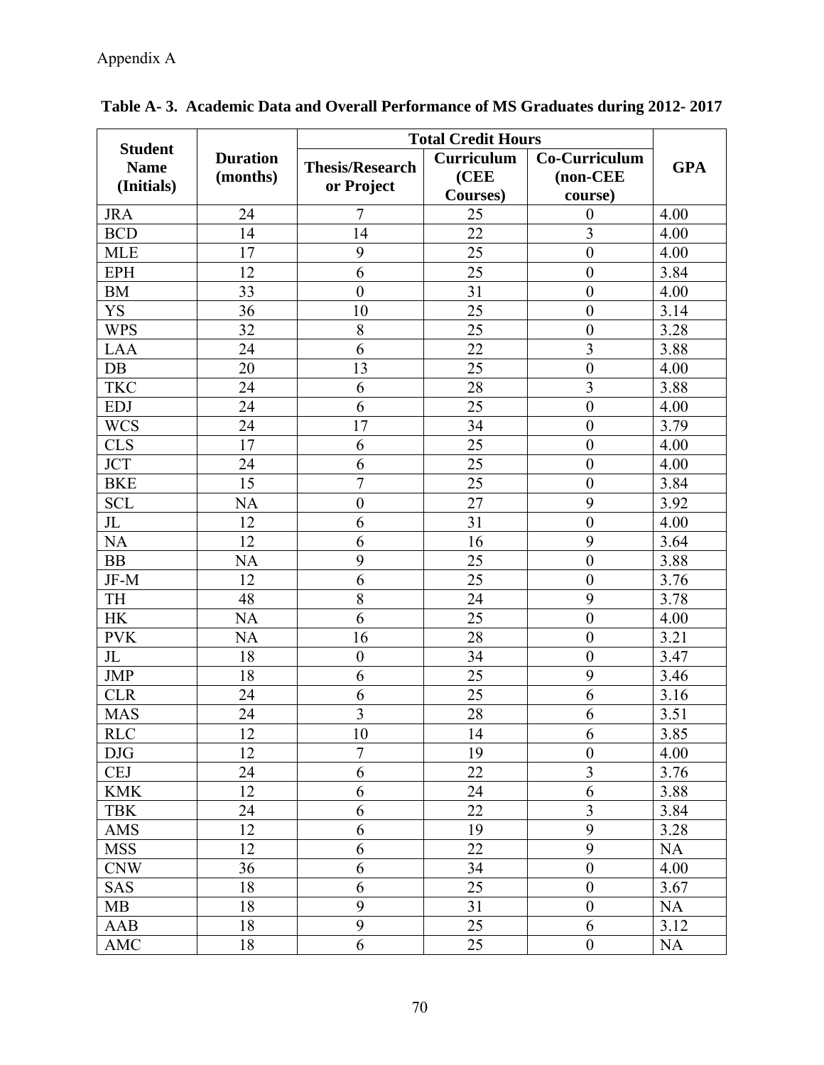Appendix A

**Table A- 3. Academic Data and Overall Performance of MS Graduates during 2012- 2017**

| Student Name (Initials) | Duration (months) | Total Credit Hours | | | GPA |
|---|---|---|---|---|---|
| | | Thesis/Research or Project | Curriculum (CEE Courses) | Co-Curriculum (non-CEE course) | |
| JRA | 24 | 7 | 25 | 0 | 4.00 |
| BCD | 14 | 14 | 22 | 3 | 4.00 |
| MLE | 17 | 9 | 25 | 0 | 4.00 |
| EPH | 12 | 6 | 25 | 0 | 3.84 |
| BM | 33 | 0 | 31 | 0 | 4.00 |
| YS | 36 | 10 | 25 | 0 | 3.14 |
| WPS | 32 | 8 | 25 | 0 | 3.28 |
| LAA | 24 | 6 | 22 | 3 | 3.88 |
| DB | 20 | 13 | 25 | 0 | 4.00 |
| TKC | 24 | 6 | 28 | 3 | 3.88 |
| EDJ | 24 | 6 | 25 | 0 | 4.00 |
| WCS | 24 | 17 | 34 | 0 | 3.79 |
| CLS | 17 | 6 | 25 | 0 | 4.00 |
| JCT | 24 | 6 | 25 | 0 | 4.00 |
| BKE | 15 | 7 | 25 | 0 | 3.84 |
| SCL | NA | 0 | 27 | 9 | 3.92 |
| JL | 12 | 6 | 31 | 0 | 4.00 |
| NA | 12 | 6 | 16 | 9 | 3.64 |
| BB | NA | 9 | 25 | 0 | 3.88 |
| JF-M | 12 | 6 | 25 | 0 | 3.76 |
| TH | 48 | 8 | 24 | 9 | 3.78 |
| HK | NA | 6 | 25 | 0 | 4.00 |
| PVK | NA | 16 | 28 | 0 | 3.21 |
| JL | 18 | 0 | 34 | 0 | 3.47 |
| JMP | 18 | 6 | 25 | 9 | 3.46 |
| CLR | 24 | 6 | 25 | 6 | 3.16 |
| MAS | 24 | 3 | 28 | 6 | 3.51 |
| RLC | 12 | 10 | 14 | 6 | 3.85 |
| DJG | 12 | 7 | 19 | 0 | 4.00 |
| CEJ | 24 | 6 | 22 | 3 | 3.76 |
| KMK | 12 | 6 | 24 | 6 | 3.88 |
| TBK | 24 | 6 | 22 | 3 | 3.84 |
| AMS | 12 | 6 | 19 | 9 | 3.28 |
| MSS | 12 | 6 | 22 | 9 | NA |
| CNW | 36 | 6 | 34 | 0 | 4.00 |
| SAS | 18 | 6 | 25 | 0 | 3.67 |
| MB | 18 | 9 | 31 | 0 | NA |
| AAB | 18 | 9 | 25 | 6 | 3.12 |
| AMC | 18 | 6 | 25 | 0 | NA |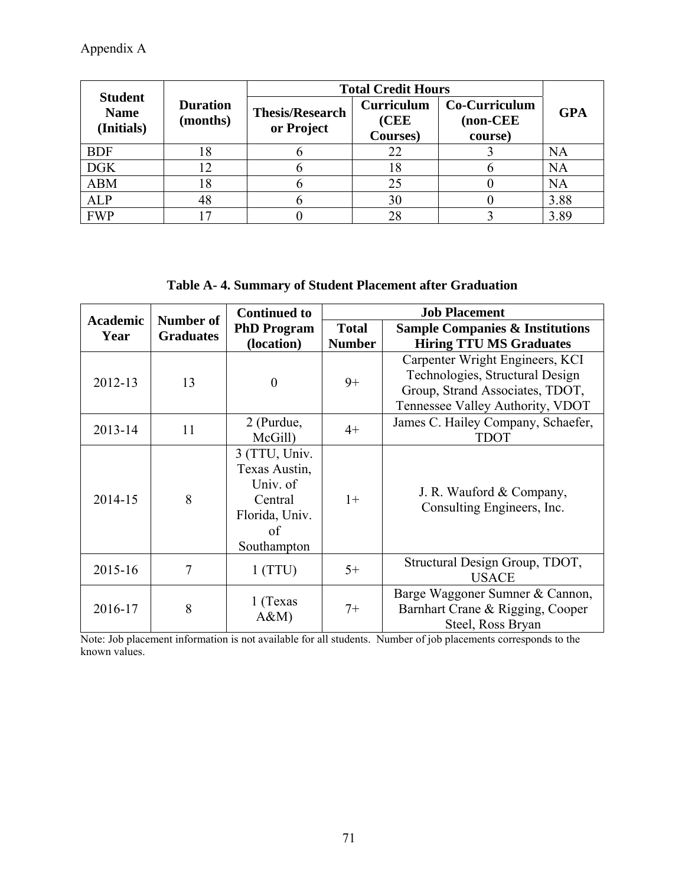Appendix A

| Student Name (Initials) | Duration (months) | Total Credit Hours | | | GPA |
|---|---|---|---|---|---|
| | | Thesis/Research or Project | Curriculum (CEE Courses) | Co-Curriculum (non-CEE course) | |
| BDF | 18 | 6 | 22 | 3 | NA |
| DGK | 12 | 6 | 18 | 6 | NA |
| ABM | 18 | 6 | 25 | 0 | NA |
| ALP | 48 | 6 | 30 | 0 | 3.88 |
| FWP | 17 | 0 | 28 | 3 | 3.89 |

**Table A- 4. Summary of Student Placement after Graduation**

| Academic Year | Number of Graduates | Continued to PhD Program (location) | Job Placement | |
|---|---|---|---|---|
| | | | Total Number | Sample Companies & Institutions Hiring TTU MS Graduates |
| 2012-13 | 13 | 0 | 9+ | Carpenter Wright Engineers, KCI Technologies, Structural Design Group, Strand Associates, TDOT, Tennessee Valley Authority, VDOT |
| 2013-14 | 11 | 2 (Purdue, McGill) | 4+ | James C. Hailey Company, Schaefer, TDOT |
| 2014-15 | 8 | 3 (TTU, Univ. Texas Austin, Univ. of Central Florida, Univ. of Southampton | 1+ | J. R. Wauford & Company, Consulting Engineers, Inc. |
| 2015-16 | 7 | 1 (TTU) | 5+ | Structural Design Group, TDOT, USACE |
| 2016-17 | 8 | 1 (Texas A&M) | 7+ | Barge Waggoner Sumner & Cannon, Barnhart Crane & Rigging, Cooper Steel, Ross Bryan |

Note: Job placement information is not available for all students. Number of job placements corresponds to the known values.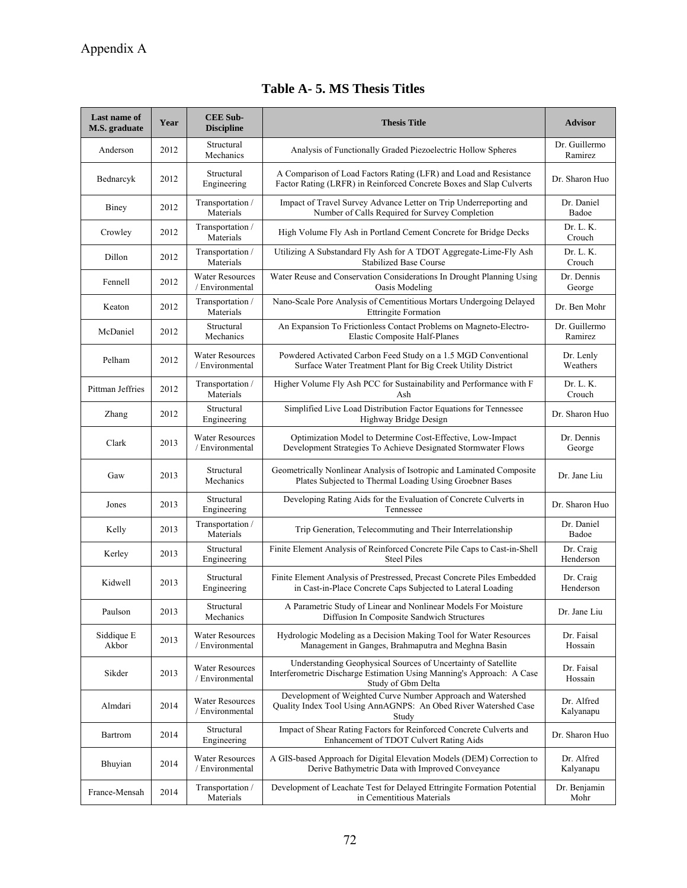Appendix A

## Table A- 5. MS Thesis Titles

| Last name of M.S. graduate | Year | CEE Sub-Discipline | Thesis Title | Advisor |
|---|---|---|---|---|
| Anderson | 2012 | Structural Mechanics | Analysis of Functionally Graded Piezoelectric Hollow Spheres | Dr. Guillermo Ramirez |
| Bednarcyk | 2012 | Structural Engineering | A Comparison of Load Factors Rating (LFR) and Load and Resistance Factor Rating (LRFR) in Reinforced Concrete Boxes and Slap Culverts | Dr. Sharon Huo |
| Biney | 2012 | Transportation / Materials | Impact of Travel Survey Advance Letter on Trip Underreporting and Number of Calls Required for Survey Completion | Dr. Daniel Badoe |
| Crowley | 2012 | Transportation / Materials | High Volume Fly Ash in Portland Cement Concrete for Bridge Decks | Dr. L. K. Crouch |
| Dillon | 2012 | Transportation / Materials | Utilizing A Substandard Fly Ash for A TDOT Aggregate-Lime-Fly Ash Stabilized Base Course | Dr. L. K. Crouch |
| Fennell | 2012 | Water Resources / Environmental | Water Reuse and Conservation Considerations In Drought Planning Using Oasis Modeling | Dr. Dennis George |
| Keaton | 2012 | Transportation / Materials | Nano-Scale Pore Analysis of Cementitious Mortars Undergoing Delayed Ettringite Formation | Dr. Ben Mohr |
| McDaniel | 2012 | Structural Mechanics | An Expansion To Frictionless Contact Problems on Magneto-Electro-Elastic Composite Half-Planes | Dr. Guillermo Ramirez |
| Pelham | 2012 | Water Resources / Environmental | Powdered Activated Carbon Feed Study on a 1.5 MGD Conventional Surface Water Treatment Plant for Big Creek Utility District | Dr. Lenly Weathers |
| Pittman Jeffries | 2012 | Transportation / Materials | Higher Volume Fly Ash PCC for Sustainability and Performance with F Ash | Dr. L. K. Crouch |
| Zhang | 2012 | Structural Engineering | Simplified Live Load Distribution Factor Equations for Tennessee Highway Bridge Design | Dr. Sharon Huo |
| Clark | 2013 | Water Resources / Environmental | Optimization Model to Determine Cost-Effective, Low-Impact Development Strategies To Achieve Designated Stormwater Flows | Dr. Dennis George |
| Gaw | 2013 | Structural Mechanics | Geometrically Nonlinear Analysis of Isotropic and Laminated Composite Plates Subjected to Thermal Loading Using Groebner Bases | Dr. Jane Liu |
| Jones | 2013 | Structural Engineering | Developing Rating Aids for the Evaluation of Concrete Culverts in Tennessee | Dr. Sharon Huo |
| Kelly | 2013 | Transportation / Materials | Trip Generation, Telecommuting and Their Interrelationship | Dr. Daniel Badoe |
| Kerley | 2013 | Structural Engineering | Finite Element Analysis of Reinforced Concrete Pile Caps to Cast-in-Shell Steel Piles | Dr. Craig Henderson |
| Kidwell | 2013 | Structural Engineering | Finite Element Analysis of Prestressed, Precast Concrete Piles Embedded in Cast-in-Place Concrete Caps Subjected to Lateral Loading | Dr. Craig Henderson |
| Paulson | 2013 | Structural Mechanics | A Parametric Study of Linear and Nonlinear Models For Moisture Diffusion In Composite Sandwich Structures | Dr. Jane Liu |
| Siddique E Akbor | 2013 | Water Resources / Environmental | Hydrologic Modeling as a Decision Making Tool for Water Resources Management in Ganges, Brahmaputra and Meghna Basin | Dr. Faisal Hossain |
| Sikder | 2013 | Water Resources / Environmental | Understanding Geophysical Sources of Uncertainty of Satellite Interferometric Discharge Estimation Using Manning's Approach: A Case Study of Gbm Delta | Dr. Faisal Hossain |
| Almdari | 2014 | Water Resources / Environmental | Development of Weighted Curve Number Approach and Watershed Quality Index Tool Using AnnAGNPS: An Obed River Watershed Case Study | Dr. Alfred Kalyanapu |
| Bartrom | 2014 | Structural Engineering | Impact of Shear Rating Factors for Reinforced Concrete Culverts and Enhancement of TDOT Culvert Rating Aids | Dr. Sharon Huo |
| Bhuyian | 2014 | Water Resources / Environmental | A GIS-based Approach for Digital Elevation Models (DEM) Correction to Derive Bathymetric Data with Improved Conveyance | Dr. Alfred Kalyanapu |
| France-Mensah | 2014 | Transportation / Materials | Development of Leachate Test for Delayed Ettringite Formation Potential in Cementitious Materials | Dr. Benjamin Mohr |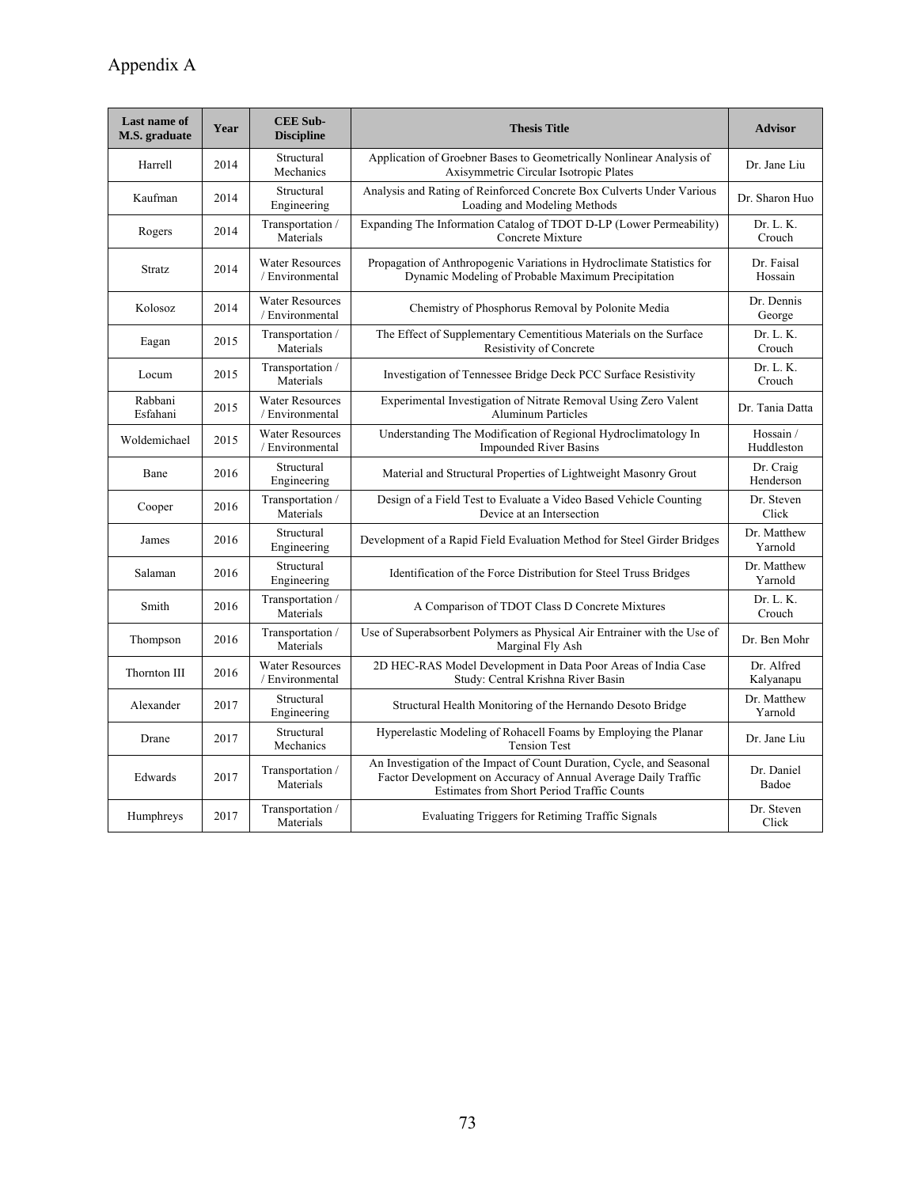# Appendix A

| Last name of M.S. graduate | Year | CEE Sub-Discipline | Thesis Title | Advisor |
|---|---|---|---|---|
| Harrell | 2014 | Structural Mechanics | Application of Groebner Bases to Geometrically Nonlinear Analysis of Axisymmetric Circular Isotropic Plates | Dr. Jane Liu |
| Kaufman | 2014 | Structural Engineering | Analysis and Rating of Reinforced Concrete Box Culverts Under Various Loading and Modeling Methods | Dr. Sharon Huo |
| Rogers | 2014 | Transportation / Materials | Expanding The Information Catalog of TDOT D-LP (Lower Permeability) Concrete Mixture | Dr. L. K. Crouch |
| Stratz | 2014 | Water Resources / Environmental | Propagation of Anthropogenic Variations in Hydroclimate Statistics for Dynamic Modeling of Probable Maximum Precipitation | Dr. Faisal Hossain |
| Kolosoz | 2014 | Water Resources / Environmental | Chemistry of Phosphorus Removal by Polonite Media | Dr. Dennis George |
| Eagan | 2015 | Transportation / Materials | The Effect of Supplementary Cementitious Materials on the Surface Resistivity of Concrete | Dr. L. K. Crouch |
| Locum | 2015 | Transportation / Materials | Investigation of Tennessee Bridge Deck PCC Surface Resistivity | Dr. L. K. Crouch |
| Rabbani Esfahani | 2015 | Water Resources / Environmental | Experimental Investigation of Nitrate Removal Using Zero Valent Aluminum Particles | Dr. Tania Datta |
| Woldemichael | 2015 | Water Resources / Environmental | Understanding The Modification of Regional Hydroclimatology In Impounded River Basins | Hossain / Huddleston |
| Bane | 2016 | Structural Engineering | Material and Structural Properties of Lightweight Masonry Grout | Dr. Craig Henderson |
| Cooper | 2016 | Transportation / Materials | Design of a Field Test to Evaluate a Video Based Vehicle Counting Device at an Intersection | Dr. Steven Click |
| James | 2016 | Structural Engineering | Development of a Rapid Field Evaluation Method for Steel Girder Bridges | Dr. Matthew Yarnold |
| Salaman | 2016 | Structural Engineering | Identification of the Force Distribution for Steel Truss Bridges | Dr. Matthew Yarnold |
| Smith | 2016 | Transportation / Materials | A Comparison of TDOT Class D Concrete Mixtures | Dr. L. K. Crouch |
| Thompson | 2016 | Transportation / Materials | Use of Superabsorbent Polymers as Physical Air Entrainer with the Use of Marginal Fly Ash | Dr. Ben Mohr |
| Thornton III | 2016 | Water Resources / Environmental | 2D HEC-RAS Model Development in Data Poor Areas of India Case Study: Central Krishna River Basin | Dr. Alfred Kalyanapu |
| Alexander | 2017 | Structural Engineering | Structural Health Monitoring of the Hernando Desoto Bridge | Dr. Matthew Yarnold |
| Drane | 2017 | Structural Mechanics | Hyperelastic Modeling of Rohacell Foams by Employing the Planar Tension Test | Dr. Jane Liu |
| Edwards | 2017 | Transportation / Materials | An Investigation of the Impact of Count Duration, Cycle, and Seasonal Factor Development on Accuracy of Annual Average Daily Traffic Estimates from Short Period Traffic Counts | Dr. Daniel Badoe |
| Humphreys | 2017 | Transportation / Materials | Evaluating Triggers for Retiming Traffic Signals | Dr. Steven Click |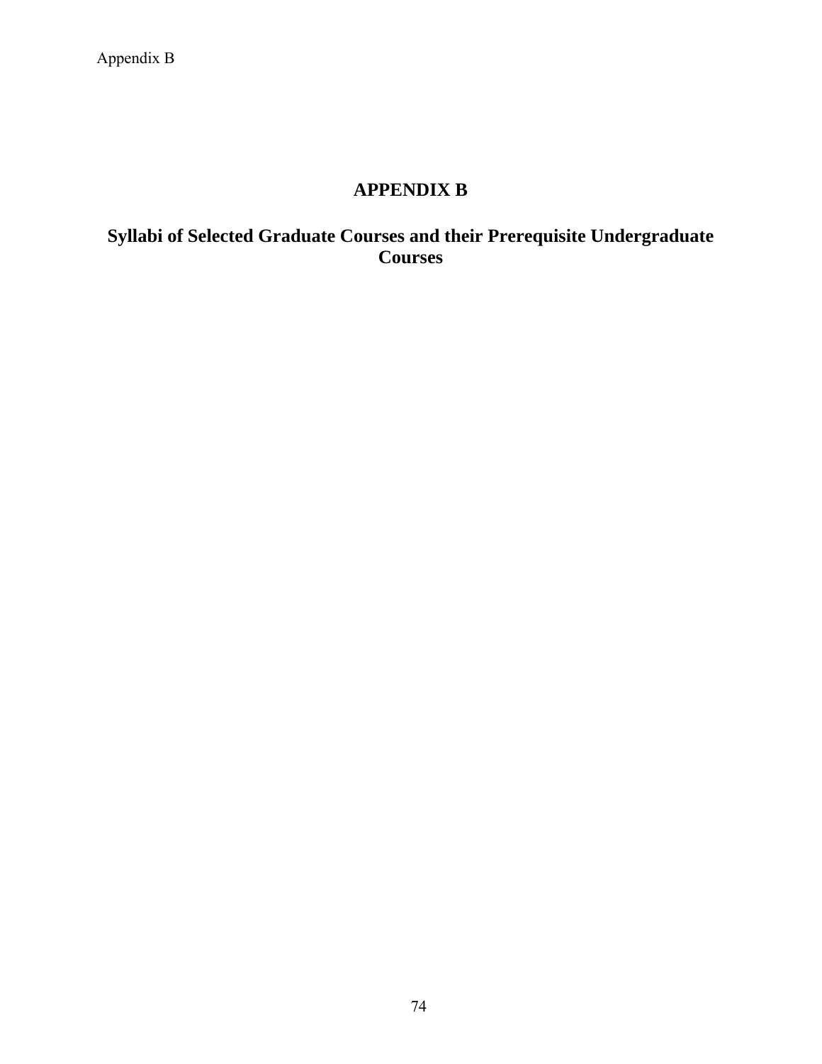# APPENDIX B

## Syllabi of Selected Graduate Courses and their Prerequisite Undergraduate Courses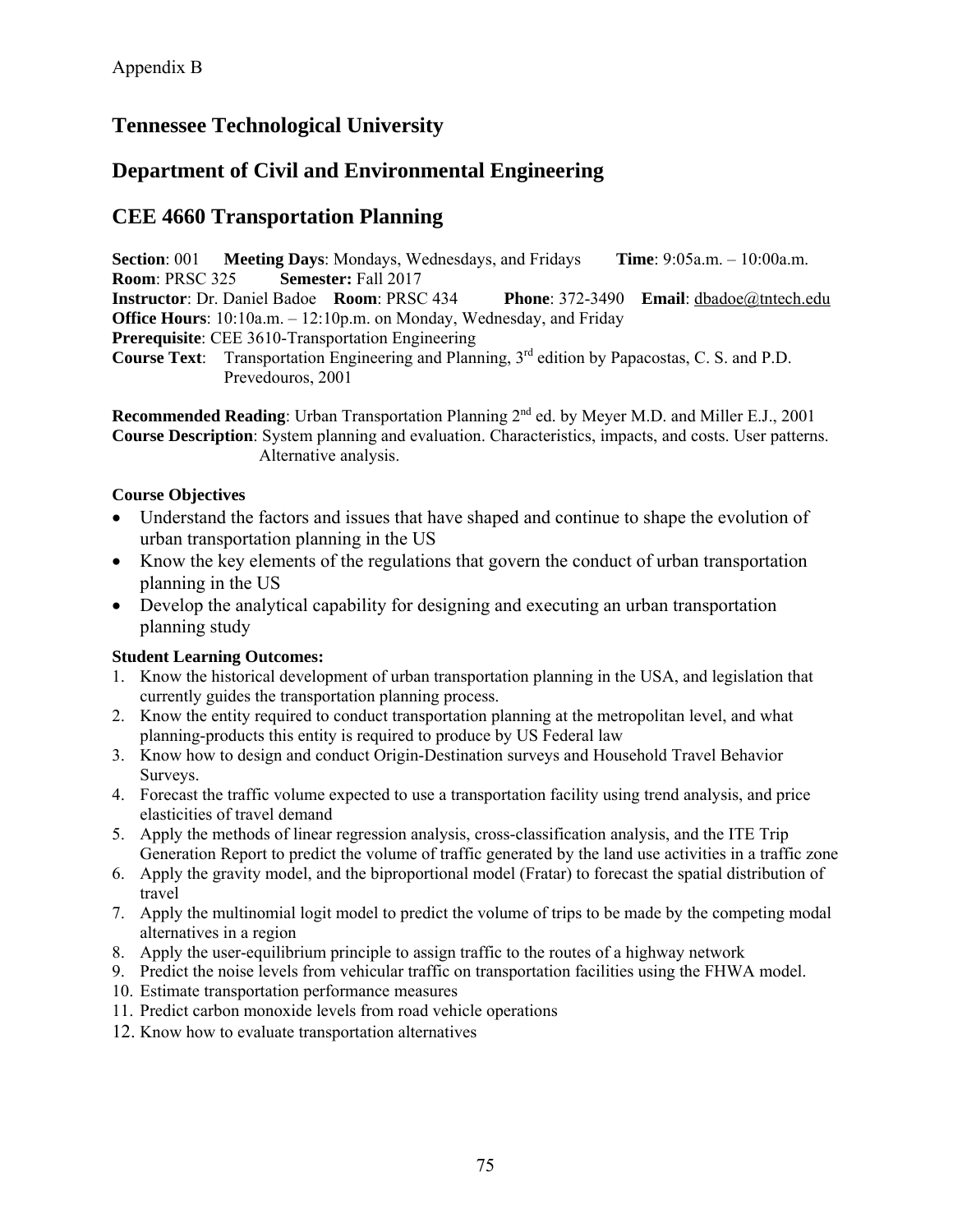Appendix B

## Tennessee Technological University

## Department of Civil and Environmental Engineering

## CEE 4660 Transportation Planning

**Section**: 001 **Meeting Days**: Mondays, Wednesdays, and Fridays **Time**: 9:05a.m. – 10:00a.m.
**Room**: PRSC 325 **Semester:** Fall 2017
**Instructor**: Dr. Daniel Badoe **Room**: PRSC 434 **Phone**: 372-3490 **Email**: dbadoe@tntech.edu
**Office Hours**: 10:10a.m. – 12:10p.m. on Monday, Wednesday, and Friday
**Prerequisite**: CEE 3610-Transportation Engineering
**Course Text**: Transportation Engineering and Planning, 3rd edition by Papacostas, C. S. and P.D. Prevedouros, 2001

**Recommended Reading**: Urban Transportation Planning 2nd ed. by Meyer M.D. and Miller E.J., 2001
**Course Description**: System planning and evaluation. Characteristics, impacts, and costs. User patterns. Alternative analysis.

**Course Objectives**

- Understand the factors and issues that have shaped and continue to shape the evolution of urban transportation planning in the US
- Know the key elements of the regulations that govern the conduct of urban transportation planning in the US
- Develop the analytical capability for designing and executing an urban transportation planning study

**Student Learning Outcomes:**

1. Know the historical development of urban transportation planning in the USA, and legislation that currently guides the transportation planning process.
2. Know the entity required to conduct transportation planning at the metropolitan level, and what planning-products this entity is required to produce by US Federal law
3. Know how to design and conduct Origin-Destination surveys and Household Travel Behavior Surveys.
4. Forecast the traffic volume expected to use a transportation facility using trend analysis, and price elasticities of travel demand
5. Apply the methods of linear regression analysis, cross-classification analysis, and the ITE Trip Generation Report to predict the volume of traffic generated by the land use activities in a traffic zone
6. Apply the gravity model, and the biproportional model (Fratar) to forecast the spatial distribution of travel
7. Apply the multinomial logit model to predict the volume of trips to be made by the competing modal alternatives in a region
8. Apply the user-equilibrium principle to assign traffic to the routes of a highway network
9. Predict the noise levels from vehicular traffic on transportation facilities using the FHWA model.
10. Estimate transportation performance measures
11. Predict carbon monoxide levels from road vehicle operations
12. Know how to evaluate transportation alternatives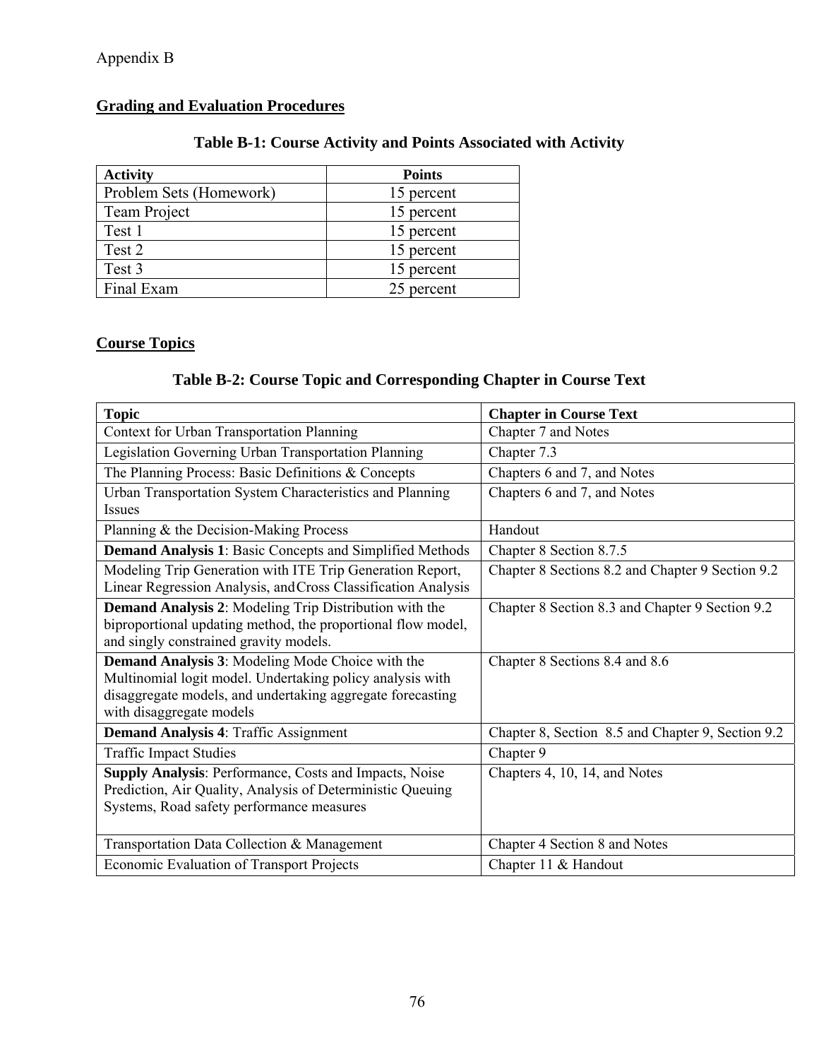Appendix B

## Grading and Evaluation Procedures

**Table B-1: Course Activity and Points Associated with Activity**

| **Activity** | **Points** |
|---|---|
| Problem Sets (Homework) | 15 percent |
| Team Project | 15 percent |
| Test 1 | 15 percent |
| Test 2 | 15 percent |
| Test 3 | 15 percent |
| Final Exam | 25 percent |

## Course Topics

**Table B-2: Course Topic and Corresponding Chapter in Course Text**

| **Topic** | **Chapter in Course Text** |
|---|---|
| Context for Urban Transportation Planning | Chapter 7 and Notes |
| Legislation Governing Urban Transportation Planning | Chapter 7.3 |
| The Planning Process: Basic Definitions & Concepts | Chapters 6 and 7, and Notes |
| Urban Transportation System Characteristics and Planning Issues | Chapters 6 and 7, and Notes |
| Planning & the Decision-Making Process | Handout |
| **Demand Analysis 1**: Basic Concepts and Simplified Methods | Chapter 8 Section 8.7.5 |
| Modeling Trip Generation with ITE Trip Generation Report, Linear Regression Analysis, and Cross Classification Analysis | Chapter 8 Sections 8.2 and Chapter 9 Section 9.2 |
| **Demand Analysis 2**: Modeling Trip Distribution with the biproportional updating method, the proportional flow model, and singly constrained gravity models. | Chapter 8 Section 8.3 and Chapter 9 Section 9.2 |
| **Demand Analysis 3**: Modeling Mode Choice with the Multinomial logit model. Undertaking policy analysis with disaggregate models, and undertaking aggregate forecasting with disaggregate models | Chapter 8 Sections 8.4 and 8.6 |
| **Demand Analysis 4**: Traffic Assignment | Chapter 8, Section 8.5 and Chapter 9, Section 9.2 |
| Traffic Impact Studies | Chapter 9 |
| **Supply Analysis**: Performance, Costs and Impacts, Noise Prediction, Air Quality, Analysis of Deterministic Queuing Systems, Road safety performance measures | Chapters 4, 10, 14, and Notes |
| Transportation Data Collection & Management | Chapter 4 Section 8 and Notes |
| Economic Evaluation of Transport Projects | Chapter 11 & Handout |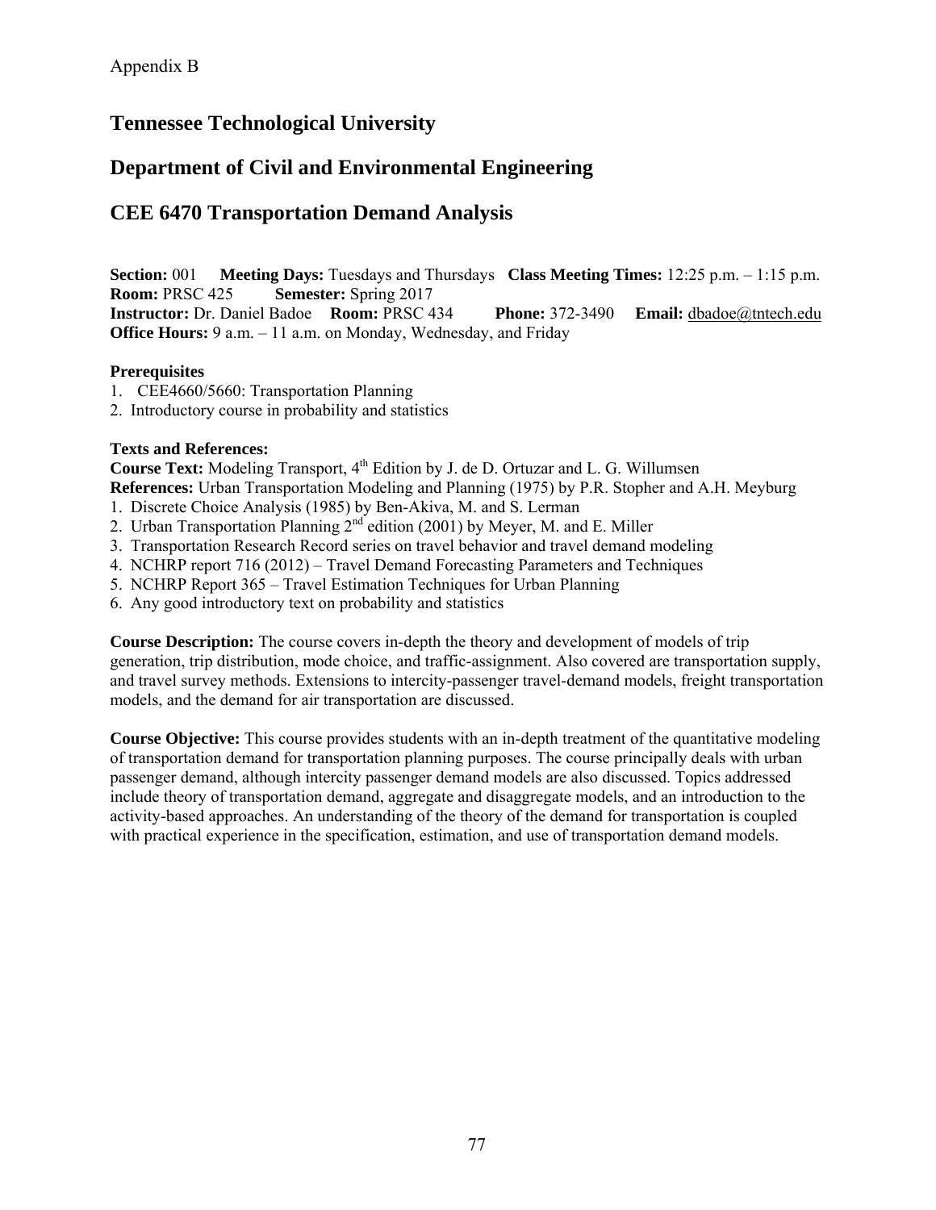Appendix B

## Tennessee Technological University

## Department of Civil and Environmental Engineering

## CEE 6470 Transportation Demand Analysis

**Section:** 001 **Meeting Days:** Tuesdays and Thursdays **Class Meeting Times:** 12:25 p.m. – 1:15 p.m.
**Room:** PRSC 425 **Semester:** Spring 2017
**Instructor:** Dr. Daniel Badoe **Room:** PRSC 434 **Phone:** 372-3490 **Email:** dbadoe@tntech.edu
**Office Hours:** 9 a.m. – 11 a.m. on Monday, Wednesday, and Friday

**Prerequisites**

1. CEE4660/5660: Transportation Planning
2. Introductory course in probability and statistics

**Texts and References:**

**Course Text:** Modeling Transport, 4th Edition by J. de D. Ortuzar and L. G. Willumsen
**References:** Urban Transportation Modeling and Planning (1975) by P.R. Stopher and A.H. Meyburg

1. Discrete Choice Analysis (1985) by Ben-Akiva, M. and S. Lerman
2. Urban Transportation Planning 2nd edition (2001) by Meyer, M. and E. Miller
3. Transportation Research Record series on travel behavior and travel demand modeling
4. NCHRP report 716 (2012) – Travel Demand Forecasting Parameters and Techniques
5. NCHRP Report 365 – Travel Estimation Techniques for Urban Planning
6. Any good introductory text on probability and statistics

**Course Description:** The course covers in-depth the theory and development of models of trip generation, trip distribution, mode choice, and traffic-assignment. Also covered are transportation supply, and travel survey methods. Extensions to intercity-passenger travel-demand models, freight transportation models, and the demand for air transportation are discussed.

**Course Objective:** This course provides students with an in-depth treatment of the quantitative modeling of transportation demand for transportation planning purposes. The course principally deals with urban passenger demand, although intercity passenger demand models are also discussed. Topics addressed include theory of transportation demand, aggregate and disaggregate models, and an introduction to the activity-based approaches. An understanding of the theory of the demand for transportation is coupled with practical experience in the specification, estimation, and use of transportation demand models.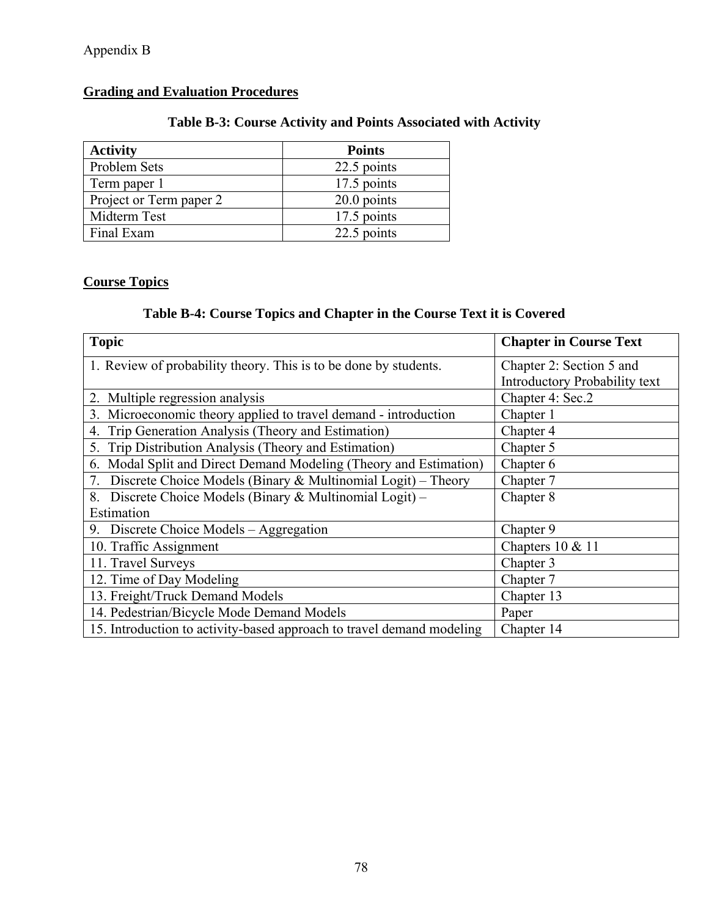Appendix B

## Grading and Evaluation Procedures

**Table B-3: Course Activity and Points Associated with Activity**

| Activity | Points |
|---|---|
| Problem Sets | 22.5 points |
| Term paper 1 | 17.5 points |
| Project or Term paper 2 | 20.0 points |
| Midterm Test | 17.5 points |
| Final Exam | 22.5 points |

## Course Topics

**Table B-4: Course Topics and Chapter in the Course Text it is Covered**

| Topic | Chapter in Course Text |
|---|---|
| 1. Review of probability theory. This is to be done by students. | Chapter 2: Section 5 and Introductory Probability text |
| 2. Multiple regression analysis | Chapter 4: Sec.2 |
| 3. Microeconomic theory applied to travel demand - introduction | Chapter 1 |
| 4. Trip Generation Analysis (Theory and Estimation) | Chapter 4 |
| 5. Trip Distribution Analysis (Theory and Estimation) | Chapter 5 |
| 6. Modal Split and Direct Demand Modeling (Theory and Estimation) | Chapter 6 |
| 7. Discrete Choice Models (Binary & Multinomial Logit) – Theory | Chapter 7 |
| 8. Discrete Choice Models (Binary & Multinomial Logit) – Estimation | Chapter 8 |
| 9. Discrete Choice Models – Aggregation | Chapter 9 |
| 10. Traffic Assignment | Chapters 10 & 11 |
| 11. Travel Surveys | Chapter 3 |
| 12. Time of Day Modeling | Chapter 7 |
| 13. Freight/Truck Demand Models | Chapter 13 |
| 14. Pedestrian/Bicycle Mode Demand Models | Paper |
| 15. Introduction to activity-based approach to travel demand modeling | Chapter 14 |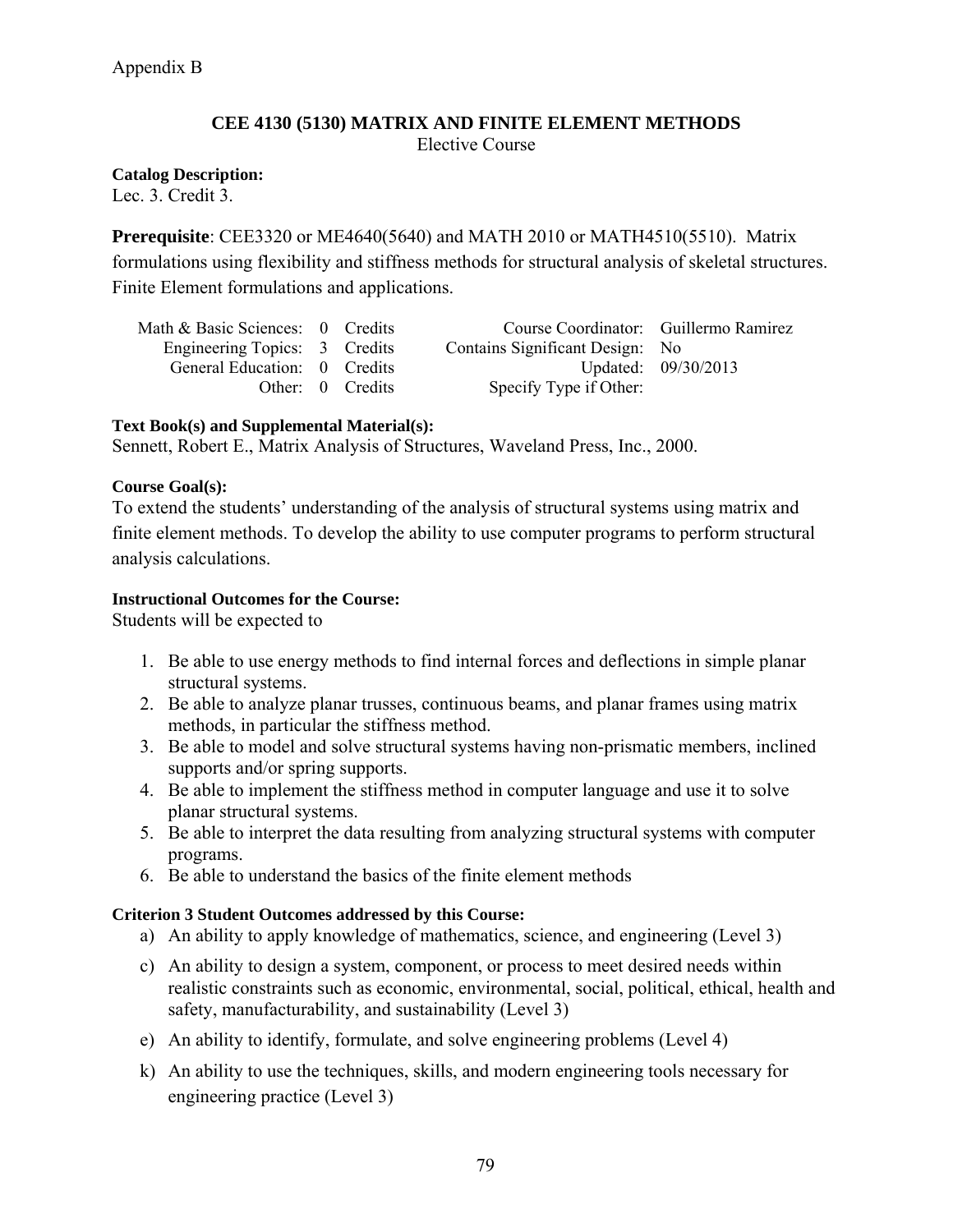Appendix B

## CEE 4130 (5130) MATRIX AND FINITE ELEMENT METHODS

Elective Course

**Catalog Description:**
Lec. 3. Credit 3.

**Prerequisite**: CEE3320 or ME4640(5640) and MATH 2010 or MATH4510(5510). Matrix formulations using flexibility and stiffness methods for structural analysis of skeletal structures. Finite Element formulations and applications.

| | | | | |
|---|---|---|---|---|
| Math & Basic Sciences: | 0 Credits | | Course Coordinator: | Guillermo Ramirez |
| Engineering Topics: | 3 Credits | | Contains Significant Design: | No |
| General Education: | 0 Credits | | Updated: | 09/30/2013 |
| Other: | 0 Credits | | Specify Type if Other: | |

**Text Book(s) and Supplemental Material(s):**
Sennett, Robert E., Matrix Analysis of Structures, Waveland Press, Inc., 2000.

**Course Goal(s):**
To extend the students' understanding of the analysis of structural systems using matrix and finite element methods. To develop the ability to use computer programs to perform structural analysis calculations.

**Instructional Outcomes for the Course:**
Students will be expected to

1. Be able to use energy methods to find internal forces and deflections in simple planar structural systems.
2. Be able to analyze planar trusses, continuous beams, and planar frames using matrix methods, in particular the stiffness method.
3. Be able to model and solve structural systems having non-prismatic members, inclined supports and/or spring supports.
4. Be able to implement the stiffness method in computer language and use it to solve planar structural systems.
5. Be able to interpret the data resulting from analyzing structural systems with computer programs.
6. Be able to understand the basics of the finite element methods

**Criterion 3 Student Outcomes addressed by this Course:**

a) An ability to apply knowledge of mathematics, science, and engineering (Level 3)

c) An ability to design a system, component, or process to meet desired needs within realistic constraints such as economic, environmental, social, political, ethical, health and safety, manufacturability, and sustainability (Level 3)

e) An ability to identify, formulate, and solve engineering problems (Level 4)

k) An ability to use the techniques, skills, and modern engineering tools necessary for engineering practice (Level 3)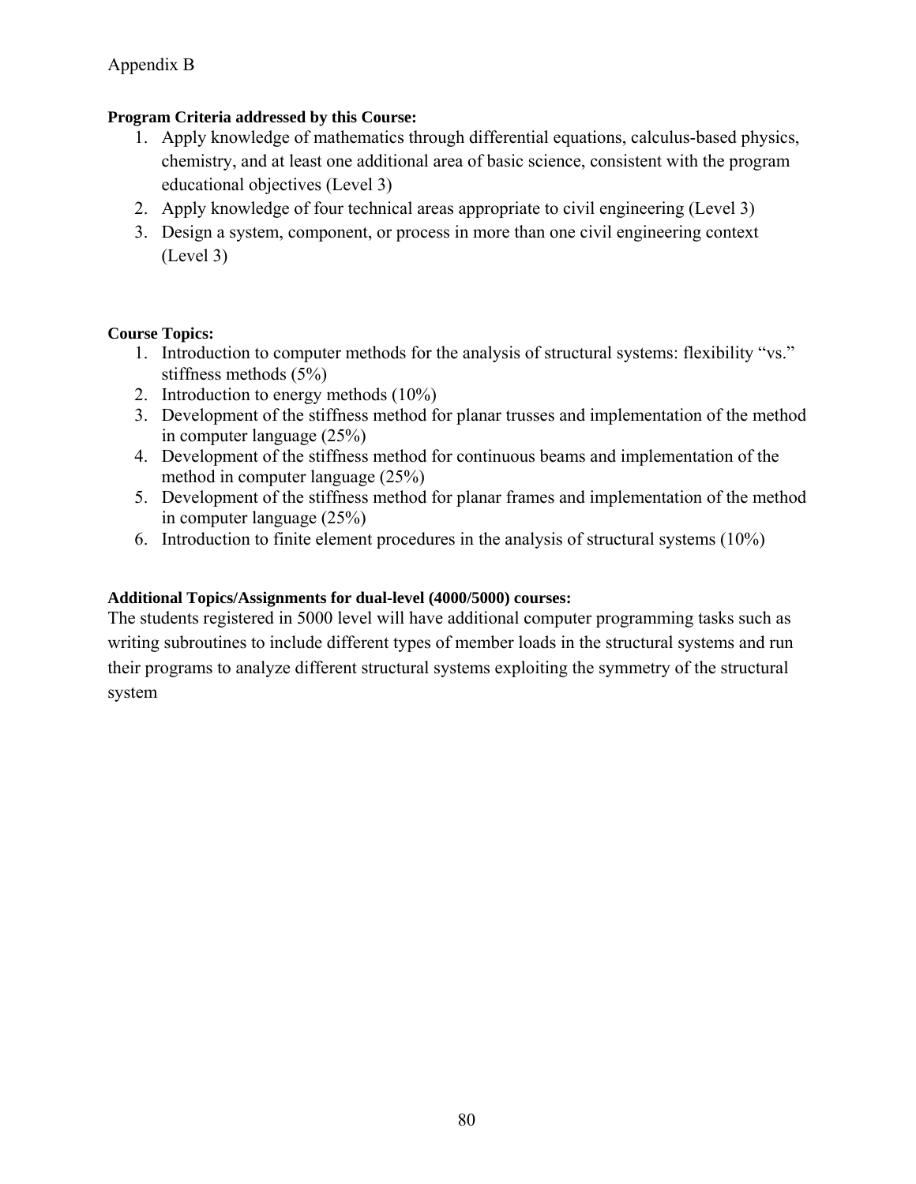Appendix B

**Program Criteria addressed by this Course:**

1. Apply knowledge of mathematics through differential equations, calculus-based physics, chemistry, and at least one additional area of basic science, consistent with the program educational objectives (Level 3)
2. Apply knowledge of four technical areas appropriate to civil engineering (Level 3)
3. Design a system, component, or process in more than one civil engineering context (Level 3)

**Course Topics:**

1. Introduction to computer methods for the analysis of structural systems: flexibility "vs." stiffness methods (5%)
2. Introduction to energy methods (10%)
3. Development of the stiffness method for planar trusses and implementation of the method in computer language (25%)
4. Development of the stiffness method for continuous beams and implementation of the method in computer language (25%)
5. Development of the stiffness method for planar frames and implementation of the method in computer language (25%)
6. Introduction to finite element procedures in the analysis of structural systems (10%)

**Additional Topics/Assignments for dual-level (4000/5000) courses:**

The students registered in 5000 level will have additional computer programming tasks such as writing subroutines to include different types of member loads in the structural systems and run their programs to analyze different structural systems exploiting the symmetry of the structural system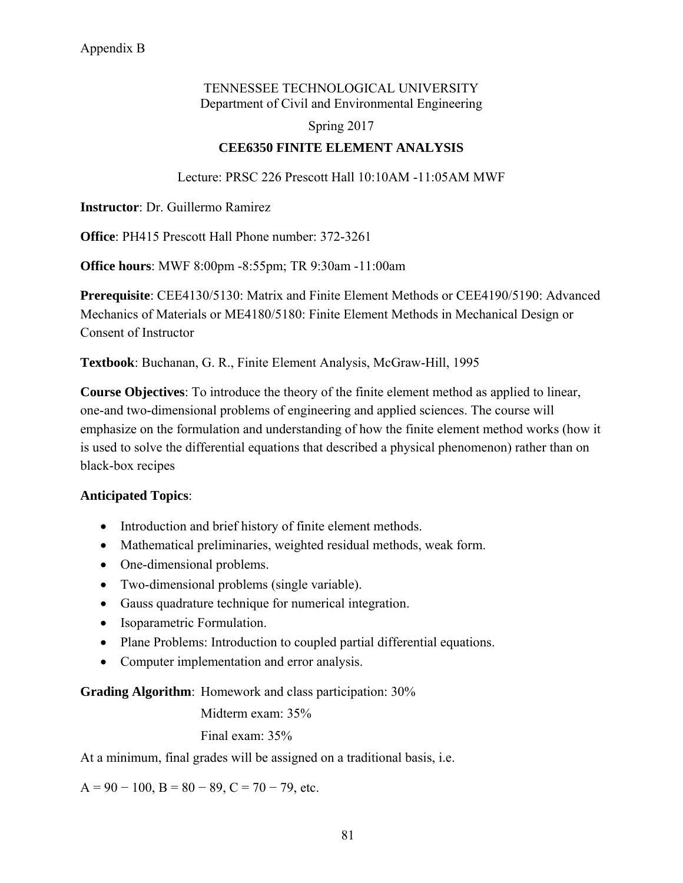Appendix B

TENNESSEE TECHNOLOGICAL UNIVERSITY
Department of Civil and Environmental Engineering

Spring 2017

**CEE6350 FINITE ELEMENT ANALYSIS**

Lecture: PRSC 226 Prescott Hall 10:10AM -11:05AM MWF

**Instructor**: Dr. Guillermo Ramirez

**Office**: PH415 Prescott Hall Phone number: 372-3261

**Office hours**: MWF 8:00pm -8:55pm; TR 9:30am -11:00am

**Prerequisite**: CEE4130/5130: Matrix and Finite Element Methods or CEE4190/5190: Advanced Mechanics of Materials or ME4180/5180: Finite Element Methods in Mechanical Design or Consent of Instructor

**Textbook**: Buchanan, G. R., Finite Element Analysis, McGraw-Hill, 1995

**Course Objectives**: To introduce the theory of the finite element method as applied to linear, one-and two-dimensional problems of engineering and applied sciences. The course will emphasize on the formulation and understanding of how the finite element method works (how it is used to solve the differential equations that described a physical phenomenon) rather than on black-box recipes

**Anticipated Topics**:

- Introduction and brief history of finite element methods.
- Mathematical preliminaries, weighted residual methods, weak form.
- One-dimensional problems.
- Two-dimensional problems (single variable).
- Gauss quadrature technique for numerical integration.
- Isoparametric Formulation.
- Plane Problems: Introduction to coupled partial differential equations.
- Computer implementation and error analysis.

**Grading Algorithm**: Homework and class participation: 30%

Midterm exam: 35%

Final exam: 35%

At a minimum, final grades will be assigned on a traditional basis, i.e.

A = 90 − 100, B = 80 − 89, C = 70 − 79, etc.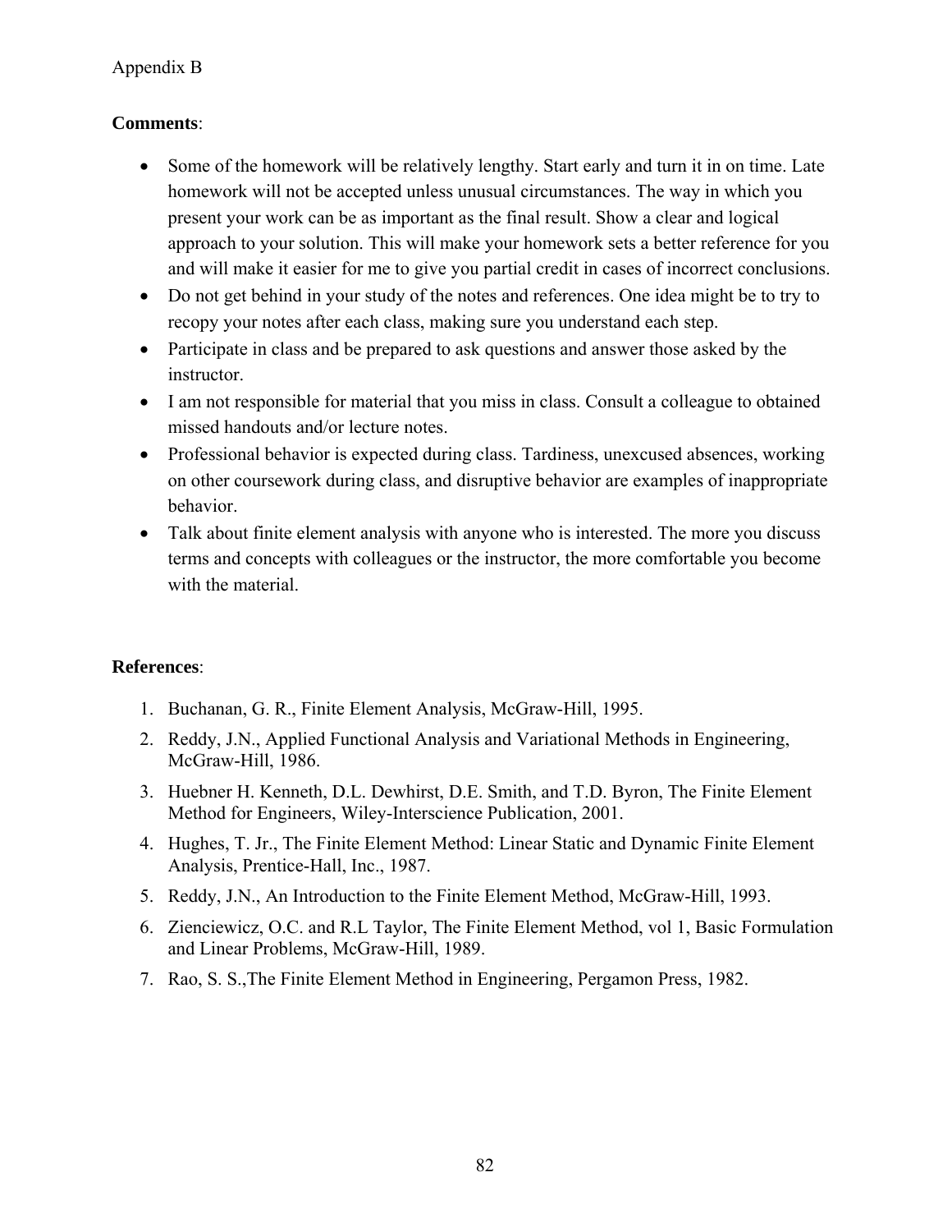Appendix B

**Comments**:

- Some of the homework will be relatively lengthy. Start early and turn it in on time. Late homework will not be accepted unless unusual circumstances. The way in which you present your work can be as important as the final result. Show a clear and logical approach to your solution. This will make your homework sets a better reference for you and will make it easier for me to give you partial credit in cases of incorrect conclusions.
- Do not get behind in your study of the notes and references. One idea might be to try to recopy your notes after each class, making sure you understand each step.
- Participate in class and be prepared to ask questions and answer those asked by the instructor.
- I am not responsible for material that you miss in class. Consult a colleague to obtained missed handouts and/or lecture notes.
- Professional behavior is expected during class. Tardiness, unexcused absences, working on other coursework during class, and disruptive behavior are examples of inappropriate behavior.
- Talk about finite element analysis with anyone who is interested. The more you discuss terms and concepts with colleagues or the instructor, the more comfortable you become with the material.

**References**:

1. Buchanan, G. R., Finite Element Analysis, McGraw-Hill, 1995.
2. Reddy, J.N., Applied Functional Analysis and Variational Methods in Engineering, McGraw-Hill, 1986.
3. Huebner H. Kenneth, D.L. Dewhirst, D.E. Smith, and T.D. Byron, The Finite Element Method for Engineers, Wiley-Interscience Publication, 2001.
4. Hughes, T. Jr., The Finite Element Method: Linear Static and Dynamic Finite Element Analysis, Prentice-Hall, Inc., 1987.
5. Reddy, J.N., An Introduction to the Finite Element Method, McGraw-Hill, 1993.
6. Zienciewicz, O.C. and R.L Taylor, The Finite Element Method, vol 1, Basic Formulation and Linear Problems, McGraw-Hill, 1989.
7. Rao, S. S.,The Finite Element Method in Engineering, Pergamon Press, 1982.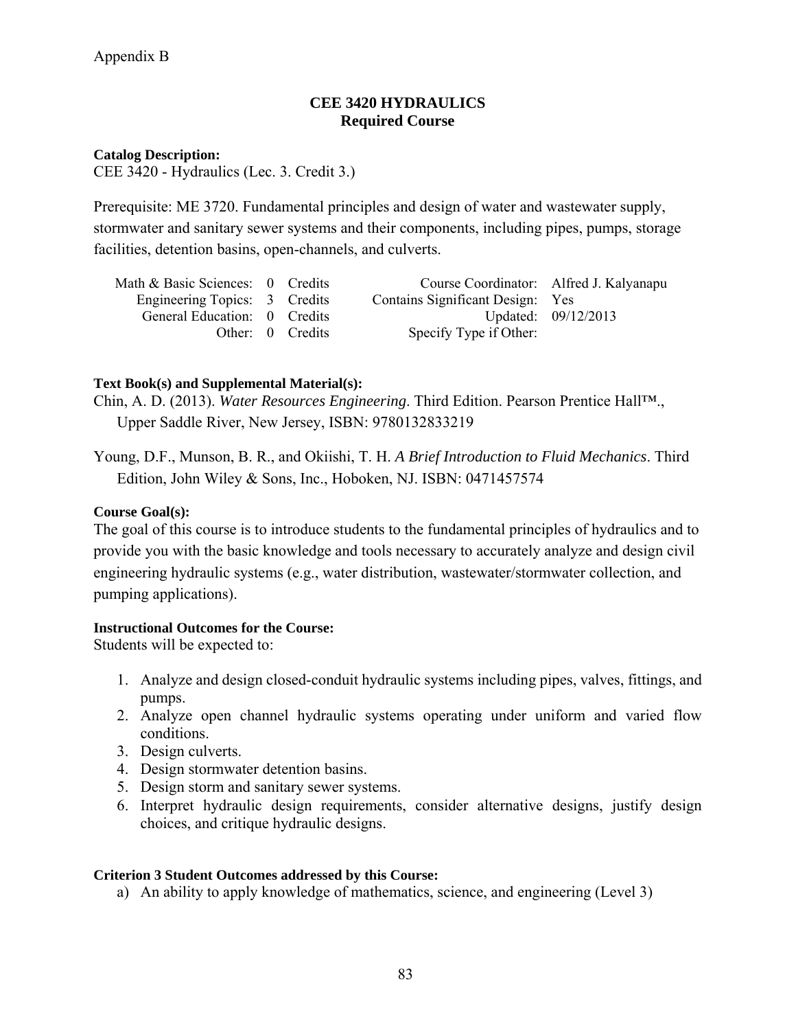Appendix B

## CEE 3420 HYDRAULICS
**Required Course**

**Catalog Description:**
CEE 3420 - Hydraulics (Lec. 3. Credit 3.)

Prerequisite: ME 3720. Fundamental principles and design of water and wastewater supply, stormwater and sanitary sewer systems and their components, including pipes, pumps, storage facilities, detention basins, open-channels, and culverts.

| | | | | |
|---|---|---|---|---|
| Math & Basic Sciences: | 0 Credits | | Course Coordinator: | Alfred J. Kalyanapu |
| Engineering Topics: | 3 Credits | | Contains Significant Design: | Yes |
| General Education: | 0 Credits | | Updated: | 09/12/2013 |
| Other: | 0 Credits | | Specify Type if Other: | |

**Text Book(s) and Supplemental Material(s):**

Chin, A. D. (2013). *Water Resources Engineering*. Third Edition. Pearson Prentice Hall™., Upper Saddle River, New Jersey, ISBN: 9780132833219

Young, D.F., Munson, B. R., and Okiishi, T. H. *A Brief Introduction to Fluid Mechanics*. Third Edition, John Wiley & Sons, Inc., Hoboken, NJ. ISBN: 0471457574

**Course Goal(s):**
The goal of this course is to introduce students to the fundamental principles of hydraulics and to provide you with the basic knowledge and tools necessary to accurately analyze and design civil engineering hydraulic systems (e.g., water distribution, wastewater/stormwater collection, and pumping applications).

**Instructional Outcomes for the Course:**
Students will be expected to:

1. Analyze and design closed-conduit hydraulic systems including pipes, valves, fittings, and pumps.
2. Analyze open channel hydraulic systems operating under uniform and varied flow conditions.
3. Design culverts.
4. Design stormwater detention basins.
5. Design storm and sanitary sewer systems.
6. Interpret hydraulic design requirements, consider alternative designs, justify design choices, and critique hydraulic designs.

**Criterion 3 Student Outcomes addressed by this Course:**

a) An ability to apply knowledge of mathematics, science, and engineering (Level 3)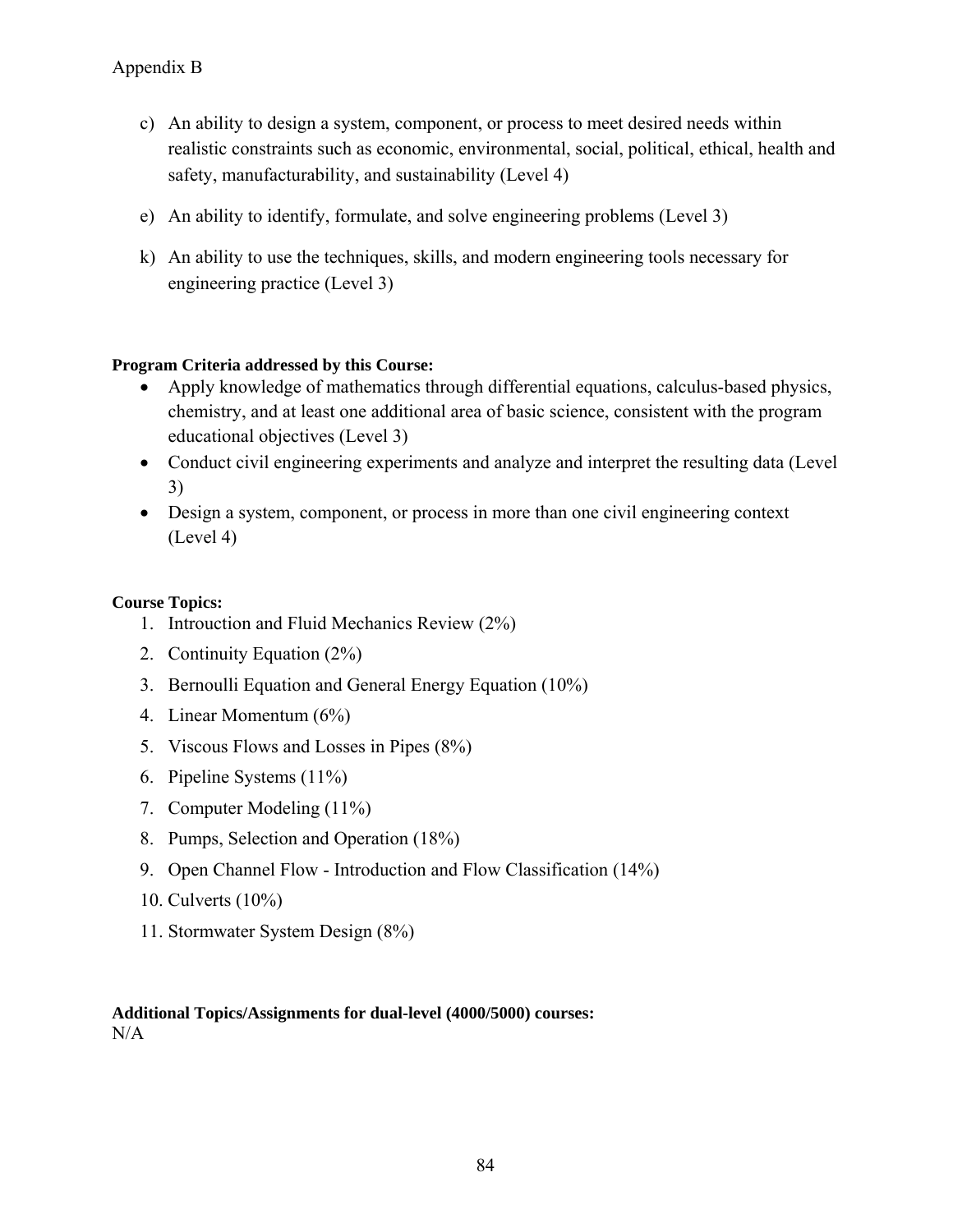c) An ability to design a system, component, or process to meet desired needs within realistic constraints such as economic, environmental, social, political, ethical, health and safety, manufacturability, and sustainability (Level 4)

e) An ability to identify, formulate, and solve engineering problems (Level 3)

k) An ability to use the techniques, skills, and modern engineering tools necessary for engineering practice (Level 3)

**Program Criteria addressed by this Course:**

- Apply knowledge of mathematics through differential equations, calculus-based physics, chemistry, and at least one additional area of basic science, consistent with the program educational objectives (Level 3)
- Conduct civil engineering experiments and analyze and interpret the resulting data (Level 3)
- Design a system, component, or process in more than one civil engineering context (Level 4)

**Course Topics:**

1. Introuction and Fluid Mechanics Review (2%)
2. Continuity Equation (2%)
3. Bernoulli Equation and General Energy Equation (10%)
4. Linear Momentum (6%)
5. Viscous Flows and Losses in Pipes (8%)
6. Pipeline Systems (11%)
7. Computer Modeling (11%)
8. Pumps, Selection and Operation (18%)
9. Open Channel Flow - Introduction and Flow Classification (14%)
10. Culverts (10%)
11. Stormwater System Design (8%)

**Additional Topics/Assignments for dual-level (4000/5000) courses:**
N/A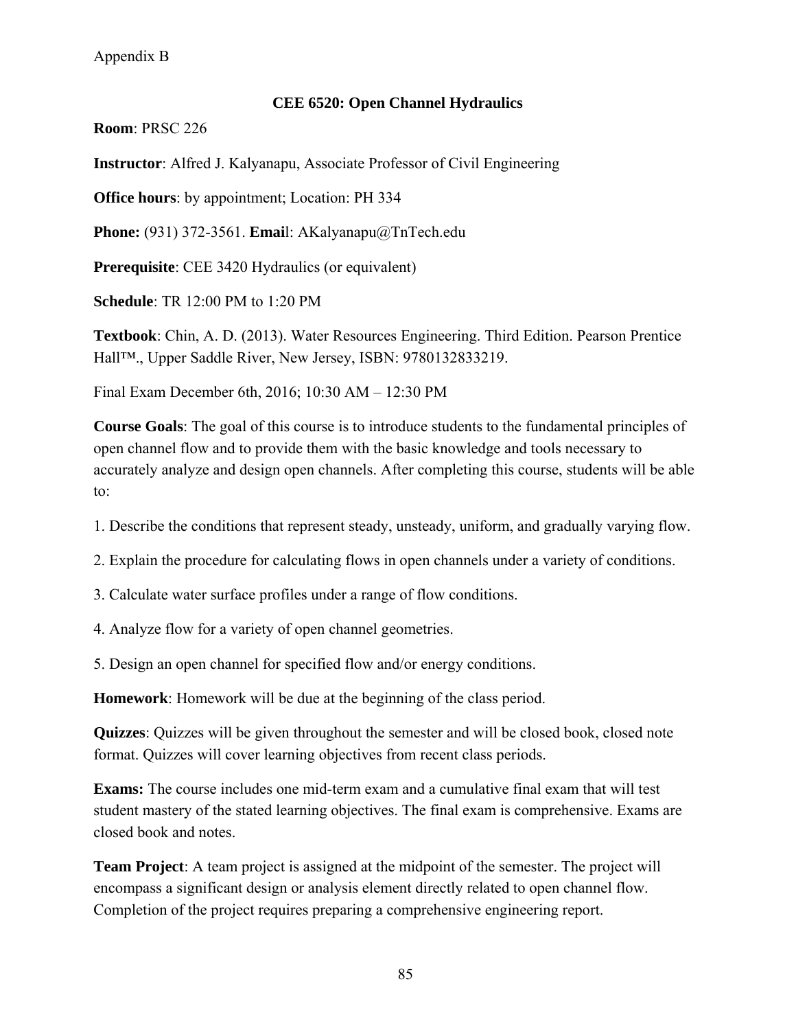Appendix B

## CEE 6520: Open Channel Hydraulics

**Room**: PRSC 226

**Instructor**: Alfred J. Kalyanapu, Associate Professor of Civil Engineering

**Office hours**: by appointment; Location: PH 334

**Phone:** (931) 372-3561. **Email**: AKalyanapu@TnTech.edu

**Prerequisite**: CEE 3420 Hydraulics (or equivalent)

**Schedule**: TR 12:00 PM to 1:20 PM

**Textbook**: Chin, A. D. (2013). Water Resources Engineering. Third Edition. Pearson Prentice Hall™., Upper Saddle River, New Jersey, ISBN: 9780132833219.

Final Exam December 6th, 2016; 10:30 AM – 12:30 PM

**Course Goals**: The goal of this course is to introduce students to the fundamental principles of open channel flow and to provide them with the basic knowledge and tools necessary to accurately analyze and design open channels. After completing this course, students will be able to:

1. Describe the conditions that represent steady, unsteady, uniform, and gradually varying flow.

2. Explain the procedure for calculating flows in open channels under a variety of conditions.

3. Calculate water surface profiles under a range of flow conditions.

4. Analyze flow for a variety of open channel geometries.

5. Design an open channel for specified flow and/or energy conditions.

**Homework**: Homework will be due at the beginning of the class period.

**Quizzes**: Quizzes will be given throughout the semester and will be closed book, closed note format. Quizzes will cover learning objectives from recent class periods.

**Exams:** The course includes one mid-term exam and a cumulative final exam that will test student mastery of the stated learning objectives. The final exam is comprehensive. Exams are closed book and notes.

**Team Project**: A team project is assigned at the midpoint of the semester. The project will encompass a significant design or analysis element directly related to open channel flow. Completion of the project requires preparing a comprehensive engineering report.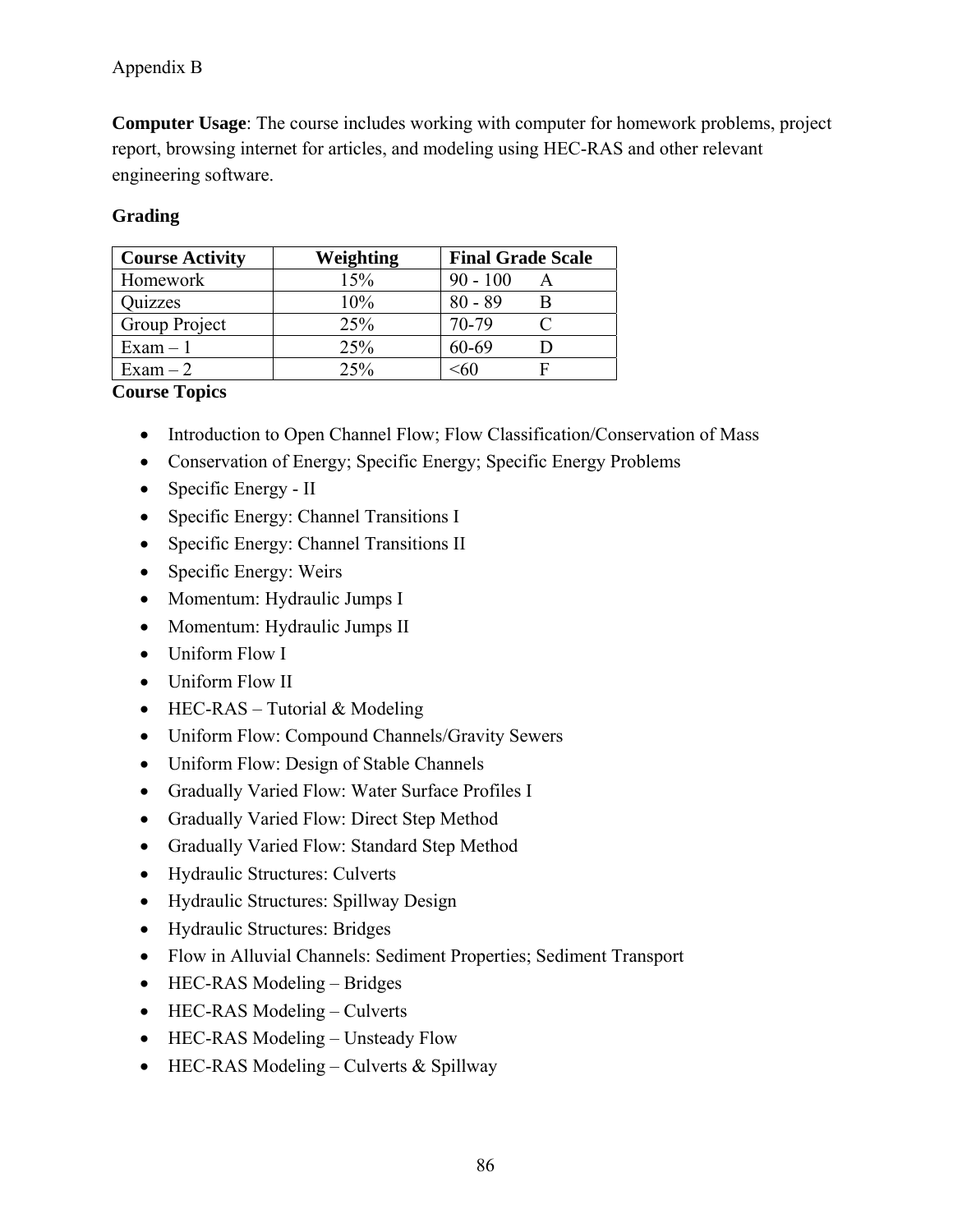Appendix B

**Computer Usage**: The course includes working with computer for homework problems, project report, browsing internet for articles, and modeling using HEC-RAS and other relevant engineering software.

**Grading**

| Course Activity | Weighting | Final Grade Scale |
|---|---|---|
| Homework | 15% | 90 - 100 A |
| Quizzes | 10% | 80 - 89 B |
| Group Project | 25% | 70-79 C |
| Exam – 1 | 25% | 60-69 D |
| Exam – 2 | 25% | <60 F |

**Course Topics**

- Introduction to Open Channel Flow; Flow Classification/Conservation of Mass
- Conservation of Energy; Specific Energy; Specific Energy Problems
- Specific Energy - II
- Specific Energy: Channel Transitions I
- Specific Energy: Channel Transitions II
- Specific Energy: Weirs
- Momentum: Hydraulic Jumps I
- Momentum: Hydraulic Jumps II
- Uniform Flow I
- Uniform Flow II
- HEC-RAS – Tutorial & Modeling
- Uniform Flow: Compound Channels/Gravity Sewers
- Uniform Flow: Design of Stable Channels
- Gradually Varied Flow: Water Surface Profiles I
- Gradually Varied Flow: Direct Step Method
- Gradually Varied Flow: Standard Step Method
- Hydraulic Structures: Culverts
- Hydraulic Structures: Spillway Design
- Hydraulic Structures: Bridges
- Flow in Alluvial Channels: Sediment Properties; Sediment Transport
- HEC-RAS Modeling – Bridges
- HEC-RAS Modeling – Culverts
- HEC-RAS Modeling – Unsteady Flow
- HEC-RAS Modeling – Culverts & Spillway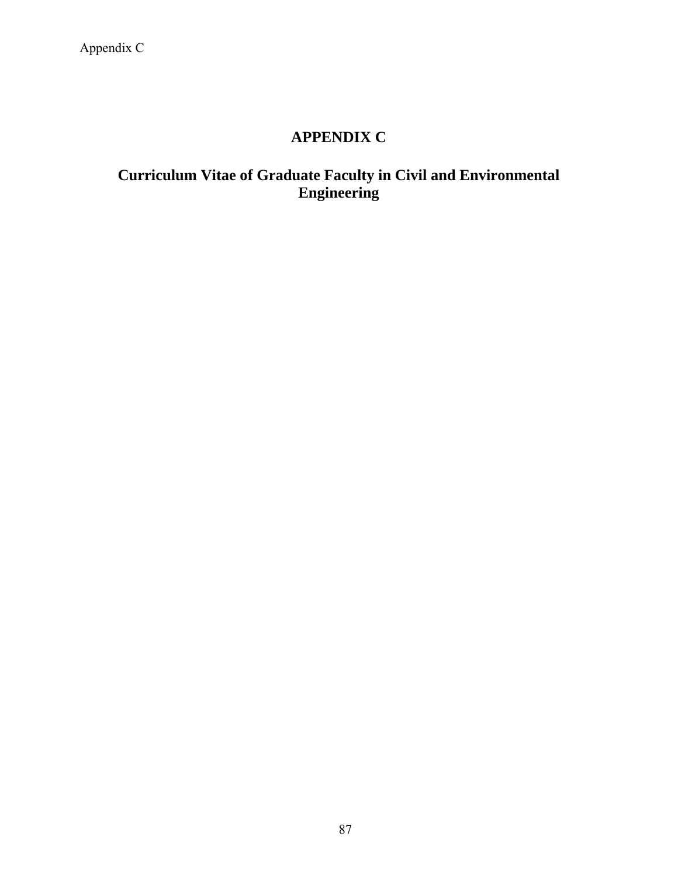# APPENDIX C

## Curriculum Vitae of Graduate Faculty in Civil and Environmental Engineering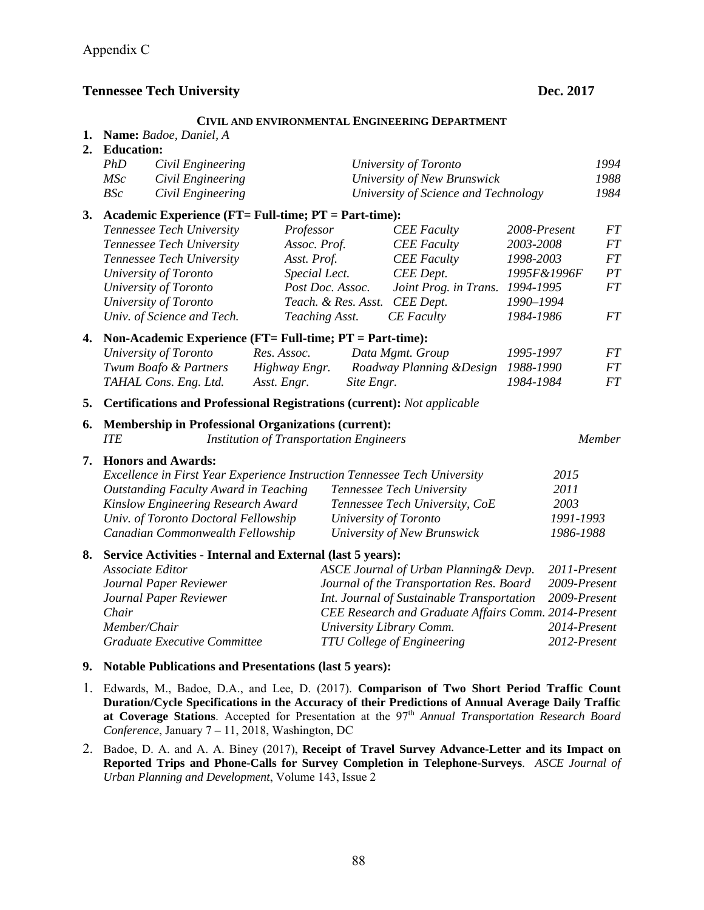Appendix C

**Tennessee Tech University** **Dec. 2017**

**CIVIL AND ENVIRONMENTAL ENGINEERING DEPARTMENT**

1. **Name:** *Badoe, Daniel, A*
2. **Education:**

| | | | |
|---|---|---|---|
| *PhD* | *Civil Engineering* | *University of Toronto* | *1994* |
| *MSc* | *Civil Engineering* | *University of New Brunswick* | *1988* |
| *BSc* | *Civil Engineering* | *University of Science and Technology* | *1984* |

3. **Academic Experience (FT= Full-time; PT = Part-time):**

| | | | | |
|---|---|---|---|---|
| *Tennessee Tech University* | *Professor* | *CEE Faculty* | *2008-Present* | *FT* |
| *Tennessee Tech University* | *Assoc. Prof.* | *CEE Faculty* | *2003-2008* | *FT* |
| *Tennessee Tech University* | *Asst. Prof.* | *CEE Faculty* | *1998-2003* | *FT* |
| *University of Toronto* | *Special Lect.* | *CEE Dept.* | *1995F&1996F* | *PT* |
| *University of Toronto* | *Post Doc. Assoc.* | *Joint Prog. in Trans.* | *1994-1995* | *FT* |
| *University of Toronto* | *Teach. & Res. Asst.* | *CEE Dept.* | *1990–1994* | |
| *Univ. of Science and Tech.* | *Teaching Asst.* | *CE Faculty* | *1984-1986* | *FT* |

4. **Non-Academic Experience (FT= Full-time; PT = Part-time):**

| | | | | |
|---|---|---|---|---|
| *University of Toronto* | *Res. Assoc.* | *Data Mgmt. Group* | *1995-1997* | *FT* |
| *Twum Boafo & Partners* | *Highway Engr.* | *Roadway Planning &Design* | *1988-1990* | *FT* |
| *TAHAL Cons. Eng. Ltd.* | *Asst. Engr.* | *Site Engr.* | *1984-1984* | *FT* |

5. **Certifications and Professional Registrations (current):** *Not applicable*

6. **Membership in Professional Organizations (current):**

| | | |
|---|---|---|
| *ITE* | *Institution of Transportation Engineers* | *Member* |

7. **Honors and Awards:**

| | | |
|---|---|---|
| *Excellence in First Year Experience Instruction* | *Tennessee Tech University* | *2015* |
| *Outstanding Faculty Award in Teaching* | *Tennessee Tech University* | *2011* |
| *Kinslow Engineering Research Award* | *Tennessee Tech University, CoE* | *2003* |
| *Univ. of Toronto Doctoral Fellowship* | *University of Toronto* | *1991-1993* |
| *Canadian Commonwealth Fellowship* | *University of New Brunswick* | *1986-1988* |

8. **Service Activities - Internal and External (last 5 years):**

| | | |
|---|---|---|
| *Associate Editor* | *ASCE Journal of Urban Planning& Devp.* | *2011-Present* |
| *Journal Paper Reviewer* | *Journal of the Transportation Res. Board* | *2009-Present* |
| *Journal Paper Reviewer* | *Int. Journal of Sustainable Transportation* | *2009-Present* |
| *Chair* | *CEE Research and Graduate Affairs Comm.* | *2014-Present* |
| *Member/Chair* | *University Library Comm.* | *2014-Present* |
| *Graduate Executive Committee* | *TTU College of Engineering* | *2012-Present* |

9. **Notable Publications and Presentations (last 5 years):**

1. Edwards, M., Badoe, D.A., and Lee, D. (2017). **Comparison of Two Short Period Traffic Count Duration/Cycle Specifications in the Accuracy of their Predictions of Annual Average Daily Traffic at Coverage Stations**. Accepted for Presentation at the 97th *Annual Transportation Research Board Conference*, January 7 – 11, 2018, Washington, DC
2. Badoe, D. A. and A. A. Biney (2017), **Receipt of Travel Survey Advance-Letter and its Impact on Reported Trips and Phone-Calls for Survey Completion in Telephone-Surveys**. *ASCE Journal of Urban Planning and Development*, Volume 143, Issue 2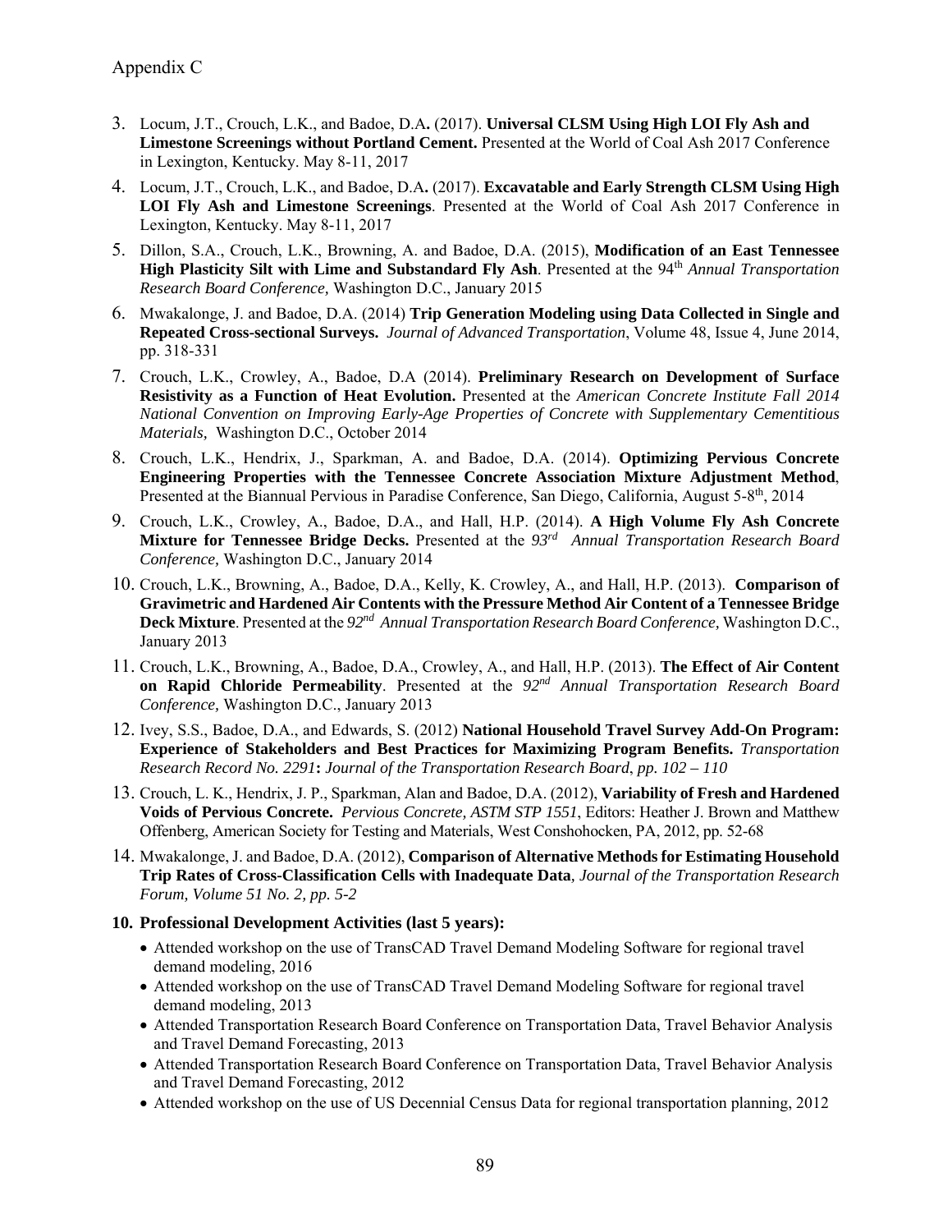Appendix C

3. Locum, J.T., Crouch, L.K., and Badoe, D.A**.** (2017). **Universal CLSM Using High LOI Fly Ash and Limestone Screenings without Portland Cement.** Presented at the World of Coal Ash 2017 Conference in Lexington, Kentucky. May 8-11, 2017
4. Locum, J.T., Crouch, L.K., and Badoe, D.A**.** (2017). **Excavatable and Early Strength CLSM Using High LOI Fly Ash and Limestone Screenings**. Presented at the World of Coal Ash 2017 Conference in Lexington, Kentucky. May 8-11, 2017
5. Dillon, S.A., Crouch, L.K., Browning, A. and Badoe, D.A. (2015), **Modification of an East Tennessee High Plasticity Silt with Lime and Substandard Fly Ash**. Presented at the 94th *Annual Transportation Research Board Conference,* Washington D.C., January 2015
6. Mwakalonge, J. and Badoe, D.A. (2014) **Trip Generation Modeling using Data Collected in Single and Repeated Cross-sectional Surveys.** *Journal of Advanced Transportation*, Volume 48, Issue 4, June 2014, pp. 318-331
7. Crouch, L.K., Crowley, A., Badoe, D.A (2014). **Preliminary Research on Development of Surface Resistivity as a Function of Heat Evolution.** Presented at the *American Concrete Institute Fall 2014 National Convention on Improving Early-Age Properties of Concrete with Supplementary Cementitious Materials,* Washington D.C., October 2014
8. Crouch, L.K., Hendrix, J., Sparkman, A. and Badoe, D.A. (2014). **Optimizing Pervious Concrete Engineering Properties with the Tennessee Concrete Association Mixture Adjustment Method**, Presented at the Biannual Pervious in Paradise Conference, San Diego, California, August 5-8th, 2014
9. Crouch, L.K., Crowley, A., Badoe, D.A., and Hall, H.P. (2014). **A High Volume Fly Ash Concrete Mixture for Tennessee Bridge Decks.** Presented at the *93rd Annual Transportation Research Board Conference,* Washington D.C., January 2014
10. Crouch, L.K., Browning, A., Badoe, D.A., Kelly, K. Crowley, A., and Hall, H.P. (2013). **Comparison of Gravimetric and Hardened Air Contents with the Pressure Method Air Content of a Tennessee Bridge Deck Mixture**. Presented at the *92nd Annual Transportation Research Board Conference,* Washington D.C., January 2013
11. Crouch, L.K., Browning, A., Badoe, D.A., Crowley, A., and Hall, H.P. (2013). **The Effect of Air Content on Rapid Chloride Permeability**. Presented at the *92nd Annual Transportation Research Board Conference,* Washington D.C., January 2013
12. Ivey, S.S., Badoe, D.A., and Edwards, S. (2012) **National Household Travel Survey Add-On Program: Experience of Stakeholders and Best Practices for Maximizing Program Benefits.** *Transportation Research Record No. 2291***:** *Journal of the Transportation Research Board*, *pp. 102 – 110*
13. Crouch, L. K., Hendrix, J. P., Sparkman, Alan and Badoe, D.A. (2012), **Variability of Fresh and Hardened Voids of Pervious Concrete.** *Pervious Concrete, ASTM STP 1551*, Editors: Heather J. Brown and Matthew Offenberg, American Society for Testing and Materials, West Conshohocken, PA, 2012, pp. 52-68
14. Mwakalonge, J. and Badoe, D.A. (2012), **Comparison of Alternative Methods for Estimating Household Trip Rates of Cross-Classification Cells with Inadequate Data**, *Journal of the Transportation Research Forum, Volume 51 No. 2, pp. 5-2*

**10. Professional Development Activities (last 5 years):**

- Attended workshop on the use of TransCAD Travel Demand Modeling Software for regional travel demand modeling, 2016
- Attended workshop on the use of TransCAD Travel Demand Modeling Software for regional travel demand modeling, 2013
- Attended Transportation Research Board Conference on Transportation Data, Travel Behavior Analysis and Travel Demand Forecasting, 2013
- Attended Transportation Research Board Conference on Transportation Data, Travel Behavior Analysis and Travel Demand Forecasting, 2012
- Attended workshop on the use of US Decennial Census Data for regional transportation planning, 2012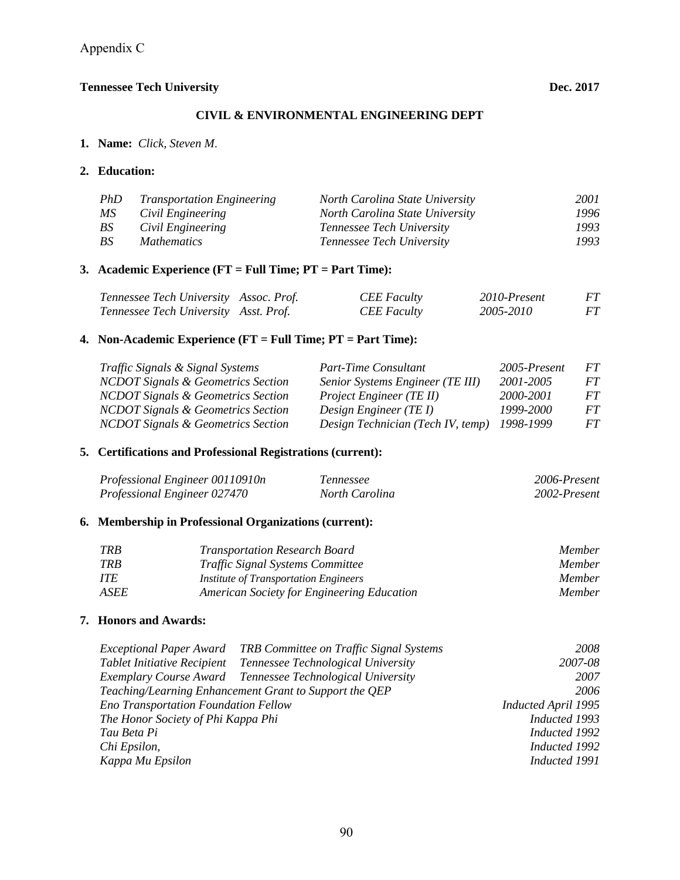Appendix C

**Tennessee Tech University** **Dec. 2017**

**CIVIL & ENVIRONMENTAL ENGINEERING DEPT**

1. **Name:** *Click, Steven M.*

2. **Education:**

| | | | |
|---|---|---|---|
| *PhD* | *Transportation Engineering* | *North Carolina State University* | *2001* |
| *MS* | *Civil Engineering* | *North Carolina State University* | *1996* |
| *BS* | *Civil Engineering* | *Tennessee Tech University* | *1993* |
| *BS* | *Mathematics* | *Tennessee Tech University* | *1993* |

3. **Academic Experience (FT = Full Time; PT = Part Time):**

| | | | | |
|---|---|---|---|---|
| *Tennessee Tech University* | *Assoc. Prof.* | *CEE Faculty* | *2010-Present* | *FT* |
| *Tennessee Tech University* | *Asst. Prof.* | *CEE Faculty* | *2005-2010* | *FT* |

4. **Non-Academic Experience (FT = Full Time; PT = Part Time):**

| | | | |
|---|---|---|---|
| *Traffic Signals & Signal Systems* | *Part-Time Consultant* | *2005-Present* | *FT* |
| *NCDOT Signals & Geometrics Section* | *Senior Systems Engineer (TE III)* | *2001-2005* | *FT* |
| *NCDOT Signals & Geometrics Section* | *Project Engineer (TE II)* | *2000-2001* | *FT* |
| *NCDOT Signals & Geometrics Section* | *Design Engineer (TE I)* | *1999-2000* | *FT* |
| *NCDOT Signals & Geometrics Section* | *Design Technician (Tech IV, temp)* | *1998-1999* | *FT* |

5. **Certifications and Professional Registrations (current):**

| | | |
|---|---|---|
| *Professional Engineer 00110910n* | *Tennessee* | *2006-Present* |
| *Professional Engineer 027470* | *North Carolina* | *2002-Present* |

6. **Membership in Professional Organizations (current):**

| | | |
|---|---|---|
| *TRB* | *Transportation Research Board* | *Member* |
| *TRB* | *Traffic Signal Systems Committee* | *Member* |
| *ITE* | *Institute of Transportation Engineers* | *Member* |
| *ASEE* | *American Society for Engineering Education* | *Member* |

7. **Honors and Awards:**

| | |
|---|---|
| *Exceptional Paper Award TRB Committee on Traffic Signal Systems* | *2008* |
| *Tablet Initiative Recipient Tennessee Technological University* | *2007-08* |
| *Exemplary Course Award Tennessee Technological University* | *2007* |
| *Teaching/Learning Enhancement Grant to Support the QEP* | *2006* |
| *Eno Transportation Foundation Fellow* | *Inducted April 1995* |
| *The Honor Society of Phi Kappa Phi* | *Inducted 1993* |
| *Tau Beta Pi* | *Inducted 1992* |
| *Chi Epsilon,* | *Inducted 1992* |
| *Kappa Mu Epsilon* | *Inducted 1991* |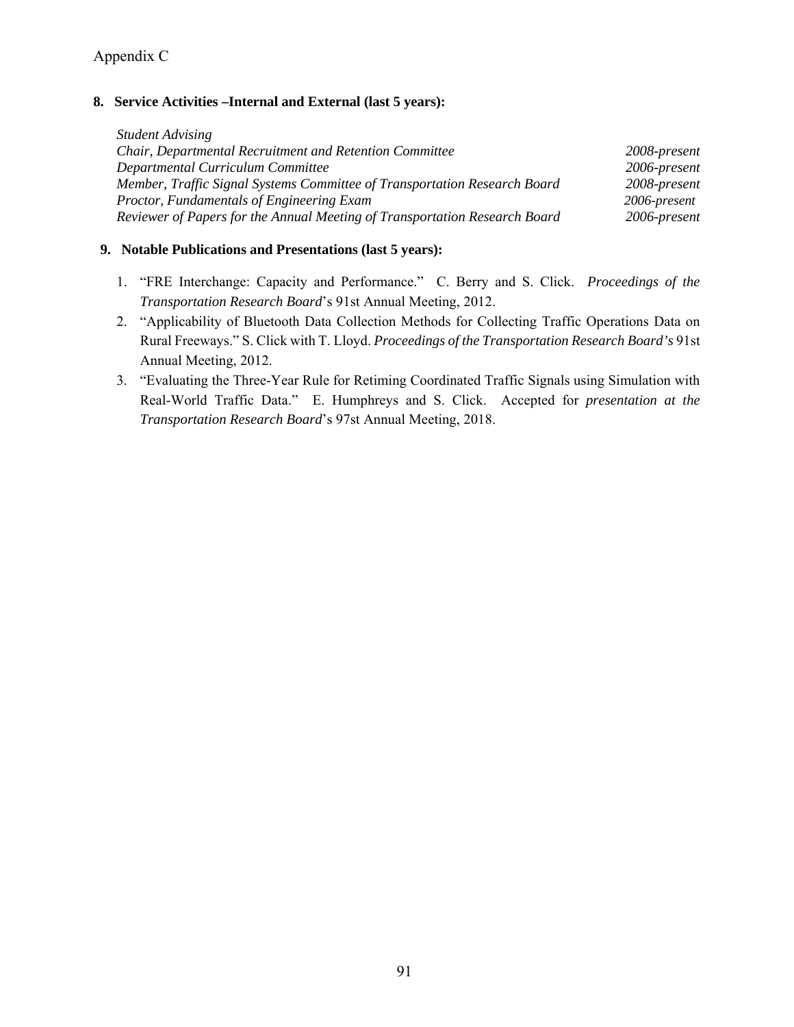Appendix C

**8. Service Activities –Internal and External (last 5 years):**

*Student Advising*
*Chair, Departmental Recruitment and Retention Committee* *2008-present*
*Departmental Curriculum Committee* *2006-present*
*Member, Traffic Signal Systems Committee of Transportation Research Board* *2008-present*
*Proctor, Fundamentals of Engineering Exam* *2006-present*
*Reviewer of Papers for the Annual Meeting of Transportation Research Board* *2006-present*

**9. Notable Publications and Presentations (last 5 years):**

1. "FRE Interchange: Capacity and Performance." C. Berry and S. Click. *Proceedings of the Transportation Research Board*'s 91st Annual Meeting, 2012.
2. "Applicability of Bluetooth Data Collection Methods for Collecting Traffic Operations Data on Rural Freeways." S. Click with T. Lloyd. *Proceedings of the Transportation Research Board's* 91st Annual Meeting, 2012.
3. "Evaluating the Three-Year Rule for Retiming Coordinated Traffic Signals using Simulation with Real-World Traffic Data." E. Humphreys and S. Click. Accepted for *presentation at the Transportation Research Board*'s 97st Annual Meeting, 2018.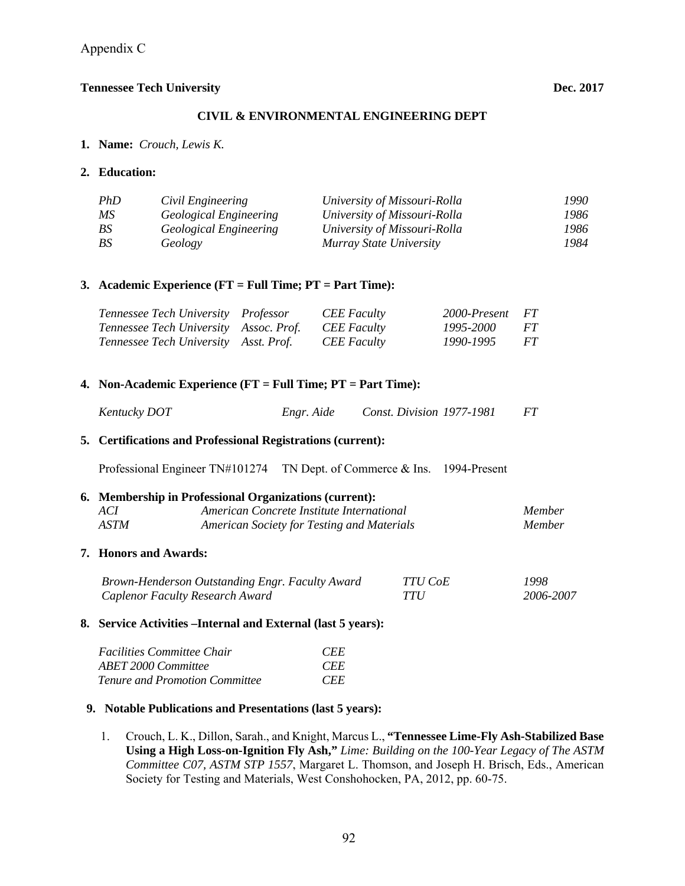Appendix C

**Tennessee Tech University** **Dec. 2017**

**CIVIL & ENVIRONMENTAL ENGINEERING DEPT**

**1. Name:** *Crouch, Lewis K.*

**2. Education:**

| | | | |
|---|---|---|---|
| *PhD* | *Civil Engineering* | *University of Missouri-Rolla* | *1990* |
| *MS* | *Geological Engineering* | *University of Missouri-Rolla* | *1986* |
| *BS* | *Geological Engineering* | *University of Missouri-Rolla* | *1986* |
| *BS* | *Geology* | *Murray State University* | *1984* |

**3. Academic Experience (FT = Full Time; PT = Part Time):**

| | | | | |
|---|---|---|---|---|
| *Tennessee Tech University* | *Professor* | *CEE Faculty* | *2000-Present* | *FT* |
| *Tennessee Tech University* | *Assoc. Prof.* | *CEE Faculty* | *1995-2000* | *FT* |
| *Tennessee Tech University* | *Asst. Prof.* | *CEE Faculty* | *1990-1995* | *FT* |

**4. Non-Academic Experience (FT = Full Time; PT = Part Time):**

| | | | | |
|---|---|---|---|---|
| *Kentucky DOT* | *Engr. Aide* | *Const. Division* | *1977-1981* | *FT* |

**5. Certifications and Professional Registrations (current):**

Professional Engineer TN#101274 TN Dept. of Commerce & Ins. 1994-Present

**6. Membership in Professional Organizations (current):**

| | | |
|---|---|---|
| *ACI* | *American Concrete Institute International* | *Member* |
| *ASTM* | *American Society for Testing and Materials* | *Member* |

**7. Honors and Awards:**

| | | |
|---|---|---|
| *Brown-Henderson Outstanding Engr. Faculty Award* | *TTU CoE* | *1998* |
| *Caplenor Faculty Research Award* | *TTU* | *2006-2007* |

**8. Service Activities –Internal and External (last 5 years):**

| | |
|---|---|
| *Facilities Committee Chair* | *CEE* |
| *ABET 2000 Committee* | *CEE* |
| *Tenure and Promotion Committee* | *CEE* |

**9. Notable Publications and Presentations (last 5 years):**

1. Crouch, L. K., Dillon, Sarah., and Knight, Marcus L., **"Tennessee Lime-Fly Ash-Stabilized Base Using a High Loss-on-Ignition Fly Ash,"** *Lime: Building on the 100-Year Legacy of The ASTM Committee C07, ASTM STP 1557*, Margaret L. Thomson, and Joseph H. Brisch, Eds., American Society for Testing and Materials, West Conshohocken, PA, 2012, pp. 60-75.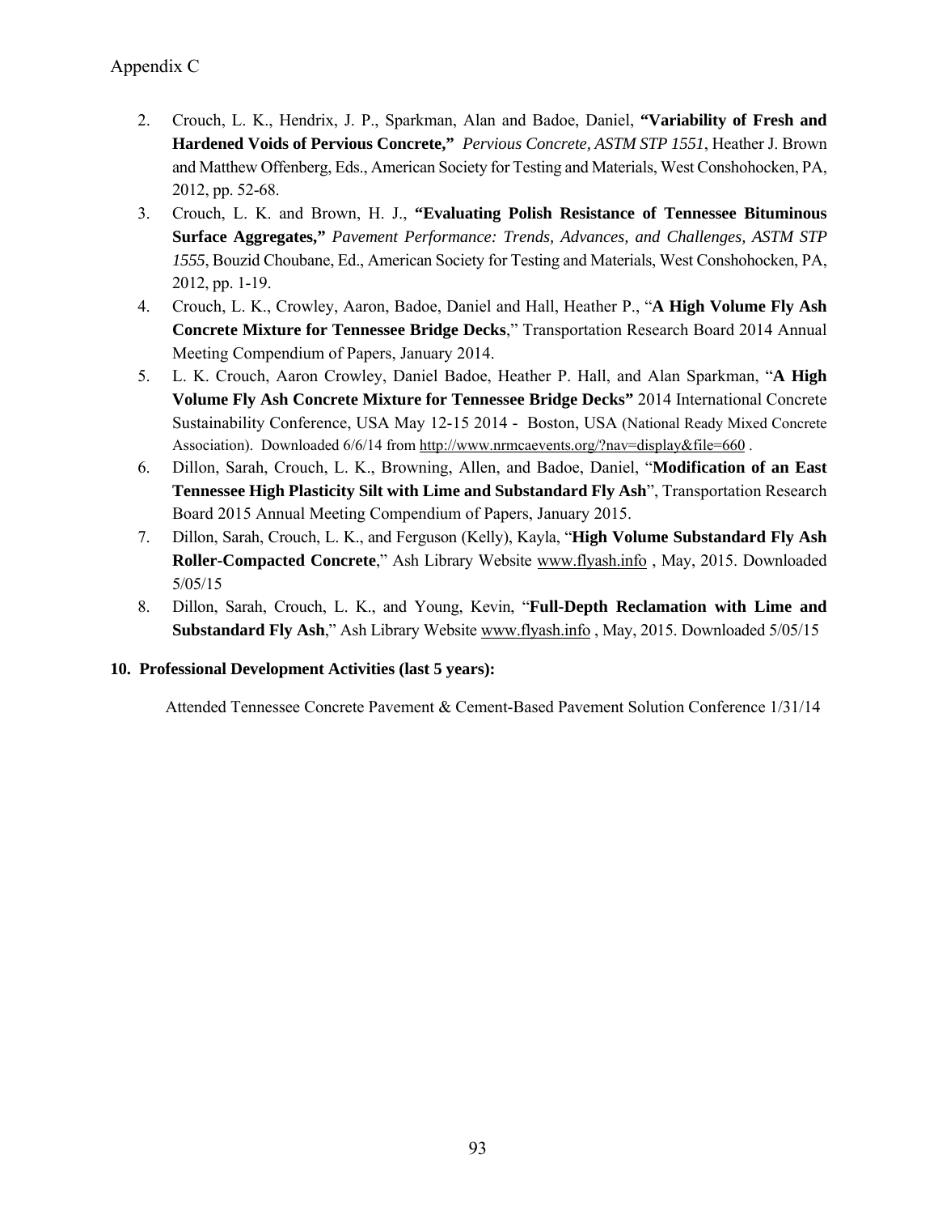Appendix C

2. Crouch, L. K., Hendrix, J. P., Sparkman, Alan and Badoe, Daniel, **"Variability of Fresh and Hardened Voids of Pervious Concrete,"** *Pervious Concrete, ASTM STP 1551*, Heather J. Brown and Matthew Offenberg, Eds., American Society for Testing and Materials, West Conshohocken, PA, 2012, pp. 52-68.
3. Crouch, L. K. and Brown, H. J., **"Evaluating Polish Resistance of Tennessee Bituminous Surface Aggregates,"** *Pavement Performance: Trends, Advances, and Challenges, ASTM STP 1555*, Bouzid Choubane, Ed., American Society for Testing and Materials, West Conshohocken, PA, 2012, pp. 1-19.
4. Crouch, L. K., Crowley, Aaron, Badoe, Daniel and Hall, Heather P., "**A High Volume Fly Ash Concrete Mixture for Tennessee Bridge Decks**," Transportation Research Board 2014 Annual Meeting Compendium of Papers, January 2014.
5. L. K. Crouch, Aaron Crowley, Daniel Badoe, Heather P. Hall, and Alan Sparkman, "**A High Volume Fly Ash Concrete Mixture for Tennessee Bridge Decks"** 2014 International Concrete Sustainability Conference, USA May 12-15 2014 - Boston, USA (National Ready Mixed Concrete Association). Downloaded 6/6/14 from http://www.nrmcaevents.org/?nav=display&file=660 .
6. Dillon, Sarah, Crouch, L. K., Browning, Allen, and Badoe, Daniel, "**Modification of an East Tennessee High Plasticity Silt with Lime and Substandard Fly Ash**", Transportation Research Board 2015 Annual Meeting Compendium of Papers, January 2015.
7. Dillon, Sarah, Crouch, L. K., and Ferguson (Kelly), Kayla, "**High Volume Substandard Fly Ash Roller-Compacted Concrete**," Ash Library Website www.flyash.info , May, 2015. Downloaded 5/05/15
8. Dillon, Sarah, Crouch, L. K., and Young, Kevin, "**Full-Depth Reclamation with Lime and Substandard Fly Ash**," Ash Library Website www.flyash.info , May, 2015. Downloaded 5/05/15

**10. Professional Development Activities (last 5 years):**

Attended Tennessee Concrete Pavement & Cement-Based Pavement Solution Conference 1/31/14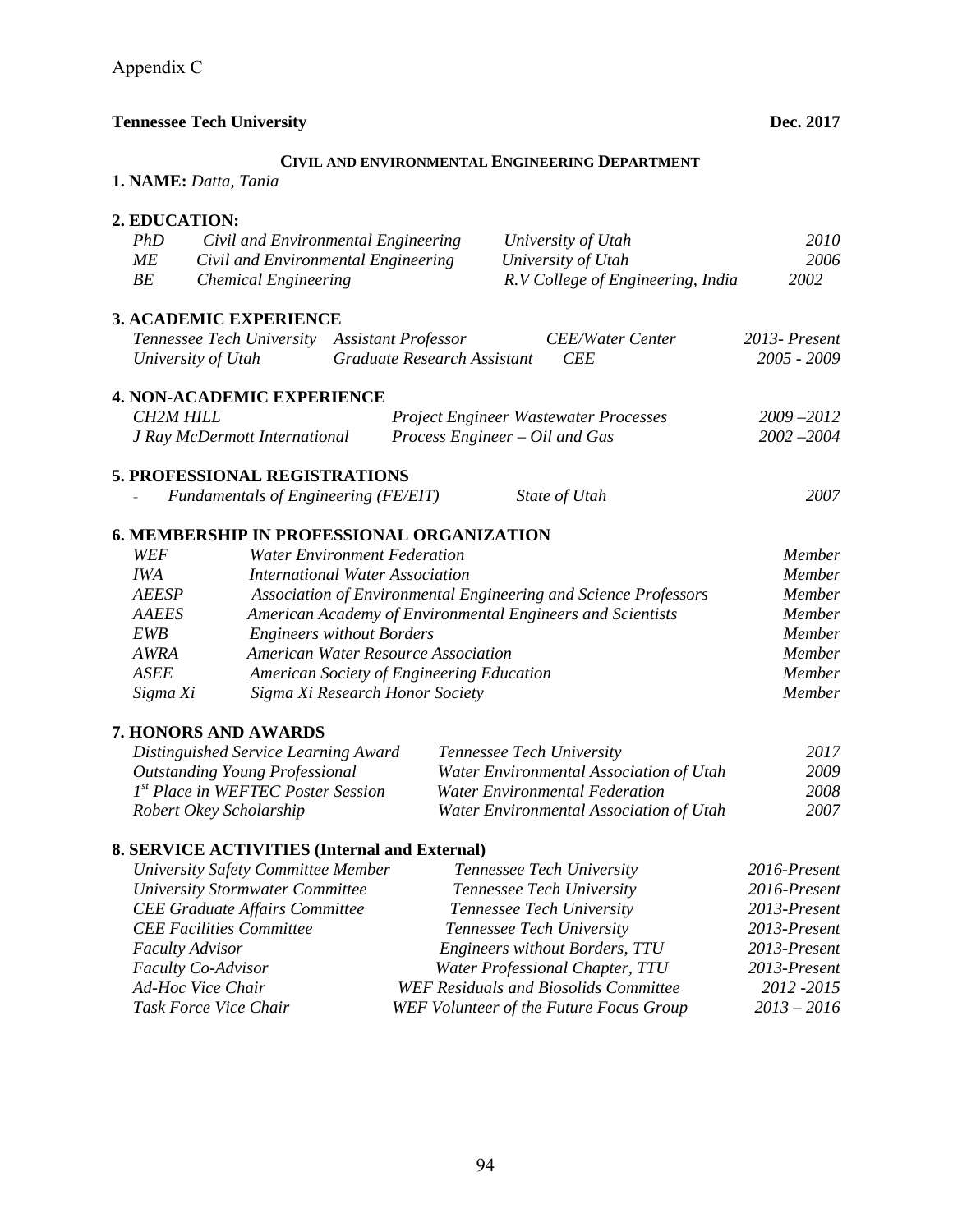Appendix C

**Tennessee Tech University** **Dec. 2017**

**CIVIL AND ENVIRONMENTAL ENGINEERING DEPARTMENT**

**1. NAME:** *Datta, Tania*

**2. EDUCATION:**

| | | | |
|---|---|---|---|
| *PhD* | *Civil and Environmental Engineering* | *University of Utah* | *2010* |
| *ME* | *Civil and Environmental Engineering* | *University of Utah* | *2006* |
| *BE* | *Chemical Engineering* | *R.V College of Engineering, India* | *2002* |

**3. ACADEMIC EXPERIENCE**

| | | | |
|---|---|---|---|
| *Tennessee Tech University* | *Assistant Professor* | *CEE/Water Center* | *2013- Present* |
| *University of Utah* | *Graduate Research Assistant* | *CEE* | *2005 - 2009* |

**4. NON-ACADEMIC EXPERIENCE**

| | | |
|---|---|---|
| *CH2M HILL* | *Project Engineer Wastewater Processes* | *2009 –2012* |
| *J Ray McDermott International* | *Process Engineer – Oil and Gas* | *2002 –2004* |

**5. PROFESSIONAL REGISTRATIONS**

- *Fundamentals of Engineering (FE/EIT)* *State of Utah* *2007*

**6. MEMBERSHIP IN PROFESSIONAL ORGANIZATION**

| | | |
|---|---|---|
| *WEF* | *Water Environment Federation* | *Member* |
| *IWA* | *International Water Association* | *Member* |
| *AEESP* | *Association of Environmental Engineering and Science Professors* | *Member* |
| *AAEES* | *American Academy of Environmental Engineers and Scientists* | *Member* |
| *EWB* | *Engineers without Borders* | *Member* |
| *AWRA* | *American Water Resource Association* | *Member* |
| *ASEE* | *American Society of Engineering Education* | *Member* |
| *Sigma Xi* | *Sigma Xi Research Honor Society* | *Member* |

**7. HONORS AND AWARDS**

| | | |
|---|---|---|
| *Distinguished Service Learning Award* | *Tennessee Tech University* | *2017* |
| *Outstanding Young Professional* | *Water Environmental Association of Utah* | *2009* |
| *1st Place in WEFTEC Poster Session* | *Water Environmental Federation* | *2008* |
| *Robert Okey Scholarship* | *Water Environmental Association of Utah* | *2007* |

**8. SERVICE ACTIVITIES (Internal and External)**

| | | |
|---|---|---|
| *University Safety Committee Member* | *Tennessee Tech University* | *2016-Present* |
| *University Stormwater Committee* | *Tennessee Tech University* | *2016-Present* |
| *CEE Graduate Affairs Committee* | *Tennessee Tech University* | *2013-Present* |
| *CEE Facilities Committee* | *Tennessee Tech University* | *2013-Present* |
| *Faculty Advisor* | *Engineers without Borders, TTU* | *2013-Present* |
| *Faculty Co-Advisor* | *Water Professional Chapter, TTU* | *2013-Present* |
| *Ad-Hoc Vice Chair* | *WEF Residuals and Biosolids Committee* | *2012 -2015* |
| *Task Force Vice Chair* | *WEF Volunteer of the Future Focus Group* | *2013 – 2016* |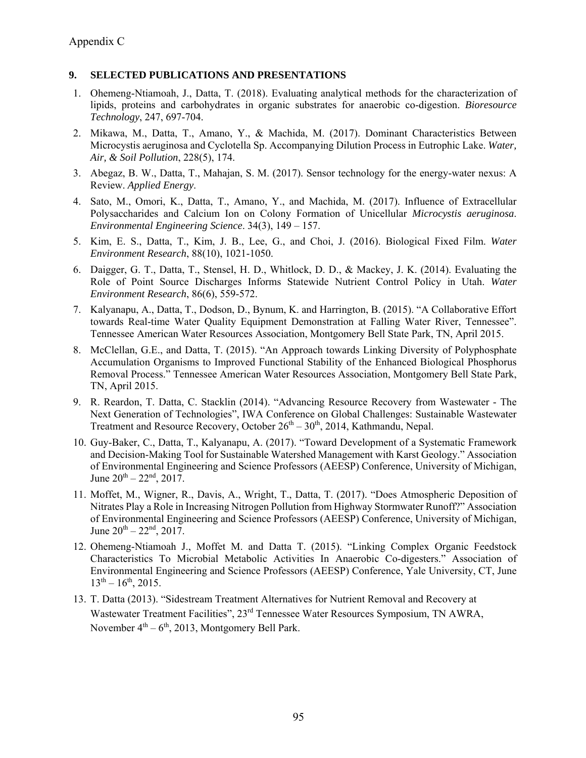Appendix C

## 9. SELECTED PUBLICATIONS AND PRESENTATIONS

1. Ohemeng-Ntiamoah, J., Datta, T. (2018). Evaluating analytical methods for the characterization of lipids, proteins and carbohydrates in organic substrates for anaerobic co-digestion. *Bioresource Technology*, 247, 697-704.
2. Mikawa, M., Datta, T., Amano, Y., & Machida, M. (2017). Dominant Characteristics Between Microcystis aeruginosa and Cyclotella Sp. Accompanying Dilution Process in Eutrophic Lake. *Water, Air, & Soil Pollution*, 228(5), 174.
3. Abegaz, B. W., Datta, T., Mahajan, S. M. (2017). Sensor technology for the energy-water nexus: A Review. *Applied Energy*.
4. Sato, M., Omori, K., Datta, T., Amano, Y., and Machida, M. (2017). Influence of Extracellular Polysaccharides and Calcium Ion on Colony Formation of Unicellular *Microcystis aeruginosa*. *Environmental Engineering Science*. 34(3), 149 – 157.
5. Kim, E. S., Datta, T., Kim, J. B., Lee, G., and Choi, J. (2016). Biological Fixed Film. *Water Environment Research*, 88(10), 1021-1050.
6. Daigger, G. T., Datta, T., Stensel, H. D., Whitlock, D. D., & Mackey, J. K. (2014). Evaluating the Role of Point Source Discharges Informs Statewide Nutrient Control Policy in Utah. *Water Environment Research*, 86(6), 559-572.
7. Kalyanapu, A., Datta, T., Dodson, D., Bynum, K. and Harrington, B. (2015). "A Collaborative Effort towards Real-time Water Quality Equipment Demonstration at Falling Water River, Tennessee". Tennessee American Water Resources Association, Montgomery Bell State Park, TN, April 2015.
8. McClellan, G.E., and Datta, T. (2015). "An Approach towards Linking Diversity of Polyphosphate Accumulation Organisms to Improved Functional Stability of the Enhanced Biological Phosphorus Removal Process." Tennessee American Water Resources Association, Montgomery Bell State Park, TN, April 2015.
9. R. Reardon, T. Datta, C. Stacklin (2014). "Advancing Resource Recovery from Wastewater - The Next Generation of Technologies", IWA Conference on Global Challenges: Sustainable Wastewater Treatment and Resource Recovery, October 26th – 30th, 2014, Kathmandu, Nepal.
10. Guy-Baker, C., Datta, T., Kalyanapu, A. (2017). "Toward Development of a Systematic Framework and Decision-Making Tool for Sustainable Watershed Management with Karst Geology." Association of Environmental Engineering and Science Professors (AEESP) Conference, University of Michigan, June 20th – 22nd, 2017.
11. Moffet, M., Wigner, R., Davis, A., Wright, T., Datta, T. (2017). "Does Atmospheric Deposition of Nitrates Play a Role in Increasing Nitrogen Pollution from Highway Stormwater Runoff?" Association of Environmental Engineering and Science Professors (AEESP) Conference, University of Michigan, June 20th – 22nd, 2017.
12. Ohemeng-Ntiamoah J., Moffet M. and Datta T. (2015). "Linking Complex Organic Feedstock Characteristics To Microbial Metabolic Activities In Anaerobic Co-digesters." Association of Environmental Engineering and Science Professors (AEESP) Conference, Yale University, CT, June 13th – 16th, 2015.
13. T. Datta (2013). "Sidestream Treatment Alternatives for Nutrient Removal and Recovery at Wastewater Treatment Facilities", 23rd Tennessee Water Resources Symposium, TN AWRA, November 4th – 6th, 2013, Montgomery Bell Park.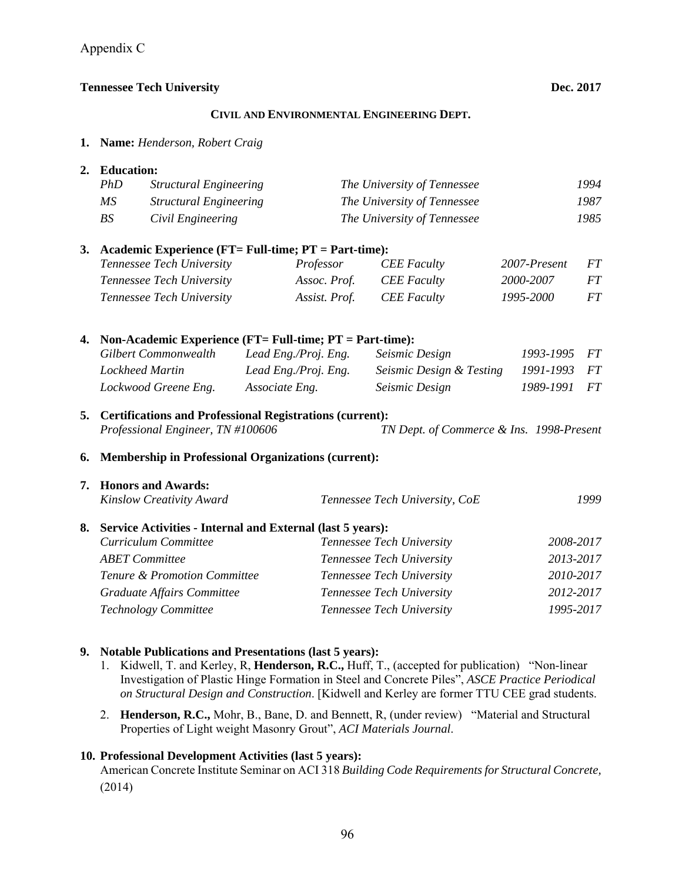Appendix C

**Tennessee Tech University** **Dec. 2017**

**CIVIL AND ENVIRONMENTAL ENGINEERING DEPT.**

1. **Name:** *Henderson, Robert Craig*

2. **Education:**

| | | | |
|---|---|---|---|
| *PhD* | *Structural Engineering* | *The University of Tennessee* | *1994* |
| *MS* | *Structural Engineering* | *The University of Tennessee* | *1987* |
| *BS* | *Civil Engineering* | *The University of Tennessee* | *1985* |

3. **Academic Experience (FT= Full-time; PT = Part-time):**

| | | | | |
|---|---|---|---|---|
| *Tennessee Tech University* | *Professor* | *CEE Faculty* | *2007-Present* | *FT* |
| *Tennessee Tech University* | *Assoc. Prof.* | *CEE Faculty* | *2000-2007* | *FT* |
| *Tennessee Tech University* | *Assist. Prof.* | *CEE Faculty* | *1995-2000* | *FT* |

4. **Non-Academic Experience (FT= Full-time; PT = Part-time):**

| | | | | |
|---|---|---|---|---|
| *Gilbert Commonwealth* | *Lead Eng./Proj. Eng.* | *Seismic Design* | *1993-1995* | *FT* |
| *Lockheed Martin* | *Lead Eng./Proj. Eng.* | *Seismic Design & Testing* | *1991-1993* | *FT* |
| *Lockwood Greene Eng.* | *Associate Eng.* | *Seismic Design* | *1989-1991* | *FT* |

5. **Certifications and Professional Registrations (current):**
   *Professional Engineer, TN #100606* — *TN Dept. of Commerce & Ins. 1998-Present*

6. **Membership in Professional Organizations (current):**

7. **Honors and Awards:**
   *Kinslow Creativity Award* — *Tennessee Tech University, CoE* — *1999*

8. **Service Activities - Internal and External (last 5 years):**

| | | |
|---|---|---|
| *Curriculum Committee* | *Tennessee Tech University* | *2008-2017* |
| *ABET Committee* | *Tennessee Tech University* | *2013-2017* |
| *Tenure & Promotion Committee* | *Tennessee Tech University* | *2010-2017* |
| *Graduate Affairs Committee* | *Tennessee Tech University* | *2012-2017* |
| *Technology Committee* | *Tennessee Tech University* | *1995-2017* |

9. **Notable Publications and Presentations (last 5 years):**
   1. Kidwell, T. and Kerley, R, **Henderson, R.C.,** Huff, T., (accepted for publication) "Non-linear Investigation of Plastic Hinge Formation in Steel and Concrete Piles", *ASCE Practice Periodical on Structural Design and Construction*. [Kidwell and Kerley are former TTU CEE grad students.
   2. **Henderson, R.C.,** Mohr, B., Bane, D. and Bennett, R, (under review) "Material and Structural Properties of Light weight Masonry Grout", *ACI Materials Journal*.

10. **Professional Development Activities (last 5 years):**
    American Concrete Institute Seminar on ACI 318 *Building Code Requirements for Structural Concrete*, (2014)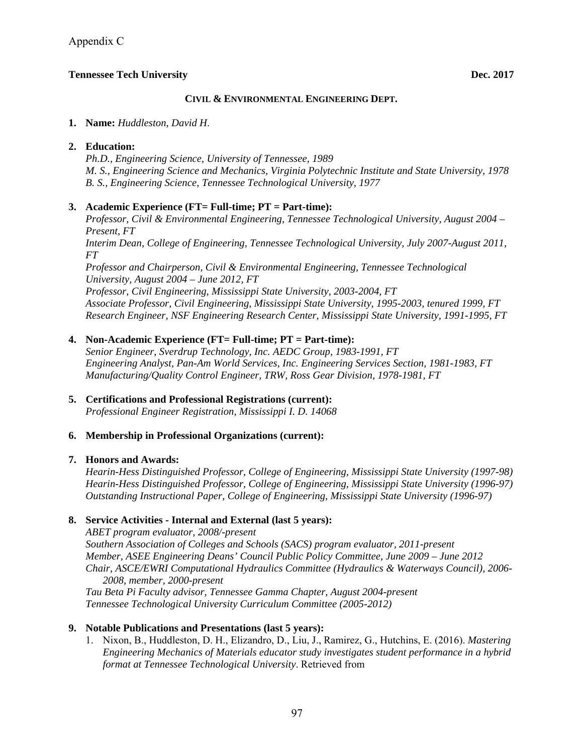Appendix C

**Tennessee Tech University** **Dec. 2017**

**CIVIL & ENVIRONMENTAL ENGINEERING DEPT.**

1. **Name:** *Huddleston, David H.*

2. **Education:**
   *Ph.D., Engineering Science, University of Tennessee, 1989*
   *M. S., Engineering Science and Mechanics, Virginia Polytechnic Institute and State University, 1978*
   *B. S., Engineering Science, Tennessee Technological University, 1977*

3. **Academic Experience (FT= Full-time; PT = Part-time):**
   *Professor, Civil & Environmental Engineering, Tennessee Technological University, August 2004 – Present, FT*
   *Interim Dean, College of Engineering, Tennessee Technological University, July 2007-August 2011, FT*
   *Professor and Chairperson, Civil & Environmental Engineering, Tennessee Technological University, August 2004 – June 2012, FT*
   *Professor, Civil Engineering, Mississippi State University, 2003-2004, FT*
   *Associate Professor, Civil Engineering, Mississippi State University, 1995-2003, tenured 1999, FT*
   *Research Engineer, NSF Engineering Research Center, Mississippi State University, 1991-1995, FT*

4. **Non-Academic Experience (FT= Full-time; PT = Part-time):**
   *Senior Engineer, Sverdrup Technology, Inc. AEDC Group, 1983-1991, FT*
   *Engineering Analyst, Pan-Am World Services, Inc. Engineering Services Section, 1981-1983, FT*
   *Manufacturing/Quality Control Engineer, TRW, Ross Gear Division, 1978-1981, FT*

5. **Certifications and Professional Registrations (current):**
   *Professional Engineer Registration, Mississippi I. D. 14068*

6. **Membership in Professional Organizations (current):**

7. **Honors and Awards:**
   *Hearin-Hess Distinguished Professor, College of Engineering, Mississippi State University (1997-98)*
   *Hearin-Hess Distinguished Professor, College of Engineering, Mississippi State University (1996-97)*
   *Outstanding Instructional Paper, College of Engineering, Mississippi State University (1996-97)*

8. **Service Activities - Internal and External (last 5 years):**
   *ABET program evaluator, 2008/-present*
   *Southern Association of Colleges and Schools (SACS) program evaluator, 2011-present*
   *Member, ASEE Engineering Deans' Council Public Policy Committee, June 2009 – June 2012*
   *Chair, ASCE/EWRI Computational Hydraulics Committee (Hydraulics & Waterways Council), 2006-2008, member, 2000-present*
   *Tau Beta Pi Faculty advisor, Tennessee Gamma Chapter, August 2004-present*
   *Tennessee Technological University Curriculum Committee (2005-2012)*

9. **Notable Publications and Presentations (last 5 years):**
   1. Nixon, B., Huddleston, D. H., Elizandro, D., Liu, J., Ramirez, G., Hutchins, E. (2016). *Mastering Engineering Mechanics of Materials educator study investigates student performance in a hybrid format at Tennessee Technological University*. Retrieved from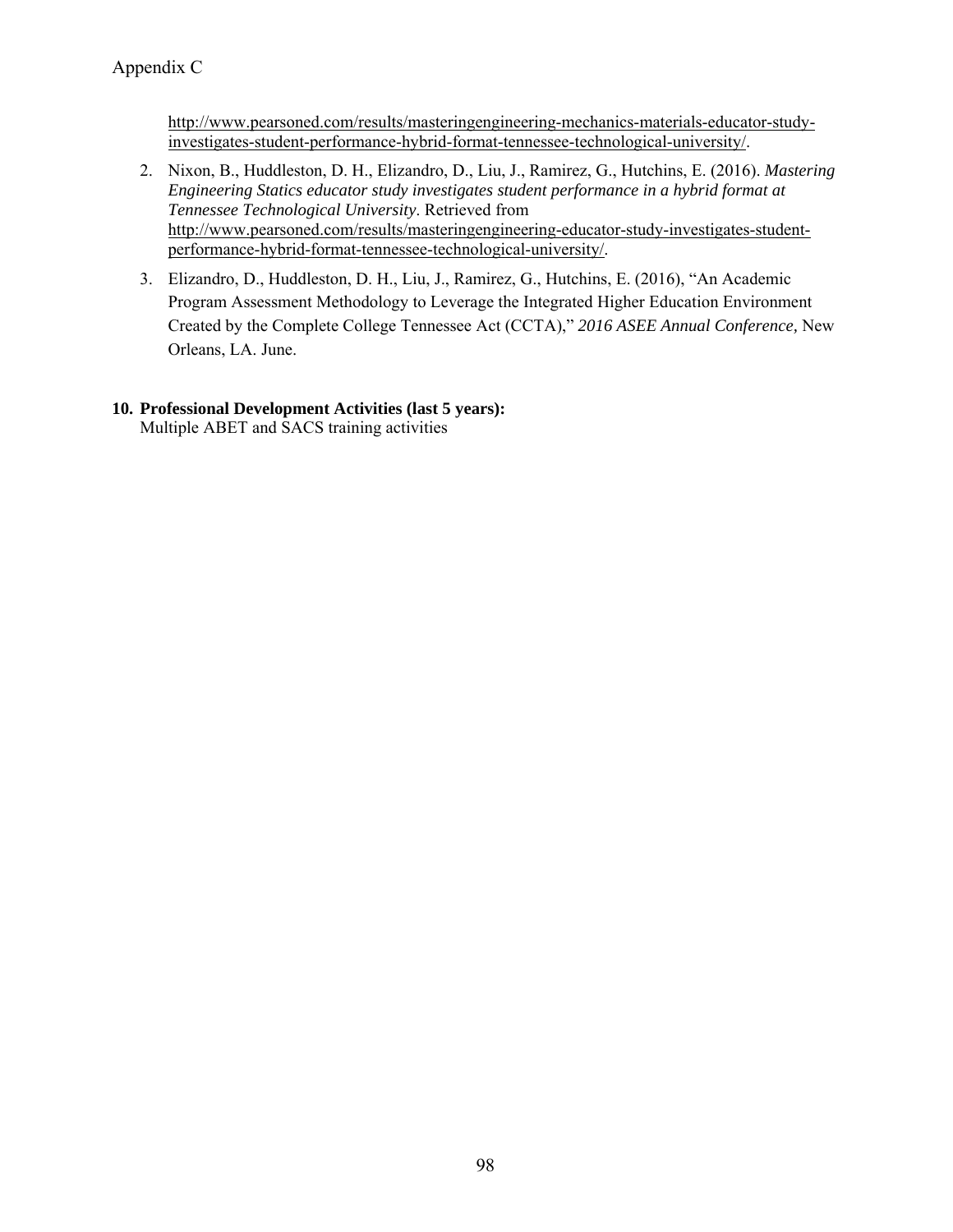http://www.pearsoned.com/results/masteringengineering-mechanics-materials-educator-study-investigates-student-performance-hybrid-format-tennessee-technological-university/.

2. Nixon, B., Huddleston, D. H., Elizandro, D., Liu, J., Ramirez, G., Hutchins, E. (2016). *Mastering Engineering Statics educator study investigates student performance in a hybrid format at Tennessee Technological University*. Retrieved from http://www.pearsoned.com/results/masteringengineering-educator-study-investigates-student-performance-hybrid-format-tennessee-technological-university/.
3. Elizandro, D., Huddleston, D. H., Liu, J., Ramirez, G., Hutchins, E. (2016), "An Academic Program Assessment Methodology to Leverage the Integrated Higher Education Environment Created by the Complete College Tennessee Act (CCTA)," *2016 ASEE Annual Conference,* New Orleans, LA. June.

**10. Professional Development Activities (last 5 years):**
Multiple ABET and SACS training activities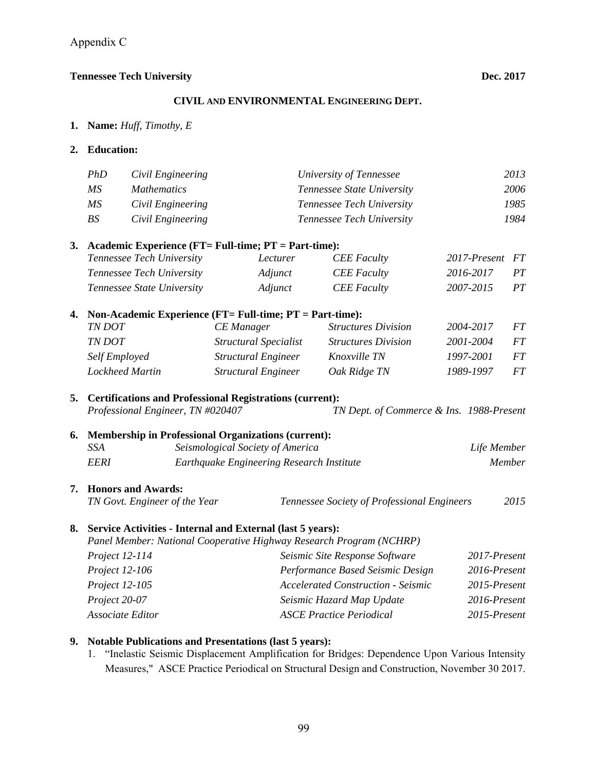Appendix C

**Tennessee Tech University** **Dec. 2017**

**CIVIL AND ENVIRONMENTAL ENGINEERING DEPT.**

1. **Name:** *Huff, Timothy, E*

2. **Education:**

| | | | |
|---|---|---|---|
| *PhD* | *Civil Engineering* | *University of Tennessee* | *2013* |
| *MS* | *Mathematics* | *Tennessee State University* | *2006* |
| *MS* | *Civil Engineering* | *Tennessee Tech University* | *1985* |
| *BS* | *Civil Engineering* | *Tennessee Tech University* | *1984* |

3. **Academic Experience (FT= Full-time; PT = Part-time):**

| | | | | |
|---|---|---|---|---|
| *Tennessee Tech University* | *Lecturer* | *CEE Faculty* | *2017-Present* | *FT* |
| *Tennessee Tech University* | *Adjunct* | *CEE Faculty* | *2016-2017* | *PT* |
| *Tennessee State University* | *Adjunct* | *CEE Faculty* | *2007-2015* | *PT* |

4. **Non-Academic Experience (FT= Full-time; PT = Part-time):**

| | | | | |
|---|---|---|---|---|
| *TN DOT* | *CE Manager* | *Structures Division* | *2004-2017* | *FT* |
| *TN DOT* | *Structural Specialist* | *Structures Division* | *2001-2004* | *FT* |
| *Self Employed* | *Structural Engineer* | *Knoxville TN* | *1997-2001* | *FT* |
| *Lockheed Martin* | *Structural Engineer* | *Oak Ridge TN* | *1989-1997* | *FT* |

5. **Certifications and Professional Registrations (current):**

*Professional Engineer, TN #020407* *TN Dept. of Commerce & Ins. 1988-Present*

6. **Membership in Professional Organizations (current):**

| | | |
|---|---|---|
| *SSA* | *Seismological Society of America* | *Life Member* |
| *EERI* | *Earthquake Engineering Research Institute* | *Member* |

7. **Honors and Awards:**

*TN Govt. Engineer of the Year* *Tennessee Society of Professional Engineers* *2015*

8. **Service Activities - Internal and External (last 5 years):**

*Panel Member: National Cooperative Highway Research Program (NCHRP)*

| | | |
|---|---|---|
| *Project 12-114* | *Seismic Site Response Software* | *2017-Present* |
| *Project 12-106* | *Performance Based Seismic Design* | *2016-Present* |
| *Project 12-105* | *Accelerated Construction - Seismic* | *2015-Present* |
| *Project 20-07* | *Seismic Hazard Map Update* | *2016-Present* |
| *Associate Editor* | *ASCE Practice Periodical* | *2015-Present* |

9. **Notable Publications and Presentations (last 5 years):**

1. "Inelastic Seismic Displacement Amplification for Bridges: Dependence Upon Various Intensity Measures," ASCE Practice Periodical on Structural Design and Construction, November 30 2017.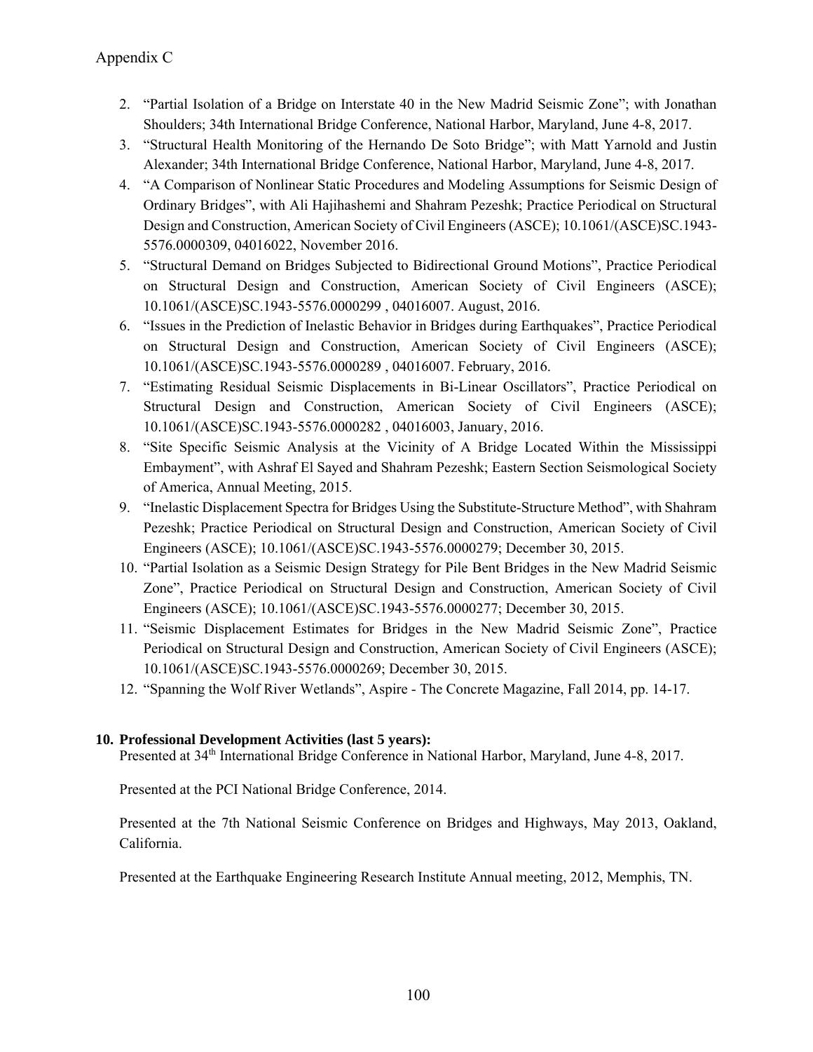2. "Partial Isolation of a Bridge on Interstate 40 in the New Madrid Seismic Zone"; with Jonathan Shoulders; 34th International Bridge Conference, National Harbor, Maryland, June 4-8, 2017.
3. "Structural Health Monitoring of the Hernando De Soto Bridge"; with Matt Yarnold and Justin Alexander; 34th International Bridge Conference, National Harbor, Maryland, June 4-8, 2017.
4. "A Comparison of Nonlinear Static Procedures and Modeling Assumptions for Seismic Design of Ordinary Bridges", with Ali Hajihashemi and Shahram Pezeshk; Practice Periodical on Structural Design and Construction, American Society of Civil Engineers (ASCE); 10.1061/(ASCE)SC.1943-5576.0000309, 04016022, November 2016.
5. "Structural Demand on Bridges Subjected to Bidirectional Ground Motions", Practice Periodical on Structural Design and Construction, American Society of Civil Engineers (ASCE); 10.1061/(ASCE)SC.1943-5576.0000299 , 04016007. August, 2016.
6. "Issues in the Prediction of Inelastic Behavior in Bridges during Earthquakes", Practice Periodical on Structural Design and Construction, American Society of Civil Engineers (ASCE); 10.1061/(ASCE)SC.1943-5576.0000289 , 04016007. February, 2016.
7. "Estimating Residual Seismic Displacements in Bi-Linear Oscillators", Practice Periodical on Structural Design and Construction, American Society of Civil Engineers (ASCE); 10.1061/(ASCE)SC.1943-5576.0000282 , 04016003, January, 2016.
8. "Site Specific Seismic Analysis at the Vicinity of A Bridge Located Within the Mississippi Embayment", with Ashraf El Sayed and Shahram Pezeshk; Eastern Section Seismological Society of America, Annual Meeting, 2015.
9. "Inelastic Displacement Spectra for Bridges Using the Substitute-Structure Method", with Shahram Pezeshk; Practice Periodical on Structural Design and Construction, American Society of Civil Engineers (ASCE); 10.1061/(ASCE)SC.1943-5576.0000279; December 30, 2015.
10. "Partial Isolation as a Seismic Design Strategy for Pile Bent Bridges in the New Madrid Seismic Zone", Practice Periodical on Structural Design and Construction, American Society of Civil Engineers (ASCE); 10.1061/(ASCE)SC.1943-5576.0000277; December 30, 2015.
11. "Seismic Displacement Estimates for Bridges in the New Madrid Seismic Zone", Practice Periodical on Structural Design and Construction, American Society of Civil Engineers (ASCE); 10.1061/(ASCE)SC.1943-5576.0000269; December 30, 2015.
12. "Spanning the Wolf River Wetlands", Aspire - The Concrete Magazine, Fall 2014, pp. 14-17.

**10. Professional Development Activities (last 5 years):**

Presented at 34th International Bridge Conference in National Harbor, Maryland, June 4-8, 2017.

Presented at the PCI National Bridge Conference, 2014.

Presented at the 7th National Seismic Conference on Bridges and Highways, May 2013, Oakland, California.

Presented at the Earthquake Engineering Research Institute Annual meeting, 2012, Memphis, TN.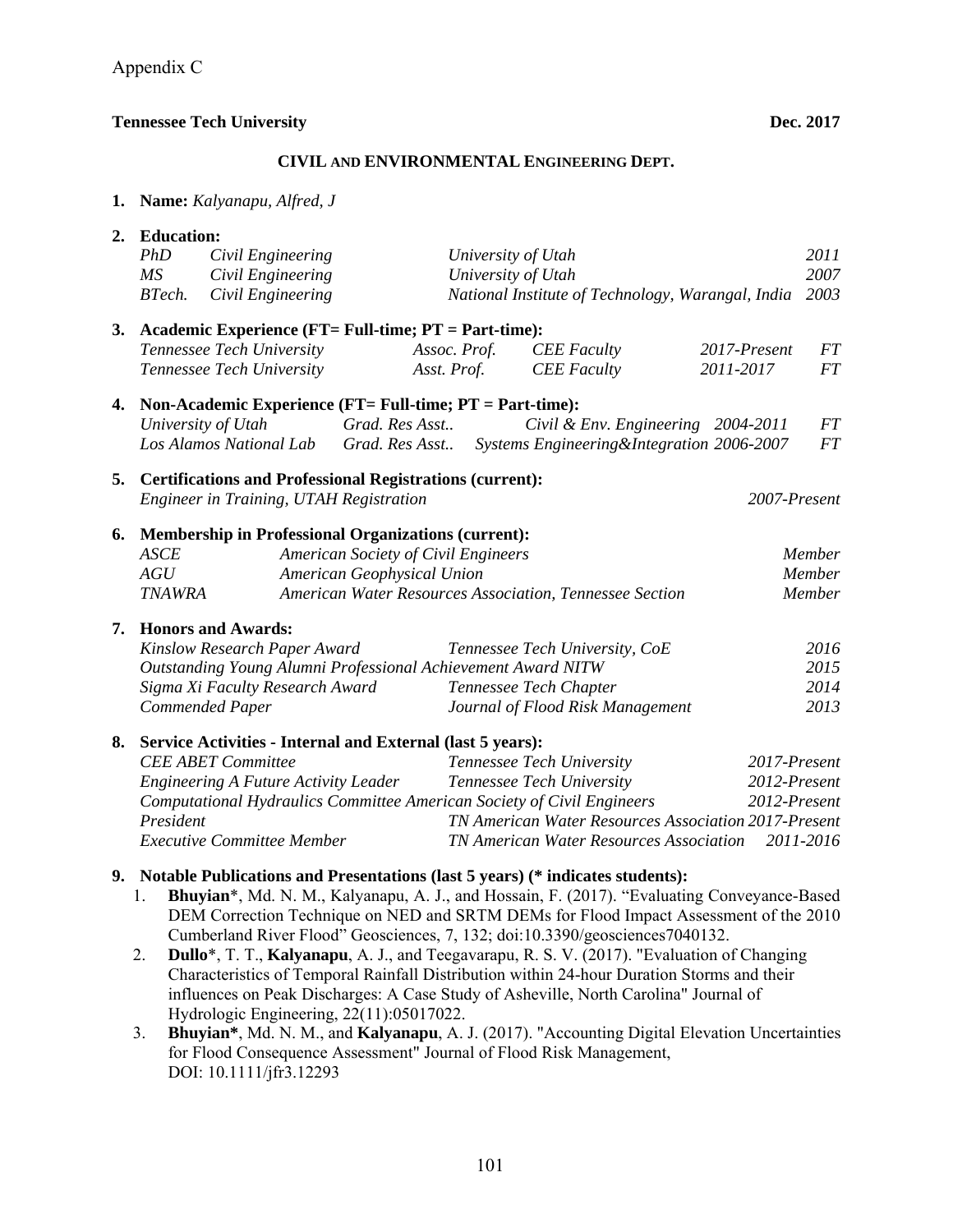Appendix C

**Tennessee Tech University** **Dec. 2017**

**CIVIL AND ENVIRONMENTAL ENGINEERING DEPT.**

1. **Name:** *Kalyanapu, Alfred, J*

2. **Education:**

| | | | |
|---|---|---|---|
| *PhD* | *Civil Engineering* | *University of Utah* | *2011* |
| *MS* | *Civil Engineering* | *University of Utah* | *2007* |
| *BTech.* | *Civil Engineering* | *National Institute of Technology, Warangal, India* | *2003* |

3. **Academic Experience (FT= Full-time; PT = Part-time):**

| | | | | |
|---|---|---|---|---|
| *Tennessee Tech University* | *Assoc. Prof.* | *CEE Faculty* | *2017-Present* | *FT* |
| *Tennessee Tech University* | *Asst. Prof.* | *CEE Faculty* | *2011-2017* | *FT* |

4. **Non-Academic Experience (FT= Full-time; PT = Part-time):**

| | | | | |
|---|---|---|---|---|
| *University of Utah* | *Grad. Res Asst..* | *Civil & Env. Engineering* | *2004-2011* | *FT* |
| *Los Alamos National Lab* | *Grad. Res Asst..* | *Systems Engineering&Integration* | *2006-2007* | *FT* |

5. **Certifications and Professional Registrations (current):**

*Engineer in Training, UTAH Registration* *2007-Present*

6. **Membership in Professional Organizations (current):**

| | | |
|---|---|---|
| *ASCE* | *American Society of Civil Engineers* | *Member* |
| *AGU* | *American Geophysical Union* | *Member* |
| *TNAWRA* | *American Water Resources Association, Tennessee Section* | *Member* |

7. **Honors and Awards:**

| | | |
|---|---|---|
| *Kinslow Research Paper Award* | *Tennessee Tech University, CoE* | *2016* |
| *Outstanding Young Alumni Professional Achievement Award NITW* | | *2015* |
| *Sigma Xi Faculty Research Award* | *Tennessee Tech Chapter* | *2014* |
| *Commended Paper* | *Journal of Flood Risk Management* | *2013* |

8. **Service Activities - Internal and External (last 5 years):**

| | | |
|---|---|---|
| *CEE ABET Committee* | *Tennessee Tech University* | *2017-Present* |
| *Engineering A Future Activity Leader* | *Tennessee Tech University* | *2012-Present* |
| *Computational Hydraulics Committee* | *American Society of Civil Engineers* | *2012-Present* |
| *President* | *TN American Water Resources Association* | *2017-Present* |
| *Executive Committee Member* | *TN American Water Resources Association* | *2011-2016* |

9. **Notable Publications and Presentations (last 5 years) (* indicates students):**

1. **Bhuyian***, Md. N. M., Kalyanapu, A. J., and Hossain, F. (2017). "Evaluating Conveyance-Based DEM Correction Technique on NED and SRTM DEMs for Flood Impact Assessment of the 2010 Cumberland River Flood" Geosciences, 7, 132; doi:10.3390/geosciences7040132.
2. **Dullo***, T. T., **Kalyanapu**, A. J., and Teegavarapu, R. S. V. (2017). "Evaluation of Changing Characteristics of Temporal Rainfall Distribution within 24-hour Duration Storms and their influences on Peak Discharges: A Case Study of Asheville, North Carolina" Journal of Hydrologic Engineering, 22(11):05017022.
3. **Bhuyian***, Md. N. M., and **Kalyanapu**, A. J. (2017). "Accounting Digital Elevation Uncertainties for Flood Consequence Assessment" Journal of Flood Risk Management, DOI: 10.1111/jfr3.12293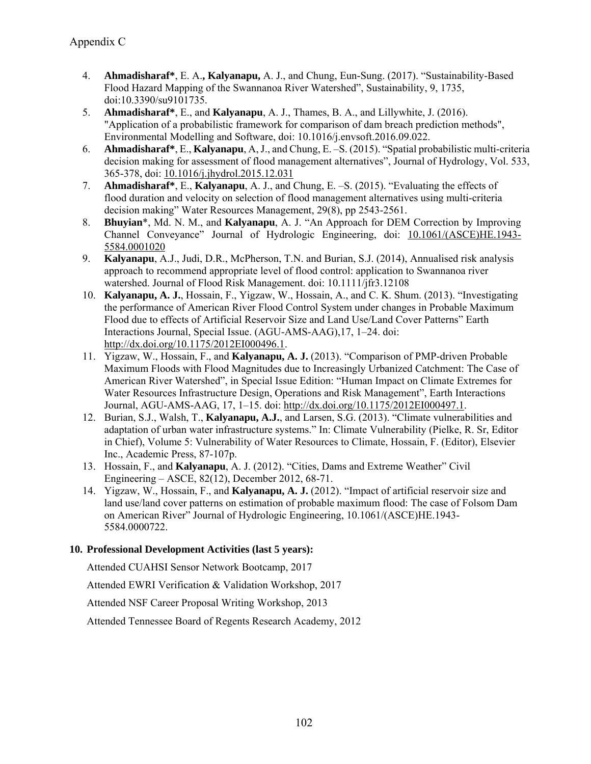Appendix C

4. **Ahmadisharaf***, E. A.**, Kalyanapu,** A. J., and Chung, Eun-Sung. (2017). "Sustainability-Based Flood Hazard Mapping of the Swannanoa River Watershed", Sustainability, 9, 1735, doi:10.3390/su9101735.
5. **Ahmadisharaf***, E., and **Kalyanapu**, A. J., Thames, B. A., and Lillywhite, J. (2016). "Application of a probabilistic framework for comparison of dam breach prediction methods", Environmental Modelling and Software, doi: 10.1016/j.envsoft.2016.09.022.
6. **Ahmadisharaf***, E., **Kalyanapu**, A, J., and Chung, E. –S. (2015). "Spatial probabilistic multi-criteria decision making for assessment of flood management alternatives", Journal of Hydrology, Vol. 533, 365-378, doi: 10.1016/j.jhydrol.2015.12.031
7. **Ahmadisharaf***, E., **Kalyanapu**, A. J., and Chung, E. –S. (2015). "Evaluating the effects of flood duration and velocity on selection of flood management alternatives using multi-criteria decision making" Water Resources Management, 29(8), pp 2543-2561.
8. **Bhuyian***, Md. N. M., and **Kalyanapu**, A. J. "An Approach for DEM Correction by Improving Channel Conveyance" Journal of Hydrologic Engineering, doi: 10.1061/(ASCE)HE.1943-5584.0001020
9. **Kalyanapu**, A.J., Judi, D.R., McPherson, T.N. and Burian, S.J. (2014), Annualised risk analysis approach to recommend appropriate level of flood control: application to Swannanoa river watershed. Journal of Flood Risk Management. doi: 10.1111/jfr3.12108
10. **Kalyanapu, A. J.**, Hossain, F., Yigzaw, W., Hossain, A., and C. K. Shum. (2013). "Investigating the performance of American River Flood Control System under changes in Probable Maximum Flood due to effects of Artificial Reservoir Size and Land Use/Land Cover Patterns" Earth Interactions Journal, Special Issue. (AGU-AMS-AAG),17, 1–24. doi: http://dx.doi.org/10.1175/2012EI000496.1.
11. Yigzaw, W., Hossain, F., and **Kalyanapu, A. J.** (2013). "Comparison of PMP-driven Probable Maximum Floods with Flood Magnitudes due to Increasingly Urbanized Catchment: The Case of American River Watershed", in Special Issue Edition: "Human Impact on Climate Extremes for Water Resources Infrastructure Design, Operations and Risk Management", Earth Interactions Journal, AGU-AMS-AAG, 17, 1–15. doi: http://dx.doi.org/10.1175/2012EI000497.1.
12. Burian, S.J., Walsh, T., **Kalyanapu, A.J.**, and Larsen, S.G. (2013). "Climate vulnerabilities and adaptation of urban water infrastructure systems." In: Climate Vulnerability (Pielke, R. Sr, Editor in Chief), Volume 5: Vulnerability of Water Resources to Climate, Hossain, F. (Editor), Elsevier Inc., Academic Press, 87-107p.
13. Hossain, F., and **Kalyanapu**, A. J. (2012). "Cities, Dams and Extreme Weather" Civil Engineering – ASCE, 82(12), December 2012, 68-71.
14. Yigzaw, W., Hossain, F., and **Kalyanapu, A. J.** (2012). "Impact of artificial reservoir size and land use/land cover patterns on estimation of probable maximum flood: The case of Folsom Dam on American River" Journal of Hydrologic Engineering, 10.1061/(ASCE)HE.1943-5584.0000722.

**10. Professional Development Activities (last 5 years):**

Attended CUAHSI Sensor Network Bootcamp, 2017

Attended EWRI Verification & Validation Workshop, 2017

Attended NSF Career Proposal Writing Workshop, 2013

Attended Tennessee Board of Regents Research Academy, 2012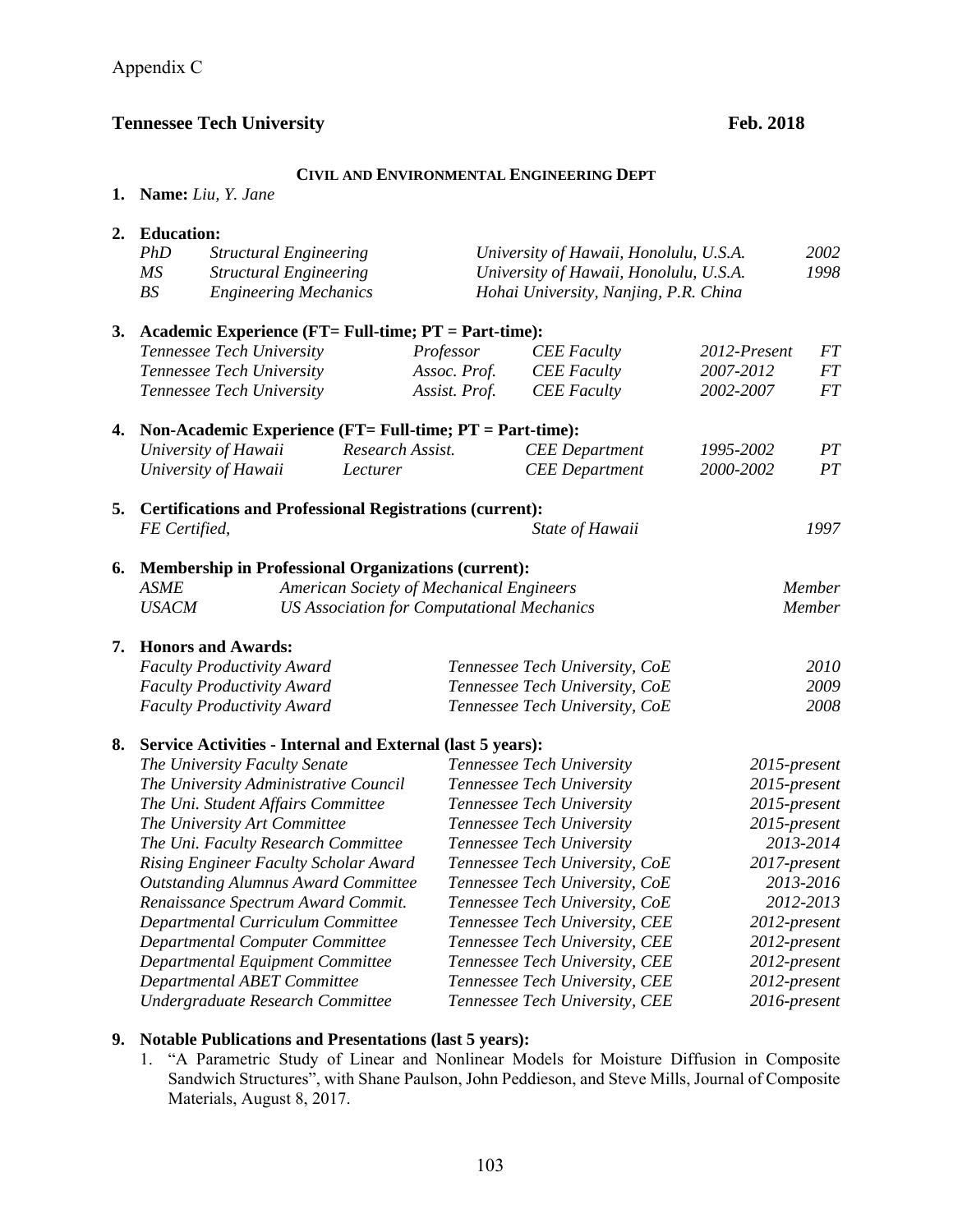Appendix C

**Tennessee Tech University** **Feb. 2018**

**CIVIL AND ENVIRONMENTAL ENGINEERING DEPT**

**1. Name:** *Liu, Y. Jane*

**2. Education:**

| | | | |
|---|---|---|---|
| *PhD* | *Structural Engineering* | *University of Hawaii, Honolulu, U.S.A.* | *2002* |
| *MS* | *Structural Engineering* | *University of Hawaii, Honolulu, U.S.A.* | *1998* |
| *BS* | *Engineering Mechanics* | *Hohai University, Nanjing, P.R. China* | |

**3. Academic Experience (FT= Full-time; PT = Part-time):**

| | | | | |
|---|---|---|---|---|
| *Tennessee Tech University* | *Professor* | *CEE Faculty* | *2012-Present* | *FT* |
| *Tennessee Tech University* | *Assoc. Prof.* | *CEE Faculty* | *2007-2012* | *FT* |
| *Tennessee Tech University* | *Assist. Prof.* | *CEE Faculty* | *2002-2007* | *FT* |

**4. Non-Academic Experience (FT= Full-time; PT = Part-time):**

| | | | | |
|---|---|---|---|---|
| *University of Hawaii* | *Research Assist.* | *CEE Department* | *1995-2002* | *PT* |
| *University of Hawaii* | *Lecturer* | *CEE Department* | *2000-2002* | *PT* |

**5. Certifications and Professional Registrations (current):**

| | | |
|---|---|---|
| *FE Certified,* | *State of Hawaii* | *1997* |

**6. Membership in Professional Organizations (current):**

| | | |
|---|---|---|
| *ASME* | *American Society of Mechanical Engineers* | *Member* |
| *USACM* | *US Association for Computational Mechanics* | *Member* |

**7. Honors and Awards:**

| | | |
|---|---|---|
| *Faculty Productivity Award* | *Tennessee Tech University, CoE* | *2010* |
| *Faculty Productivity Award* | *Tennessee Tech University, CoE* | *2009* |
| *Faculty Productivity Award* | *Tennessee Tech University, CoE* | *2008* |

**8. Service Activities - Internal and External (last 5 years):**

| | | |
|---|---|---|
| *The University Faculty Senate* | *Tennessee Tech University* | *2015-present* |
| *The University Administrative Council* | *Tennessee Tech University* | *2015-present* |
| *The Uni. Student Affairs Committee* | *Tennessee Tech University* | *2015-present* |
| *The University Art Committee* | *Tennessee Tech University* | *2015-present* |
| *The Uni. Faculty Research Committee* | *Tennessee Tech University* | *2013-2014* |
| *Rising Engineer Faculty Scholar Award* | *Tennessee Tech University, CoE* | *2017-present* |
| *Outstanding Alumnus Award Committee* | *Tennessee Tech University, CoE* | *2013-2016* |
| *Renaissance Spectrum Award Commit.* | *Tennessee Tech University, CoE* | *2012-2013* |
| *Departmental Curriculum Committee* | *Tennessee Tech University, CEE* | *2012-present* |
| *Departmental Computer Committee* | *Tennessee Tech University, CEE* | *2012-present* |
| *Departmental Equipment Committee* | *Tennessee Tech University, CEE* | *2012-present* |
| *Departmental ABET Committee* | *Tennessee Tech University, CEE* | *2012-present* |
| *Undergraduate Research Committee* | *Tennessee Tech University, CEE* | *2016-present* |

**9. Notable Publications and Presentations (last 5 years):**

1. "A Parametric Study of Linear and Nonlinear Models for Moisture Diffusion in Composite Sandwich Structures", with Shane Paulson, John Peddieson, and Steve Mills, Journal of Composite Materials, August 8, 2017.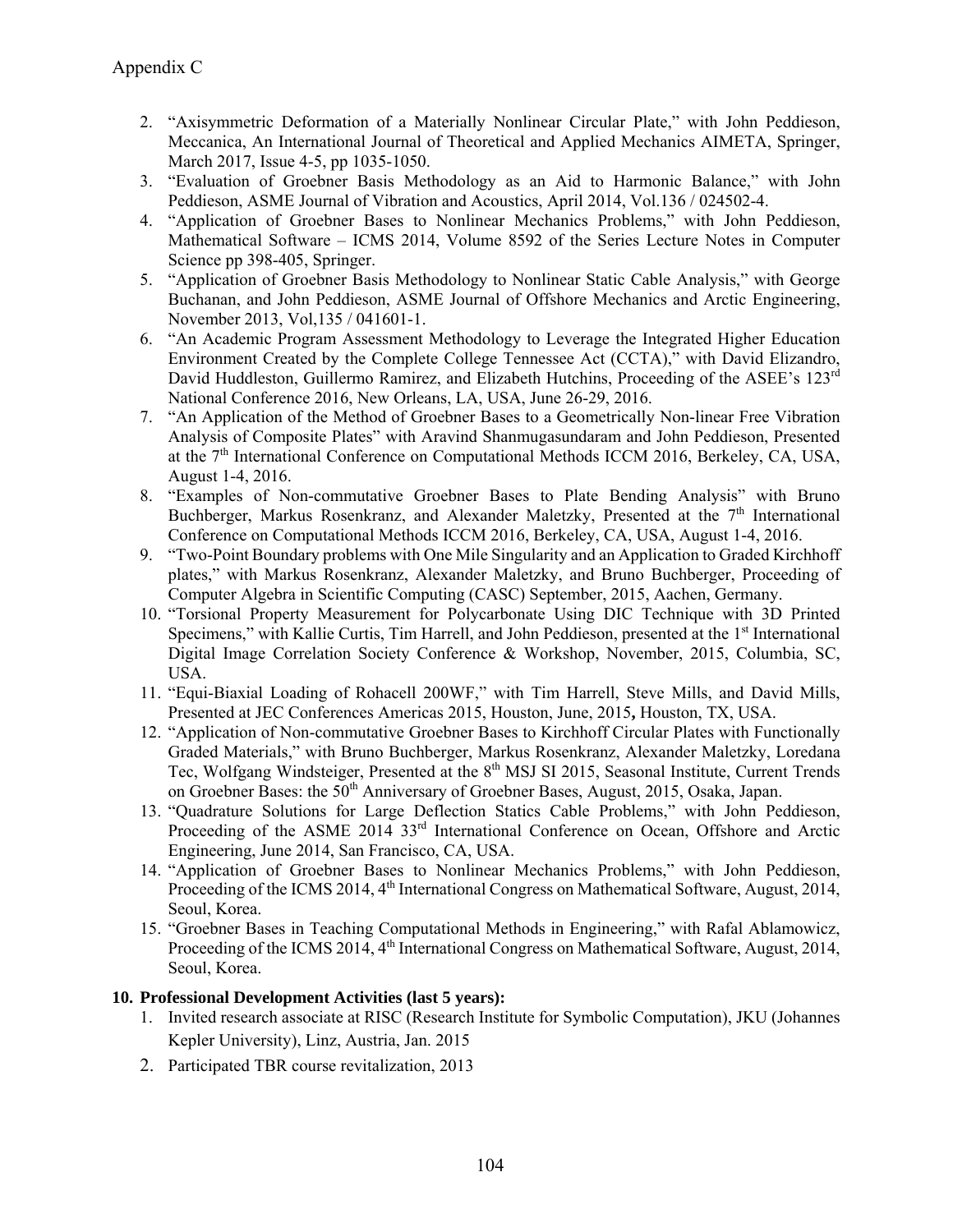Appendix C

2. "Axisymmetric Deformation of a Materially Nonlinear Circular Plate," with John Peddieson, Meccanica, An International Journal of Theoretical and Applied Mechanics AIMETA, Springer, March 2017, Issue 4-5, pp 1035-1050.
3. "Evaluation of Groebner Basis Methodology as an Aid to Harmonic Balance," with John Peddieson, ASME Journal of Vibration and Acoustics, April 2014, Vol.136 / 024502-4.
4. "Application of Groebner Bases to Nonlinear Mechanics Problems," with John Peddieson, Mathematical Software – ICMS 2014, Volume 8592 of the Series Lecture Notes in Computer Science pp 398-405, Springer.
5. "Application of Groebner Basis Methodology to Nonlinear Static Cable Analysis," with George Buchanan, and John Peddieson, ASME Journal of Offshore Mechanics and Arctic Engineering, November 2013, Vol,135 / 041601-1.
6. "An Academic Program Assessment Methodology to Leverage the Integrated Higher Education Environment Created by the Complete College Tennessee Act (CCTA)," with David Elizandro, David Huddleston, Guillermo Ramirez, and Elizabeth Hutchins, Proceeding of the ASEE's 123rd National Conference 2016, New Orleans, LA, USA, June 26-29, 2016.
7. "An Application of the Method of Groebner Bases to a Geometrically Non-linear Free Vibration Analysis of Composite Plates" with Aravind Shanmugasundaram and John Peddieson, Presented at the 7th International Conference on Computational Methods ICCM 2016, Berkeley, CA, USA, August 1-4, 2016.
8. "Examples of Non-commutative Groebner Bases to Plate Bending Analysis" with Bruno Buchberger, Markus Rosenkranz, and Alexander Maletzky, Presented at the 7th International Conference on Computational Methods ICCM 2016, Berkeley, CA, USA, August 1-4, 2016.
9. "Two-Point Boundary problems with One Mile Singularity and an Application to Graded Kirchhoff plates," with Markus Rosenkranz, Alexander Maletzky, and Bruno Buchberger, Proceeding of Computer Algebra in Scientific Computing (CASC) September, 2015, Aachen, Germany.
10. "Torsional Property Measurement for Polycarbonate Using DIC Technique with 3D Printed Specimens," with Kallie Curtis, Tim Harrell, and John Peddieson, presented at the 1st International Digital Image Correlation Society Conference & Workshop, November, 2015, Columbia, SC, USA.
11. "Equi-Biaxial Loading of Rohacell 200WF," with Tim Harrell, Steve Mills, and David Mills, Presented at JEC Conferences Americas 2015, Houston, June, 2015**,** Houston, TX, USA.
12. "Application of Non-commutative Groebner Bases to Kirchhoff Circular Plates with Functionally Graded Materials," with Bruno Buchberger, Markus Rosenkranz, Alexander Maletzky, Loredana Tec, Wolfgang Windsteiger, Presented at the 8th MSJ SI 2015, Seasonal Institute, Current Trends on Groebner Bases: the 50th Anniversary of Groebner Bases, August, 2015, Osaka, Japan.
13. "Quadrature Solutions for Large Deflection Statics Cable Problems," with John Peddieson, Proceeding of the ASME 2014 33rd International Conference on Ocean, Offshore and Arctic Engineering, June 2014, San Francisco, CA, USA.
14. "Application of Groebner Bases to Nonlinear Mechanics Problems," with John Peddieson, Proceeding of the ICMS 2014, 4th International Congress on Mathematical Software, August, 2014, Seoul, Korea.
15. "Groebner Bases in Teaching Computational Methods in Engineering," with Rafal Ablamowicz, Proceeding of the ICMS 2014, 4th International Congress on Mathematical Software, August, 2014, Seoul, Korea.

**10. Professional Development Activities (last 5 years):**

1. Invited research associate at RISC (Research Institute for Symbolic Computation), JKU (Johannes Kepler University), Linz, Austria, Jan. 2015
2. Participated TBR course revitalization, 2013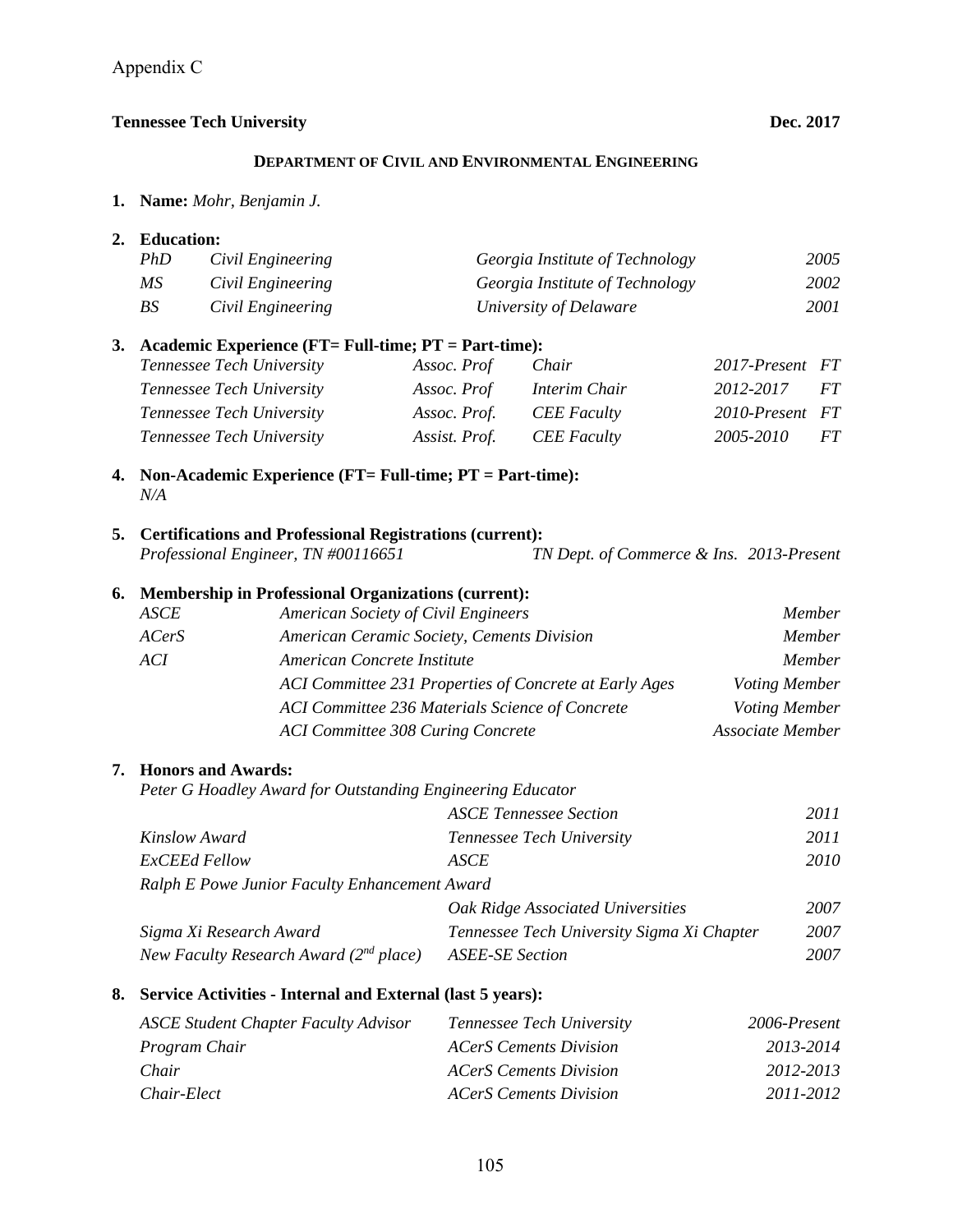Appendix C

**Tennessee Tech University** **Dec. 2017**

**DEPARTMENT OF CIVIL AND ENVIRONMENTAL ENGINEERING**

**1. Name:** *Mohr, Benjamin J.*

**2. Education:**

| | | | |
|---|---|---|---|
| *PhD* | *Civil Engineering* | *Georgia Institute of Technology* | *2005* |
| *MS* | *Civil Engineering* | *Georgia Institute of Technology* | *2002* |
| *BS* | *Civil Engineering* | *University of Delaware* | *2001* |

**3. Academic Experience (FT= Full-time; PT = Part-time):**

| | | | | |
|---|---|---|---|---|
| *Tennessee Tech University* | *Assoc. Prof* | *Chair* | *2017-Present* | *FT* |
| *Tennessee Tech University* | *Assoc. Prof* | *Interim Chair* | *2012-2017* | *FT* |
| *Tennessee Tech University* | *Assoc. Prof.* | *CEE Faculty* | *2010-Present* | *FT* |
| *Tennessee Tech University* | *Assist. Prof.* | *CEE Faculty* | *2005-2010* | *FT* |

**4. Non-Academic Experience (FT= Full-time; PT = Part-time):**

*N/A*

**5. Certifications and Professional Registrations (current):**

*Professional Engineer, TN #00116651* *TN Dept. of Commerce & Ins. 2013-Present*

**6. Membership in Professional Organizations (current):**

| | | |
|---|---|---|
| *ASCE* | *American Society of Civil Engineers* | *Member* |
| *ACerS* | *American Ceramic Society, Cements Division* | *Member* |
| *ACI* | *American Concrete Institute* | *Member* |
| | *ACI Committee 231 Properties of Concrete at Early Ages* | *Voting Member* |
| | *ACI Committee 236 Materials Science of Concrete* | *Voting Member* |
| | *ACI Committee 308 Curing Concrete* | *Associate Member* |

**7. Honors and Awards:**

| | | |
|---|---|---|
| *Peter G Hoadley Award for Outstanding Engineering Educator* | *ASCE Tennessee Section* | *2011* |
| *Kinslow Award* | *Tennessee Tech University* | *2011* |
| *ExCEEd Fellow* | *ASCE* | *2010* |
| *Ralph E Powe Junior Faculty Enhancement Award* | *Oak Ridge Associated Universities* | *2007* |
| *Sigma Xi Research Award* | *Tennessee Tech University Sigma Xi Chapter* | *2007* |
| *New Faculty Research Award (2nd place)* | *ASEE-SE Section* | *2007* |

**8. Service Activities - Internal and External (last 5 years):**

| | | |
|---|---|---|
| *ASCE Student Chapter Faculty Advisor* | *Tennessee Tech University* | *2006-Present* |
| *Program Chair* | *ACerS Cements Division* | *2013-2014* |
| *Chair* | *ACerS Cements Division* | *2012-2013* |
| *Chair-Elect* | *ACerS Cements Division* | *2011-2012* |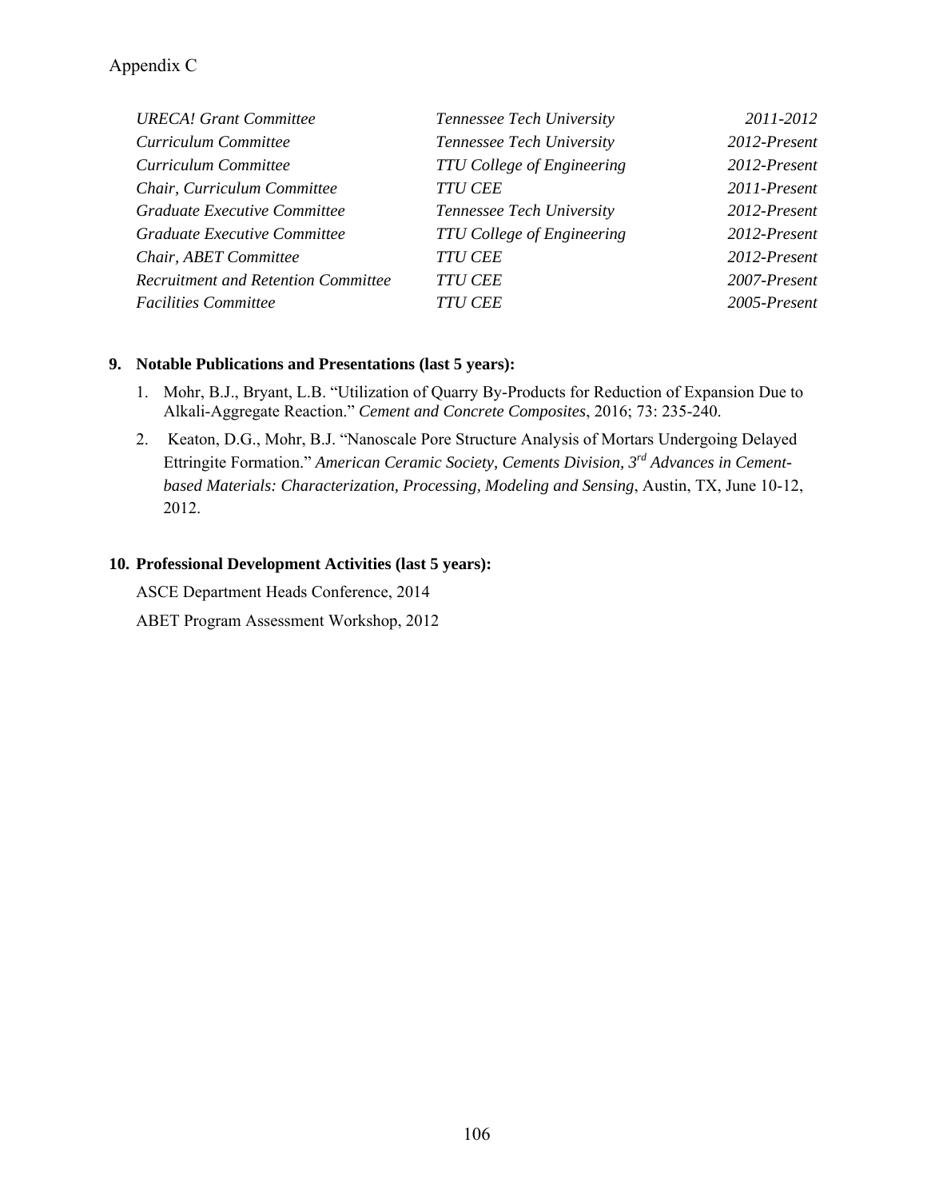| | | |
|---|---|---|
| *URECA! Grant Committee* | *Tennessee Tech University* | *2011-2012* |
| *Curriculum Committee* | *Tennessee Tech University* | *2012-Present* |
| *Curriculum Committee* | *TTU College of Engineering* | *2012-Present* |
| *Chair, Curriculum Committee* | *TTU CEE* | *2011-Present* |
| *Graduate Executive Committee* | *Tennessee Tech University* | *2012-Present* |
| *Graduate Executive Committee* | *TTU College of Engineering* | *2012-Present* |
| *Chair, ABET Committee* | *TTU CEE* | *2012-Present* |
| *Recruitment and Retention Committee* | *TTU CEE* | *2007-Present* |
| *Facilities Committee* | *TTU CEE* | *2005-Present* |

**9. Notable Publications and Presentations (last 5 years):**

1. Mohr, B.J., Bryant, L.B. "Utilization of Quarry By-Products for Reduction of Expansion Due to Alkali-Aggregate Reaction." *Cement and Concrete Composites*, 2016; 73: 235-240.
2. Keaton, D.G., Mohr, B.J. "Nanoscale Pore Structure Analysis of Mortars Undergoing Delayed Ettringite Formation." *American Ceramic Society, Cements Division, 3rd Advances in Cement-based Materials: Characterization, Processing, Modeling and Sensing*, Austin, TX, June 10-12, 2012.

**10. Professional Development Activities (last 5 years):**

ASCE Department Heads Conference, 2014

ABET Program Assessment Workshop, 2012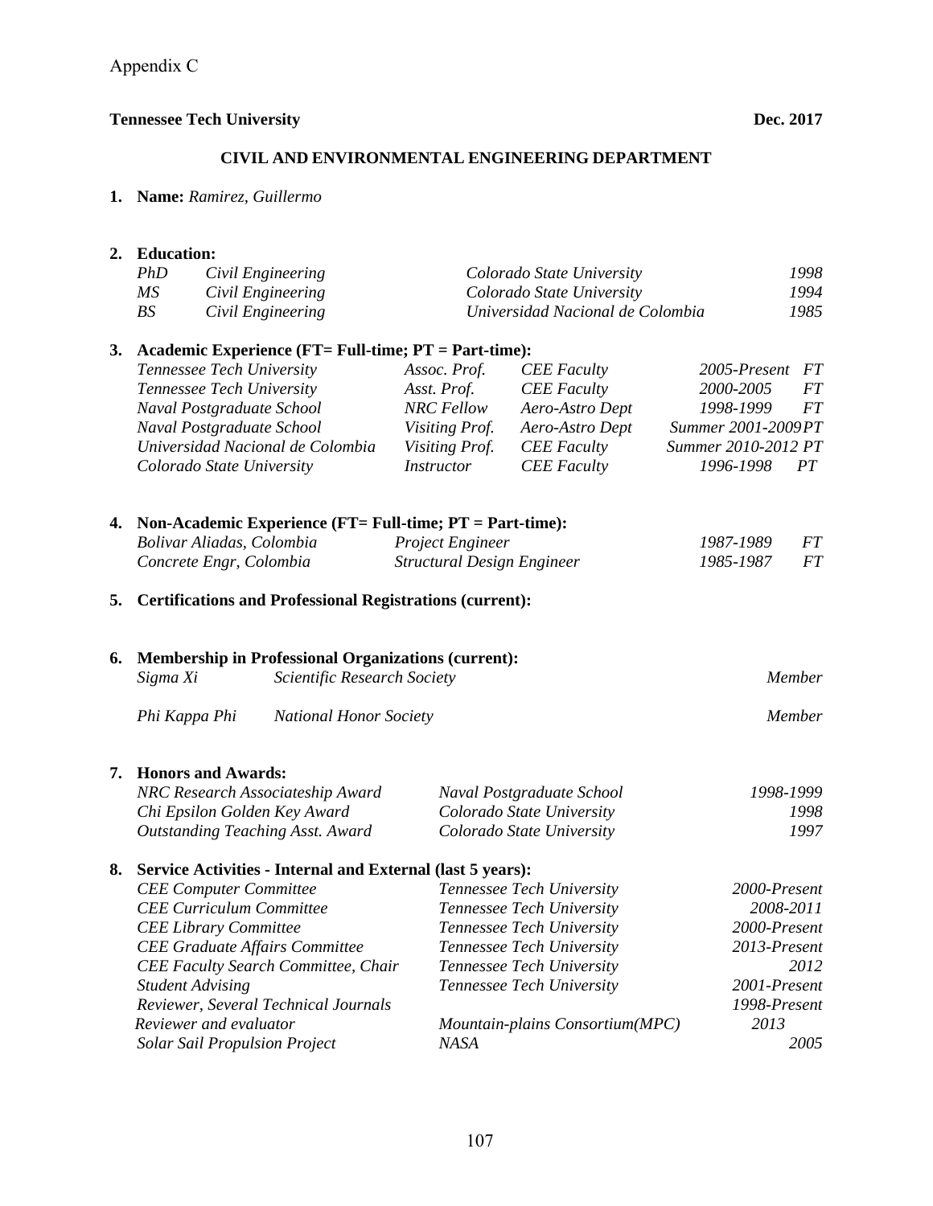Appendix C

**Tennessee Tech University** **Dec. 2017**

## CIVIL AND ENVIRONMENTAL ENGINEERING DEPARTMENT

**1. Name:** *Ramirez, Guillermo*

**2. Education:**

| | | | |
|---|---|---|---|
| *PhD* | *Civil Engineering* | *Colorado State University* | *1998* |
| *MS* | *Civil Engineering* | *Colorado State University* | *1994* |
| *BS* | *Civil Engineering* | *Universidad Nacional de Colombia* | *1985* |

**3. Academic Experience (FT= Full-time; PT = Part-time):**

| | | | | |
|---|---|---|---|---|
| *Tennessee Tech University* | *Assoc. Prof.* | *CEE Faculty* | *2005-Present* | *FT* |
| *Tennessee Tech University* | *Asst. Prof.* | *CEE Faculty* | *2000-2005* | *FT* |
| *Naval Postgraduate School* | *NRC Fellow* | *Aero-Astro Dept* | *1998-1999* | *FT* |
| *Naval Postgraduate School* | *Visiting Prof.* | *Aero-Astro Dept* | *Summer 2001-2009* | *PT* |
| *Universidad Nacional de Colombia* | *Visiting Prof.* | *CEE Faculty* | *Summer 2010-2012* | *PT* |
| *Colorado State University* | *Instructor* | *CEE Faculty* | *1996-1998* | *PT* |

**4. Non-Academic Experience (FT= Full-time; PT = Part-time):**

| | | | |
|---|---|---|---|
| *Bolivar Aliadas, Colombia* | *Project Engineer* | *1987-1989* | *FT* |
| *Concrete Engr, Colombia* | *Structural Design Engineer* | *1985-1987* | *FT* |

**5. Certifications and Professional Registrations (current):**

**6. Membership in Professional Organizations (current):**

| | | |
|---|---|---|
| *Sigma Xi* | *Scientific Research Society* | *Member* |
| *Phi Kappa Phi* | *National Honor Society* | *Member* |

**7. Honors and Awards:**

| | | |
|---|---|---|
| *NRC Research Associateship Award* | *Naval Postgraduate School* | *1998-1999* |
| *Chi Epsilon Golden Key Award* | *Colorado State University* | *1998* |
| *Outstanding Teaching Asst. Award* | *Colorado State University* | *1997* |

**8. Service Activities - Internal and External (last 5 years):**

| | | |
|---|---|---|
| *CEE Computer Committee* | *Tennessee Tech University* | *2000-Present* |
| *CEE Curriculum Committee* | *Tennessee Tech University* | *2008-2011* |
| *CEE Library Committee* | *Tennessee Tech University* | *2000-Present* |
| *CEE Graduate Affairs Committee* | *Tennessee Tech University* | *2013-Present* |
| *CEE Faculty Search Committee, Chair* | *Tennessee Tech University* | *2012* |
| *Student Advising* | *Tennessee Tech University* | *2001-Present* |
| *Reviewer, Several Technical Journals* | | *1998-Present* |
| *Reviewer and evaluator* | *Mountain-plains Consortium(MPC)* | *2013* |
| *Solar Sail Propulsion Project* | *NASA* | *2005* |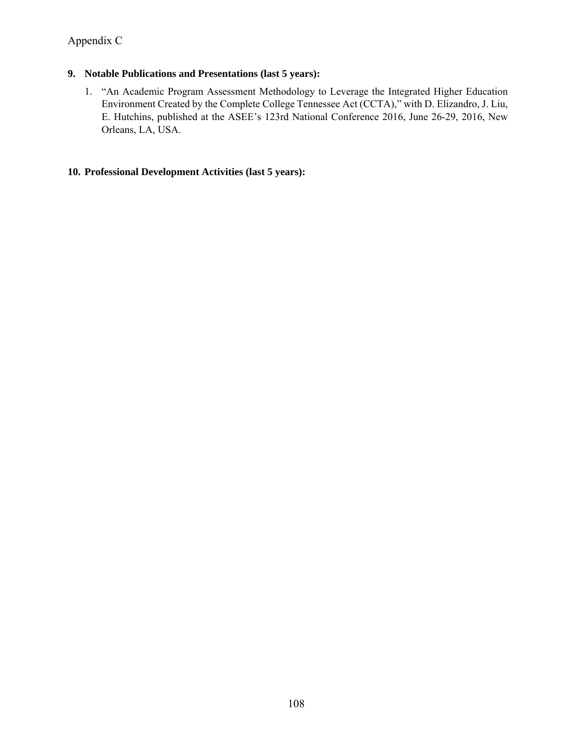Appendix C

**9. Notable Publications and Presentations (last 5 years):**

1. "An Academic Program Assessment Methodology to Leverage the Integrated Higher Education Environment Created by the Complete College Tennessee Act (CCTA)," with D. Elizandro, J. Liu, E. Hutchins, published at the ASEE's 123rd National Conference 2016, June 26-29, 2016, New Orleans, LA, USA.

**10. Professional Development Activities (last 5 years):**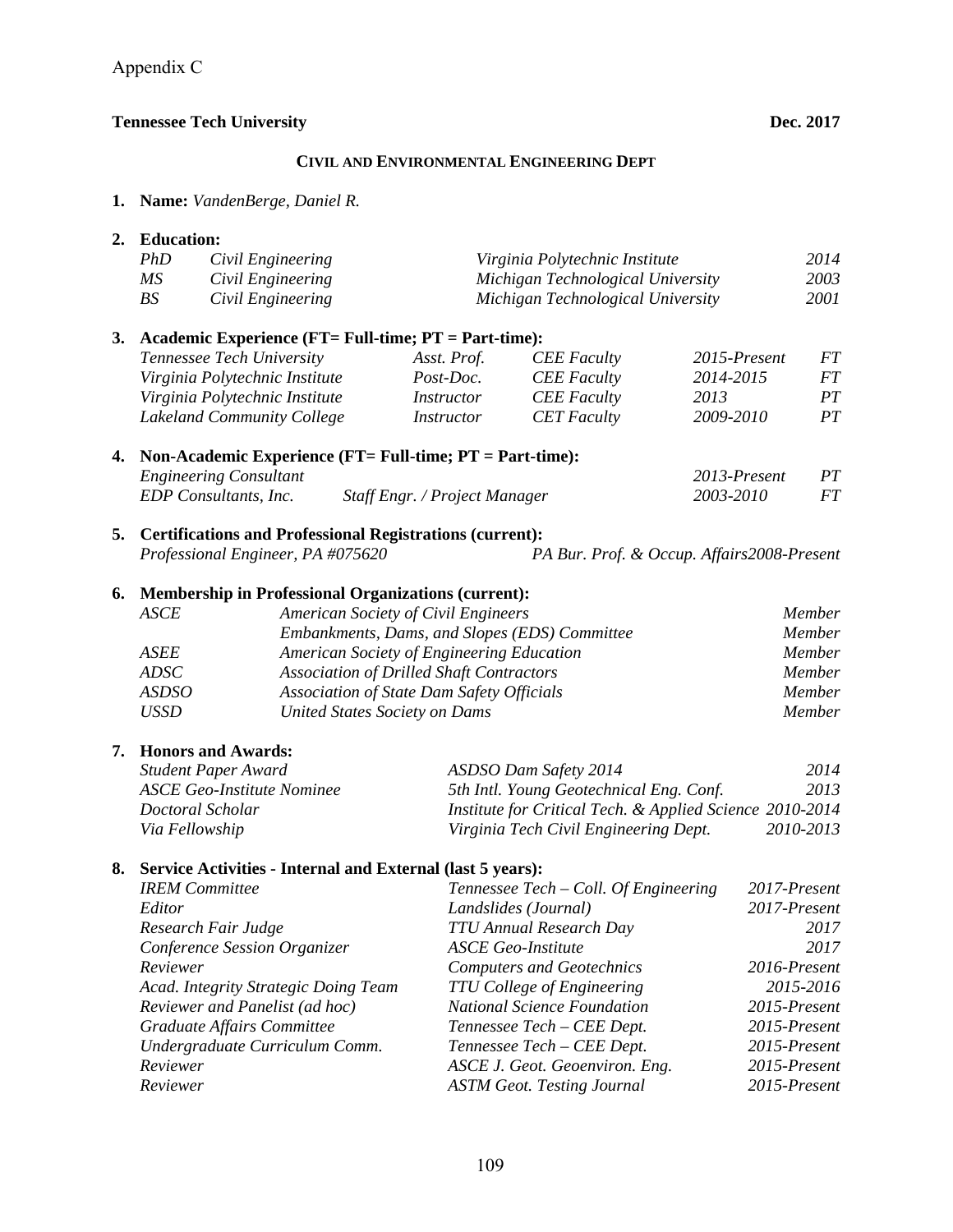Appendix C

**Tennessee Tech University** **Dec. 2017**

**CIVIL AND ENVIRONMENTAL ENGINEERING DEPT**

**1. Name:** *VandenBerge, Daniel R.*

**2. Education:**

| | | | |
|---|---|---|---|
| *PhD* | *Civil Engineering* | *Virginia Polytechnic Institute* | *2014* |
| *MS* | *Civil Engineering* | *Michigan Technological University* | *2003* |
| *BS* | *Civil Engineering* | *Michigan Technological University* | *2001* |

**3. Academic Experience (FT= Full-time; PT = Part-time):**

| | | | | |
|---|---|---|---|---|
| *Tennessee Tech University* | *Asst. Prof.* | *CEE Faculty* | *2015-Present* | *FT* |
| *Virginia Polytechnic Institute* | *Post-Doc.* | *CEE Faculty* | *2014-2015* | *FT* |
| *Virginia Polytechnic Institute* | *Instructor* | *CEE Faculty* | *2013* | *PT* |
| *Lakeland Community College* | *Instructor* | *CET Faculty* | *2009-2010* | *PT* |

**4. Non-Academic Experience (FT= Full-time; PT = Part-time):**

| | | | |
|---|---|---|---|
| *Engineering Consultant* | | *2013-Present* | *PT* |
| *EDP Consultants, Inc.* | *Staff Engr. / Project Manager* | *2003-2010* | *FT* |

**5. Certifications and Professional Registrations (current):**

*Professional Engineer, PA #075620* — *PA Bur. Prof. & Occup. Affairs 2008-Present*

**6. Membership in Professional Organizations (current):**

| | | |
|---|---|---|
| *ASCE* | *American Society of Civil Engineers* | *Member* |
| | *Embankments, Dams, and Slopes (EDS) Committee* | *Member* |
| *ASEE* | *American Society of Engineering Education* | *Member* |
| *ADSC* | *Association of Drilled Shaft Contractors* | *Member* |
| *ASDSO* | *Association of State Dam Safety Officials* | *Member* |
| *USSD* | *United States Society on Dams* | *Member* |

**7. Honors and Awards:**

| | | |
|---|---|---|
| *Student Paper Award* | *ASDSO Dam Safety 2014* | *2014* |
| *ASCE Geo-Institute Nominee* | *5th Intl. Young Geotechnical Eng. Conf.* | *2013* |
| *Doctoral Scholar* | *Institute for Critical Tech. & Applied Science* | *2010-2014* |
| *Via Fellowship* | *Virginia Tech Civil Engineering Dept.* | *2010-2013* |

**8. Service Activities - Internal and External (last 5 years):**

| | | |
|---|---|---|
| *IREM Committee* | *Tennessee Tech – Coll. Of Engineering* | *2017-Present* |
| *Editor* | *Landslides (Journal)* | *2017-Present* |
| *Research Fair Judge* | *TTU Annual Research Day* | *2017* |
| *Conference Session Organizer* | *ASCE Geo-Institute* | *2017* |
| *Reviewer* | *Computers and Geotechnics* | *2016-Present* |
| *Acad. Integrity Strategic Doing Team* | *TTU College of Engineering* | *2015-2016* |
| *Reviewer and Panelist (ad hoc)* | *National Science Foundation* | *2015-Present* |
| *Graduate Affairs Committee* | *Tennessee Tech – CEE Dept.* | *2015-Present* |
| *Undergraduate Curriculum Comm.* | *Tennessee Tech – CEE Dept.* | *2015-Present* |
| *Reviewer* | *ASCE J. Geot. Geoenviron. Eng.* | *2015-Present* |
| *Reviewer* | *ASTM Geot. Testing Journal* | *2015-Present* |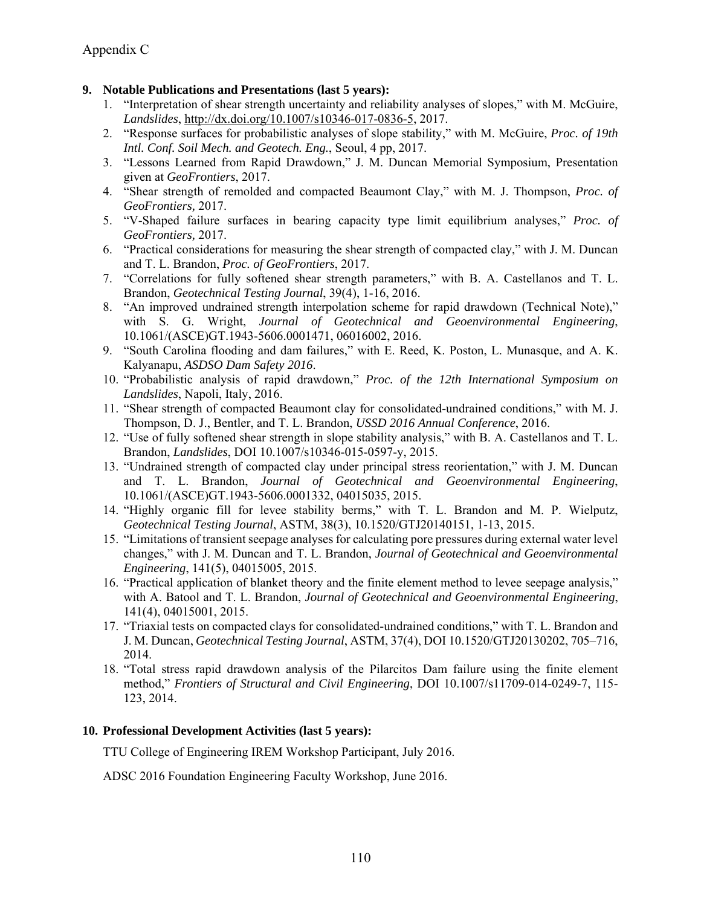Appendix C

**9. Notable Publications and Presentations (last 5 years):**

1. "Interpretation of shear strength uncertainty and reliability analyses of slopes," with M. McGuire, *Landslides*, http://dx.doi.org/10.1007/s10346-017-0836-5, 2017.
2. "Response surfaces for probabilistic analyses of slope stability," with M. McGuire, *Proc. of 19th Intl. Conf. Soil Mech. and Geotech. Eng.*, Seoul, 4 pp, 2017.
3. "Lessons Learned from Rapid Drawdown," J. M. Duncan Memorial Symposium, Presentation given at *GeoFrontiers*, 2017.
4. "Shear strength of remolded and compacted Beaumont Clay," with M. J. Thompson, *Proc. of GeoFrontiers*, 2017.
5. "V-Shaped failure surfaces in bearing capacity type limit equilibrium analyses," *Proc. of GeoFrontiers,* 2017.
6. "Practical considerations for measuring the shear strength of compacted clay," with J. M. Duncan and T. L. Brandon, *Proc. of GeoFrontiers*, 2017.
7. "Correlations for fully softened shear strength parameters," with B. A. Castellanos and T. L. Brandon, *Geotechnical Testing Journal*, 39(4), 1-16, 2016.
8. "An improved undrained strength interpolation scheme for rapid drawdown (Technical Note)," with S. G. Wright, *Journal of Geotechnical and Geoenvironmental Engineering*, 10.1061/(ASCE)GT.1943-5606.0001471, 06016002, 2016.
9. "South Carolina flooding and dam failures," with E. Reed, K. Poston, L. Munasque, and A. K. Kalyanapu, *ASDSO Dam Safety 2016*.
10. "Probabilistic analysis of rapid drawdown," *Proc. of the 12th International Symposium on Landslides*, Napoli, Italy, 2016.
11. "Shear strength of compacted Beaumont clay for consolidated-undrained conditions," with M. J. Thompson, D. J., Bentler, and T. L. Brandon, *USSD 2016 Annual Conference*, 2016.
12. "Use of fully softened shear strength in slope stability analysis," with B. A. Castellanos and T. L. Brandon, *Landslides*, DOI 10.1007/s10346-015-0597-y, 2015.
13. "Undrained strength of compacted clay under principal stress reorientation," with J. M. Duncan and T. L. Brandon, *Journal of Geotechnical and Geoenvironmental Engineering*, 10.1061/(ASCE)GT.1943-5606.0001332, 04015035, 2015.
14. "Highly organic fill for levee stability berms," with T. L. Brandon and M. P. Wielputz, *Geotechnical Testing Journal*, ASTM, 38(3), 10.1520/GTJ20140151, 1-13, 2015.
15. "Limitations of transient seepage analyses for calculating pore pressures during external water level changes," with J. M. Duncan and T. L. Brandon, *Journal of Geotechnical and Geoenvironmental Engineering*, 141(5), 04015005, 2015.
16. "Practical application of blanket theory and the finite element method to levee seepage analysis," with A. Batool and T. L. Brandon, *Journal of Geotechnical and Geoenvironmental Engineering*, 141(4), 04015001, 2015.
17. "Triaxial tests on compacted clays for consolidated-undrained conditions," with T. L. Brandon and J. M. Duncan, *Geotechnical Testing Journal*, ASTM, 37(4), DOI 10.1520/GTJ20130202, 705–716, 2014.
18. "Total stress rapid drawdown analysis of the Pilarcitos Dam failure using the finite element method," *Frontiers of Structural and Civil Engineering*, DOI 10.1007/s11709-014-0249-7, 115-123, 2014.

**10. Professional Development Activities (last 5 years):**

TTU College of Engineering IREM Workshop Participant, July 2016.

ADSC 2016 Foundation Engineering Faculty Workshop, June 2016.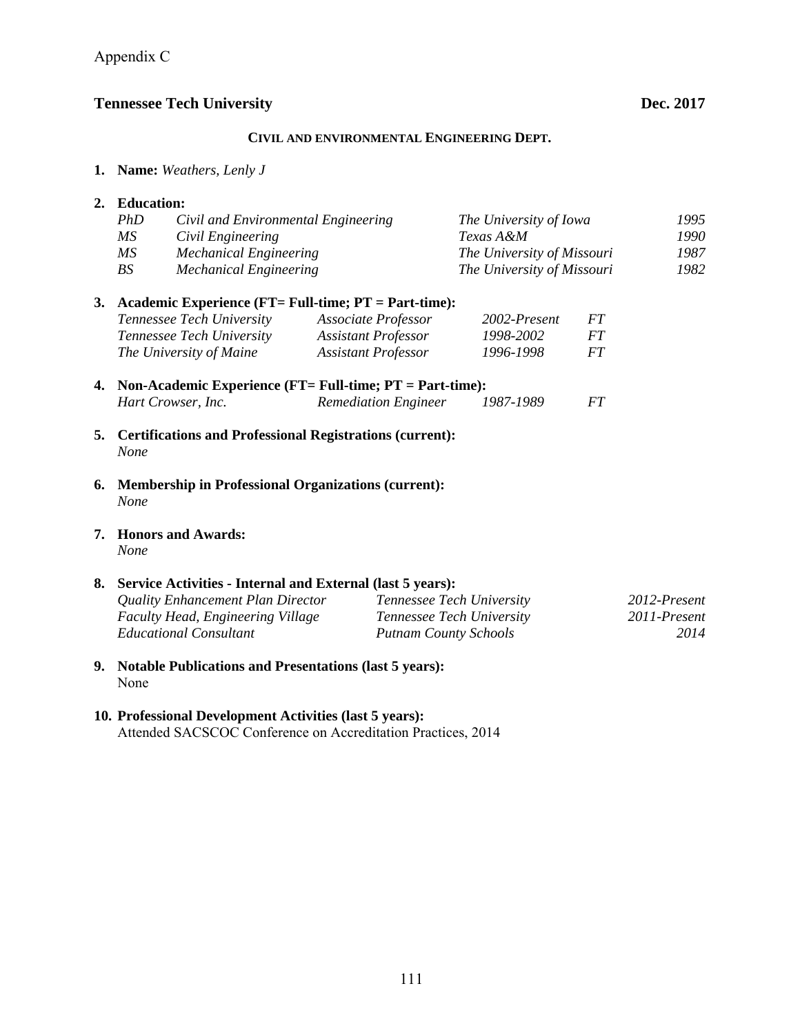Appendix C

**Tennessee Tech University** **Dec. 2017**

**CIVIL AND ENVIRONMENTAL ENGINEERING DEPT.**

1. **Name:** *Weathers, Lenly J*

2. **Education:**

| | | | |
|---|---|---|---|
| *PhD* | *Civil and Environmental Engineering* | *The University of Iowa* | *1995* |
| *MS* | *Civil Engineering* | *Texas A&M* | *1990* |
| *MS* | *Mechanical Engineering* | *The University of Missouri* | *1987* |
| *BS* | *Mechanical Engineering* | *The University of Missouri* | *1982* |

3. **Academic Experience (FT= Full-time; PT = Part-time):**

| | | | |
|---|---|---|---|
| *Tennessee Tech University* | *Associate Professor* | *2002-Present* | *FT* |
| *Tennessee Tech University* | *Assistant Professor* | *1998-2002* | *FT* |
| *The University of Maine* | *Assistant Professor* | *1996-1998* | *FT* |

4. **Non-Academic Experience (FT= Full-time; PT = Part-time):**

| | | | |
|---|---|---|---|
| *Hart Crowser, Inc.* | *Remediation Engineer* | *1987-1989* | *FT* |

5. **Certifications and Professional Registrations (current):**
   *None*

6. **Membership in Professional Organizations (current):**
   *None*

7. **Honors and Awards:**
   *None*

8. **Service Activities - Internal and External (last 5 years):**

| | | |
|---|---|---|
| *Quality Enhancement Plan Director* | *Tennessee Tech University* | *2012-Present* |
| *Faculty Head, Engineering Village* | *Tennessee Tech University* | *2011-Present* |
| *Educational Consultant* | *Putnam County Schools* | *2014* |

9. **Notable Publications and Presentations (last 5 years):**
   None

10. **Professional Development Activities (last 5 years):**
    Attended SACSCOC Conference on Accreditation Practices, 2014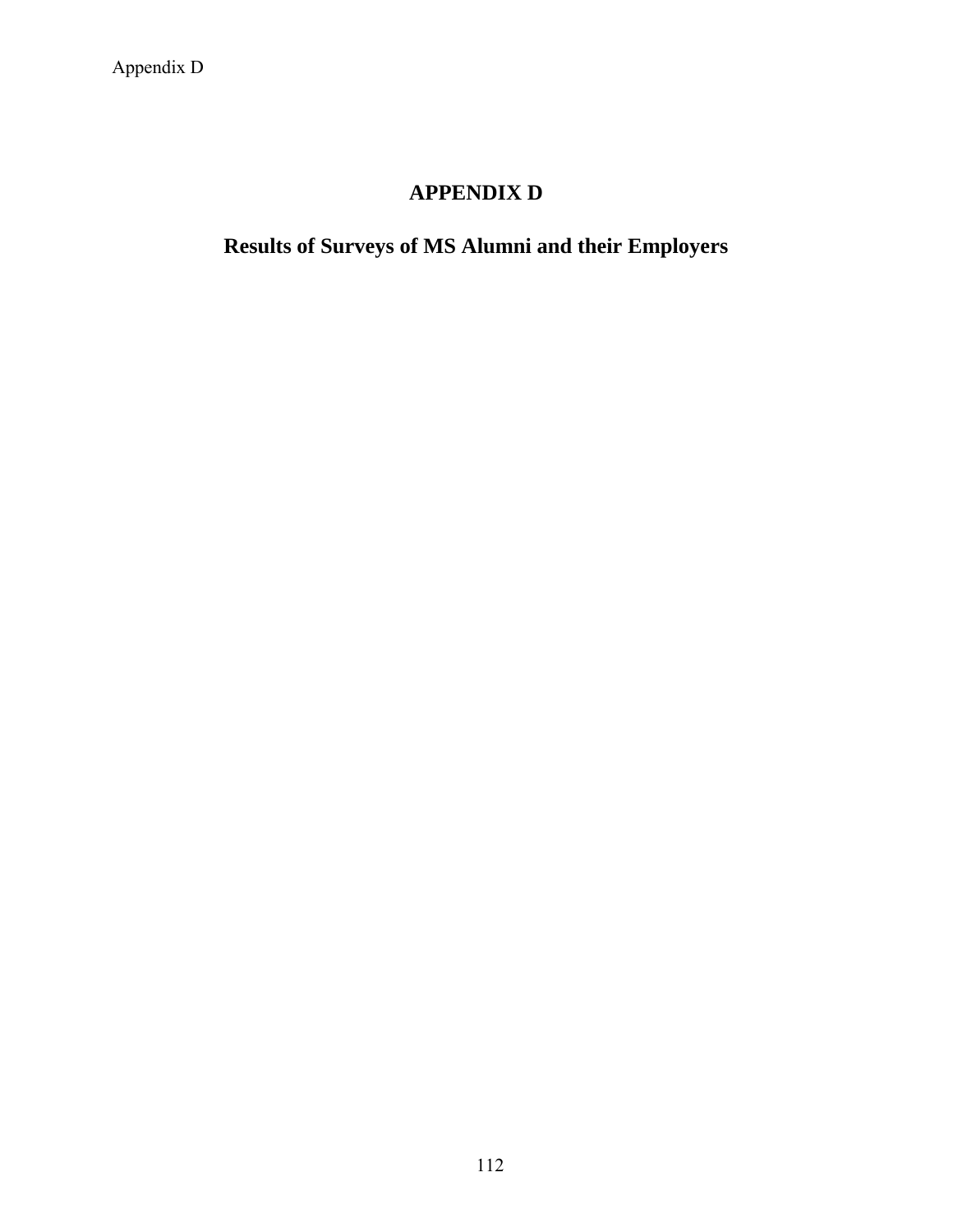# APPENDIX D

## Results of Surveys of MS Alumni and their Employers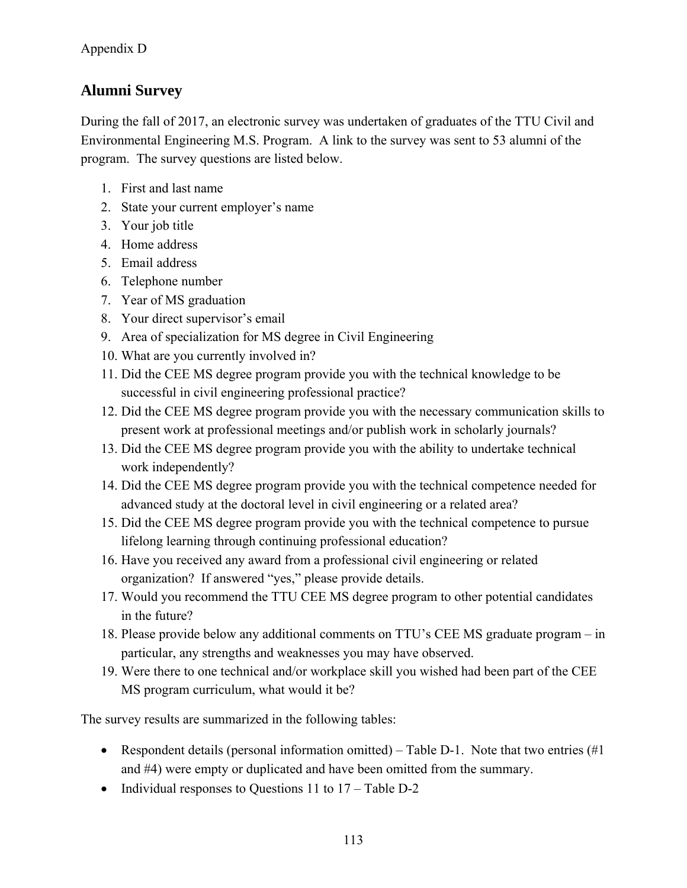Appendix D

## Alumni Survey

During the fall of 2017, an electronic survey was undertaken of graduates of the TTU Civil and Environmental Engineering M.S. Program. A link to the survey was sent to 53 alumni of the program. The survey questions are listed below.

1. First and last name
2. State your current employer's name
3. Your job title
4. Home address
5. Email address
6. Telephone number
7. Year of MS graduation
8. Your direct supervisor's email
9. Area of specialization for MS degree in Civil Engineering
10. What are you currently involved in?
11. Did the CEE MS degree program provide you with the technical knowledge to be successful in civil engineering professional practice?
12. Did the CEE MS degree program provide you with the necessary communication skills to present work at professional meetings and/or publish work in scholarly journals?
13. Did the CEE MS degree program provide you with the ability to undertake technical work independently?
14. Did the CEE MS degree program provide you with the technical competence needed for advanced study at the doctoral level in civil engineering or a related area?
15. Did the CEE MS degree program provide you with the technical competence to pursue lifelong learning through continuing professional education?
16. Have you received any award from a professional civil engineering or related organization? If answered "yes," please provide details.
17. Would you recommend the TTU CEE MS degree program to other potential candidates in the future?
18. Please provide below any additional comments on TTU's CEE MS graduate program – in particular, any strengths and weaknesses you may have observed.
19. Were there to one technical and/or workplace skill you wished had been part of the CEE MS program curriculum, what would it be?

The survey results are summarized in the following tables:

- Respondent details (personal information omitted) – Table D-1. Note that two entries (#1 and #4) were empty or duplicated and have been omitted from the summary.
- Individual responses to Questions 11 to 17 – Table D-2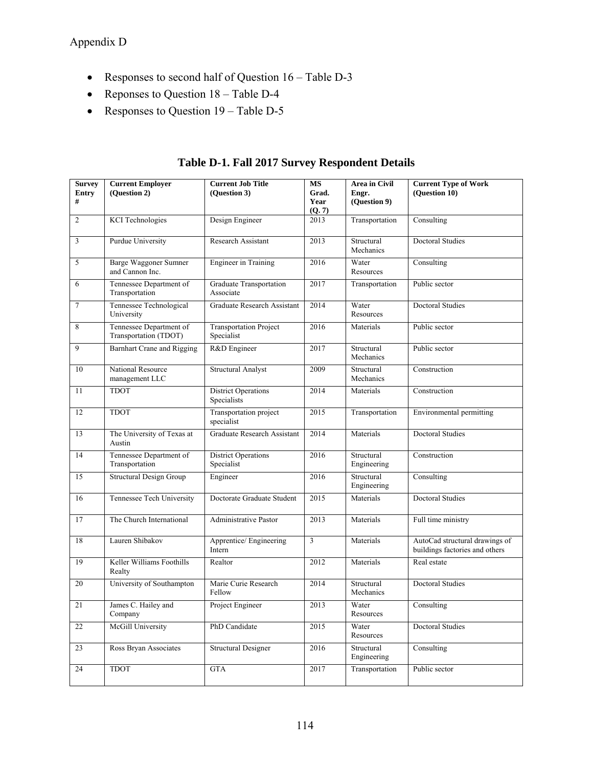Appendix D

- Responses to second half of Question 16 – Table D-3
- Reponses to Question 18 – Table D-4
- Responses to Question 19 – Table D-5

**Table D-1. Fall 2017 Survey Respondent Details**

| Survey Entry # | Current Employer (Question 2) | Current Job Title (Question 3) | MS Grad. Year (Q. 7) | Area in Civil Engr. (Question 9) | Current Type of Work (Question 10) |
|---|---|---|---|---|---|
| 2 | KCI Technologies | Design Engineer | 2013 | Transportation | Consulting |
| 3 | Purdue University | Research Assistant | 2013 | Structural Mechanics | Doctoral Studies |
| 5 | Barge Waggoner Sumner and Cannon Inc. | Engineer in Training | 2016 | Water Resources | Consulting |
| 6 | Tennessee Department of Transportation | Graduate Transportation Associate | 2017 | Transportation | Public sector |
| 7 | Tennessee Technological University | Graduate Research Assistant | 2014 | Water Resources | Doctoral Studies |
| 8 | Tennessee Department of Transportation (TDOT) | Transportation Project Specialist | 2016 | Materials | Public sector |
| 9 | Barnhart Crane and Rigging | R&D Engineer | 2017 | Structural Mechanics | Public sector |
| 10 | National Resource management LLC | Structural Analyst | 2009 | Structural Mechanics | Construction |
| 11 | TDOT | District Operations Specialists | 2014 | Materials | Construction |
| 12 | TDOT | Transportation project specialist | 2015 | Transportation | Environmental permitting |
| 13 | The University of Texas at Austin | Graduate Research Assistant | 2014 | Materials | Doctoral Studies |
| 14 | Tennessee Department of Transportation | District Operations Specialist | 2016 | Structural Engineering | Construction |
| 15 | Structural Design Group | Engineer | 2016 | Structural Engineering | Consulting |
| 16 | Tennessee Tech University | Doctorate Graduate Student | 2015 | Materials | Doctoral Studies |
| 17 | The Church International | Administrative Pastor | 2013 | Materials | Full time ministry |
| 18 | Lauren Shibakov | Apprentice/ Engineering Intern | 3 | Materials | AutoCad structural drawings of buildings factories and others |
| 19 | Keller Williams Foothills Realty | Realtor | 2012 | Materials | Real estate |
| 20 | University of Southampton | Marie Curie Research Fellow | 2014 | Structural Mechanics | Doctoral Studies |
| 21 | James C. Hailey and Company | Project Engineer | 2013 | Water Resources | Consulting |
| 22 | McGill University | PhD Candidate | 2015 | Water Resources | Doctoral Studies |
| 23 | Ross Bryan Associates | Structural Designer | 2016 | Structural Engineering | Consulting |
| 24 | TDOT | GTA | 2017 | Transportation | Public sector |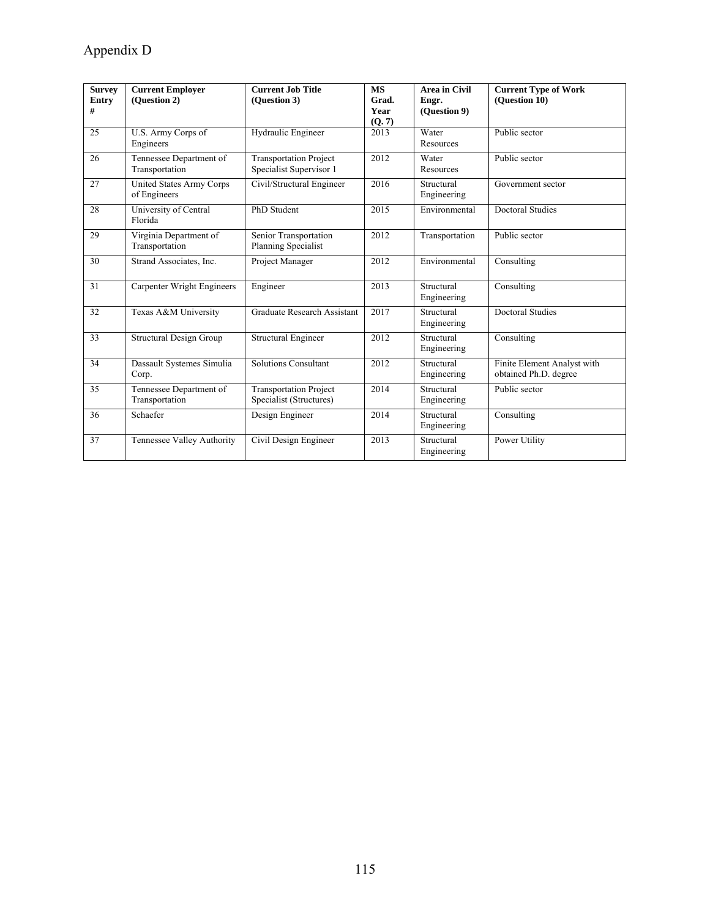# Appendix D

| Survey Entry # | Current Employer (Question 2) | Current Job Title (Question 3) | MS Grad. Year (Q. 7) | Area in Civil Engr. (Question 9) | Current Type of Work (Question 10) |
|---|---|---|---|---|---|
| 25 | U.S. Army Corps of Engineers | Hydraulic Engineer | 2013 | Water Resources | Public sector |
| 26 | Tennessee Department of Transportation | Transportation Project Specialist Supervisor 1 | 2012 | Water Resources | Public sector |
| 27 | United States Army Corps of Engineers | Civil/Structural Engineer | 2016 | Structural Engineering | Government sector |
| 28 | University of Central Florida | PhD Student | 2015 | Environmental | Doctoral Studies |
| 29 | Virginia Department of Transportation | Senior Transportation Planning Specialist | 2012 | Transportation | Public sector |
| 30 | Strand Associates, Inc. | Project Manager | 2012 | Environmental | Consulting |
| 31 | Carpenter Wright Engineers | Engineer | 2013 | Structural Engineering | Consulting |
| 32 | Texas A&M University | Graduate Research Assistant | 2017 | Structural Engineering | Doctoral Studies |
| 33 | Structural Design Group | Structural Engineer | 2012 | Structural Engineering | Consulting |
| 34 | Dassault Systemes Simulia Corp. | Solutions Consultant | 2012 | Structural Engineering | Finite Element Analyst with obtained Ph.D. degree |
| 35 | Tennessee Department of Transportation | Transportation Project Specialist (Structures) | 2014 | Structural Engineering | Public sector |
| 36 | Schaefer | Design Engineer | 2014 | Structural Engineering | Consulting |
| 37 | Tennessee Valley Authority | Civil Design Engineer | 2013 | Structural Engineering | Power Utility |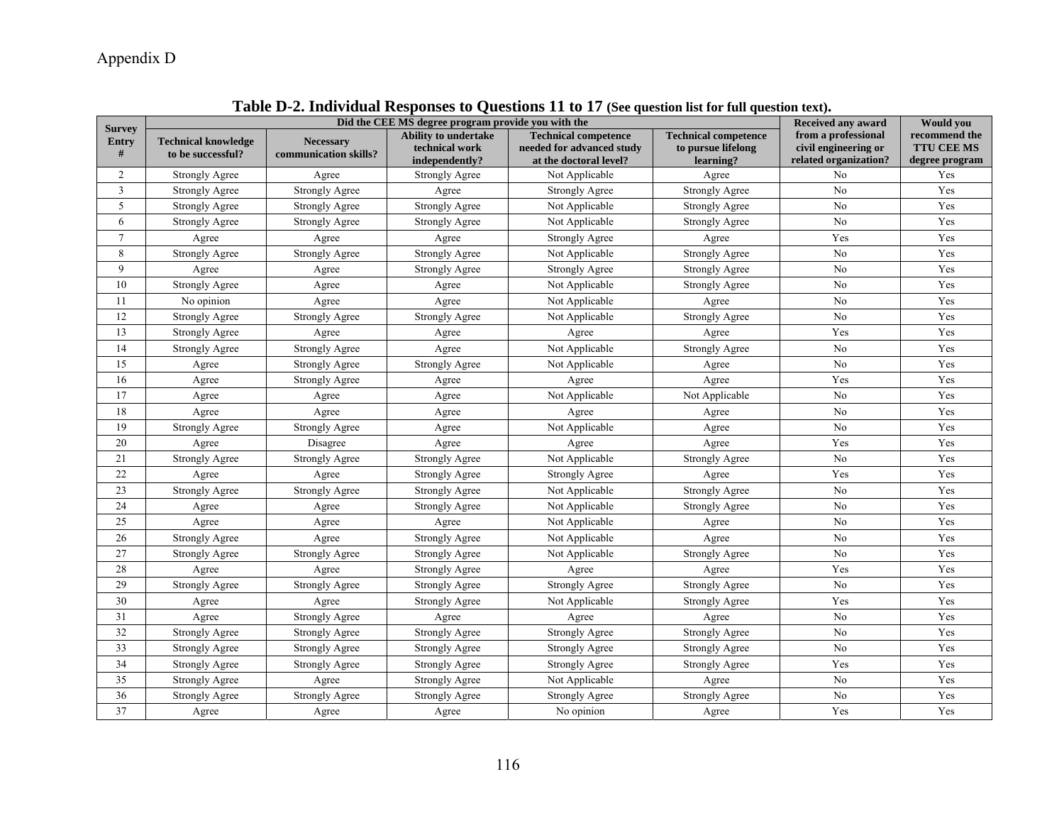Appendix D

**Table D-2. Individual Responses to Questions 11 to 17 (See question list for full question text).**

| Survey Entry # | Did the CEE MS degree program provide you with the | | | | | Received any award from a professional civil engineering or related organization? | Would you recommend the TTU CEE MS degree program |
|---|---|---|---|---|---|---|---|
| | Technical knowledge to be successful? | Necessary communication skills? | Ability to undertake technical work independently? | Technical competence needed for advanced study at the doctoral level? | Technical competence to pursue lifelong learning? | | |
| 2 | Strongly Agree | Agree | Strongly Agree | Not Applicable | Agree | No | Yes |
| 3 | Strongly Agree | Strongly Agree | Agree | Strongly Agree | Strongly Agree | No | Yes |
| 5 | Strongly Agree | Strongly Agree | Strongly Agree | Not Applicable | Strongly Agree | No | Yes |
| 6 | Strongly Agree | Strongly Agree | Strongly Agree | Not Applicable | Strongly Agree | No | Yes |
| 7 | Agree | Agree | Agree | Strongly Agree | Agree | Yes | Yes |
| 8 | Strongly Agree | Strongly Agree | Strongly Agree | Not Applicable | Strongly Agree | No | Yes |
| 9 | Agree | Agree | Strongly Agree | Strongly Agree | Strongly Agree | No | Yes |
| 10 | Strongly Agree | Agree | Agree | Not Applicable | Strongly Agree | No | Yes |
| 11 | No opinion | Agree | Agree | Not Applicable | Agree | No | Yes |
| 12 | Strongly Agree | Strongly Agree | Strongly Agree | Not Applicable | Strongly Agree | No | Yes |
| 13 | Strongly Agree | Agree | Agree | Agree | Agree | Yes | Yes |
| 14 | Strongly Agree | Strongly Agree | Agree | Not Applicable | Strongly Agree | No | Yes |
| 15 | Agree | Strongly Agree | Strongly Agree | Not Applicable | Agree | No | Yes |
| 16 | Agree | Strongly Agree | Agree | Agree | Agree | Yes | Yes |
| 17 | Agree | Agree | Agree | Not Applicable | Not Applicable | No | Yes |
| 18 | Agree | Agree | Agree | Agree | Agree | No | Yes |
| 19 | Strongly Agree | Strongly Agree | Agree | Not Applicable | Agree | No | Yes |
| 20 | Agree | Disagree | Agree | Agree | Agree | Yes | Yes |
| 21 | Strongly Agree | Strongly Agree | Strongly Agree | Not Applicable | Strongly Agree | No | Yes |
| 22 | Agree | Agree | Strongly Agree | Strongly Agree | Agree | Yes | Yes |
| 23 | Strongly Agree | Strongly Agree | Strongly Agree | Not Applicable | Strongly Agree | No | Yes |
| 24 | Agree | Agree | Strongly Agree | Not Applicable | Strongly Agree | No | Yes |
| 25 | Agree | Agree | Agree | Not Applicable | Agree | No | Yes |
| 26 | Strongly Agree | Agree | Strongly Agree | Not Applicable | Agree | No | Yes |
| 27 | Strongly Agree | Strongly Agree | Strongly Agree | Not Applicable | Strongly Agree | No | Yes |
| 28 | Agree | Agree | Strongly Agree | Agree | Agree | Yes | Yes |
| 29 | Strongly Agree | Strongly Agree | Strongly Agree | Strongly Agree | Strongly Agree | No | Yes |
| 30 | Agree | Agree | Strongly Agree | Not Applicable | Strongly Agree | Yes | Yes |
| 31 | Agree | Strongly Agree | Agree | Agree | Agree | No | Yes |
| 32 | Strongly Agree | Strongly Agree | Strongly Agree | Strongly Agree | Strongly Agree | No | Yes |
| 33 | Strongly Agree | Strongly Agree | Strongly Agree | Strongly Agree | Strongly Agree | No | Yes |
| 34 | Strongly Agree | Strongly Agree | Strongly Agree | Strongly Agree | Strongly Agree | Yes | Yes |
| 35 | Strongly Agree | Agree | Strongly Agree | Not Applicable | Agree | No | Yes |
| 36 | Strongly Agree | Strongly Agree | Strongly Agree | Strongly Agree | Strongly Agree | No | Yes |
| 37 | Agree | Agree | Agree | No opinion | Agree | Yes | Yes |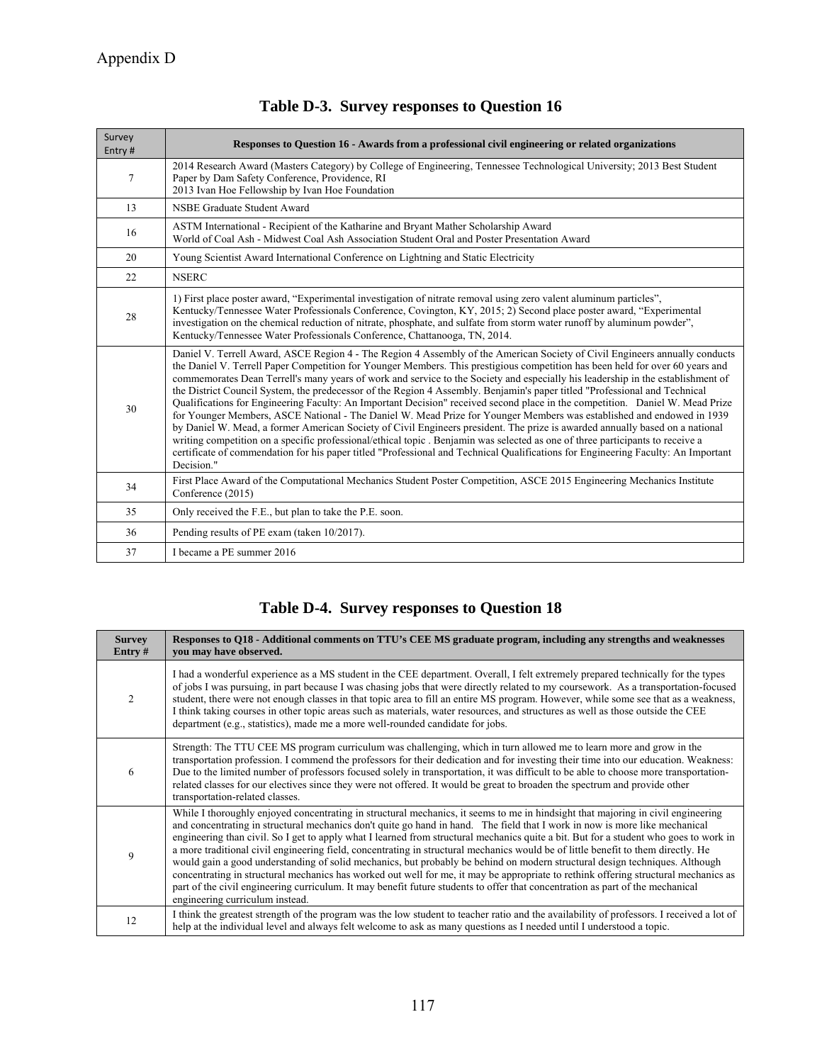Appendix D

### Table D-3. Survey responses to Question 16

| Survey Entry # | Responses to Question 16 - Awards from a professional civil engineering or related organizations |
|---|---|
| 7 | 2014 Research Award (Masters Category) by College of Engineering, Tennessee Technological University; 2013 Best Student Paper by Dam Safety Conference, Providence, RI<br>2013 Ivan Hoe Fellowship by Ivan Hoe Foundation |
| 13 | NSBE Graduate Student Award |
| 16 | ASTM International - Recipient of the Katharine and Bryant Mather Scholarship Award<br>World of Coal Ash - Midwest Coal Ash Association Student Oral and Poster Presentation Award |
| 20 | Young Scientist Award International Conference on Lightning and Static Electricity |
| 22 | NSERC |
| 28 | 1) First place poster award, "Experimental investigation of nitrate removal using zero valent aluminum particles", Kentucky/Tennessee Water Professionals Conference, Covington, KY, 2015; 2) Second place poster award, "Experimental investigation on the chemical reduction of nitrate, phosphate, and sulfate from storm water runoff by aluminum powder", Kentucky/Tennessee Water Professionals Conference, Chattanooga, TN, 2014. |
| 30 | Daniel V. Terrell Award, ASCE Region 4 - The Region 4 Assembly of the American Society of Civil Engineers annually conducts the Daniel V. Terrell Paper Competition for Younger Members. This prestigious competition has been held for over 60 years and commemorates Dean Terrell's many years of work and service to the Society and especially his leadership in the establishment of the District Council System, the predecessor of the Region 4 Assembly. Benjamin's paper titled "Professional and Technical Qualifications for Engineering Faculty: An Important Decision" received second place in the competition. Daniel W. Mead Prize for Younger Members, ASCE National - The Daniel W. Mead Prize for Younger Members was established and endowed in 1939 by Daniel W. Mead, a former American Society of Civil Engineers president. The prize is awarded annually based on a national writing competition on a specific professional/ethical topic . Benjamin was selected as one of three participants to receive a certificate of commendation for his paper titled "Professional and Technical Qualifications for Engineering Faculty: An Important Decision." |
| 34 | First Place Award of the Computational Mechanics Student Poster Competition, ASCE 2015 Engineering Mechanics Institute Conference (2015) |
| 35 | Only received the F.E., but plan to take the P.E. soon. |
| 36 | Pending results of PE exam (taken 10/2017). |
| 37 | I became a PE summer 2016 |

### Table D-4. Survey responses to Question 18

| Survey Entry # | Responses to Q18 - Additional comments on TTU's CEE MS graduate program, including any strengths and weaknesses you may have observed. |
|---|---|
| 2 | I had a wonderful experience as a MS student in the CEE department. Overall, I felt extremely prepared technically for the types of jobs I was pursuing, in part because I was chasing jobs that were directly related to my coursework. As a transportation-focused student, there were not enough classes in that topic area to fill an entire MS program. However, while some see that as a weakness, I think taking courses in other topic areas such as materials, water resources, and structures as well as those outside the CEE department (e.g., statistics), made me a more well-rounded candidate for jobs. |
| 6 | Strength: The TTU CEE MS program curriculum was challenging, which in turn allowed me to learn more and grow in the transportation profession. I commend the professors for their dedication and for investing their time into our education. Weakness: Due to the limited number of professors focused solely in transportation, it was difficult to be able to choose more transportation-related classes for our electives since they were not offered. It would be great to broaden the spectrum and provide other transportation-related classes. |
| 9 | While I thoroughly enjoyed concentrating in structural mechanics, it seems to me in hindsight that majoring in civil engineering and concentrating in structural mechanics don't quite go hand in hand. The field that I work in now is more like mechanical engineering than civil. So I get to apply what I learned from structural mechanics quite a bit. But for a student who goes to work in a more traditional civil engineering field, concentrating in structural mechanics would be of little benefit to them directly. He would gain a good understanding of solid mechanics, but probably be behind on modern structural design techniques. Although concentrating in structural mechanics has worked out well for me, it may be appropriate to rethink offering structural mechanics as part of the civil engineering curriculum. It may benefit future students to offer that concentration as part of the mechanical engineering curriculum instead. |
| 12 | I think the greatest strength of the program was the low student to teacher ratio and the availability of professors. I received a lot of help at the individual level and always felt welcome to ask as many questions as I needed until I understood a topic. |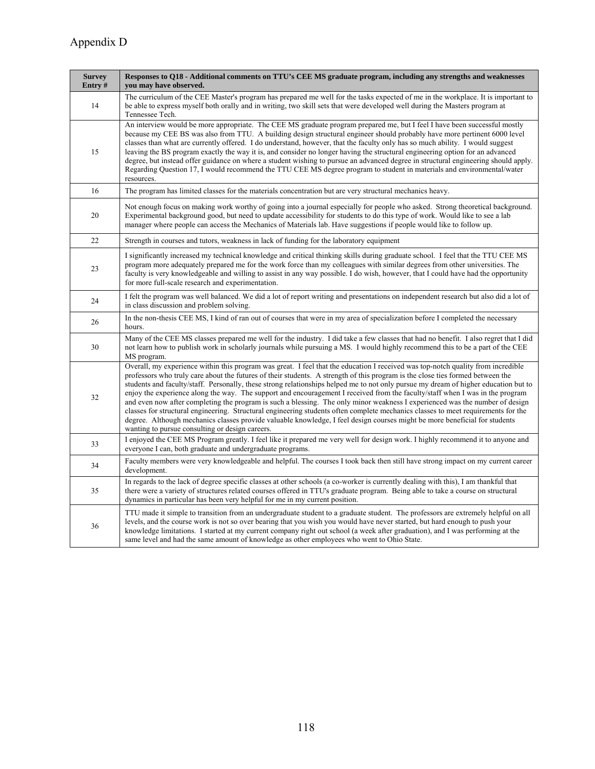# Appendix D

| Survey Entry # | Responses to Q18 - Additional comments on TTU's CEE MS graduate program, including any strengths and weaknesses you may have observed. |
|---|---|
| 14 | The curriculum of the CEE Master's program has prepared me well for the tasks expected of me in the workplace. It is important to be able to express myself both orally and in writing, two skill sets that were developed well during the Masters program at Tennessee Tech. |
| 15 | An interview would be more appropriate. The CEE MS graduate program prepared me, but I feel I have been successful mostly because my CEE BS was also from TTU. A building design structural engineer should probably have more pertinent 6000 level classes than what are currently offered. I do understand, however, that the faculty only has so much ability. I would suggest leaving the BS program exactly the way it is, and consider no longer having the structural engineering option for an advanced degree, but instead offer guidance on where a student wishing to pursue an advanced degree in structural engineering should apply. Regarding Question 17, I would recommend the TTU CEE MS degree program to student in materials and environmental/water resources. |
| 16 | The program has limited classes for the materials concentration but are very structural mechanics heavy. |
| 20 | Not enough focus on making work worthy of going into a journal especially for people who asked. Strong theoretical background. Experimental background good, but need to update accessibility for students to do this type of work. Would like to see a lab manager where people can access the Mechanics of Materials lab. Have suggestions if people would like to follow up. |
| 22 | Strength in courses and tutors, weakness in lack of funding for the laboratory equipment |
| 23 | I significantly increased my technical knowledge and critical thinking skills during graduate school. I feel that the TTU CEE MS program more adequately prepared me for the work force than my colleagues with similar degrees from other universities. The faculty is very knowledgeable and willing to assist in any way possible. I do wish, however, that I could have had the opportunity for more full-scale research and experimentation. |
| 24 | I felt the program was well balanced. We did a lot of report writing and presentations on independent research but also did a lot of in class discussion and problem solving. |
| 26 | In the non-thesis CEE MS, I kind of ran out of courses that were in my area of specialization before I completed the necessary hours. |
| 30 | Many of the CEE MS classes prepared me well for the industry. I did take a few classes that had no benefit. I also regret that I did not learn how to publish work in scholarly journals while pursuing a MS. I would highly recommend this to be a part of the CEE MS program. |
| 32 | Overall, my experience within this program was great. I feel that the education I received was top-notch quality from incredible professors who truly care about the futures of their students. A strength of this program is the close ties formed between the students and faculty/staff. Personally, these strong relationships helped me to not only pursue my dream of higher education but to enjoy the experience along the way. The support and encouragement I received from the faculty/staff when I was in the program and even now after completing the program is such a blessing. The only minor weakness I experienced was the number of design classes for structural engineering. Structural engineering students often complete mechanics classes to meet requirements for the degree. Although mechanics classes provide valuable knowledge, I feel design courses might be more beneficial for students wanting to pursue consulting or design careers. |
| 33 | I enjoyed the CEE MS Program greatly. I feel like it prepared me very well for design work. I highly recommend it to anyone and everyone I can, both graduate and undergraduate programs. |
| 34 | Faculty members were very knowledgeable and helpful. The courses I took back then still have strong impact on my current career development. |
| 35 | In regards to the lack of degree specific classes at other schools (a co-worker is currently dealing with this), I am thankful that there were a variety of structures related courses offered in TTU's graduate program. Being able to take a course on structural dynamics in particular has been very helpful for me in my current position. |
| 36 | TTU made it simple to transition from an undergraduate student to a graduate student. The professors are extremely helpful on all levels, and the course work is not so over bearing that you wish you would have never started, but hard enough to push your knowledge limitations. I started at my current company right out school (a week after graduation), and I was performing at the same level and had the same amount of knowledge as other employees who went to Ohio State. |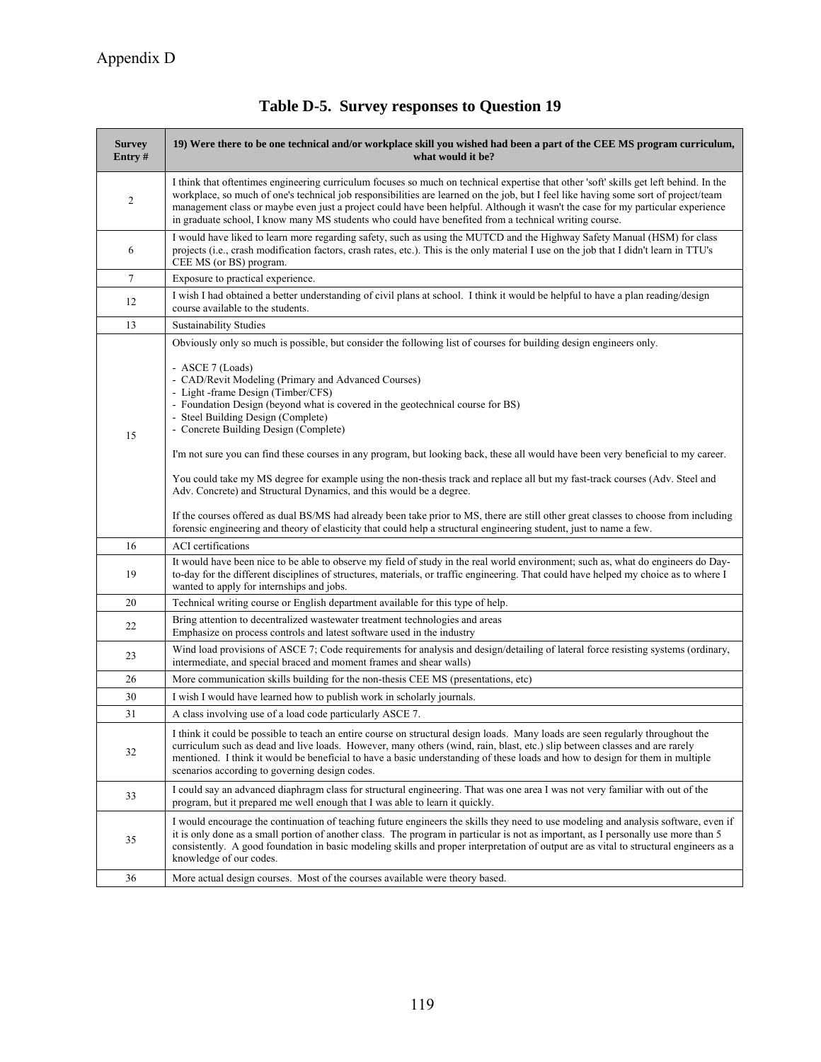Appendix D

## Table D-5. Survey responses to Question 19

| Survey Entry # | 19) Were there to be one technical and/or workplace skill you wished had been a part of the CEE MS program curriculum, what would it be? |
|---|---|
| 2 | I think that oftentimes engineering curriculum focuses so much on technical expertise that other 'soft' skills get left behind. In the workplace, so much of one's technical job responsibilities are learned on the job, but I feel like having some sort of project/team management class or maybe even just a project could have been helpful. Although it wasn't the case for my particular experience in graduate school, I know many MS students who could have benefited from a technical writing course. |
| 6 | I would have liked to learn more regarding safety, such as using the MUTCD and the Highway Safety Manual (HSM) for class projects (i.e., crash modification factors, crash rates, etc.). This is the only material I use on the job that I didn't learn in TTU's CEE MS (or BS) program. |
| 7 | Exposure to practical experience. |
| 12 | I wish I had obtained a better understanding of civil plans at school. I think it would be helpful to have a plan reading/design course available to the students. |
| 13 | Sustainability Studies |
| 15 | Obviously only so much is possible, but consider the following list of courses for building design engineers only.<br><br>- ASCE 7 (Loads)<br>- CAD/Revit Modeling (Primary and Advanced Courses)<br>- Light -frame Design (Timber/CFS)<br>- Foundation Design (beyond what is covered in the geotechnical course for BS)<br>- Steel Building Design (Complete)<br>- Concrete Building Design (Complete)<br><br>I'm not sure you can find these courses in any program, but looking back, these all would have been very beneficial to my career.<br><br>You could take my MS degree for example using the non-thesis track and replace all but my fast-track courses (Adv. Steel and Adv. Concrete) and Structural Dynamics, and this would be a degree.<br><br>If the courses offered as dual BS/MS had already been take prior to MS, there are still other great classes to choose from including forensic engineering and theory of elasticity that could help a structural engineering student, just to name a few. |
| 16 | ACI certifications |
| 19 | It would have been nice to be able to observe my field of study in the real world environment; such as, what do engineers do Day-to-day for the different disciplines of structures, materials, or traffic engineering. That could have helped my choice as to where I wanted to apply for internships and jobs. |
| 20 | Technical writing course or English department available for this type of help. |
| 22 | Bring attention to decentralized wastewater treatment technologies and areas<br>Emphasize on process controls and latest software used in the industry |
| 23 | Wind load provisions of ASCE 7; Code requirements for analysis and design/detailing of lateral force resisting systems (ordinary, intermediate, and special braced and moment frames and shear walls) |
| 26 | More communication skills building for the non-thesis CEE MS (presentations, etc) |
| 30 | I wish I would have learned how to publish work in scholarly journals. |
| 31 | A class involving use of a load code particularly ASCE 7. |
| 32 | I think it could be possible to teach an entire course on structural design loads. Many loads are seen regularly throughout the curriculum such as dead and live loads. However, many others (wind, rain, blast, etc.) slip between classes and are rarely mentioned. I think it would be beneficial to have a basic understanding of these loads and how to design for them in multiple scenarios according to governing design codes. |
| 33 | I could say an advanced diaphragm class for structural engineering. That was one area I was not very familiar with out of the program, but it prepared me well enough that I was able to learn it quickly. |
| 35 | I would encourage the continuation of teaching future engineers the skills they need to use modeling and analysis software, even if it is only done as a small portion of another class. The program in particular is not as important, as I personally use more than 5 consistently. A good foundation in basic modeling skills and proper interpretation of output are as vital to structural engineers as a knowledge of our codes. |
| 36 | More actual design courses. Most of the courses available were theory based. |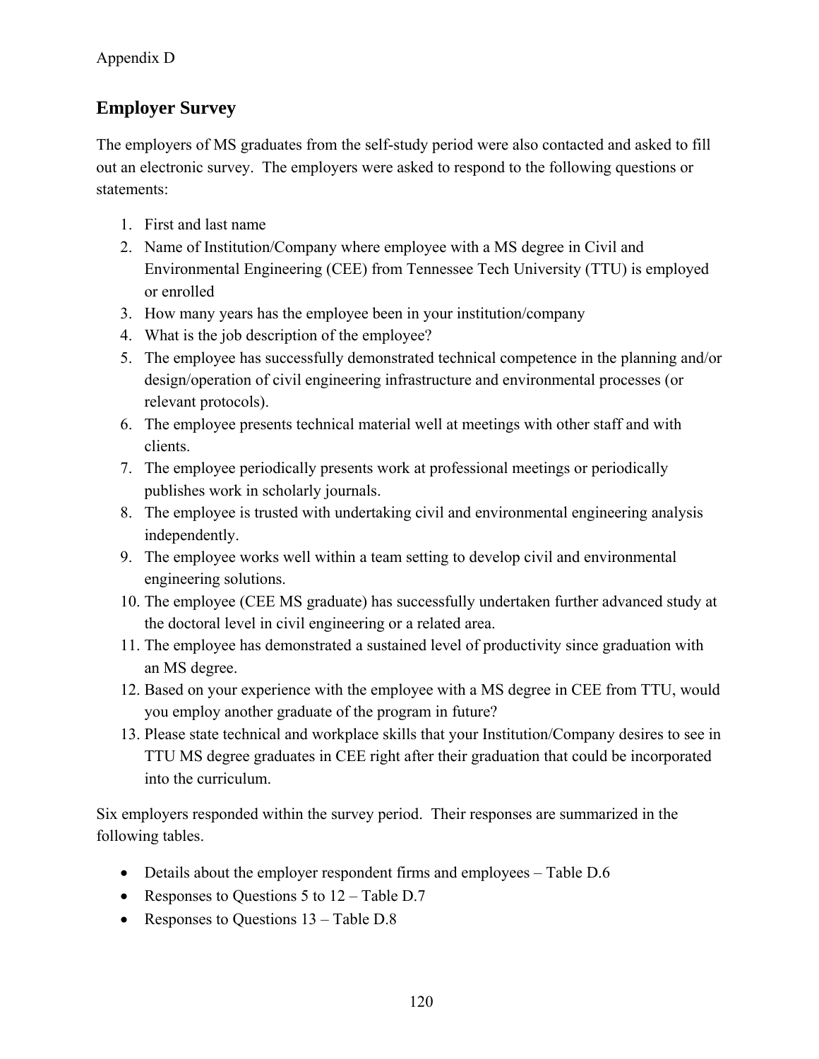Appendix D

## Employer Survey

The employers of MS graduates from the self-study period were also contacted and asked to fill out an electronic survey. The employers were asked to respond to the following questions or statements:

1. First and last name
2. Name of Institution/Company where employee with a MS degree in Civil and Environmental Engineering (CEE) from Tennessee Tech University (TTU) is employed or enrolled
3. How many years has the employee been in your institution/company
4. What is the job description of the employee?
5. The employee has successfully demonstrated technical competence in the planning and/or design/operation of civil engineering infrastructure and environmental processes (or relevant protocols).
6. The employee presents technical material well at meetings with other staff and with clients.
7. The employee periodically presents work at professional meetings or periodically publishes work in scholarly journals.
8. The employee is trusted with undertaking civil and environmental engineering analysis independently.
9. The employee works well within a team setting to develop civil and environmental engineering solutions.
10. The employee (CEE MS graduate) has successfully undertaken further advanced study at the doctoral level in civil engineering or a related area.
11. The employee has demonstrated a sustained level of productivity since graduation with an MS degree.
12. Based on your experience with the employee with a MS degree in CEE from TTU, would you employ another graduate of the program in future?
13. Please state technical and workplace skills that your Institution/Company desires to see in TTU MS degree graduates in CEE right after their graduation that could be incorporated into the curriculum.

Six employers responded within the survey period. Their responses are summarized in the following tables.

- Details about the employer respondent firms and employees – Table D.6
- Responses to Questions 5 to 12 – Table D.7
- Responses to Questions 13 – Table D.8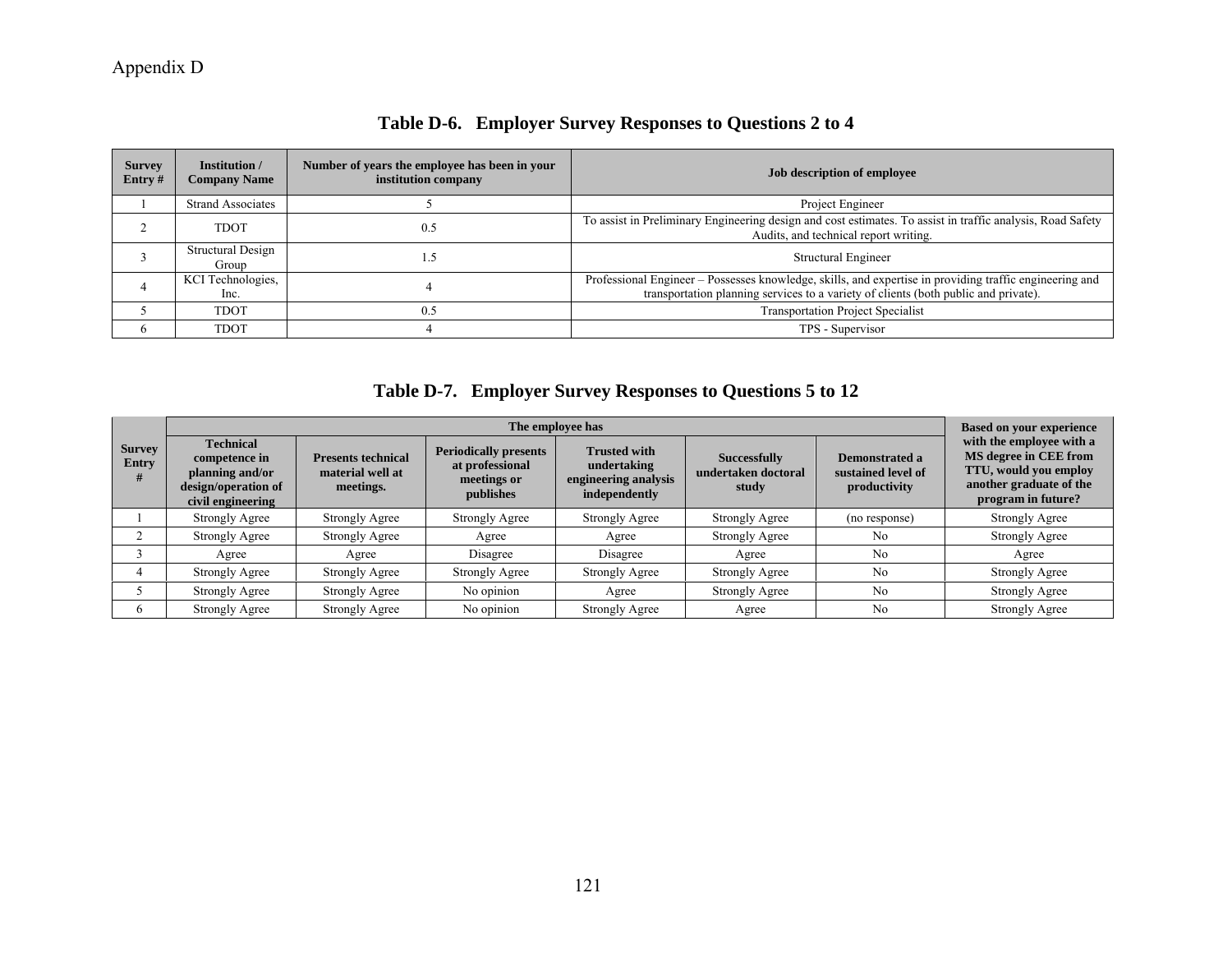Appendix D

## Table D-6. Employer Survey Responses to Questions 2 to 4

| Survey Entry # | Institution / Company Name | Number of years the employee has been in your institution company | Job description of employee |
|---|---|---|---|
| 1 | Strand Associates | 5 | Project Engineer |
| 2 | TDOT | 0.5 | To assist in Preliminary Engineering design and cost estimates. To assist in traffic analysis, Road Safety Audits, and technical report writing. |
| 3 | Structural Design Group | 1.5 | Structural Engineer |
| 4 | KCI Technologies, Inc. | 4 | Professional Engineer – Possesses knowledge, skills, and expertise in providing traffic engineering and transportation planning services to a variety of clients (both public and private). |
| 5 | TDOT | 0.5 | Transportation Project Specialist |
| 6 | TDOT | 4 | TPS - Supervisor |

## Table D-7. Employer Survey Responses to Questions 5 to 12

| Survey Entry # | The employee has | | | | | | Based on your experience with the employee with a MS degree in CEE from TTU, would you employ another graduate of the program in future? |
|---|---|---|---|---|---|---|---|
| | Technical competence in planning and/or design/operation of civil engineering | Presents technical material well at meetings. | Periodically presents at professional meetings or publishes | Trusted with undertaking engineering analysis independently | Successfully undertaken doctoral study | Demonstrated a sustained level of productivity | |
| 1 | Strongly Agree | Strongly Agree | Strongly Agree | Strongly Agree | Strongly Agree | (no response) | Strongly Agree |
| 2 | Strongly Agree | Strongly Agree | Agree | Agree | Strongly Agree | No | Strongly Agree |
| 3 | Agree | Agree | Disagree | Disagree | Agree | No | Agree |
| 4 | Strongly Agree | Strongly Agree | Strongly Agree | Strongly Agree | Strongly Agree | No | Strongly Agree |
| 5 | Strongly Agree | Strongly Agree | No opinion | Agree | Strongly Agree | No | Strongly Agree |
| 6 | Strongly Agree | Strongly Agree | No opinion | Strongly Agree | Agree | No | Strongly Agree |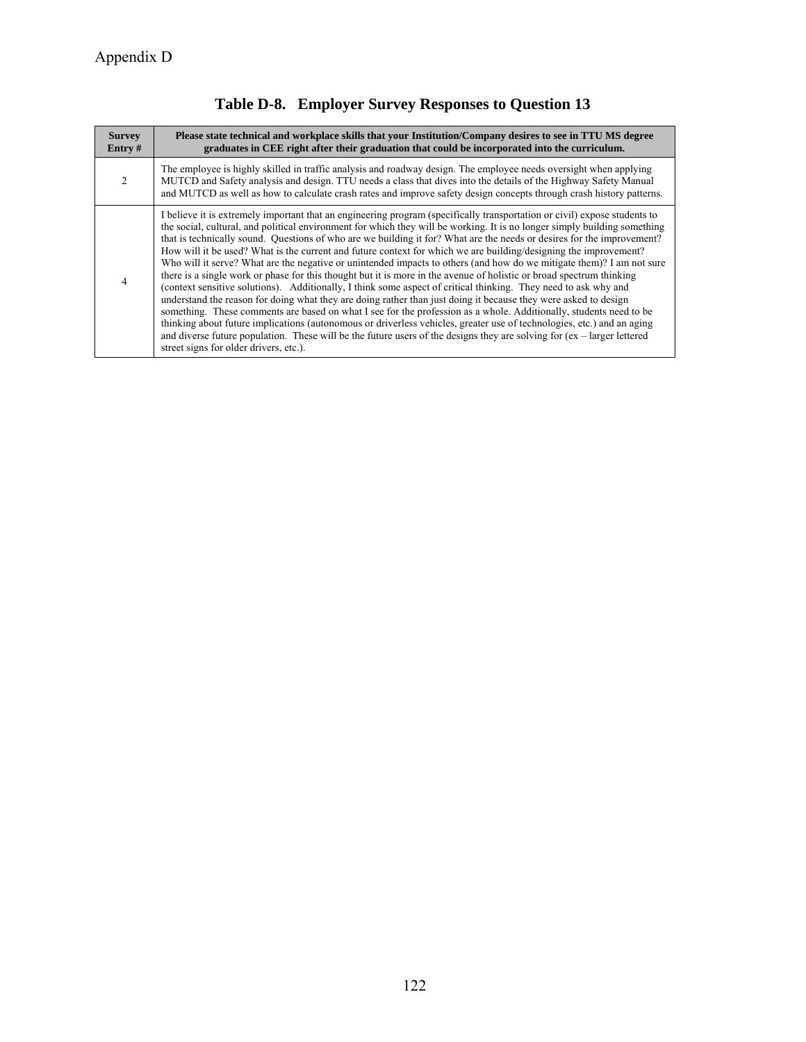Appendix D

## Table D-8. Employer Survey Responses to Question 13

| Survey Entry # | Please state technical and workplace skills that your Institution/Company desires to see in TTU MS degree graduates in CEE right after their graduation that could be incorporated into the curriculum. |
|---|---|
| 2 | The employee is highly skilled in traffic analysis and roadway design. The employee needs oversight when applying MUTCD and Safety analysis and design. TTU needs a class that dives into the details of the Highway Safety Manual and MUTCD as well as how to calculate crash rates and improve safety design concepts through crash history patterns. |
| 4 | I believe it is extremely important that an engineering program (specifically transportation or civil) expose students to the social, cultural, and political environment for which they will be working. It is no longer simply building something that is technically sound. Questions of who are we building it for? What are the needs or desires for the improvement? How will it be used? What is the current and future context for which we are building/designing the improvement? Who will it serve? What are the negative or unintended impacts to others (and how do we mitigate them)? I am not sure there is a single work or phase for this thought but it is more in the avenue of holistic or broad spectrum thinking (context sensitive solutions). Additionally, I think some aspect of critical thinking. They need to ask why and understand the reason for doing what they are doing rather than just doing it because they were asked to design something. These comments are based on what I see for the profession as a whole. Additionally, students need to be thinking about future implications (autonomous or driverless vehicles, greater use of technologies, etc.) and an aging and diverse future population. These will be the future users of the designs they are solving for (ex – larger lettered street signs for older drivers, etc.). |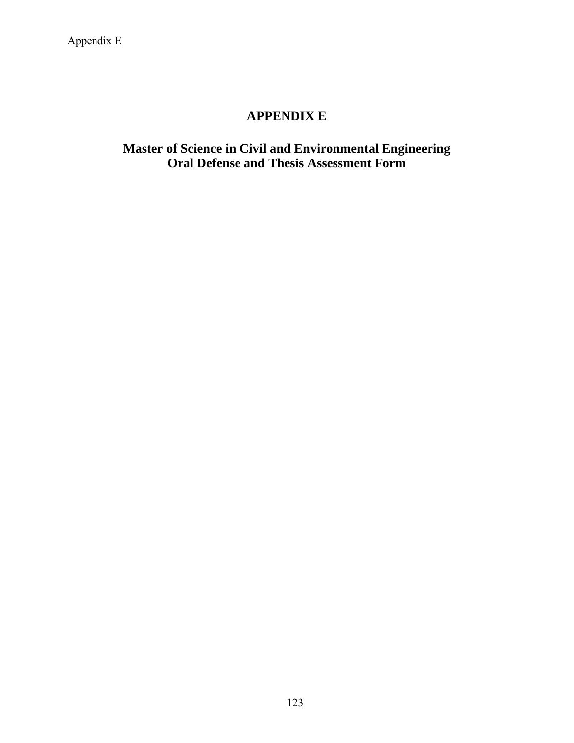# APPENDIX E

## Master of Science in Civil and Environmental Engineering
## Oral Defense and Thesis Assessment Form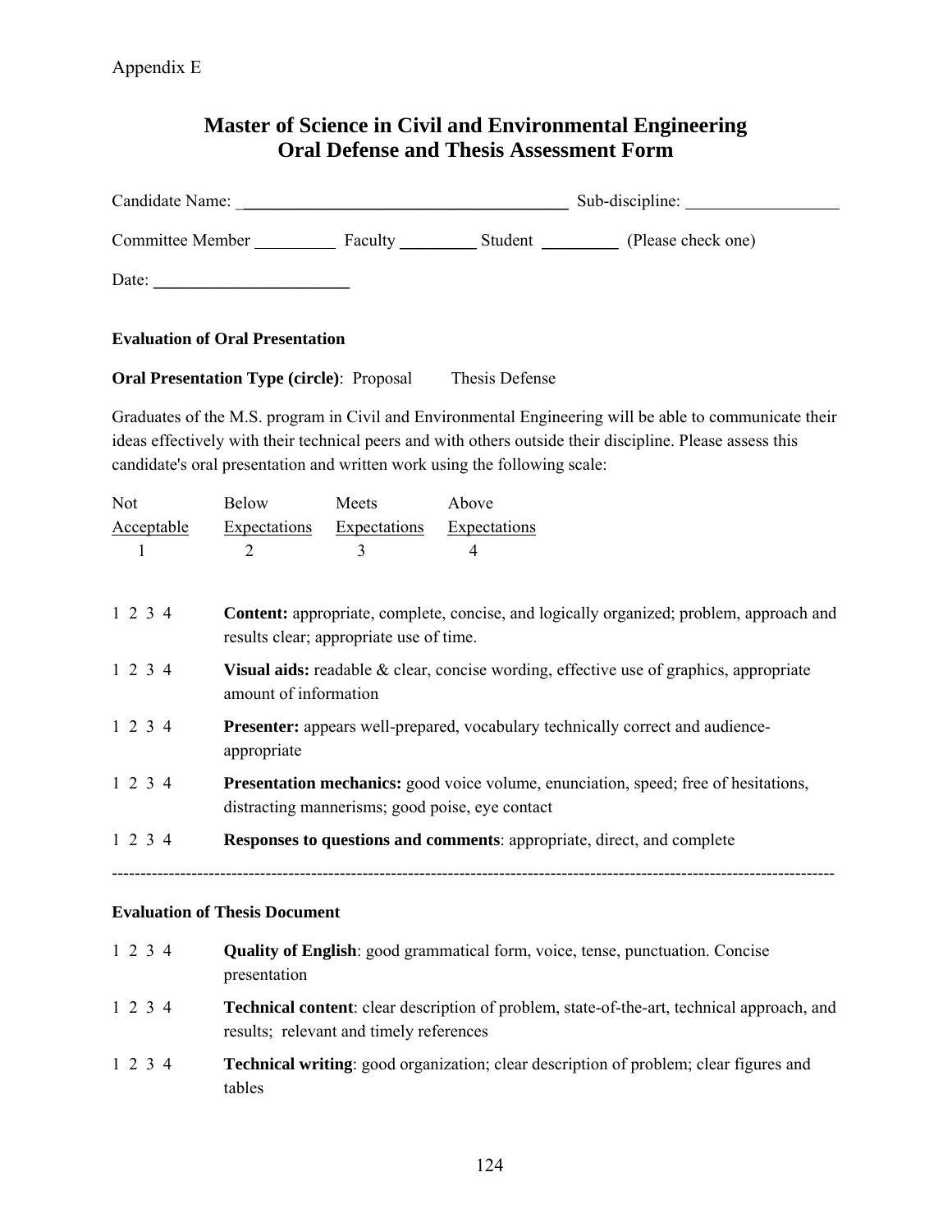Appendix E

# Master of Science in Civil and Environmental Engineering
# Oral Defense and Thesis Assessment Form

Candidate Name: ________________________________________ Sub-discipline: __________________

Committee Member __________ Faculty _________ Student _________ (Please check one)

Date: ________________________

**Evaluation of Oral Presentation**

**Oral Presentation Type (circle)**: Proposal Thesis Defense

Graduates of the M.S. program in Civil and Environmental Engineering will be able to communicate their ideas effectively with their technical peers and with others outside their discipline. Please assess this candidate's oral presentation and written work using the following scale:

| Not Acceptable | Below Expectations | Meets Expectations | Above Expectations |
|---|---|---|---|
| 1 | 2 | 3 | 4 |

1 2 3 4 **Content:** appropriate, complete, concise, and logically organized; problem, approach and results clear; appropriate use of time.

1 2 3 4 **Visual aids:** readable & clear, concise wording, effective use of graphics, appropriate amount of information

1 2 3 4 **Presenter:** appears well-prepared, vocabulary technically correct and audience-appropriate

1 2 3 4 **Presentation mechanics:** good voice volume, enunciation, speed; free of hesitations, distracting mannerisms; good poise, eye contact

1 2 3 4 **Responses to questions and comments**: appropriate, direct, and complete

---

**Evaluation of Thesis Document**

1 2 3 4 **Quality of English**: good grammatical form, voice, tense, punctuation. Concise presentation

1 2 3 4 **Technical content**: clear description of problem, state-of-the-art, technical approach, and results; relevant and timely references

1 2 3 4 **Technical writing**: good organization; clear description of problem; clear figures and tables